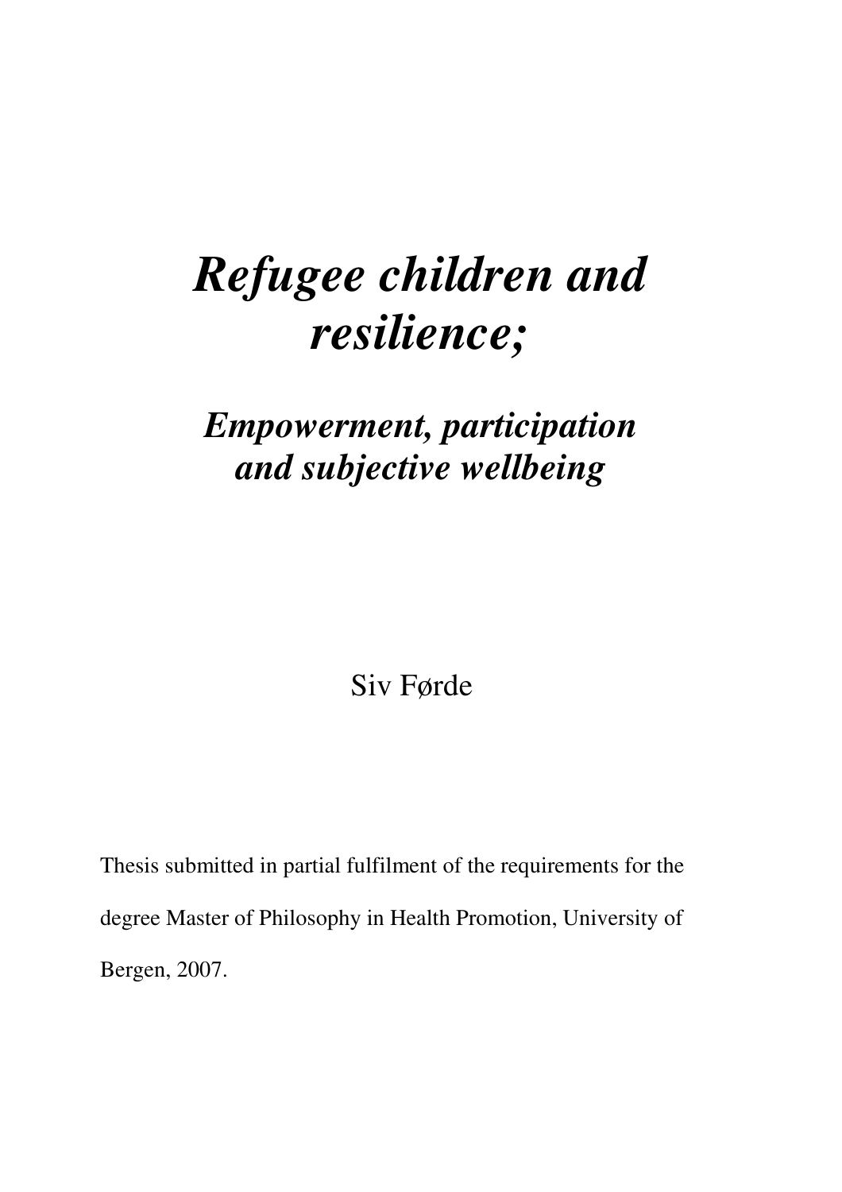# *Refugee children and resilience;*

## *Empowerment, participation and subjective wellbeing*

Siv Førde

Thesis submitted in partial fulfilment of the requirements for the degree Master of Philosophy in Health Promotion, University of Bergen, 2007.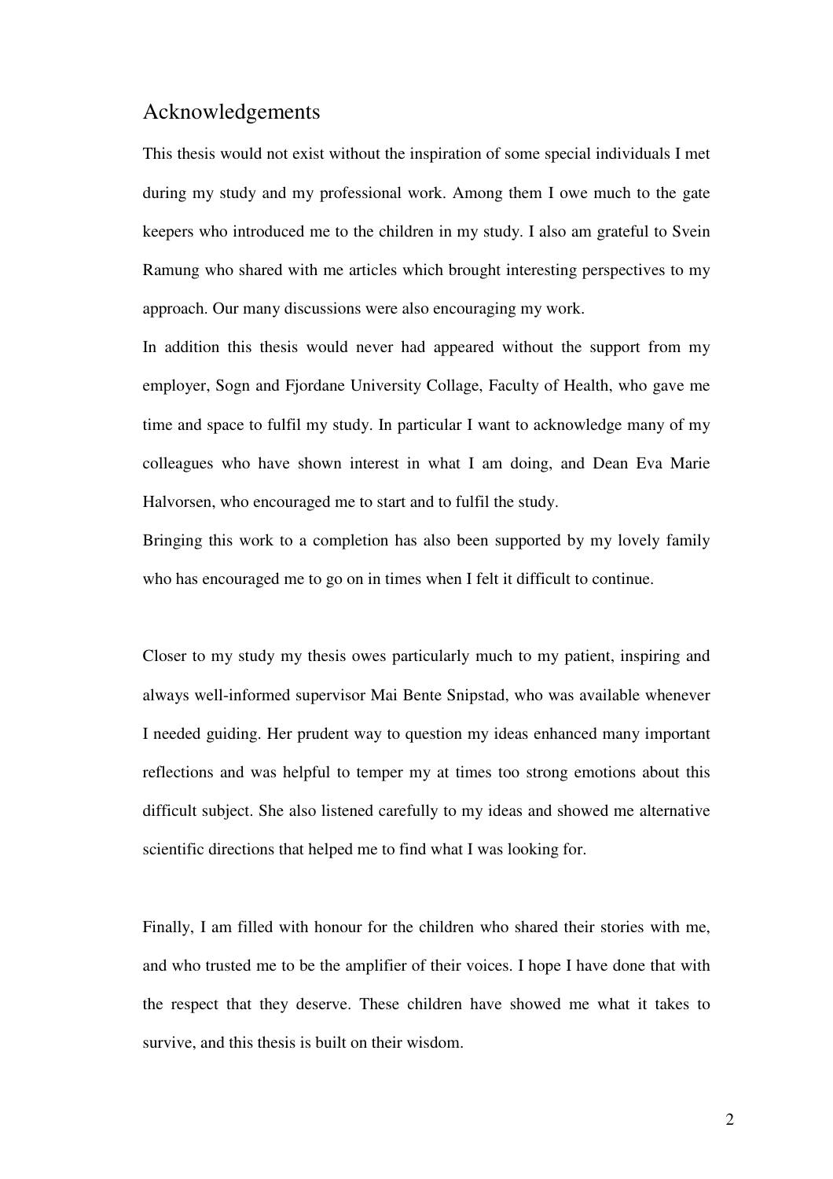## Acknowledgements

This thesis would not exist without the inspiration of some special individuals I met during my study and my professional work. Among them I owe much to the gate keepers who introduced me to the children in my study. I also am grateful to Svein Ramung who shared with me articles which brought interesting perspectives to my approach. Our many discussions were also encouraging my work.

In addition this thesis would never had appeared without the support from my employer, Sogn and Fjordane University Collage, Faculty of Health, who gave me time and space to fulfil my study. In particular I want to acknowledge many of my colleagues who have shown interest in what I am doing, and Dean Eva Marie Halvorsen, who encouraged me to start and to fulfil the study.

Bringing this work to a completion has also been supported by my lovely family who has encouraged me to go on in times when I felt it difficult to continue.

Closer to my study my thesis owes particularly much to my patient, inspiring and always well-informed supervisor Mai Bente Snipstad, who was available whenever I needed guiding. Her prudent way to question my ideas enhanced many important reflections and was helpful to temper my at times too strong emotions about this difficult subject. She also listened carefully to my ideas and showed me alternative scientific directions that helped me to find what I was looking for.

Finally, I am filled with honour for the children who shared their stories with me, and who trusted me to be the amplifier of their voices. I hope I have done that with the respect that they deserve. These children have showed me what it takes to survive, and this thesis is built on their wisdom.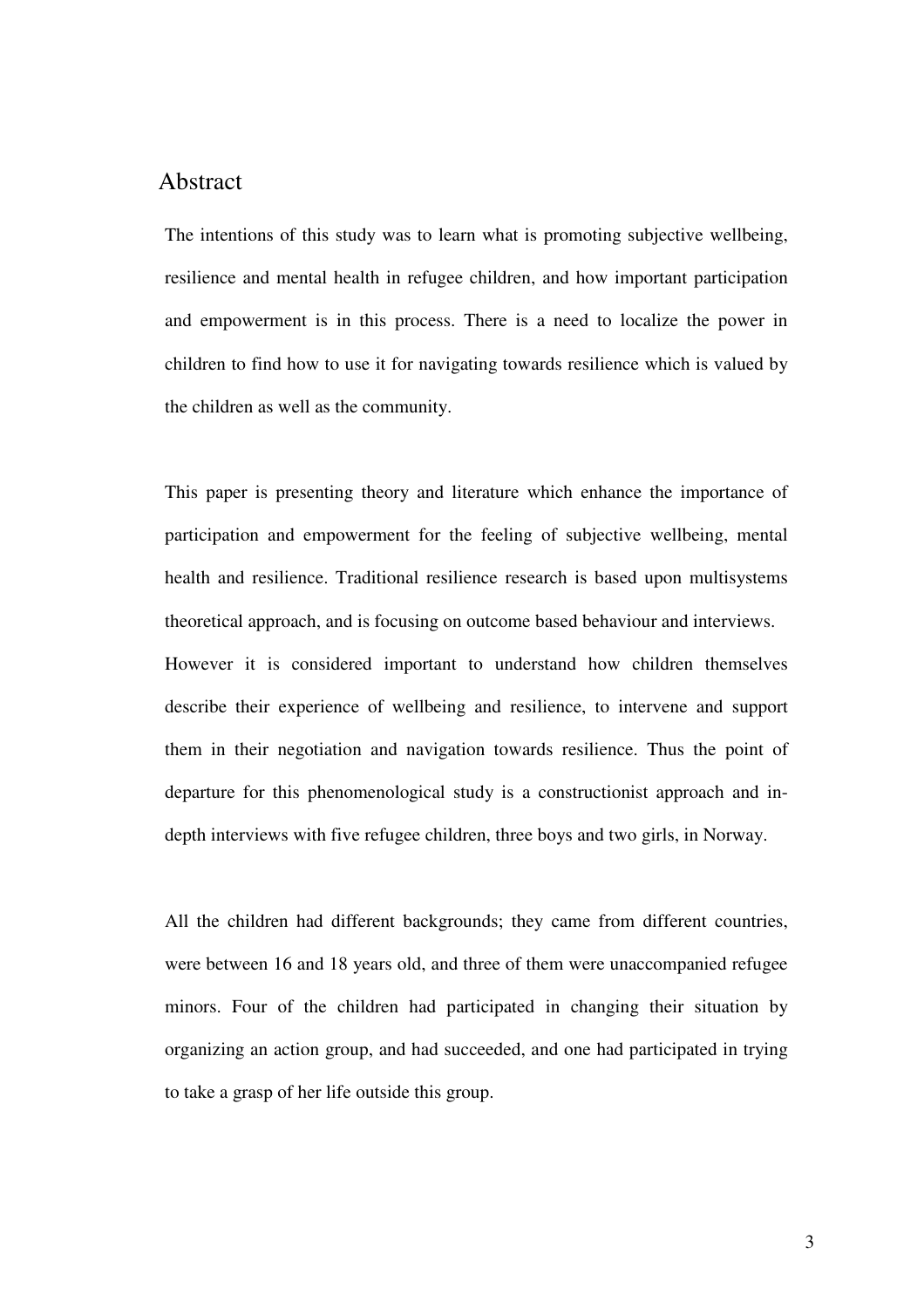## Abstract

The intentions of this study was to learn what is promoting subjective wellbeing, resilience and mental health in refugee children, and how important participation and empowerment is in this process. There is a need to localize the power in children to find how to use it for navigating towards resilience which is valued by the children as well as the community.

This paper is presenting theory and literature which enhance the importance of participation and empowerment for the feeling of subjective wellbeing, mental health and resilience. Traditional resilience research is based upon multisystems theoretical approach, and is focusing on outcome based behaviour and interviews. However it is considered important to understand how children themselves describe their experience of wellbeing and resilience, to intervene and support them in their negotiation and navigation towards resilience. Thus the point of departure for this phenomenological study is a constructionist approach and in-depth interviews with five refugee children, three boys and two girls, in Norway.

All the children had different backgrounds; they came from different countries, were between 16 and 18 years old, and three of them were unaccompanied refugee minors. Four of the children had participated in changing their situation by organizing an action group, and had succeeded, and one had participated in trying to take a grasp of her life outside this group.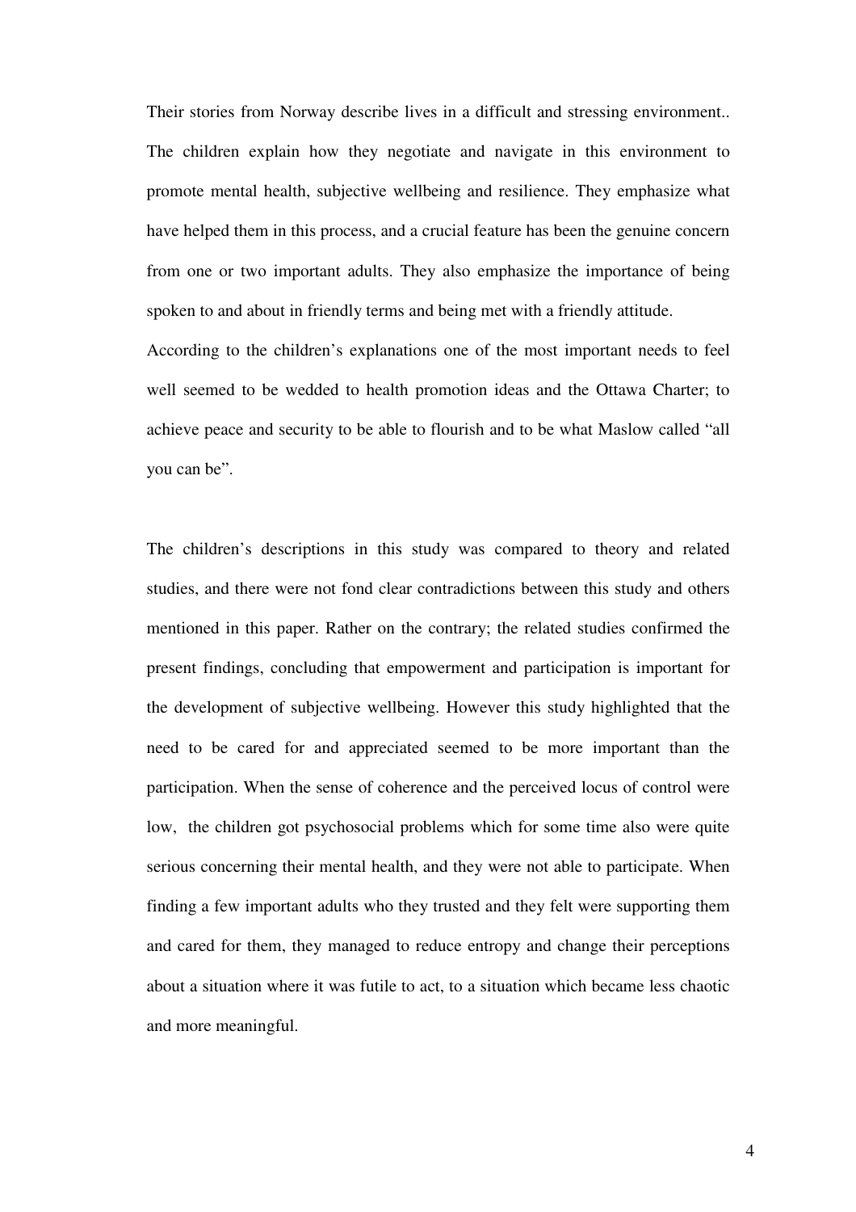Their stories from Norway describe lives in a difficult and stressing environment.. The children explain how they negotiate and navigate in this environment to promote mental health, subjective wellbeing and resilience. They emphasize what have helped them in this process, and a crucial feature has been the genuine concern from one or two important adults. They also emphasize the importance of being spoken to and about in friendly terms and being met with a friendly attitude.
According to the children's explanations one of the most important needs to feel well seemed to be wedded to health promotion ideas and the Ottawa Charter; to achieve peace and security to be able to flourish and to be what Maslow called "all you can be".

The children's descriptions in this study was compared to theory and related studies, and there were not fond clear contradictions between this study and others mentioned in this paper. Rather on the contrary; the related studies confirmed the present findings, concluding that empowerment and participation is important for the development of subjective wellbeing. However this study highlighted that the need to be cared for and appreciated seemed to be more important than the participation. When the sense of coherence and the perceived locus of control were low, the children got psychosocial problems which for some time also were quite serious concerning their mental health, and they were not able to participate. When finding a few important adults who they trusted and they felt were supporting them and cared for them, they managed to reduce entropy and change their perceptions about a situation where it was futile to act, to a situation which became less chaotic and more meaningful.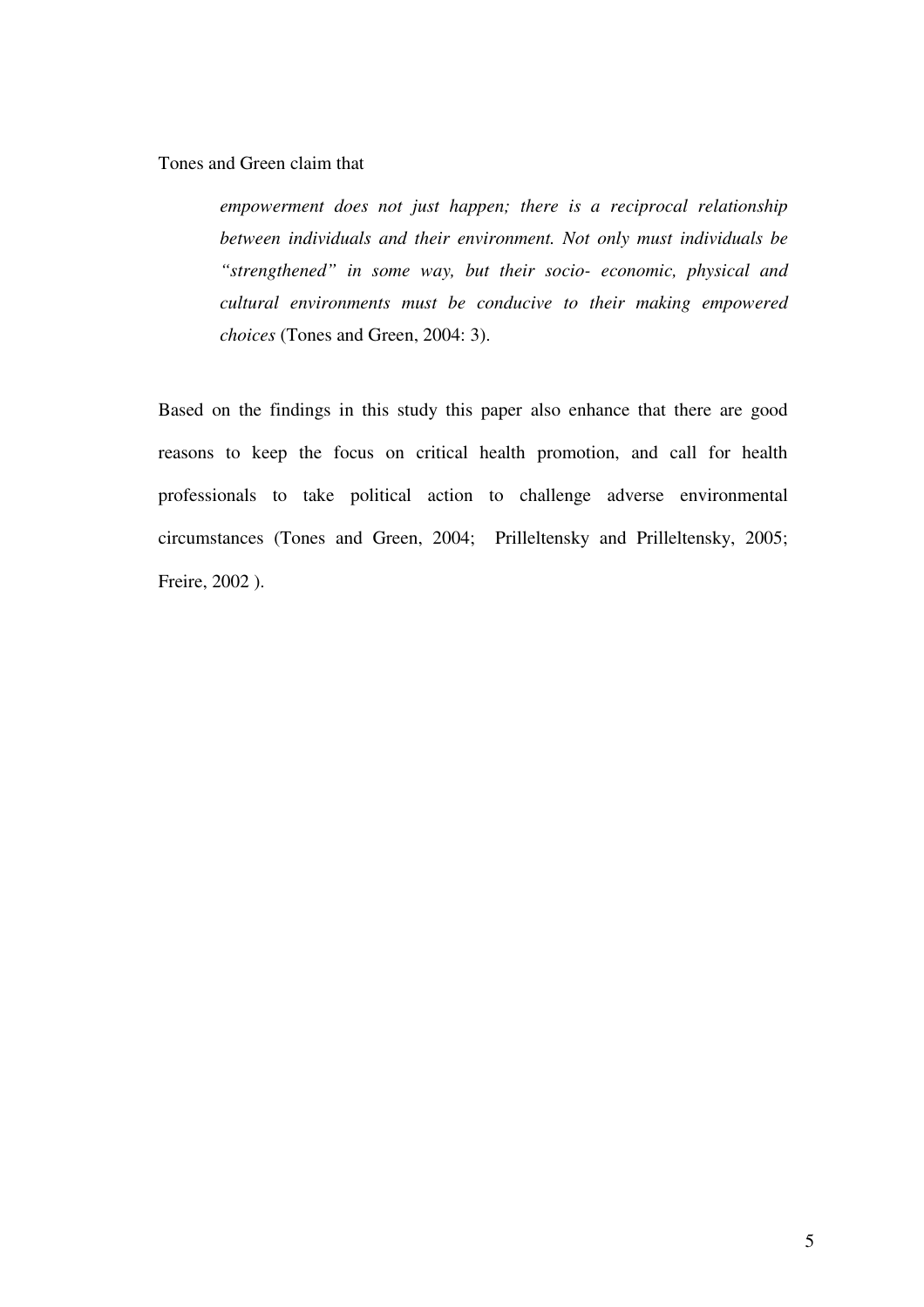Tones and Green claim that

> *empowerment does not just happen; there is a reciprocal relationship between individuals and their environment. Not only must individuals be "strengthened" in some way, but their socio- economic, physical and cultural environments must be conducive to their making empowered choices* (Tones and Green, 2004: 3).

Based on the findings in this study this paper also enhance that there are good reasons to keep the focus on critical health promotion, and call for health professionals to take political action to challenge adverse environmental circumstances (Tones and Green, 2004; Prilleltensky and Prilleltensky, 2005; Freire, 2002 ).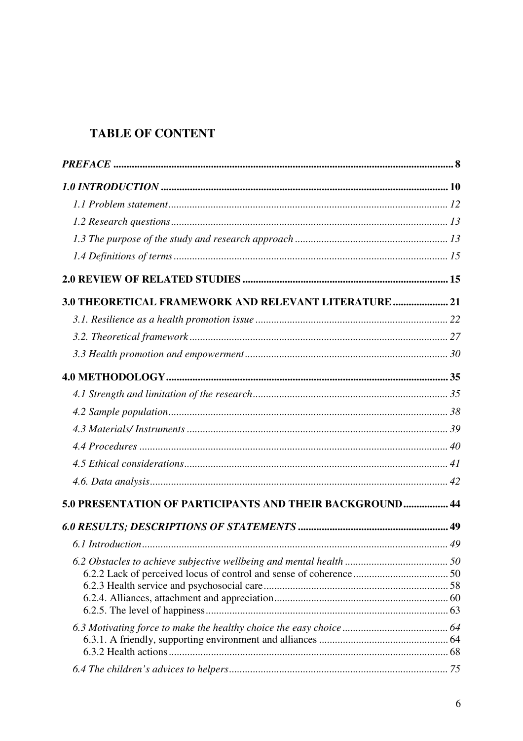## TABLE OF CONTENT

*PREFACE* ..................................................................................................................... 8

*1.0 INTRODUCTION* .................................................................................................. 10

*1.1 Problem statement* ........................................................................................ 12

*1.2 Research questions* ....................................................................................... 13

*1.3 The purpose of the study and research approach* ........................................................ 13

*1.4 Definitions of terms* ..................................................................................... 15

**2.0 REVIEW OF RELATED STUDIES** ............................................................................ 15

**3.0 THEORETICAL FRAMEWORK AND RELEVANT LITERATURE** ..................... 21

*3.1. Resilience as a health promotion issue* ........................................................................ 22

*3.2. Theoretical framework* ................................................................................. 27

*3.3 Health promotion and empowerment* ............................................................................ 30

**4.0 METHODOLOGY** ........................................................................................... 35

*4.1 Strength and limitation of the research* ....................................................................... 35

*4.2 Sample population* ........................................................................................ 38

*4.3 Materials/ Instruments* ................................................................................. 39

*4.4 Procedures* ................................................................................................ 40

*4.5 Ethical considerations* ................................................................................... 41

*4.6. Data analysis* .............................................................................................. 42

**5.0 PRESENTATION OF PARTICIPANTS AND THEIR BACKGROUND** ................. 44

***6.0 RESULTS; DESCRIPTIONS OF STATEMENTS*** ......................................................... 49

*6.1 Introduction* ................................................................................................ 49

*6.2 Obstacles to achieve subjective wellbeing and mental health* ........................................ 50

6.2.2 Lack of perceived locus of control and sense of coherence .................................... 50

6.2.3 Health service and psychosocial care ....................................................................... 58

6.2.4. Alliances, attachment and appreciation ..................................................................... 60

6.2.5. The level of happiness .................................................................................... 63

*6.3 Motivating force to make the healthy choice the easy choice* ........................................ 64

6.3.1. A friendly, supporting environment and alliances ................................................ 64

6.3.2 Health actions ................................................................................................ 68

*6.4 The children's advices to helpers* ................................................................................. 75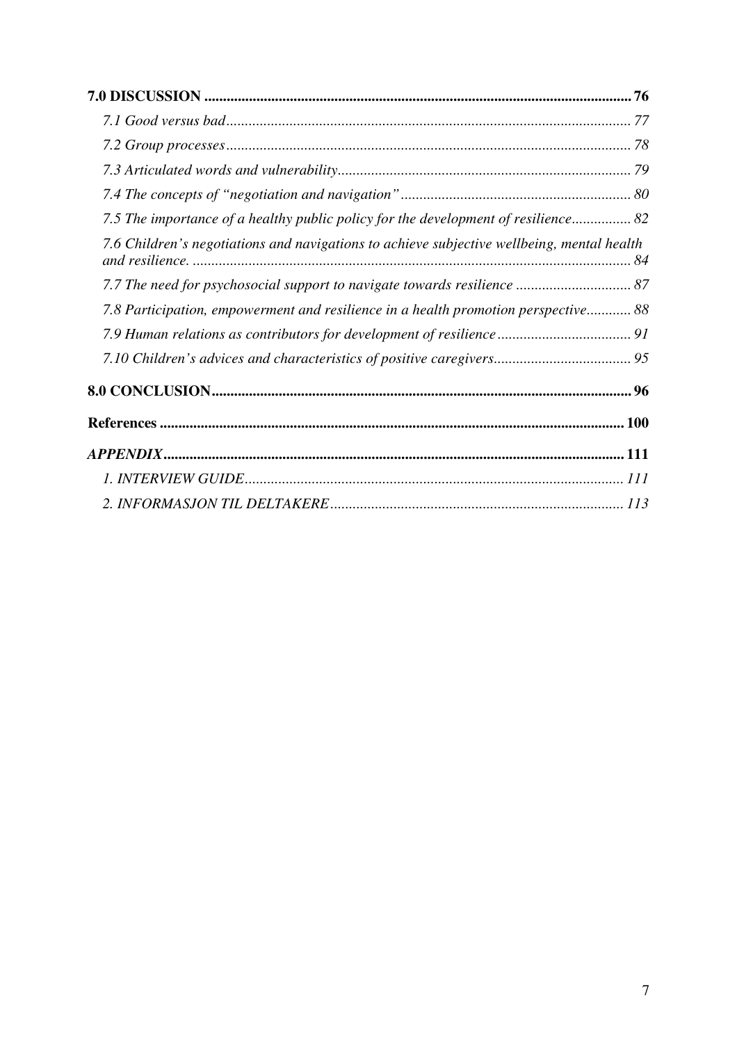**7.0 DISCUSSION** .................................................................................................................. **76**

*7.1 Good versus bad* ............................................................................................................ *77*

*7.2 Group processes* ............................................................................................................ *78*

*7.3 Articulated words and vulnerability* .............................................................................. *79*

*7.4 The concepts of "negotiation and navigation"* .............................................................. *80*

*7.5 The importance of a healthy public policy for the development of resilience* ................ *82*

*7.6 Children's negotiations and navigations to achieve subjective wellbeing, mental health and resilience.* ..................................................................................................................... *84*

*7.7 The need for psychosocial support to navigate towards resilience* ............................... *87*

*7.8 Participation, empowerment and resilience in a health promotion perspective* ............ *88*

*7.9 Human relations as contributors for development of resilience* .................................... *91*

*7.10 Children's advices and characteristics of positive caregivers* ..................................... *95*

**8.0 CONCLUSION** ................................................................................................................ **96**

**References** ............................................................................................................................ **100**

***APPENDIX*** ........................................................................................................................... **111**

*1. INTERVIEW GUIDE* ..................................................................................................... *111*

*2. INFORMASJON TIL DELTAKERE* ............................................................................... *113*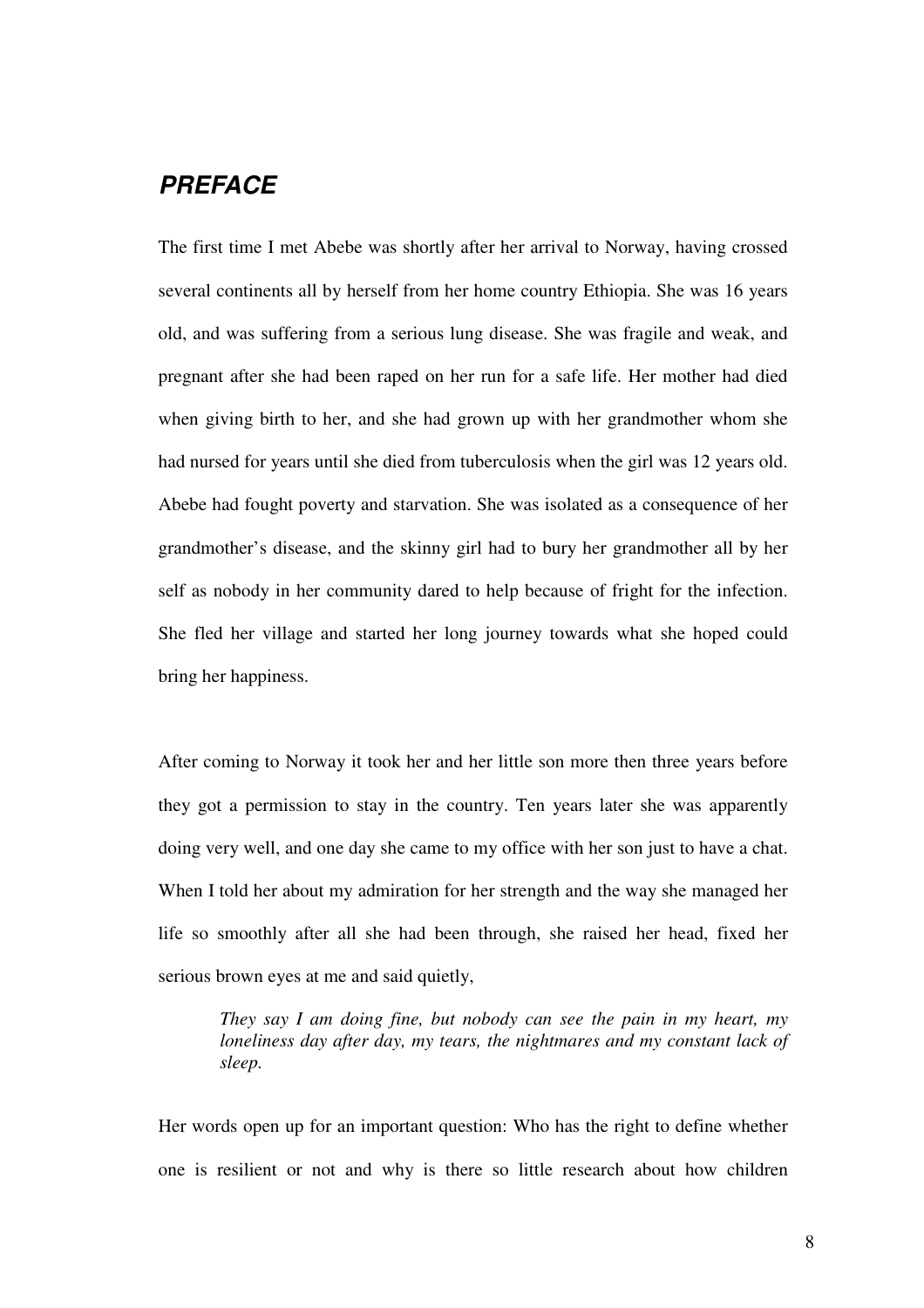## ***PREFACE***

The first time I met Abebe was shortly after her arrival to Norway, having crossed several continents all by herself from her home country Ethiopia. She was 16 years old, and was suffering from a serious lung disease. She was fragile and weak, and pregnant after she had been raped on her run for a safe life. Her mother had died when giving birth to her, and she had grown up with her grandmother whom she had nursed for years until she died from tuberculosis when the girl was 12 years old. Abebe had fought poverty and starvation. She was isolated as a consequence of her grandmother's disease, and the skinny girl had to bury her grandmother all by her self as nobody in her community dared to help because of fright for the infection. She fled her village and started her long journey towards what she hoped could bring her happiness.

After coming to Norway it took her and her little son more then three years before they got a permission to stay in the country. Ten years later she was apparently doing very well, and one day she came to my office with her son just to have a chat. When I told her about my admiration for her strength and the way she managed her life so smoothly after all she had been through, she raised her head, fixed her serious brown eyes at me and said quietly,

> *They say I am doing fine, but nobody can see the pain in my heart, my loneliness day after day, my tears, the nightmares and my constant lack of sleep.*

Her words open up for an important question: Who has the right to define whether one is resilient or not and why is there so little research about how children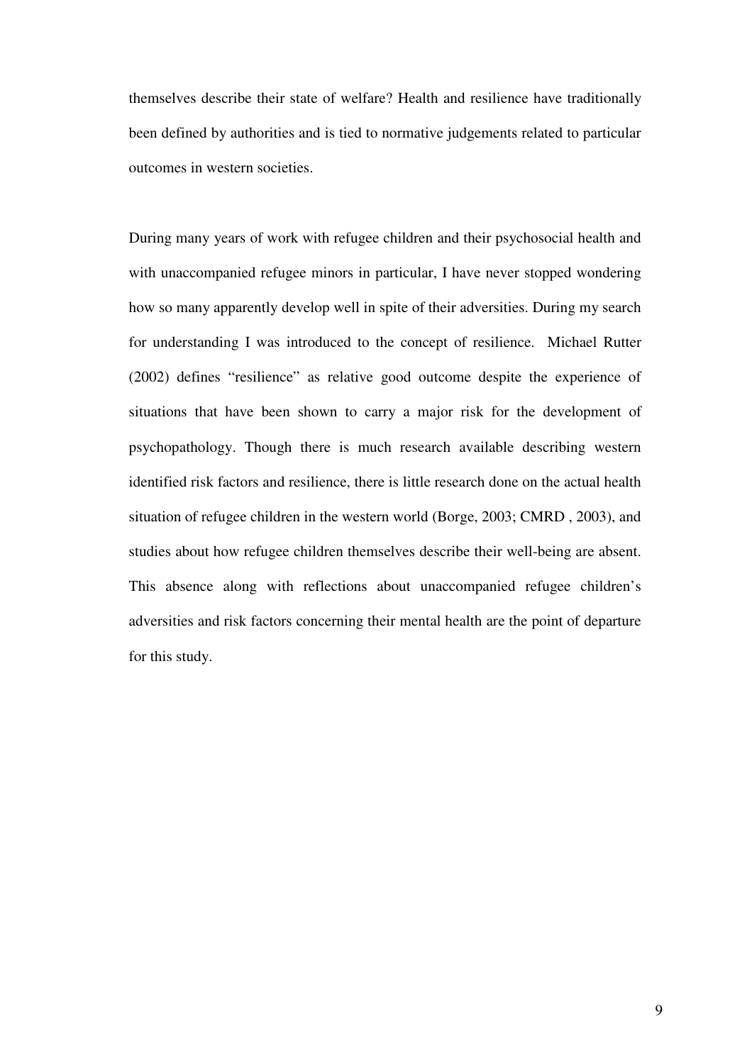themselves describe their state of welfare? Health and resilience have traditionally been defined by authorities and is tied to normative judgements related to particular outcomes in western societies.

During many years of work with refugee children and their psychosocial health and with unaccompanied refugee minors in particular, I have never stopped wondering how so many apparently develop well in spite of their adversities. During my search for understanding I was introduced to the concept of resilience. Michael Rutter (2002) defines "resilience" as relative good outcome despite the experience of situations that have been shown to carry a major risk for the development of psychopathology. Though there is much research available describing western identified risk factors and resilience, there is little research done on the actual health situation of refugee children in the western world (Borge, 2003; CMRD , 2003), and studies about how refugee children themselves describe their well-being are absent. This absence along with reflections about unaccompanied refugee children's adversities and risk factors concerning their mental health are the point of departure for this study.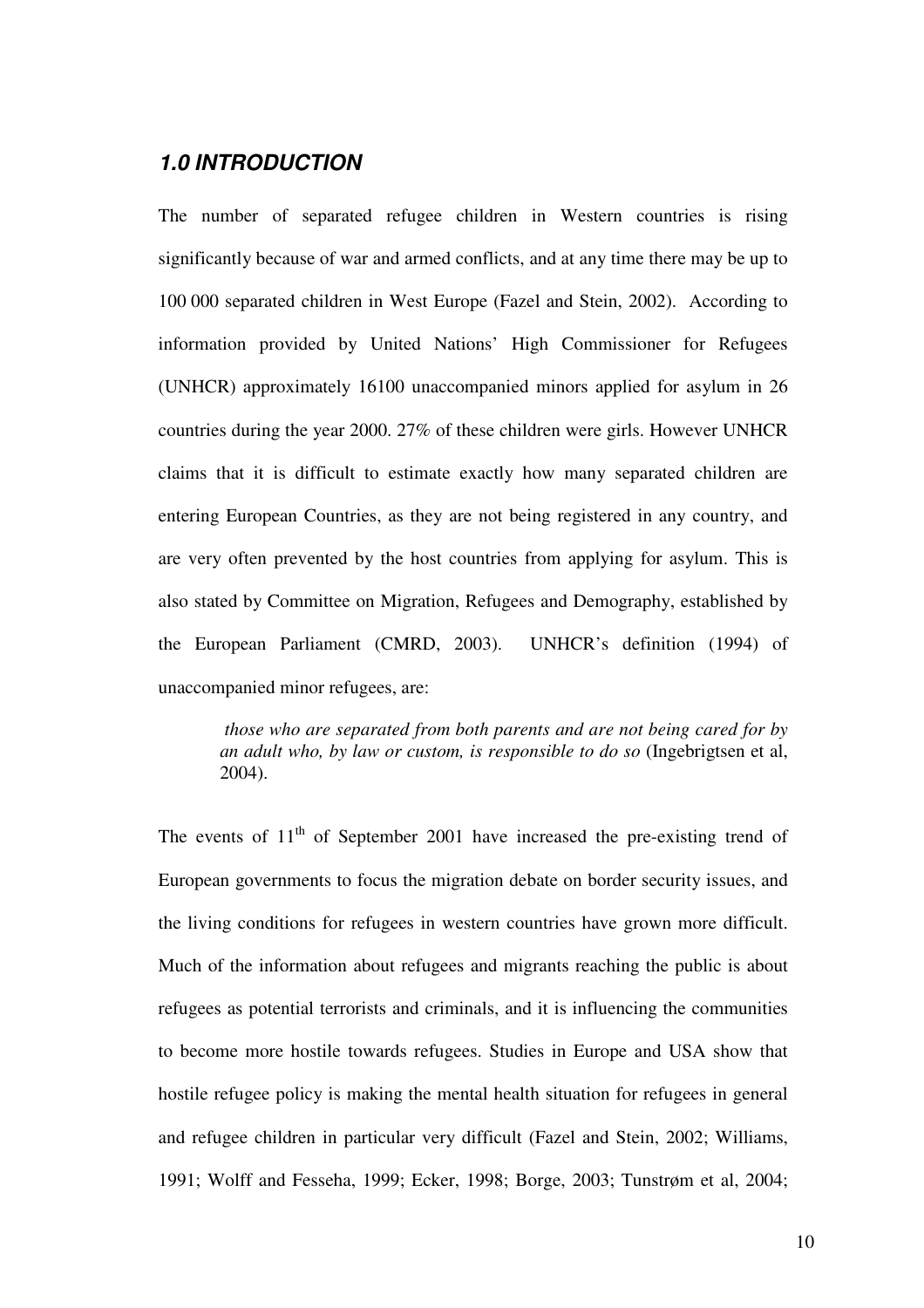## *1.0 INTRODUCTION*

The number of separated refugee children in Western countries is rising significantly because of war and armed conflicts, and at any time there may be up to 100 000 separated children in West Europe (Fazel and Stein, 2002). According to information provided by United Nations' High Commissioner for Refugees (UNHCR) approximately 16100 unaccompanied minors applied for asylum in 26 countries during the year 2000. 27% of these children were girls. However UNHCR claims that it is difficult to estimate exactly how many separated children are entering European Countries, as they are not being registered in any country, and are very often prevented by the host countries from applying for asylum. This is also stated by Committee on Migration, Refugees and Demography, established by the European Parliament (CMRD, 2003). UNHCR's definition (1994) of unaccompanied minor refugees, are:

> *those who are separated from both parents and are not being cared for by an adult who, by law or custom, is responsible to do so* (Ingebrigtsen et al, 2004).

The events of 11th of September 2001 have increased the pre-existing trend of European governments to focus the migration debate on border security issues, and the living conditions for refugees in western countries have grown more difficult. Much of the information about refugees and migrants reaching the public is about refugees as potential terrorists and criminals, and it is influencing the communities to become more hostile towards refugees. Studies in Europe and USA show that hostile refugee policy is making the mental health situation for refugees in general and refugee children in particular very difficult (Fazel and Stein, 2002; Williams, 1991; Wolff and Fesseha, 1999; Ecker, 1998; Borge, 2003; Tunstrøm et al, 2004;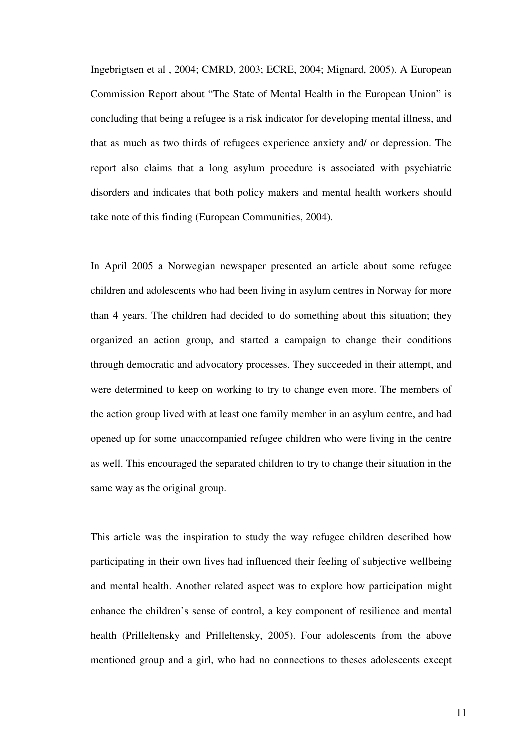Ingebrigtsen et al , 2004; CMRD, 2003; ECRE, 2004; Mignard, 2005). A European Commission Report about "The State of Mental Health in the European Union" is concluding that being a refugee is a risk indicator for developing mental illness, and that as much as two thirds of refugees experience anxiety and/ or depression. The report also claims that a long asylum procedure is associated with psychiatric disorders and indicates that both policy makers and mental health workers should take note of this finding (European Communities, 2004).

In April 2005 a Norwegian newspaper presented an article about some refugee children and adolescents who had been living in asylum centres in Norway for more than 4 years. The children had decided to do something about this situation; they organized an action group, and started a campaign to change their conditions through democratic and advocatory processes. They succeeded in their attempt, and were determined to keep on working to try to change even more. The members of the action group lived with at least one family member in an asylum centre, and had opened up for some unaccompanied refugee children who were living in the centre as well. This encouraged the separated children to try to change their situation in the same way as the original group.

This article was the inspiration to study the way refugee children described how participating in their own lives had influenced their feeling of subjective wellbeing and mental health. Another related aspect was to explore how participation might enhance the children's sense of control, a key component of resilience and mental health (Prilleltensky and Prilleltensky, 2005). Four adolescents from the above mentioned group and a girl, who had no connections to theses adolescents except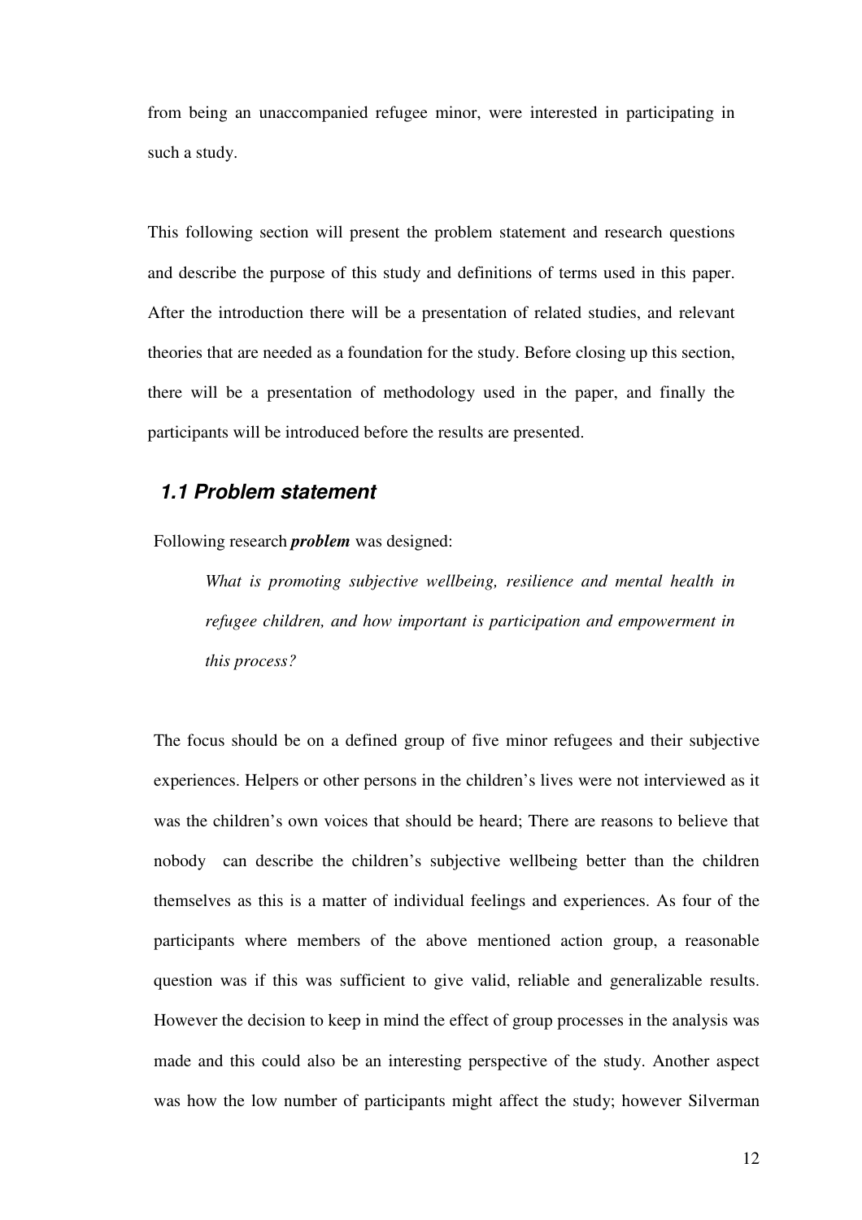from being an unaccompanied refugee minor, were interested in participating in such a study.

This following section will present the problem statement and research questions and describe the purpose of this study and definitions of terms used in this paper. After the introduction there will be a presentation of related studies, and relevant theories that are needed as a foundation for the study. Before closing up this section, there will be a presentation of methodology used in the paper, and finally the participants will be introduced before the results are presented.

## *1.1 Problem statement*

Following research ***problem*** was designed:

> *What is promoting subjective wellbeing, resilience and mental health in refugee children, and how important is participation and empowerment in this process?*

The focus should be on a defined group of five minor refugees and their subjective experiences. Helpers or other persons in the children's lives were not interviewed as it was the children's own voices that should be heard; There are reasons to believe that nobody can describe the children's subjective wellbeing better than the children themselves as this is a matter of individual feelings and experiences. As four of the participants where members of the above mentioned action group, a reasonable question was if this was sufficient to give valid, reliable and generalizable results. However the decision to keep in mind the effect of group processes in the analysis was made and this could also be an interesting perspective of the study. Another aspect was how the low number of participants might affect the study; however Silverman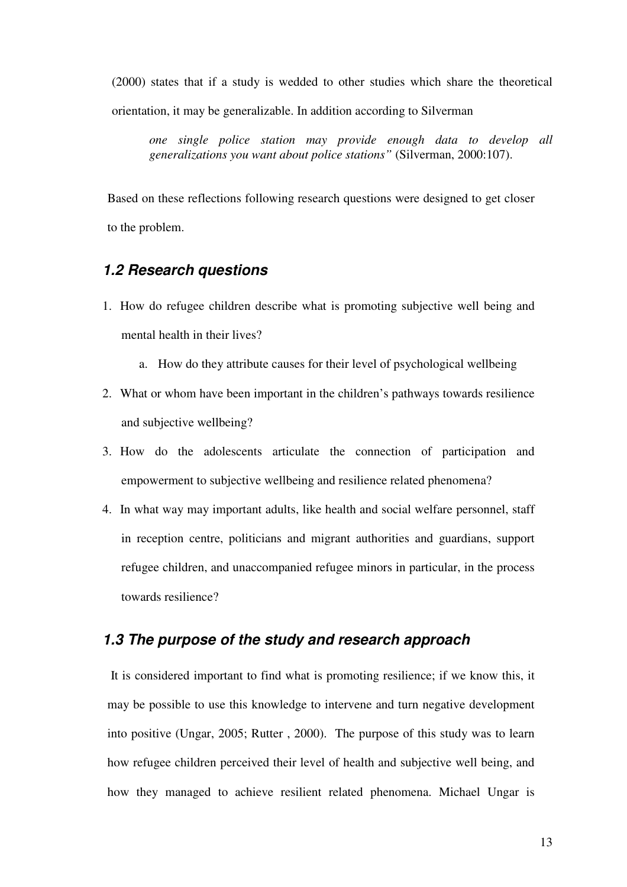(2000) states that if a study is wedded to other studies which share the theoretical orientation, it may be generalizable. In addition according to Silverman

> *one single police station may provide enough data to develop all generalizations you want about police stations"* (Silverman, 2000:107).

Based on these reflections following research questions were designed to get closer to the problem.

## 1.2 Research questions

1. How do refugee children describe what is promoting subjective well being and mental health in their lives?
   a. How do they attribute causes for their level of psychological wellbeing
2. What or whom have been important in the children's pathways towards resilience and subjective wellbeing?
3. How do the adolescents articulate the connection of participation and empowerment to subjective wellbeing and resilience related phenomena?
4. In what way may important adults, like health and social welfare personnel, staff in reception centre, politicians and migrant authorities and guardians, support refugee children, and unaccompanied refugee minors in particular, in the process towards resilience?

## 1.3 The purpose of the study and research approach

It is considered important to find what is promoting resilience; if we know this, it may be possible to use this knowledge to intervene and turn negative development into positive (Ungar, 2005; Rutter , 2000). The purpose of this study was to learn how refugee children perceived their level of health and subjective well being, and how they managed to achieve resilient related phenomena. Michael Ungar is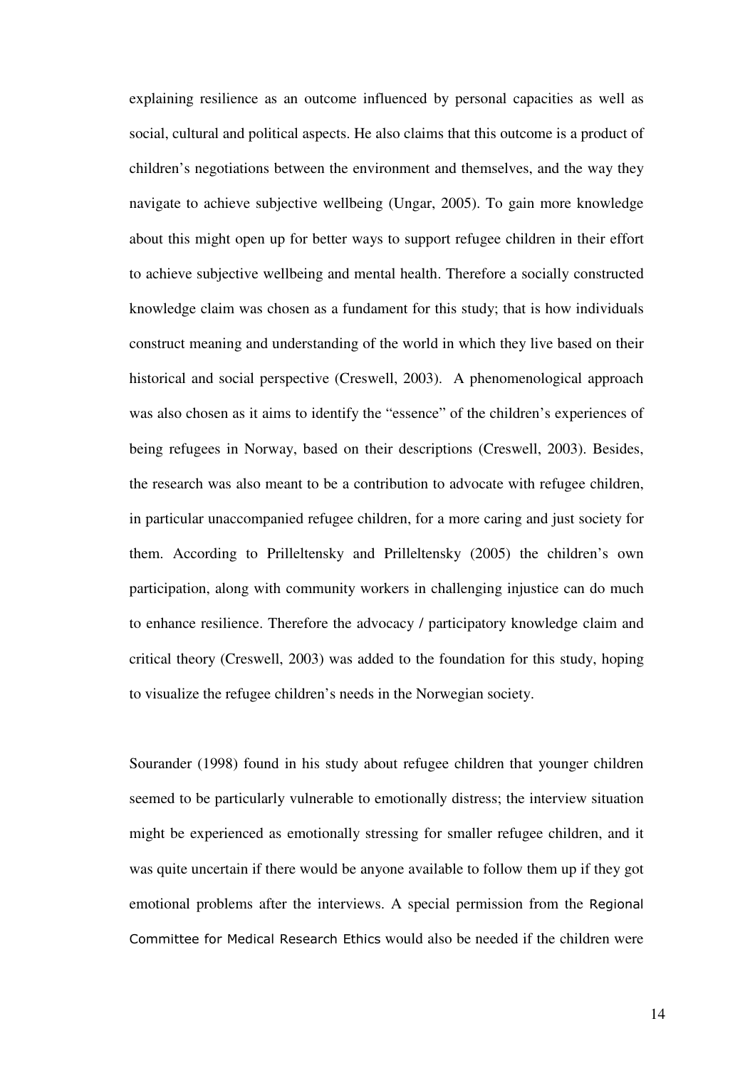explaining resilience as an outcome influenced by personal capacities as well as social, cultural and political aspects. He also claims that this outcome is a product of children's negotiations between the environment and themselves, and the way they navigate to achieve subjective wellbeing (Ungar, 2005). To gain more knowledge about this might open up for better ways to support refugee children in their effort to achieve subjective wellbeing and mental health. Therefore a socially constructed knowledge claim was chosen as a fundament for this study; that is how individuals construct meaning and understanding of the world in which they live based on their historical and social perspective (Creswell, 2003). A phenomenological approach was also chosen as it aims to identify the "essence" of the children's experiences of being refugees in Norway, based on their descriptions (Creswell, 2003). Besides, the research was also meant to be a contribution to advocate with refugee children, in particular unaccompanied refugee children, for a more caring and just society for them. According to Prilleltensky and Prilleltensky (2005) the children's own participation, along with community workers in challenging injustice can do much to enhance resilience. Therefore the advocacy / participatory knowledge claim and critical theory (Creswell, 2003) was added to the foundation for this study, hoping to visualize the refugee children's needs in the Norwegian society.

Sourander (1998) found in his study about refugee children that younger children seemed to be particularly vulnerable to emotionally distress; the interview situation might be experienced as emotionally stressing for smaller refugee children, and it was quite uncertain if there would be anyone available to follow them up if they got emotional problems after the interviews. A special permission from the Regional Committee for Medical Research Ethics would also be needed if the children were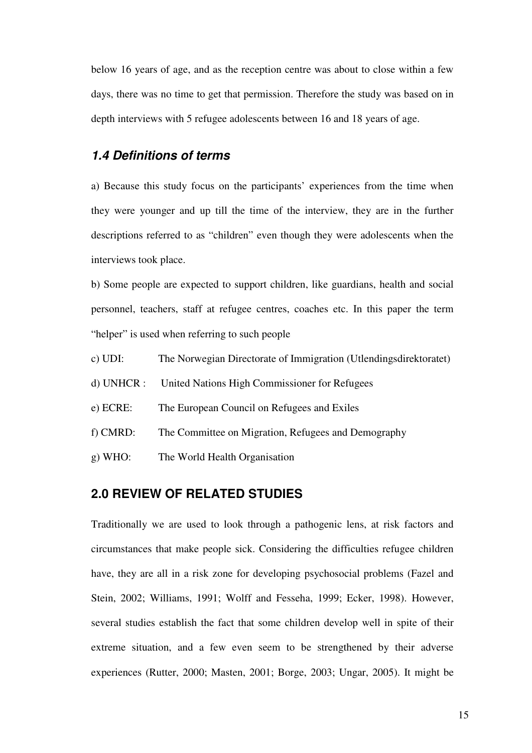below 16 years of age, and as the reception centre was about to close within a few days, there was no time to get that permission. Therefore the study was based on in depth interviews with 5 refugee adolescents between 16 and 18 years of age.

### *1.4 Definitions of terms*

a) Because this study focus on the participants' experiences from the time when they were younger and up till the time of the interview, they are in the further descriptions referred to as "children" even though they were adolescents when the interviews took place.

b) Some people are expected to support children, like guardians, health and social personnel, teachers, staff at refugee centres, coaches etc. In this paper the term "helper" is used when referring to such people

c) UDI: The Norwegian Directorate of Immigration (Utlendingsdirektoratet)

d) UNHCR : United Nations High Commissioner for Refugees

e) ECRE: The European Council on Refugees and Exiles

f) CMRD: The Committee on Migration, Refugees and Demography

g) WHO: The World Health Organisation

## 2.0 REVIEW OF RELATED STUDIES

Traditionally we are used to look through a pathogenic lens, at risk factors and circumstances that make people sick. Considering the difficulties refugee children have, they are all in a risk zone for developing psychosocial problems (Fazel and Stein, 2002; Williams, 1991; Wolff and Fesseha, 1999; Ecker, 1998). However, several studies establish the fact that some children develop well in spite of their extreme situation, and a few even seem to be strengthened by their adverse experiences (Rutter, 2000; Masten, 2001; Borge, 2003; Ungar, 2005). It might be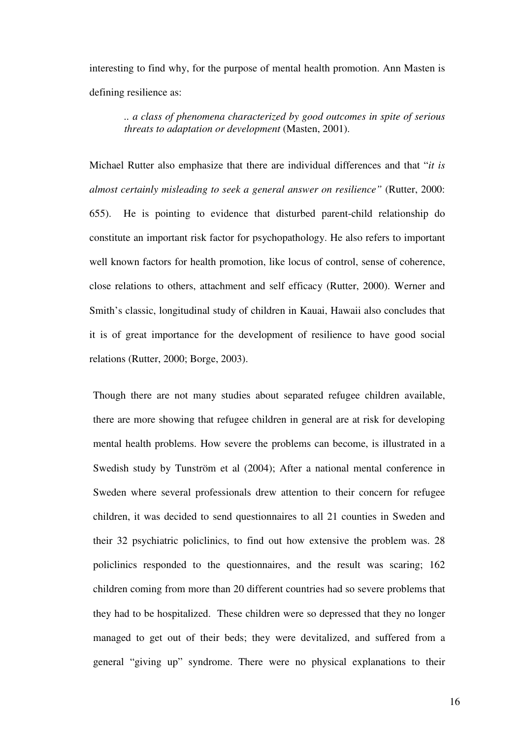interesting to find why, for the purpose of mental health promotion. Ann Masten is defining resilience as:

> *.. a class of phenomena characterized by good outcomes in spite of serious threats to adaptation or development* (Masten, 2001).

Michael Rutter also emphasize that there are individual differences and that "*it is almost certainly misleading to seek a general answer on resilience"* (Rutter, 2000: 655). He is pointing to evidence that disturbed parent-child relationship do constitute an important risk factor for psychopathology. He also refers to important well known factors for health promotion, like locus of control, sense of coherence, close relations to others, attachment and self efficacy (Rutter, 2000). Werner and Smith's classic, longitudinal study of children in Kauai, Hawaii also concludes that it is of great importance for the development of resilience to have good social relations (Rutter, 2000; Borge, 2003).

Though there are not many studies about separated refugee children available, there are more showing that refugee children in general are at risk for developing mental health problems. How severe the problems can become, is illustrated in a Swedish study by Tunström et al (2004); After a national mental conference in Sweden where several professionals drew attention to their concern for refugee children, it was decided to send questionnaires to all 21 counties in Sweden and their 32 psychiatric policlinics, to find out how extensive the problem was. 28 policlinics responded to the questionnaires, and the result was scaring; 162 children coming from more than 20 different countries had so severe problems that they had to be hospitalized. These children were so depressed that they no longer managed to get out of their beds; they were devitalized, and suffered from a general "giving up" syndrome. There were no physical explanations to their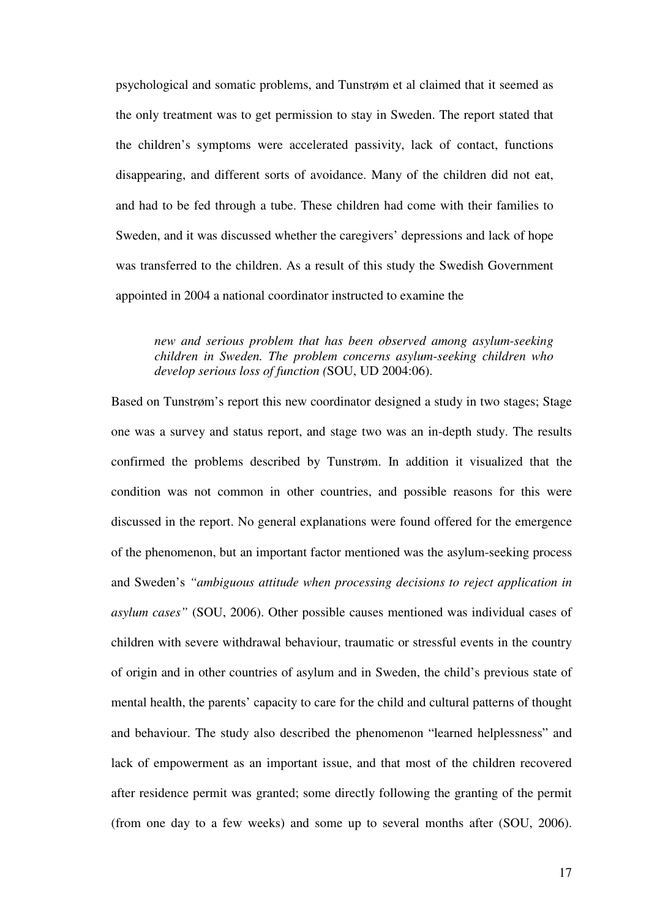psychological and somatic problems, and Tunstrøm et al claimed that it seemed as the only treatment was to get permission to stay in Sweden. The report stated that the children's symptoms were accelerated passivity, lack of contact, functions disappearing, and different sorts of avoidance. Many of the children did not eat, and had to be fed through a tube. These children had come with their families to Sweden, and it was discussed whether the caregivers' depressions and lack of hope was transferred to the children. As a result of this study the Swedish Government appointed in 2004 a national coordinator instructed to examine the

> *new and serious problem that has been observed among asylum-seeking children in Sweden. The problem concerns asylum-seeking children who develop serious loss of function (*SOU, UD 2004:06).

Based on Tunstrøm's report this new coordinator designed a study in two stages; Stage one was a survey and status report, and stage two was an in-depth study. The results confirmed the problems described by Tunstrøm. In addition it visualized that the condition was not common in other countries, and possible reasons for this were discussed in the report. No general explanations were found offered for the emergence of the phenomenon, but an important factor mentioned was the asylum-seeking process and Sweden's *"ambiguous attitude when processing decisions to reject application in asylum cases"* (SOU, 2006). Other possible causes mentioned was individual cases of children with severe withdrawal behaviour, traumatic or stressful events in the country of origin and in other countries of asylum and in Sweden, the child's previous state of mental health, the parents' capacity to care for the child and cultural patterns of thought and behaviour. The study also described the phenomenon "learned helplessness" and lack of empowerment as an important issue, and that most of the children recovered after residence permit was granted; some directly following the granting of the permit (from one day to a few weeks) and some up to several months after (SOU, 2006).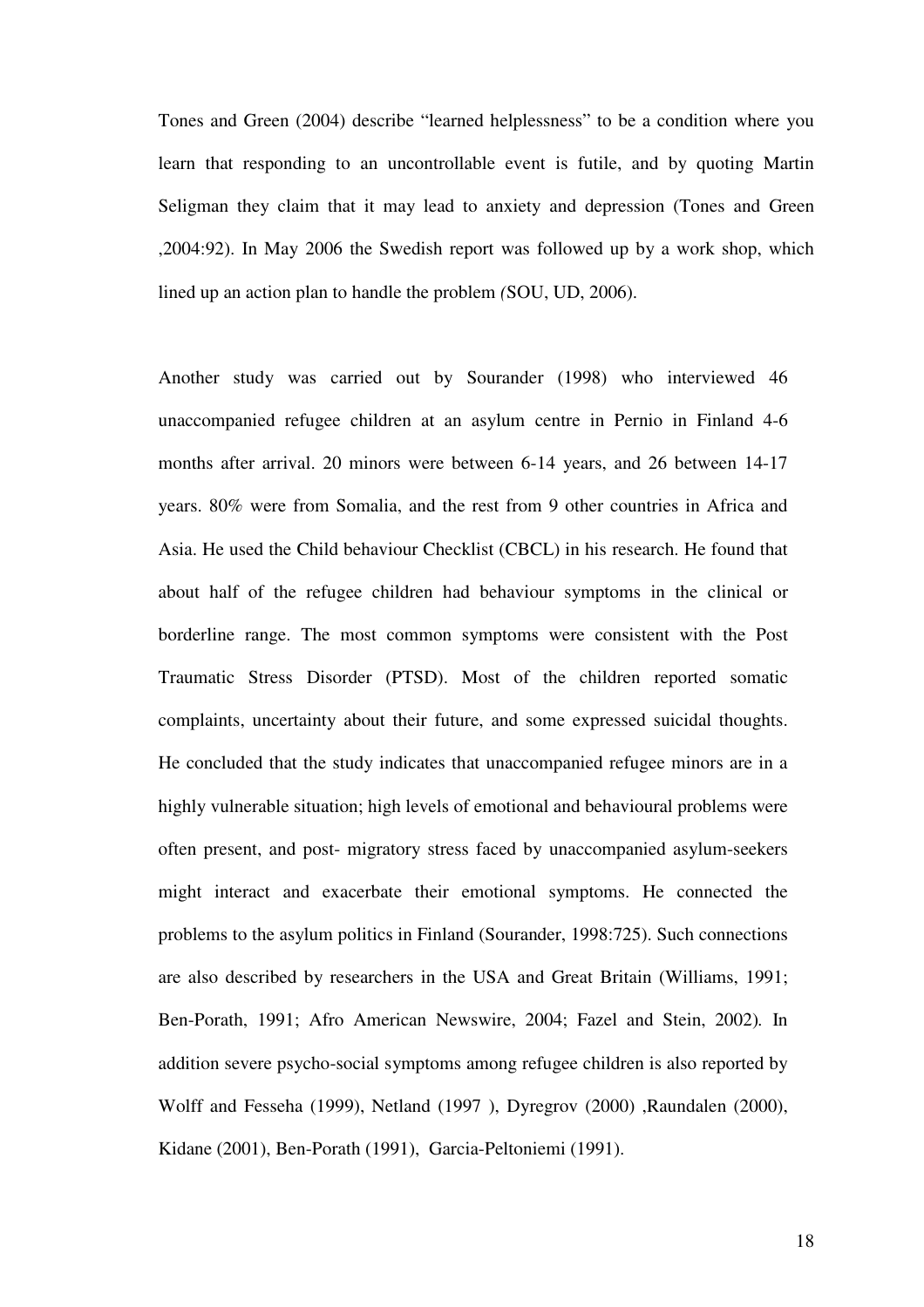Tones and Green (2004) describe "learned helplessness" to be a condition where you learn that responding to an uncontrollable event is futile, and by quoting Martin Seligman they claim that it may lead to anxiety and depression (Tones and Green ,2004:92). In May 2006 the Swedish report was followed up by a work shop, which lined up an action plan to handle the problem *(*SOU, UD, 2006).

Another study was carried out by Sourander (1998) who interviewed 46 unaccompanied refugee children at an asylum centre in Pernio in Finland 4-6 months after arrival. 20 minors were between 6-14 years, and 26 between 14-17 years. 80% were from Somalia, and the rest from 9 other countries in Africa and Asia. He used the Child behaviour Checklist (CBCL) in his research. He found that about half of the refugee children had behaviour symptoms in the clinical or borderline range. The most common symptoms were consistent with the Post Traumatic Stress Disorder (PTSD). Most of the children reported somatic complaints, uncertainty about their future, and some expressed suicidal thoughts. He concluded that the study indicates that unaccompanied refugee minors are in a highly vulnerable situation; high levels of emotional and behavioural problems were often present, and post- migratory stress faced by unaccompanied asylum-seekers might interact and exacerbate their emotional symptoms. He connected the problems to the asylum politics in Finland (Sourander, 1998:725). Such connections are also described by researchers in the USA and Great Britain (Williams, 1991; Ben-Porath, 1991; Afro American Newswire, 2004; Fazel and Stein, 2002). In addition severe psycho-social symptoms among refugee children is also reported by Wolff and Fesseha (1999), Netland (1997 ), Dyregrov (2000) ,Raundalen (2000), Kidane (2001), Ben-Porath (1991), Garcia-Peltoniemi (1991).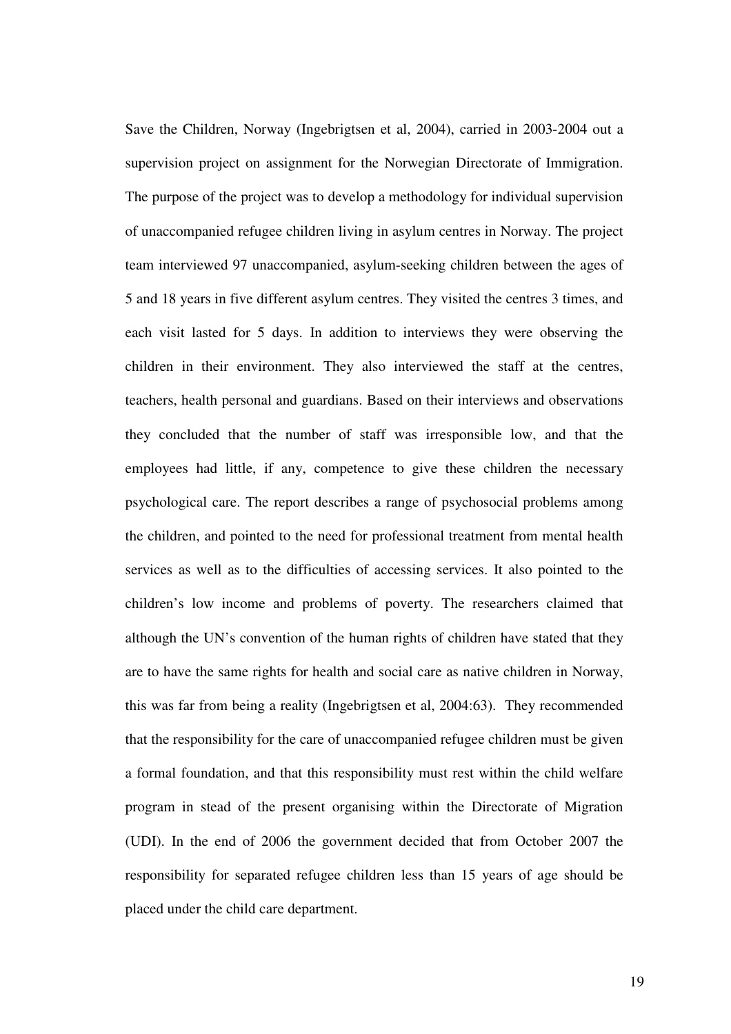Save the Children, Norway (Ingebrigtsen et al, 2004), carried in 2003-2004 out a supervision project on assignment for the Norwegian Directorate of Immigration. The purpose of the project was to develop a methodology for individual supervision of unaccompanied refugee children living in asylum centres in Norway. The project team interviewed 97 unaccompanied, asylum-seeking children between the ages of 5 and 18 years in five different asylum centres. They visited the centres 3 times, and each visit lasted for 5 days. In addition to interviews they were observing the children in their environment. They also interviewed the staff at the centres, teachers, health personal and guardians. Based on their interviews and observations they concluded that the number of staff was irresponsible low, and that the employees had little, if any, competence to give these children the necessary psychological care. The report describes a range of psychosocial problems among the children, and pointed to the need for professional treatment from mental health services as well as to the difficulties of accessing services. It also pointed to the children's low income and problems of poverty. The researchers claimed that although the UN's convention of the human rights of children have stated that they are to have the same rights for health and social care as native children in Norway, this was far from being a reality (Ingebrigtsen et al, 2004:63). They recommended that the responsibility for the care of unaccompanied refugee children must be given a formal foundation, and that this responsibility must rest within the child welfare program in stead of the present organising within the Directorate of Migration (UDI). In the end of 2006 the government decided that from October 2007 the responsibility for separated refugee children less than 15 years of age should be placed under the child care department.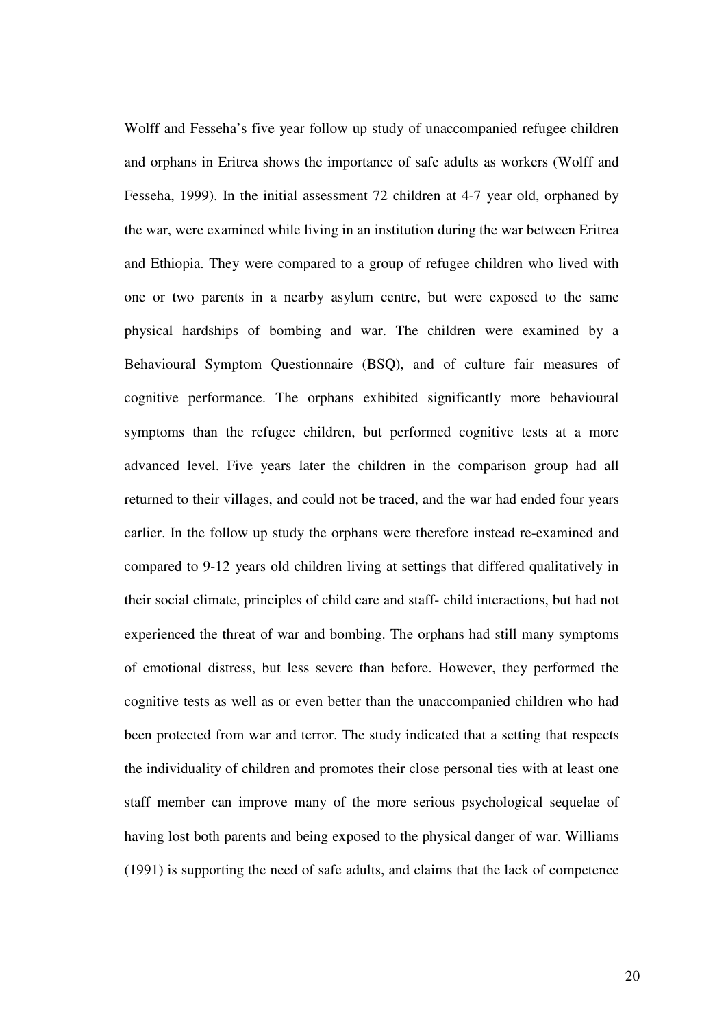Wolff and Fesseha's five year follow up study of unaccompanied refugee children and orphans in Eritrea shows the importance of safe adults as workers (Wolff and Fesseha, 1999). In the initial assessment 72 children at 4-7 year old, orphaned by the war, were examined while living in an institution during the war between Eritrea and Ethiopia. They were compared to a group of refugee children who lived with one or two parents in a nearby asylum centre, but were exposed to the same physical hardships of bombing and war. The children were examined by a Behavioural Symptom Questionnaire (BSQ), and of culture fair measures of cognitive performance. The orphans exhibited significantly more behavioural symptoms than the refugee children, but performed cognitive tests at a more advanced level. Five years later the children in the comparison group had all returned to their villages, and could not be traced, and the war had ended four years earlier. In the follow up study the orphans were therefore instead re-examined and compared to 9-12 years old children living at settings that differed qualitatively in their social climate, principles of child care and staff- child interactions, but had not experienced the threat of war and bombing. The orphans had still many symptoms of emotional distress, but less severe than before. However, they performed the cognitive tests as well as or even better than the unaccompanied children who had been protected from war and terror. The study indicated that a setting that respects the individuality of children and promotes their close personal ties with at least one staff member can improve many of the more serious psychological sequelae of having lost both parents and being exposed to the physical danger of war. Williams (1991) is supporting the need of safe adults, and claims that the lack of competence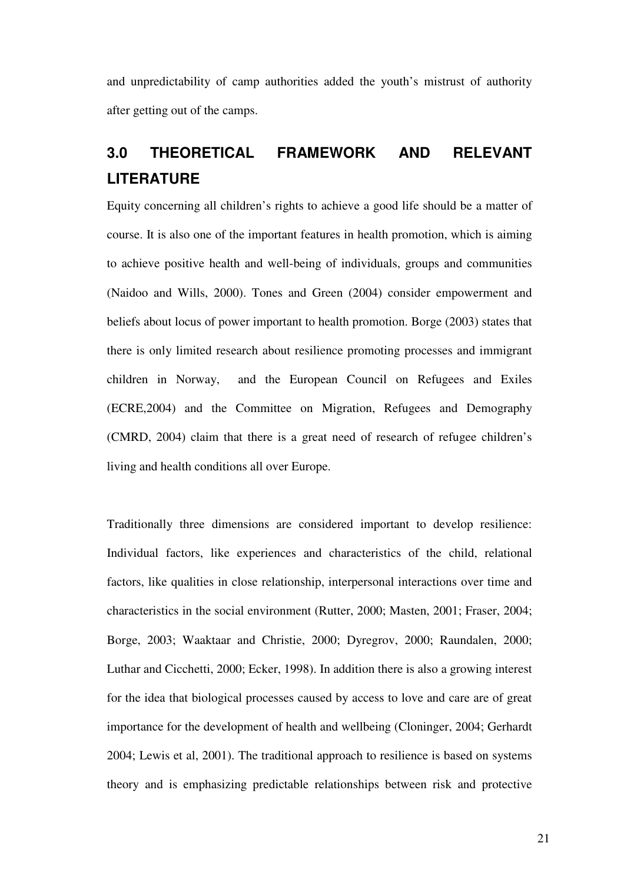and unpredictability of camp authorities added the youth's mistrust of authority after getting out of the camps.

## 3.0 THEORETICAL FRAMEWORK AND RELEVANT LITERATURE

Equity concerning all children's rights to achieve a good life should be a matter of course. It is also one of the important features in health promotion, which is aiming to achieve positive health and well-being of individuals, groups and communities (Naidoo and Wills, 2000). Tones and Green (2004) consider empowerment and beliefs about locus of power important to health promotion. Borge (2003) states that there is only limited research about resilience promoting processes and immigrant children in Norway, and the European Council on Refugees and Exiles (ECRE,2004) and the Committee on Migration, Refugees and Demography (CMRD, 2004) claim that there is a great need of research of refugee children's living and health conditions all over Europe.

Traditionally three dimensions are considered important to develop resilience: Individual factors, like experiences and characteristics of the child, relational factors, like qualities in close relationship, interpersonal interactions over time and characteristics in the social environment (Rutter, 2000; Masten, 2001; Fraser, 2004; Borge, 2003; Waaktaar and Christie, 2000; Dyregrov, 2000; Raundalen, 2000; Luthar and Cicchetti, 2000; Ecker, 1998). In addition there is also a growing interest for the idea that biological processes caused by access to love and care are of great importance for the development of health and wellbeing (Cloninger, 2004; Gerhardt 2004; Lewis et al, 2001). The traditional approach to resilience is based on systems theory and is emphasizing predictable relationships between risk and protective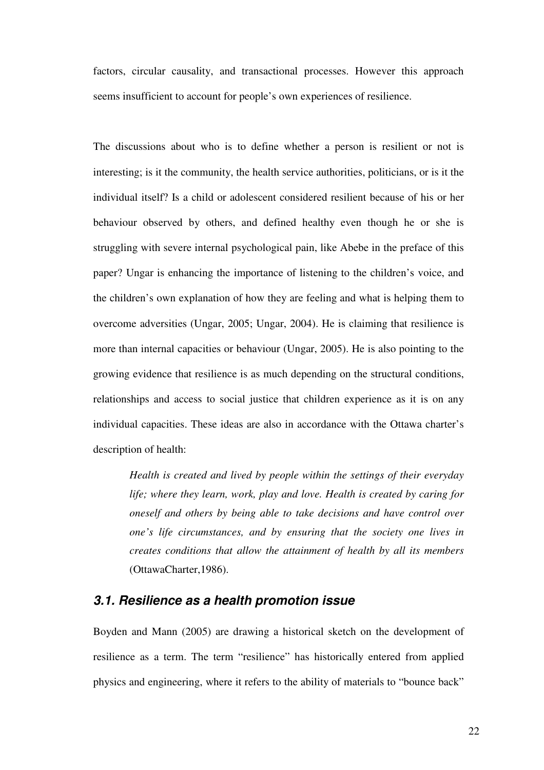factors, circular causality, and transactional processes. However this approach seems insufficient to account for people's own experiences of resilience.

The discussions about who is to define whether a person is resilient or not is interesting; is it the community, the health service authorities, politicians, or is it the individual itself? Is a child or adolescent considered resilient because of his or her behaviour observed by others, and defined healthy even though he or she is struggling with severe internal psychological pain, like Abebe in the preface of this paper? Ungar is enhancing the importance of listening to the children's voice, and the children's own explanation of how they are feeling and what is helping them to overcome adversities (Ungar, 2005; Ungar, 2004). He is claiming that resilience is more than internal capacities or behaviour (Ungar, 2005). He is also pointing to the growing evidence that resilience is as much depending on the structural conditions, relationships and access to social justice that children experience as it is on any individual capacities. These ideas are also in accordance with the Ottawa charter's description of health:

> *Health is created and lived by people within the settings of their everyday life; where they learn, work, play and love. Health is created by caring for oneself and others by being able to take decisions and have control over one's life circumstances, and by ensuring that the society one lives in creates conditions that allow the attainment of health by all its members* (OttawaCharter,1986).

### *3.1. Resilience as a health promotion issue*

Boyden and Mann (2005) are drawing a historical sketch on the development of resilience as a term. The term "resilience" has historically entered from applied physics and engineering, where it refers to the ability of materials to "bounce back"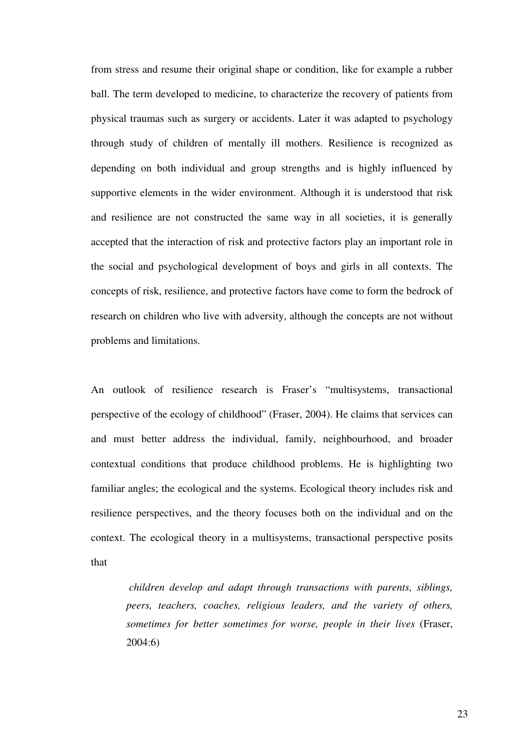from stress and resume their original shape or condition, like for example a rubber ball. The term developed to medicine, to characterize the recovery of patients from physical traumas such as surgery or accidents. Later it was adapted to psychology through study of children of mentally ill mothers. Resilience is recognized as depending on both individual and group strengths and is highly influenced by supportive elements in the wider environment. Although it is understood that risk and resilience are not constructed the same way in all societies, it is generally accepted that the interaction of risk and protective factors play an important role in the social and psychological development of boys and girls in all contexts. The concepts of risk, resilience, and protective factors have come to form the bedrock of research on children who live with adversity, although the concepts are not without problems and limitations.

An outlook of resilience research is Fraser's "multisystems, transactional perspective of the ecology of childhood" (Fraser, 2004). He claims that services can and must better address the individual, family, neighbourhood, and broader contextual conditions that produce childhood problems. He is highlighting two familiar angles; the ecological and the systems. Ecological theory includes risk and resilience perspectives, and the theory focuses both on the individual and on the context. The ecological theory in a multisystems, transactional perspective posits that

> *children develop and adapt through transactions with parents, siblings, peers, teachers, coaches, religious leaders, and the variety of others, sometimes for better sometimes for worse, people in their lives* (Fraser, 2004:6)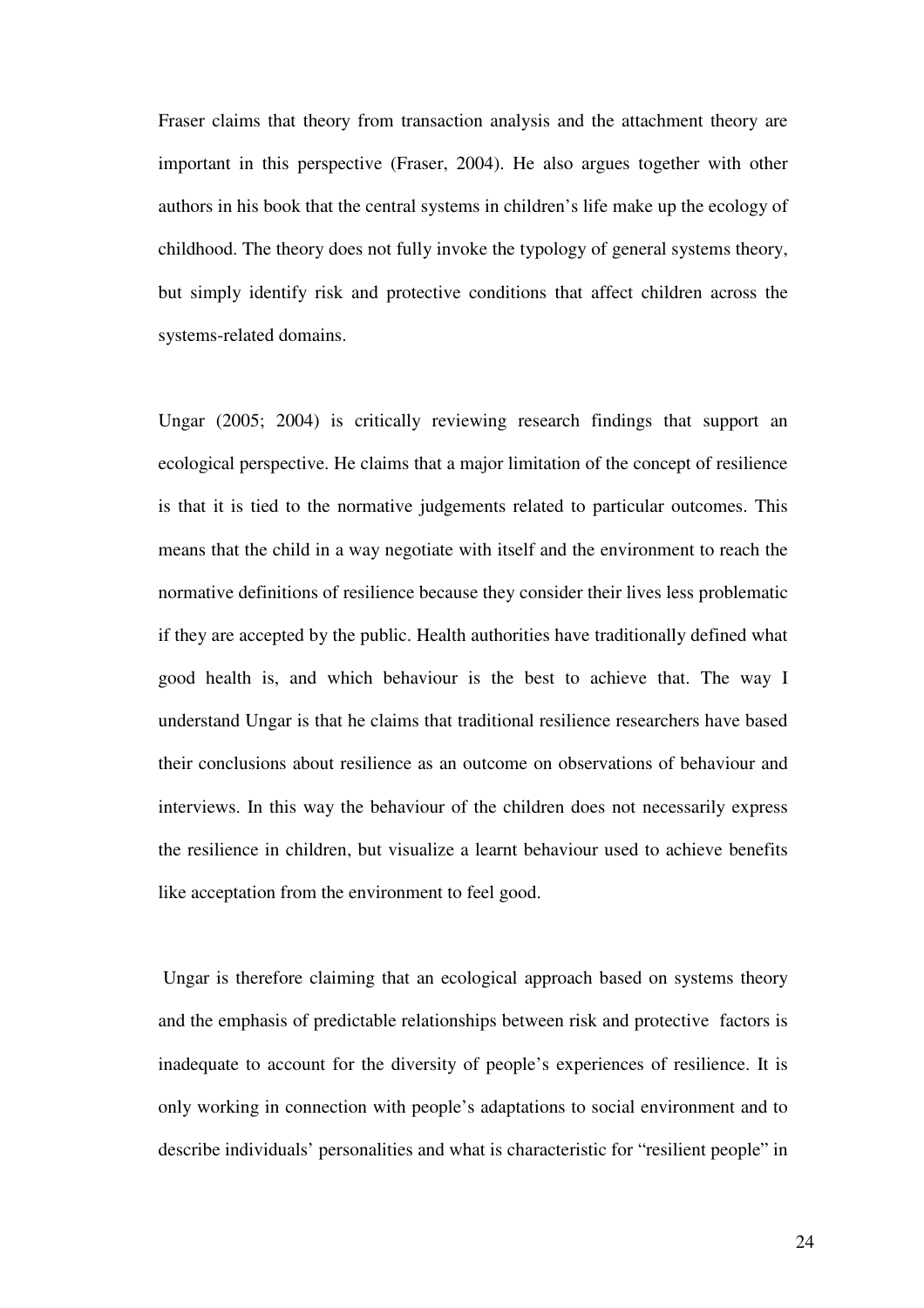Fraser claims that theory from transaction analysis and the attachment theory are important in this perspective (Fraser, 2004). He also argues together with other authors in his book that the central systems in children's life make up the ecology of childhood. The theory does not fully invoke the typology of general systems theory, but simply identify risk and protective conditions that affect children across the systems-related domains.

Ungar (2005; 2004) is critically reviewing research findings that support an ecological perspective. He claims that a major limitation of the concept of resilience is that it is tied to the normative judgements related to particular outcomes. This means that the child in a way negotiate with itself and the environment to reach the normative definitions of resilience because they consider their lives less problematic if they are accepted by the public. Health authorities have traditionally defined what good health is, and which behaviour is the best to achieve that. The way I understand Ungar is that he claims that traditional resilience researchers have based their conclusions about resilience as an outcome on observations of behaviour and interviews. In this way the behaviour of the children does not necessarily express the resilience in children, but visualize a learnt behaviour used to achieve benefits like acceptation from the environment to feel good.

Ungar is therefore claiming that an ecological approach based on systems theory and the emphasis of predictable relationships between risk and protective factors is inadequate to account for the diversity of people's experiences of resilience. It is only working in connection with people's adaptations to social environment and to describe individuals' personalities and what is characteristic for "resilient people" in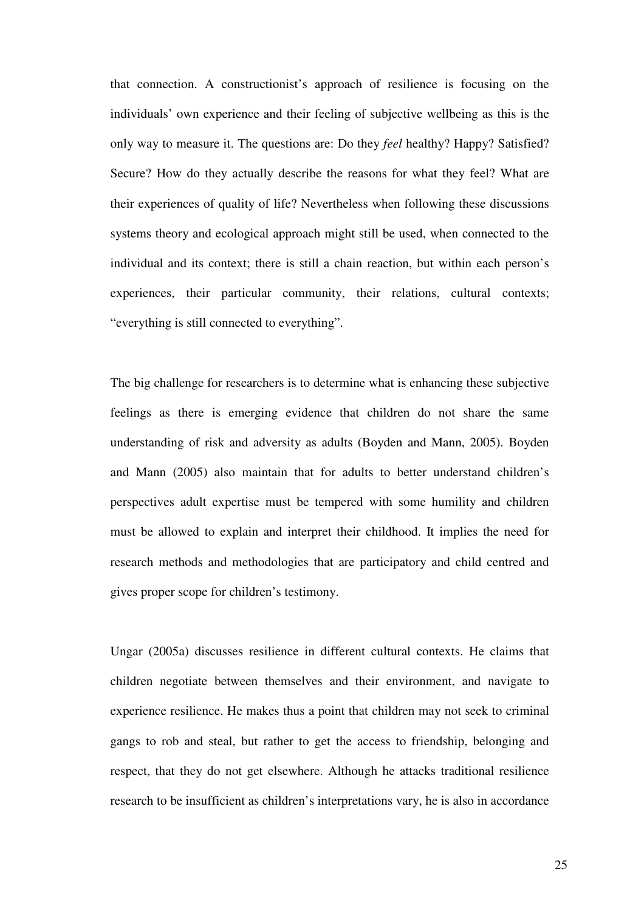that connection. A constructionist's approach of resilience is focusing on the individuals' own experience and their feeling of subjective wellbeing as this is the only way to measure it. The questions are: Do they *feel* healthy? Happy? Satisfied? Secure? How do they actually describe the reasons for what they feel? What are their experiences of quality of life? Nevertheless when following these discussions systems theory and ecological approach might still be used, when connected to the individual and its context; there is still a chain reaction, but within each person's experiences, their particular community, their relations, cultural contexts; "everything is still connected to everything".

The big challenge for researchers is to determine what is enhancing these subjective feelings as there is emerging evidence that children do not share the same understanding of risk and adversity as adults (Boyden and Mann, 2005). Boyden and Mann (2005) also maintain that for adults to better understand children's perspectives adult expertise must be tempered with some humility and children must be allowed to explain and interpret their childhood. It implies the need for research methods and methodologies that are participatory and child centred and gives proper scope for children's testimony.

Ungar (2005a) discusses resilience in different cultural contexts. He claims that children negotiate between themselves and their environment, and navigate to experience resilience. He makes thus a point that children may not seek to criminal gangs to rob and steal, but rather to get the access to friendship, belonging and respect, that they do not get elsewhere. Although he attacks traditional resilience research to be insufficient as children's interpretations vary, he is also in accordance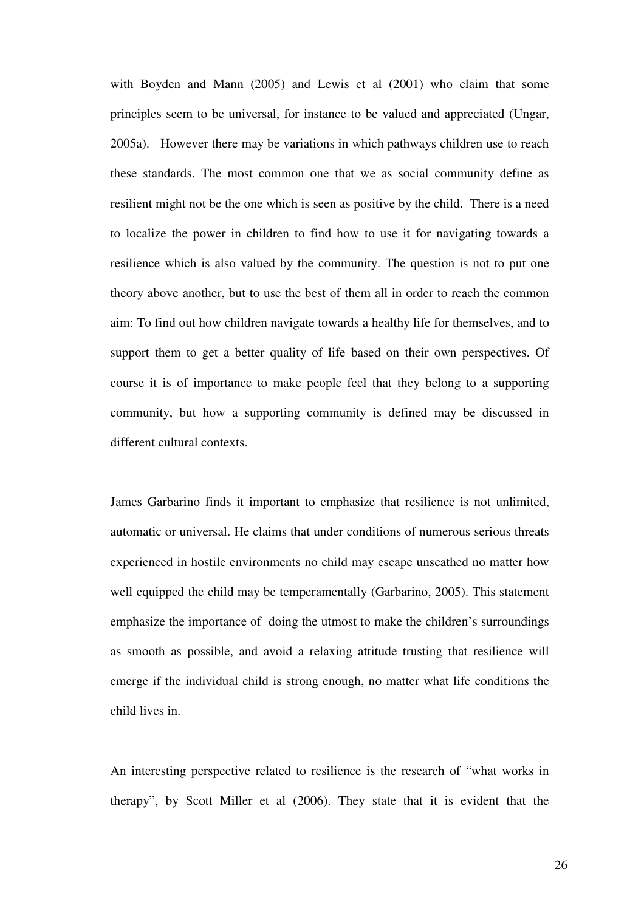with Boyden and Mann (2005) and Lewis et al (2001) who claim that some principles seem to be universal, for instance to be valued and appreciated (Ungar, 2005a). However there may be variations in which pathways children use to reach these standards. The most common one that we as social community define as resilient might not be the one which is seen as positive by the child. There is a need to localize the power in children to find how to use it for navigating towards a resilience which is also valued by the community. The question is not to put one theory above another, but to use the best of them all in order to reach the common aim: To find out how children navigate towards a healthy life for themselves, and to support them to get a better quality of life based on their own perspectives. Of course it is of importance to make people feel that they belong to a supporting community, but how a supporting community is defined may be discussed in different cultural contexts.

James Garbarino finds it important to emphasize that resilience is not unlimited, automatic or universal. He claims that under conditions of numerous serious threats experienced in hostile environments no child may escape unscathed no matter how well equipped the child may be temperamentally (Garbarino, 2005). This statement emphasize the importance of doing the utmost to make the children's surroundings as smooth as possible, and avoid a relaxing attitude trusting that resilience will emerge if the individual child is strong enough, no matter what life conditions the child lives in.

An interesting perspective related to resilience is the research of "what works in therapy", by Scott Miller et al (2006). They state that it is evident that the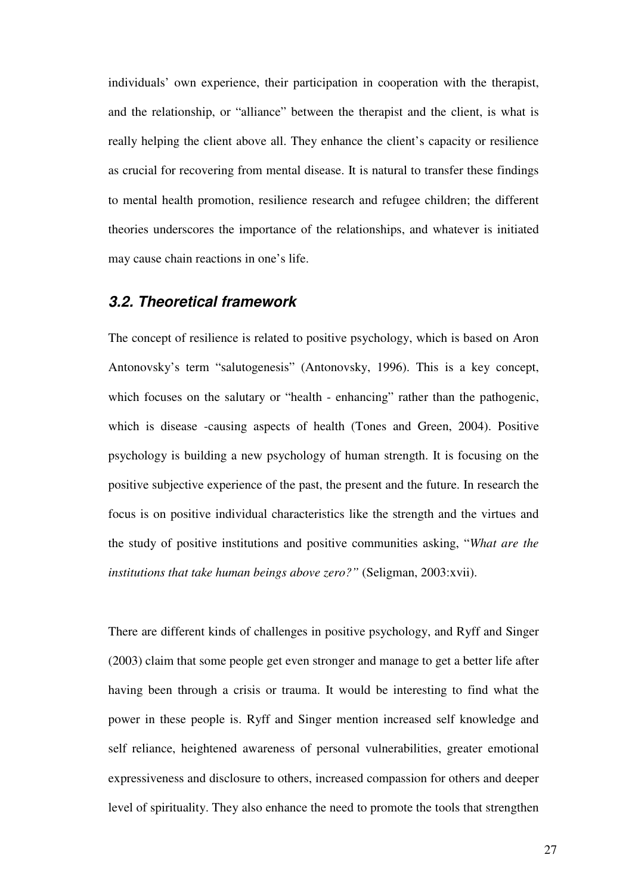individuals' own experience, their participation in cooperation with the therapist, and the relationship, or "alliance" between the therapist and the client, is what is really helping the client above all. They enhance the client's capacity or resilience as crucial for recovering from mental disease. It is natural to transfer these findings to mental health promotion, resilience research and refugee children; the different theories underscores the importance of the relationships, and whatever is initiated may cause chain reactions in one's life.

### *3.2. Theoretical framework*

The concept of resilience is related to positive psychology, which is based on Aron Antonovsky's term "salutogenesis" (Antonovsky, 1996). This is a key concept, which focuses on the salutary or "health - enhancing" rather than the pathogenic, which is disease -causing aspects of health (Tones and Green, 2004). Positive psychology is building a new psychology of human strength. It is focusing on the positive subjective experience of the past, the present and the future. In research the focus is on positive individual characteristics like the strength and the virtues and the study of positive institutions and positive communities asking, "*What are the institutions that take human beings above zero?"* (Seligman, 2003:xvii).

There are different kinds of challenges in positive psychology, and Ryff and Singer (2003) claim that some people get even stronger and manage to get a better life after having been through a crisis or trauma. It would be interesting to find what the power in these people is. Ryff and Singer mention increased self knowledge and self reliance, heightened awareness of personal vulnerabilities, greater emotional expressiveness and disclosure to others, increased compassion for others and deeper level of spirituality. They also enhance the need to promote the tools that strengthen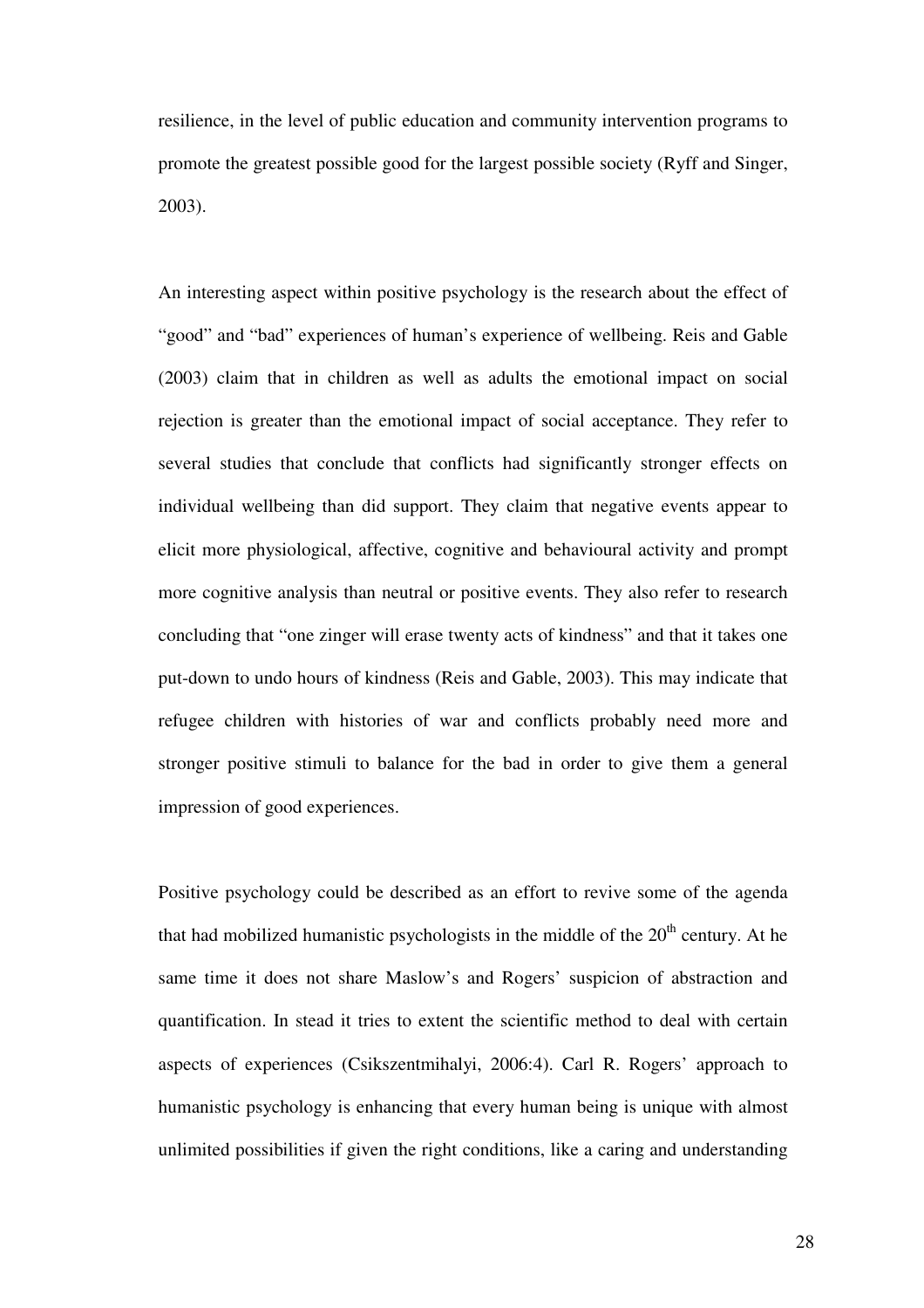resilience, in the level of public education and community intervention programs to promote the greatest possible good for the largest possible society (Ryff and Singer, 2003).

An interesting aspect within positive psychology is the research about the effect of "good" and "bad" experiences of human's experience of wellbeing. Reis and Gable (2003) claim that in children as well as adults the emotional impact on social rejection is greater than the emotional impact of social acceptance. They refer to several studies that conclude that conflicts had significantly stronger effects on individual wellbeing than did support. They claim that negative events appear to elicit more physiological, affective, cognitive and behavioural activity and prompt more cognitive analysis than neutral or positive events. They also refer to research concluding that "one zinger will erase twenty acts of kindness" and that it takes one put-down to undo hours of kindness (Reis and Gable, 2003). This may indicate that refugee children with histories of war and conflicts probably need more and stronger positive stimuli to balance for the bad in order to give them a general impression of good experiences.

Positive psychology could be described as an effort to revive some of the agenda that had mobilized humanistic psychologists in the middle of the 20th century. At he same time it does not share Maslow's and Rogers' suspicion of abstraction and quantification. In stead it tries to extent the scientific method to deal with certain aspects of experiences (Csikszentmihalyi, 2006:4). Carl R. Rogers' approach to humanistic psychology is enhancing that every human being is unique with almost unlimited possibilities if given the right conditions, like a caring and understanding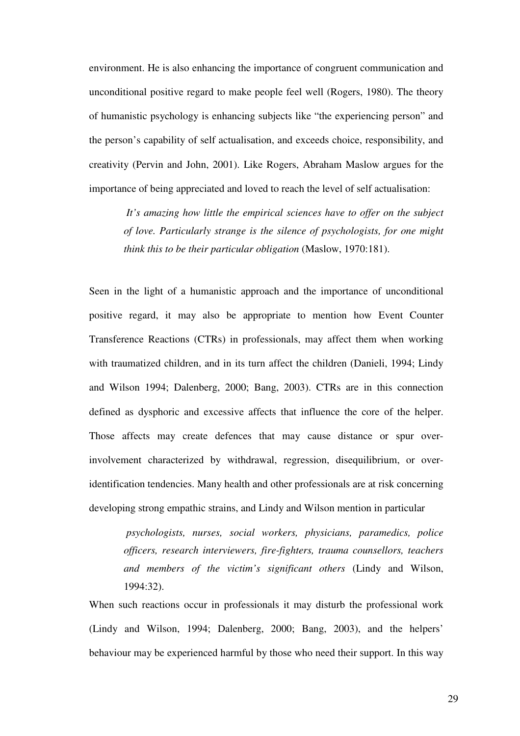environment. He is also enhancing the importance of congruent communication and unconditional positive regard to make people feel well (Rogers, 1980). The theory of humanistic psychology is enhancing subjects like "the experiencing person" and the person's capability of self actualisation, and exceeds choice, responsibility, and creativity (Pervin and John, 2001). Like Rogers, Abraham Maslow argues for the importance of being appreciated and loved to reach the level of self actualisation:

> *It's amazing how little the empirical sciences have to offer on the subject of love. Particularly strange is the silence of psychologists, for one might think this to be their particular obligation* (Maslow, 1970:181).

Seen in the light of a humanistic approach and the importance of unconditional positive regard, it may also be appropriate to mention how Event Counter Transference Reactions (CTRs) in professionals, may affect them when working with traumatized children, and in its turn affect the children (Danieli, 1994; Lindy and Wilson 1994; Dalenberg, 2000; Bang, 2003). CTRs are in this connection defined as dysphoric and excessive affects that influence the core of the helper. Those affects may create defences that may cause distance or spur over-involvement characterized by withdrawal, regression, disequilibrium, or over-identification tendencies. Many health and other professionals are at risk concerning developing strong empathic strains, and Lindy and Wilson mention in particular

> *psychologists, nurses, social workers, physicians, paramedics, police officers, research interviewers, fire-fighters, trauma counsellors, teachers and members of the victim's significant others* (Lindy and Wilson, 1994:32).

When such reactions occur in professionals it may disturb the professional work (Lindy and Wilson, 1994; Dalenberg, 2000; Bang, 2003), and the helpers' behaviour may be experienced harmful by those who need their support. In this way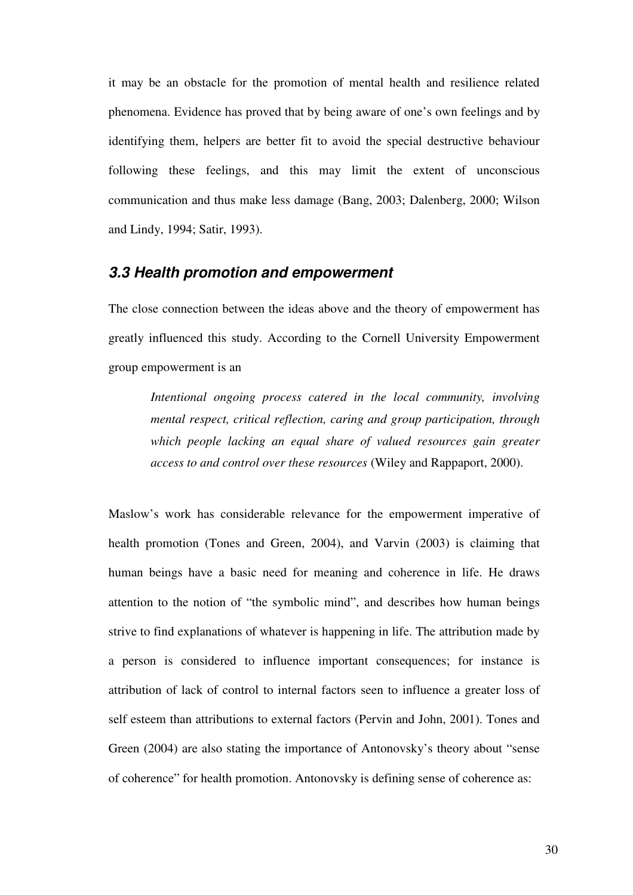it may be an obstacle for the promotion of mental health and resilience related phenomena. Evidence has proved that by being aware of one's own feelings and by identifying them, helpers are better fit to avoid the special destructive behaviour following these feelings, and this may limit the extent of unconscious communication and thus make less damage (Bang, 2003; Dalenberg, 2000; Wilson and Lindy, 1994; Satir, 1993).

### *3.3 Health promotion and empowerment*

The close connection between the ideas above and the theory of empowerment has greatly influenced this study. According to the Cornell University Empowerment group empowerment is an

> *Intentional ongoing process catered in the local community, involving mental respect, critical reflection, caring and group participation, through which people lacking an equal share of valued resources gain greater access to and control over these resources* (Wiley and Rappaport, 2000).

Maslow's work has considerable relevance for the empowerment imperative of health promotion (Tones and Green, 2004), and Varvin (2003) is claiming that human beings have a basic need for meaning and coherence in life. He draws attention to the notion of "the symbolic mind", and describes how human beings strive to find explanations of whatever is happening in life. The attribution made by a person is considered to influence important consequences; for instance is attribution of lack of control to internal factors seen to influence a greater loss of self esteem than attributions to external factors (Pervin and John, 2001). Tones and Green (2004) are also stating the importance of Antonovsky's theory about "sense of coherence" for health promotion. Antonovsky is defining sense of coherence as: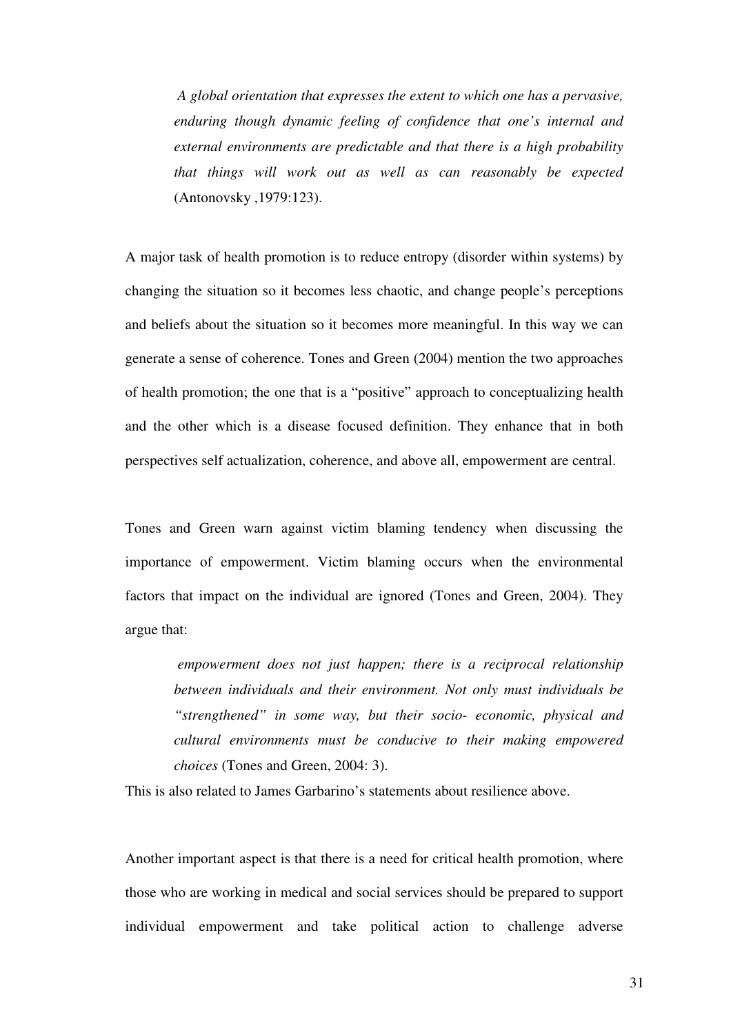> *A global orientation that expresses the extent to which one has a pervasive, enduring though dynamic feeling of confidence that one's internal and external environments are predictable and that there is a high probability that things will work out as well as can reasonably be expected* (Antonovsky ,1979:123).

A major task of health promotion is to reduce entropy (disorder within systems) by changing the situation so it becomes less chaotic, and change people's perceptions and beliefs about the situation so it becomes more meaningful. In this way we can generate a sense of coherence. Tones and Green (2004) mention the two approaches of health promotion; the one that is a "positive" approach to conceptualizing health and the other which is a disease focused definition. They enhance that in both perspectives self actualization, coherence, and above all, empowerment are central.

Tones and Green warn against victim blaming tendency when discussing the importance of empowerment. Victim blaming occurs when the environmental factors that impact on the individual are ignored (Tones and Green, 2004). They argue that:

> *empowerment does not just happen; there is a reciprocal relationship between individuals and their environment. Not only must individuals be "strengthened" in some way, but their socio- economic, physical and cultural environments must be conducive to their making empowered choices* (Tones and Green, 2004: 3).

This is also related to James Garbarino's statements about resilience above.

Another important aspect is that there is a need for critical health promotion, where those who are working in medical and social services should be prepared to support individual empowerment and take political action to challenge adverse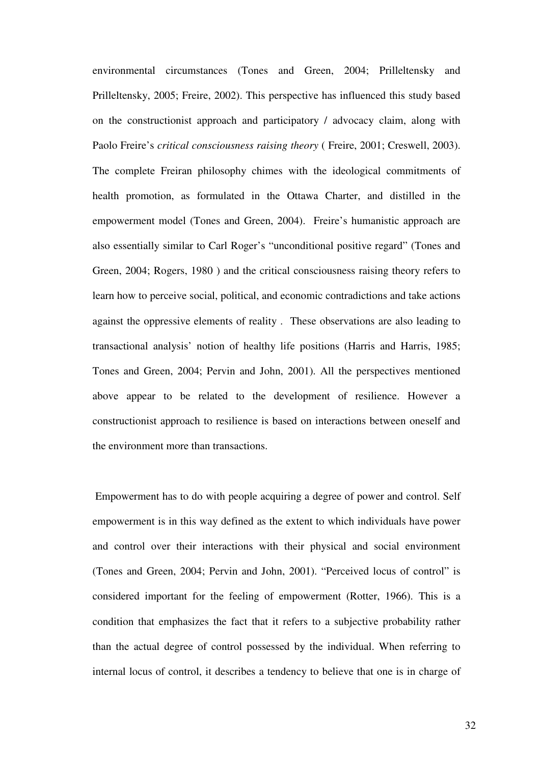environmental circumstances (Tones and Green, 2004; Prilleltensky and Prilleltensky, 2005; Freire, 2002). This perspective has influenced this study based on the constructionist approach and participatory / advocacy claim, along with Paolo Freire's *critical consciousness raising theory* ( Freire, 2001; Creswell, 2003). The complete Freiran philosophy chimes with the ideological commitments of health promotion, as formulated in the Ottawa Charter, and distilled in the empowerment model (Tones and Green, 2004). Freire's humanistic approach are also essentially similar to Carl Roger's "unconditional positive regard" (Tones and Green, 2004; Rogers, 1980 ) and the critical consciousness raising theory refers to learn how to perceive social, political, and economic contradictions and take actions against the oppressive elements of reality . These observations are also leading to transactional analysis' notion of healthy life positions (Harris and Harris, 1985; Tones and Green, 2004; Pervin and John, 2001). All the perspectives mentioned above appear to be related to the development of resilience. However a constructionist approach to resilience is based on interactions between oneself and the environment more than transactions.

Empowerment has to do with people acquiring a degree of power and control. Self empowerment is in this way defined as the extent to which individuals have power and control over their interactions with their physical and social environment (Tones and Green, 2004; Pervin and John, 2001). "Perceived locus of control" is considered important for the feeling of empowerment (Rotter, 1966). This is a condition that emphasizes the fact that it refers to a subjective probability rather than the actual degree of control possessed by the individual. When referring to internal locus of control, it describes a tendency to believe that one is in charge of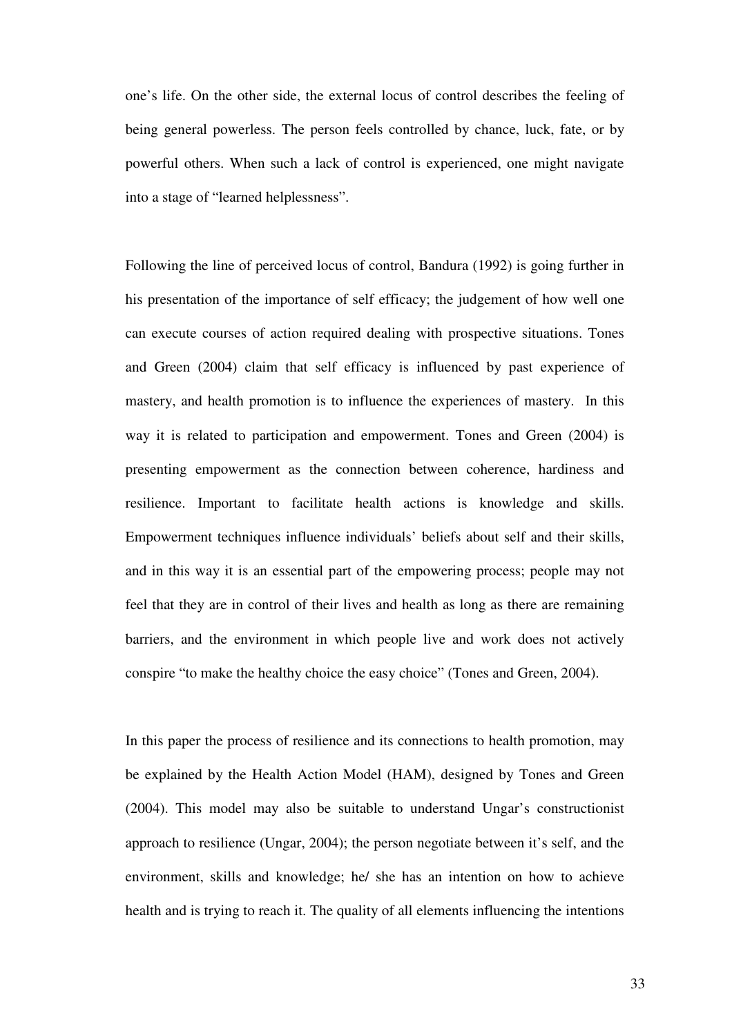one's life. On the other side, the external locus of control describes the feeling of being general powerless. The person feels controlled by chance, luck, fate, or by powerful others. When such a lack of control is experienced, one might navigate into a stage of "learned helplessness".

Following the line of perceived locus of control, Bandura (1992) is going further in his presentation of the importance of self efficacy; the judgement of how well one can execute courses of action required dealing with prospective situations. Tones and Green (2004) claim that self efficacy is influenced by past experience of mastery, and health promotion is to influence the experiences of mastery. In this way it is related to participation and empowerment. Tones and Green (2004) is presenting empowerment as the connection between coherence, hardiness and resilience. Important to facilitate health actions is knowledge and skills. Empowerment techniques influence individuals' beliefs about self and their skills, and in this way it is an essential part of the empowering process; people may not feel that they are in control of their lives and health as long as there are remaining barriers, and the environment in which people live and work does not actively conspire "to make the healthy choice the easy choice" (Tones and Green, 2004).

In this paper the process of resilience and its connections to health promotion, may be explained by the Health Action Model (HAM), designed by Tones and Green (2004). This model may also be suitable to understand Ungar's constructionist approach to resilience (Ungar, 2004); the person negotiate between it's self, and the environment, skills and knowledge; he/ she has an intention on how to achieve health and is trying to reach it. The quality of all elements influencing the intentions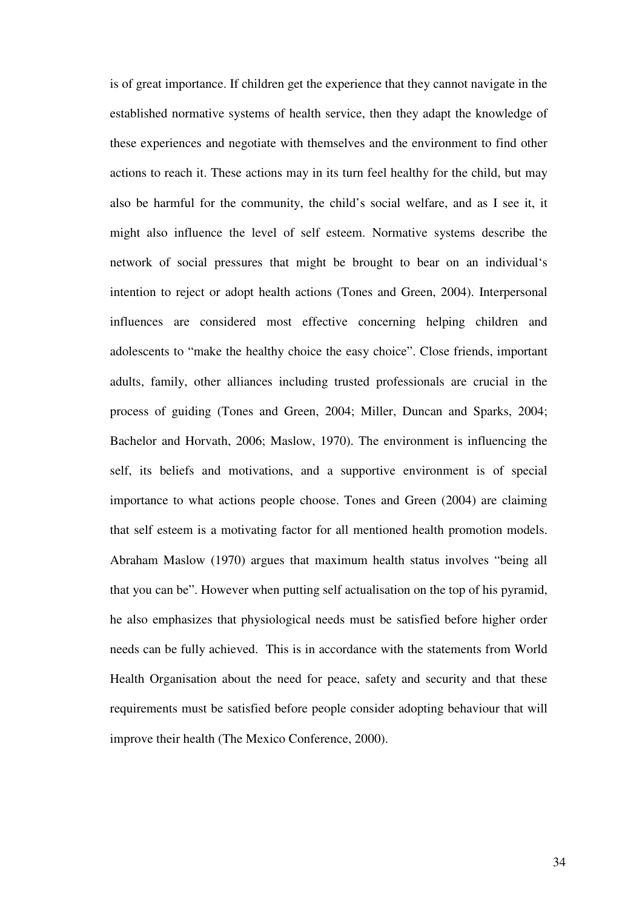is of great importance. If children get the experience that they cannot navigate in the established normative systems of health service, then they adapt the knowledge of these experiences and negotiate with themselves and the environment to find other actions to reach it. These actions may in its turn feel healthy for the child, but may also be harmful for the community, the child's social welfare, and as I see it, it might also influence the level of self esteem. Normative systems describe the network of social pressures that might be brought to bear on an individual's intention to reject or adopt health actions (Tones and Green, 2004). Interpersonal influences are considered most effective concerning helping children and adolescents to "make the healthy choice the easy choice". Close friends, important adults, family, other alliances including trusted professionals are crucial in the process of guiding (Tones and Green, 2004; Miller, Duncan and Sparks, 2004; Bachelor and Horvath, 2006; Maslow, 1970). The environment is influencing the self, its beliefs and motivations, and a supportive environment is of special importance to what actions people choose. Tones and Green (2004) are claiming that self esteem is a motivating factor for all mentioned health promotion models. Abraham Maslow (1970) argues that maximum health status involves "being all that you can be". However when putting self actualisation on the top of his pyramid, he also emphasizes that physiological needs must be satisfied before higher order needs can be fully achieved. This is in accordance with the statements from World Health Organisation about the need for peace, safety and security and that these requirements must be satisfied before people consider adopting behaviour that will improve their health (The Mexico Conference, 2000).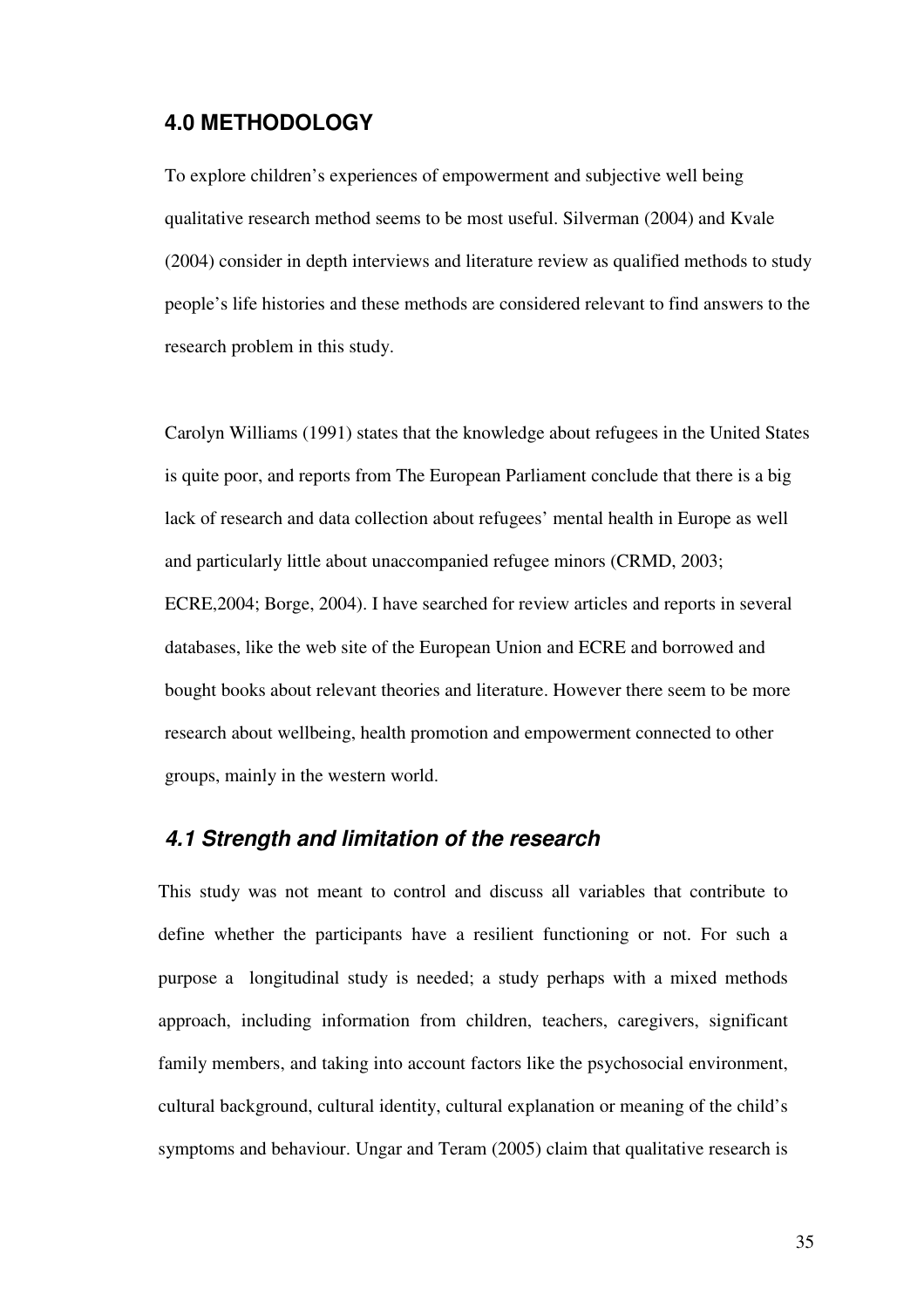## 4.0 METHODOLOGY

To explore children's experiences of empowerment and subjective well being qualitative research method seems to be most useful. Silverman (2004) and Kvale (2004) consider in depth interviews and literature review as qualified methods to study people's life histories and these methods are considered relevant to find answers to the research problem in this study.

Carolyn Williams (1991) states that the knowledge about refugees in the United States is quite poor, and reports from The European Parliament conclude that there is a big lack of research and data collection about refugees' mental health in Europe as well and particularly little about unaccompanied refugee minors (CRMD, 2003; ECRE,2004; Borge, 2004). I have searched for review articles and reports in several databases, like the web site of the European Union and ECRE and borrowed and bought books about relevant theories and literature. However there seem to be more research about wellbeing, health promotion and empowerment connected to other groups, mainly in the western world.

### *4.1 Strength and limitation of the research*

This study was not meant to control and discuss all variables that contribute to define whether the participants have a resilient functioning or not. For such a purpose a longitudinal study is needed; a study perhaps with a mixed methods approach, including information from children, teachers, caregivers, significant family members, and taking into account factors like the psychosocial environment, cultural background, cultural identity, cultural explanation or meaning of the child's symptoms and behaviour. Ungar and Teram (2005) claim that qualitative research is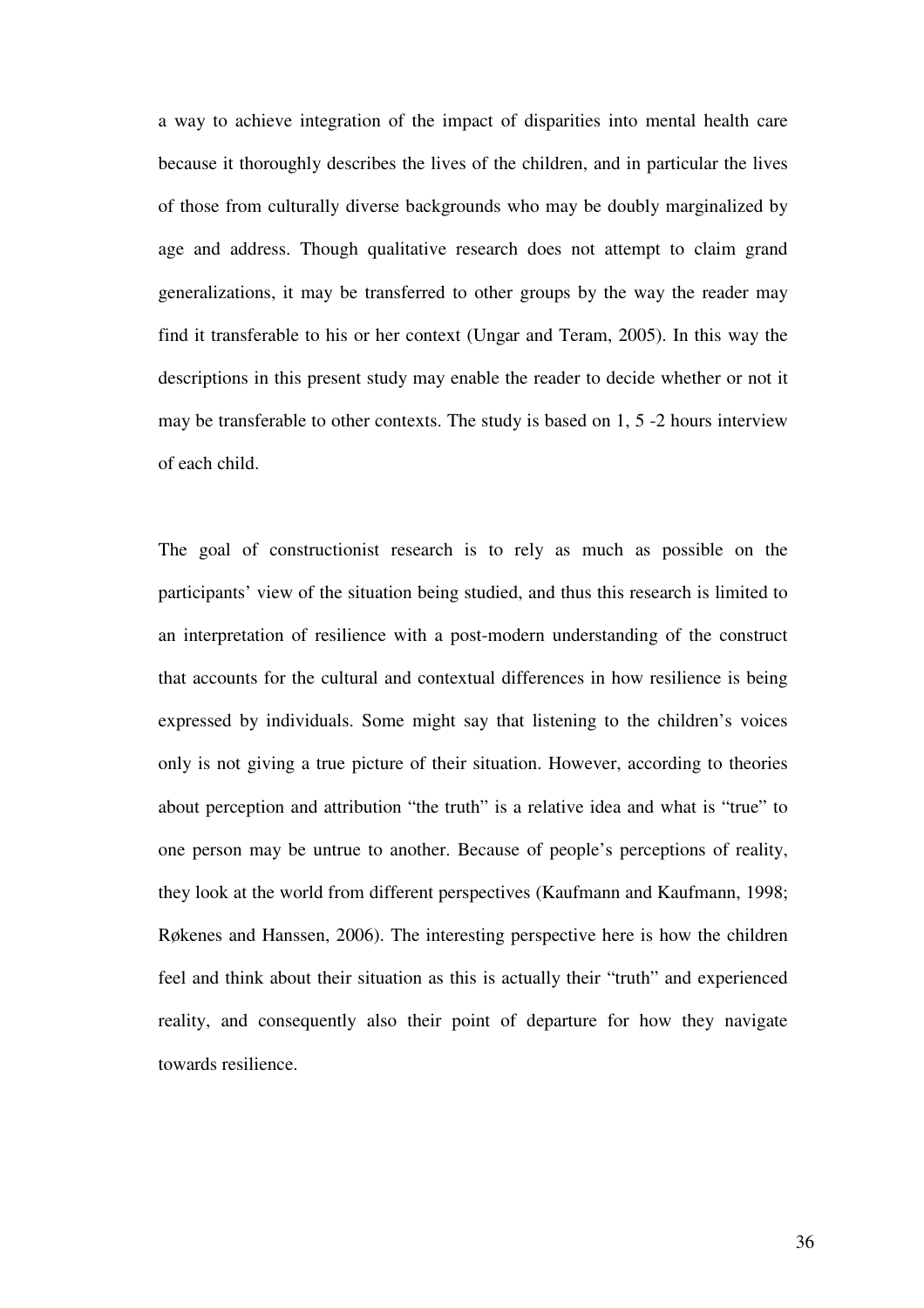a way to achieve integration of the impact of disparities into mental health care because it thoroughly describes the lives of the children, and in particular the lives of those from culturally diverse backgrounds who may be doubly marginalized by age and address. Though qualitative research does not attempt to claim grand generalizations, it may be transferred to other groups by the way the reader may find it transferable to his or her context (Ungar and Teram, 2005). In this way the descriptions in this present study may enable the reader to decide whether or not it may be transferable to other contexts. The study is based on 1, 5 -2 hours interview of each child.

The goal of constructionist research is to rely as much as possible on the participants' view of the situation being studied, and thus this research is limited to an interpretation of resilience with a post-modern understanding of the construct that accounts for the cultural and contextual differences in how resilience is being expressed by individuals. Some might say that listening to the children's voices only is not giving a true picture of their situation. However, according to theories about perception and attribution "the truth" is a relative idea and what is "true" to one person may be untrue to another. Because of people's perceptions of reality, they look at the world from different perspectives (Kaufmann and Kaufmann, 1998; Røkenes and Hanssen, 2006). The interesting perspective here is how the children feel and think about their situation as this is actually their "truth" and experienced reality, and consequently also their point of departure for how they navigate towards resilience.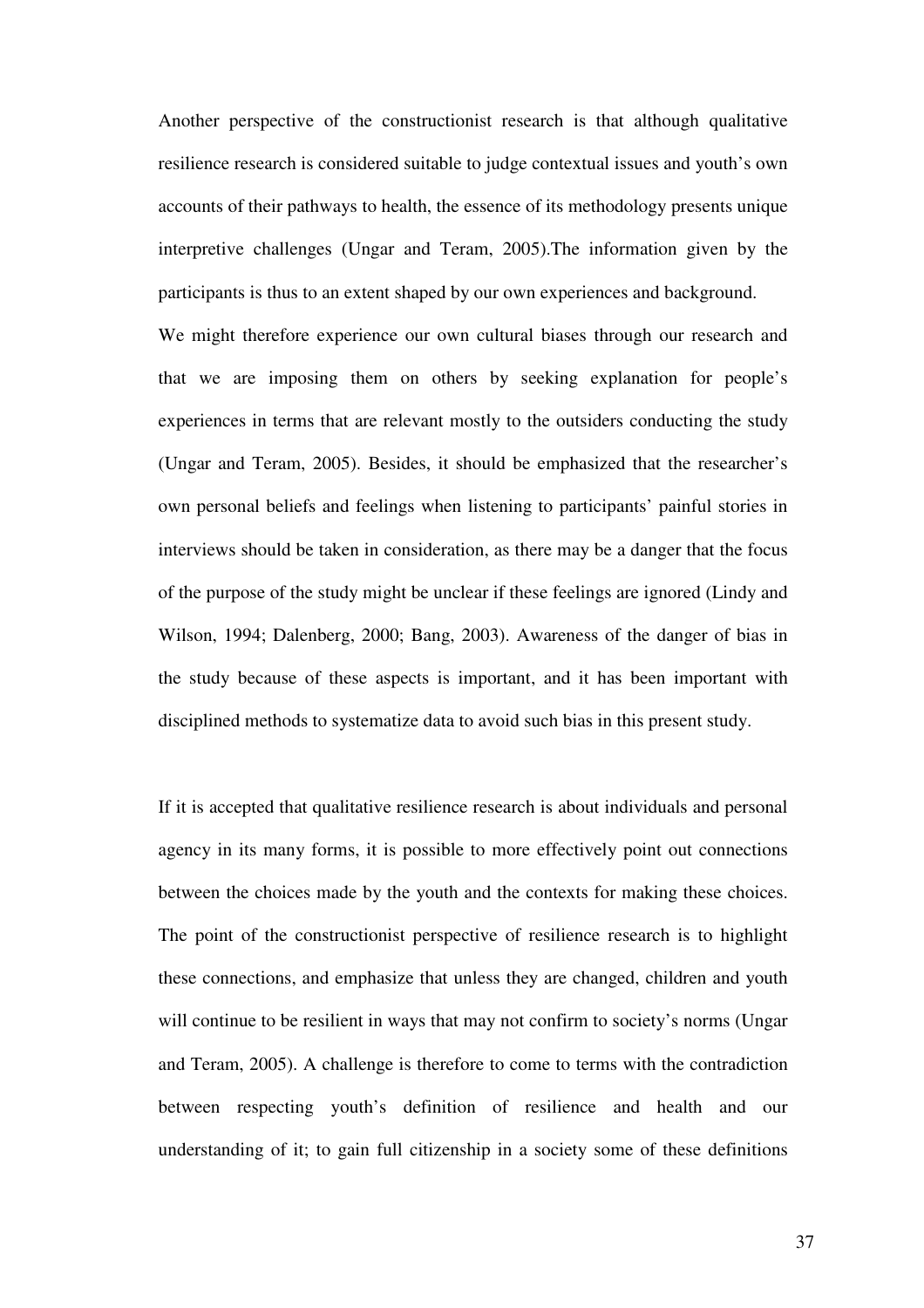Another perspective of the constructionist research is that although qualitative resilience research is considered suitable to judge contextual issues and youth's own accounts of their pathways to health, the essence of its methodology presents unique interpretive challenges (Ungar and Teram, 2005).The information given by the participants is thus to an extent shaped by our own experiences and background.

We might therefore experience our own cultural biases through our research and that we are imposing them on others by seeking explanation for people's experiences in terms that are relevant mostly to the outsiders conducting the study (Ungar and Teram, 2005). Besides, it should be emphasized that the researcher's own personal beliefs and feelings when listening to participants' painful stories in interviews should be taken in consideration, as there may be a danger that the focus of the purpose of the study might be unclear if these feelings are ignored (Lindy and Wilson, 1994; Dalenberg, 2000; Bang, 2003). Awareness of the danger of bias in the study because of these aspects is important, and it has been important with disciplined methods to systematize data to avoid such bias in this present study.

If it is accepted that qualitative resilience research is about individuals and personal agency in its many forms, it is possible to more effectively point out connections between the choices made by the youth and the contexts for making these choices. The point of the constructionist perspective of resilience research is to highlight these connections, and emphasize that unless they are changed, children and youth will continue to be resilient in ways that may not confirm to society's norms (Ungar and Teram, 2005). A challenge is therefore to come to terms with the contradiction between respecting youth's definition of resilience and health and our understanding of it; to gain full citizenship in a society some of these definitions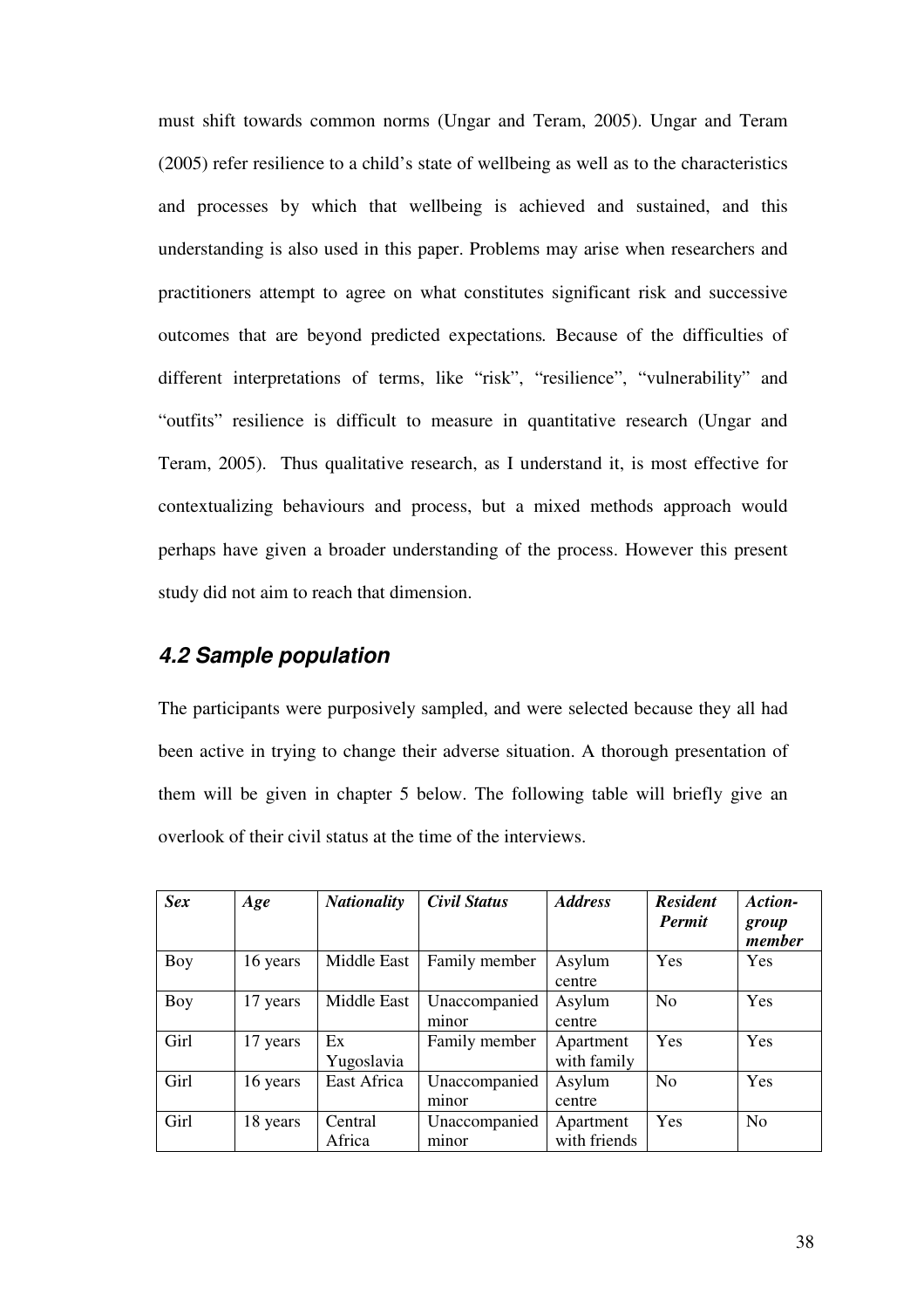must shift towards common norms (Ungar and Teram, 2005). Ungar and Teram (2005) refer resilience to a child's state of wellbeing as well as to the characteristics and processes by which that wellbeing is achieved and sustained, and this understanding is also used in this paper. Problems may arise when researchers and practitioners attempt to agree on what constitutes significant risk and successive outcomes that are beyond predicted expectations. Because of the difficulties of different interpretations of terms, like "risk", "resilience", "vulnerability" and "outfits" resilience is difficult to measure in quantitative research (Ungar and Teram, 2005). Thus qualitative research, as I understand it, is most effective for contextualizing behaviours and process, but a mixed methods approach would perhaps have given a broader understanding of the process. However this present study did not aim to reach that dimension.

## *4.2 Sample population*

The participants were purposively sampled, and were selected because they all had been active in trying to change their adverse situation. A thorough presentation of them will be given in chapter 5 below. The following table will briefly give an overlook of their civil status at the time of the interviews.

| ***Sex*** | ***Age*** | ***Nationality*** | ***Civil Status*** | ***Address*** | ***Resident Permit*** | ***Action-group member*** |
|---|---|---|---|---|---|---|
| Boy | 16 years | Middle East | Family member | Asylum centre | Yes | Yes |
| Boy | 17 years | Middle East | Unaccompanied minor | Asylum centre | No | Yes |
| Girl | 17 years | Ex Yugoslavia | Family member | Apartment with family | Yes | Yes |
| Girl | 16 years | East Africa | Unaccompanied minor | Asylum centre | No | Yes |
| Girl | 18 years | Central Africa | Unaccompanied minor | Apartment with friends | Yes | No |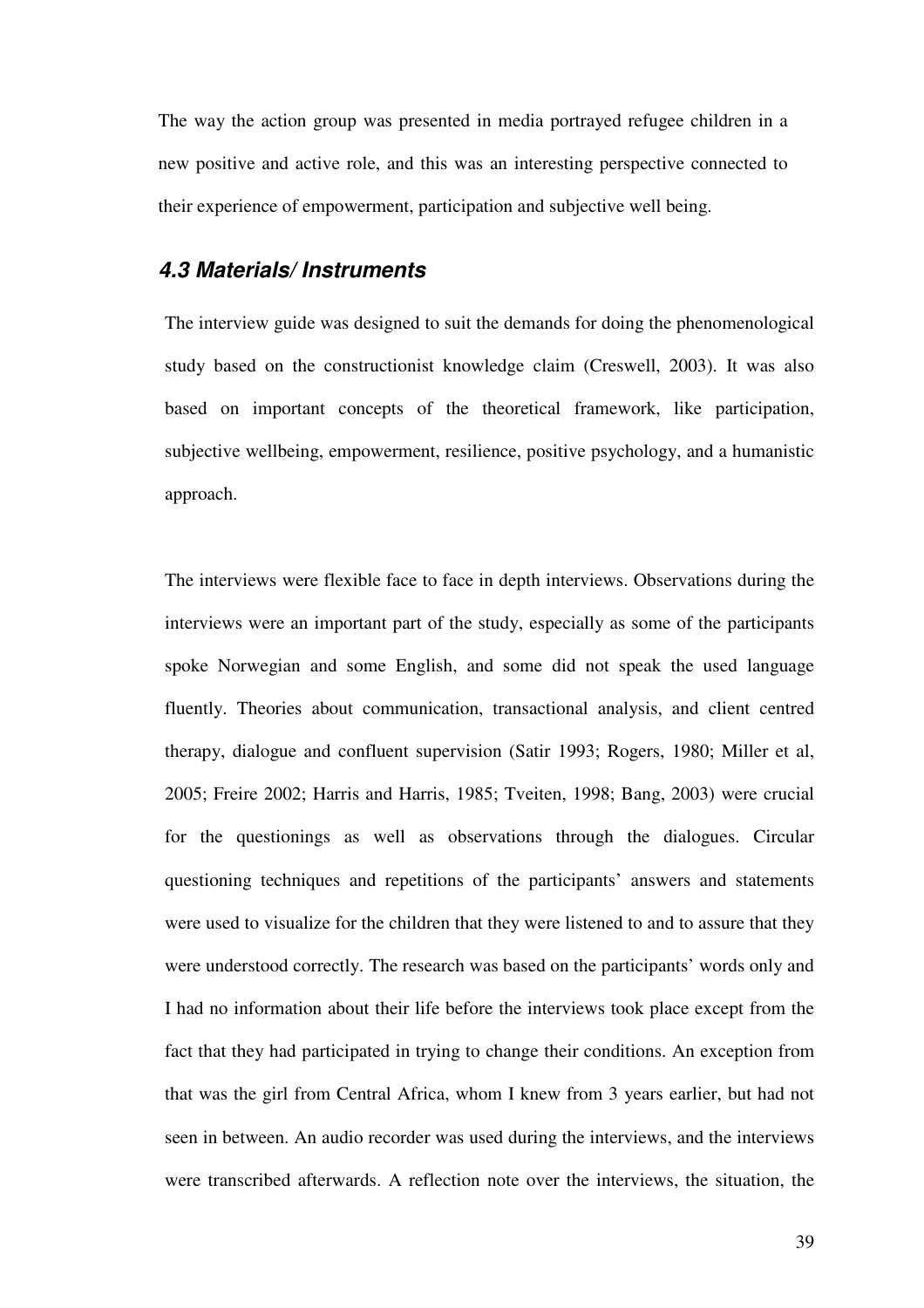The way the action group was presented in media portrayed refugee children in a new positive and active role, and this was an interesting perspective connected to their experience of empowerment, participation and subjective well being.

### *4.3 Materials/ Instruments*

The interview guide was designed to suit the demands for doing the phenomenological study based on the constructionist knowledge claim (Creswell, 2003). It was also based on important concepts of the theoretical framework, like participation, subjective wellbeing, empowerment, resilience, positive psychology, and a humanistic approach.

The interviews were flexible face to face in depth interviews. Observations during the interviews were an important part of the study, especially as some of the participants spoke Norwegian and some English, and some did not speak the used language fluently. Theories about communication, transactional analysis, and client centred therapy, dialogue and confluent supervision (Satir 1993; Rogers, 1980; Miller et al, 2005; Freire 2002; Harris and Harris, 1985; Tveiten, 1998; Bang, 2003) were crucial for the questionings as well as observations through the dialogues. Circular questioning techniques and repetitions of the participants' answers and statements were used to visualize for the children that they were listened to and to assure that they were understood correctly. The research was based on the participants' words only and I had no information about their life before the interviews took place except from the fact that they had participated in trying to change their conditions. An exception from that was the girl from Central Africa, whom I knew from 3 years earlier, but had not seen in between. An audio recorder was used during the interviews, and the interviews were transcribed afterwards. A reflection note over the interviews, the situation, the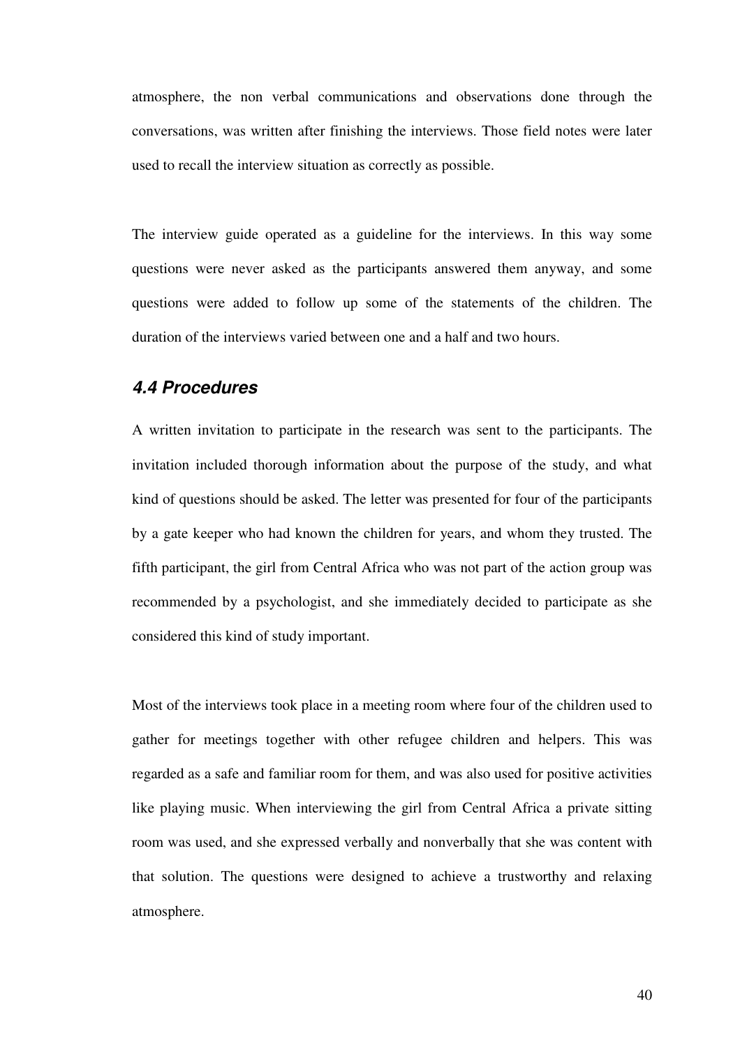atmosphere, the non verbal communications and observations done through the conversations, was written after finishing the interviews. Those field notes were later used to recall the interview situation as correctly as possible.

The interview guide operated as a guideline for the interviews. In this way some questions were never asked as the participants answered them anyway, and some questions were added to follow up some of the statements of the children. The duration of the interviews varied between one and a half and two hours.

### *4.4 Procedures*

A written invitation to participate in the research was sent to the participants. The invitation included thorough information about the purpose of the study, and what kind of questions should be asked. The letter was presented for four of the participants by a gate keeper who had known the children for years, and whom they trusted. The fifth participant, the girl from Central Africa who was not part of the action group was recommended by a psychologist, and she immediately decided to participate as she considered this kind of study important.

Most of the interviews took place in a meeting room where four of the children used to gather for meetings together with other refugee children and helpers. This was regarded as a safe and familiar room for them, and was also used for positive activities like playing music. When interviewing the girl from Central Africa a private sitting room was used, and she expressed verbally and nonverbally that she was content with that solution. The questions were designed to achieve a trustworthy and relaxing atmosphere.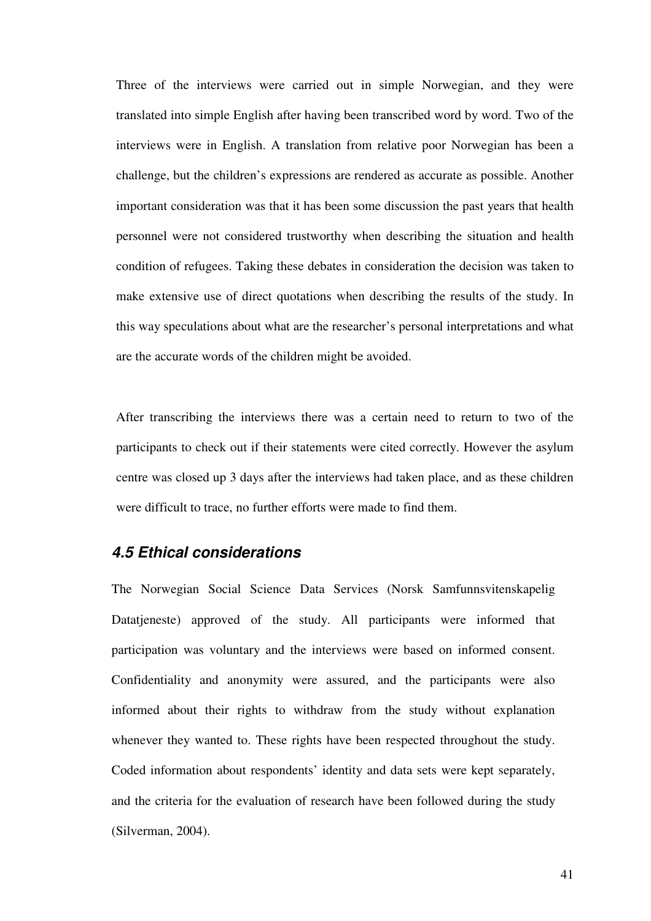Three of the interviews were carried out in simple Norwegian, and they were translated into simple English after having been transcribed word by word. Two of the interviews were in English. A translation from relative poor Norwegian has been a challenge, but the children's expressions are rendered as accurate as possible. Another important consideration was that it has been some discussion the past years that health personnel were not considered trustworthy when describing the situation and health condition of refugees. Taking these debates in consideration the decision was taken to make extensive use of direct quotations when describing the results of the study. In this way speculations about what are the researcher's personal interpretations and what are the accurate words of the children might be avoided.

After transcribing the interviews there was a certain need to return to two of the participants to check out if their statements were cited correctly. However the asylum centre was closed up 3 days after the interviews had taken place, and as these children were difficult to trace, no further efforts were made to find them.

### *4.5 Ethical considerations*

The Norwegian Social Science Data Services (Norsk Samfunnsvitenskapelig Datatjeneste) approved of the study. All participants were informed that participation was voluntary and the interviews were based on informed consent. Confidentiality and anonymity were assured, and the participants were also informed about their rights to withdraw from the study without explanation whenever they wanted to. These rights have been respected throughout the study. Coded information about respondents' identity and data sets were kept separately, and the criteria for the evaluation of research have been followed during the study (Silverman, 2004).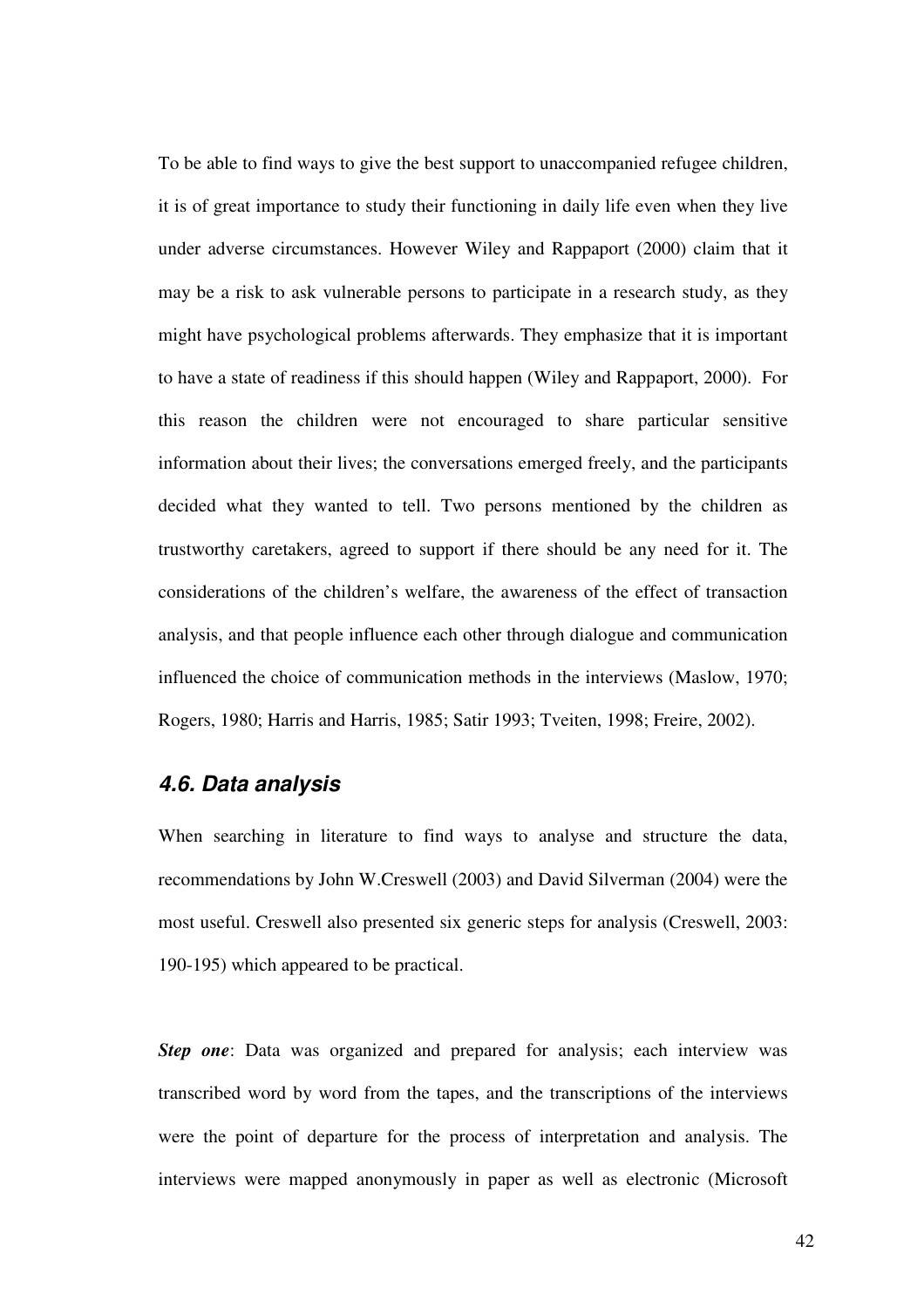To be able to find ways to give the best support to unaccompanied refugee children, it is of great importance to study their functioning in daily life even when they live under adverse circumstances. However Wiley and Rappaport (2000) claim that it may be a risk to ask vulnerable persons to participate in a research study, as they might have psychological problems afterwards. They emphasize that it is important to have a state of readiness if this should happen (Wiley and Rappaport, 2000). For this reason the children were not encouraged to share particular sensitive information about their lives; the conversations emerged freely, and the participants decided what they wanted to tell. Two persons mentioned by the children as trustworthy caretakers, agreed to support if there should be any need for it. The considerations of the children's welfare, the awareness of the effect of transaction analysis, and that people influence each other through dialogue and communication influenced the choice of communication methods in the interviews (Maslow, 1970; Rogers, 1980; Harris and Harris, 1985; Satir 1993; Tveiten, 1998; Freire, 2002).

## *4.6. Data analysis*

When searching in literature to find ways to analyse and structure the data, recommendations by John W.Creswell (2003) and David Silverman (2004) were the most useful. Creswell also presented six generic steps for analysis (Creswell, 2003: 190-195) which appeared to be practical.

***Step one***: Data was organized and prepared for analysis; each interview was transcribed word by word from the tapes, and the transcriptions of the interviews were the point of departure for the process of interpretation and analysis. The interviews were mapped anonymously in paper as well as electronic (Microsoft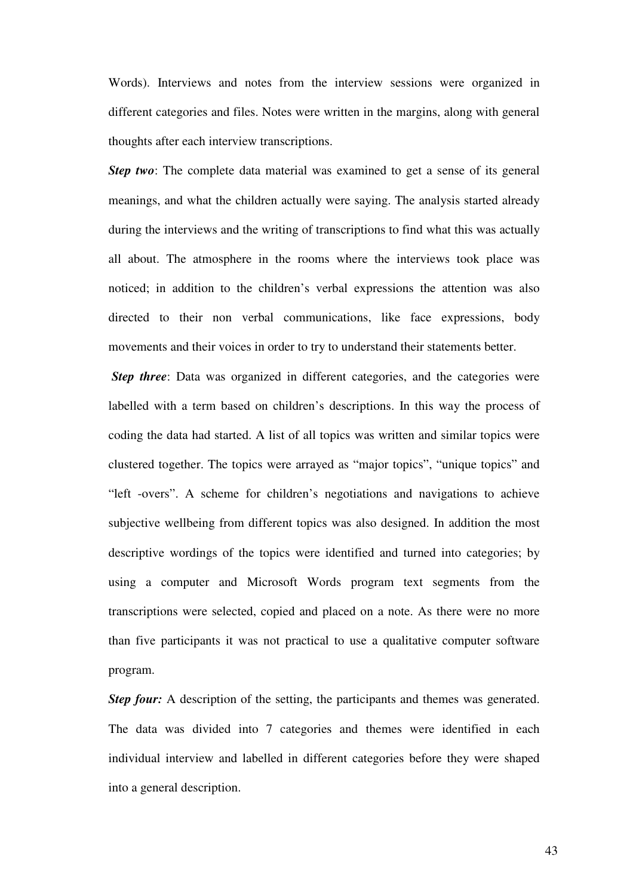Words). Interviews and notes from the interview sessions were organized in different categories and files. Notes were written in the margins, along with general thoughts after each interview transcriptions.

***Step two***: The complete data material was examined to get a sense of its general meanings, and what the children actually were saying. The analysis started already during the interviews and the writing of transcriptions to find what this was actually all about. The atmosphere in the rooms where the interviews took place was noticed; in addition to the children's verbal expressions the attention was also directed to their non verbal communications, like face expressions, body movements and their voices in order to try to understand their statements better.

***Step three***: Data was organized in different categories, and the categories were labelled with a term based on children's descriptions. In this way the process of coding the data had started. A list of all topics was written and similar topics were clustered together. The topics were arrayed as "major topics", "unique topics" and "left -overs". A scheme for children's negotiations and navigations to achieve subjective wellbeing from different topics was also designed. In addition the most descriptive wordings of the topics were identified and turned into categories; by using a computer and Microsoft Words program text segments from the transcriptions were selected, copied and placed on a note. As there were no more than five participants it was not practical to use a qualitative computer software program.

***Step four:*** A description of the setting, the participants and themes was generated. The data was divided into 7 categories and themes were identified in each individual interview and labelled in different categories before they were shaped into a general description.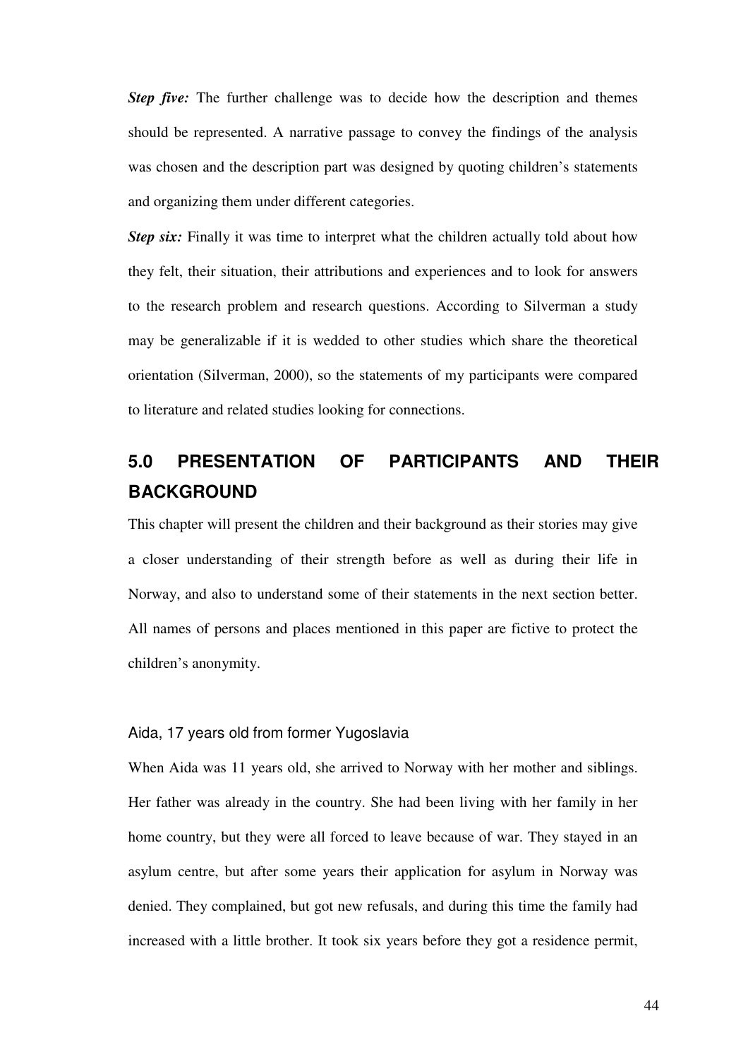***Step five:*** The further challenge was to decide how the description and themes should be represented. A narrative passage to convey the findings of the analysis was chosen and the description part was designed by quoting children's statements and organizing them under different categories.

***Step six:*** Finally it was time to interpret what the children actually told about how they felt, their situation, their attributions and experiences and to look for answers to the research problem and research questions. According to Silverman a study may be generalizable if it is wedded to other studies which share the theoretical orientation (Silverman, 2000), so the statements of my participants were compared to literature and related studies looking for connections.

# 5.0 PRESENTATION OF PARTICIPANTS AND THEIR BACKGROUND

This chapter will present the children and their background as their stories may give a closer understanding of their strength before as well as during their life in Norway, and also to understand some of their statements in the next section better. All names of persons and places mentioned in this paper are fictive to protect the children's anonymity.

### Aida, 17 years old from former Yugoslavia

When Aida was 11 years old, she arrived to Norway with her mother and siblings. Her father was already in the country. She had been living with her family in her home country, but they were all forced to leave because of war. They stayed in an asylum centre, but after some years their application for asylum in Norway was denied. They complained, but got new refusals, and during this time the family had increased with a little brother. It took six years before they got a residence permit,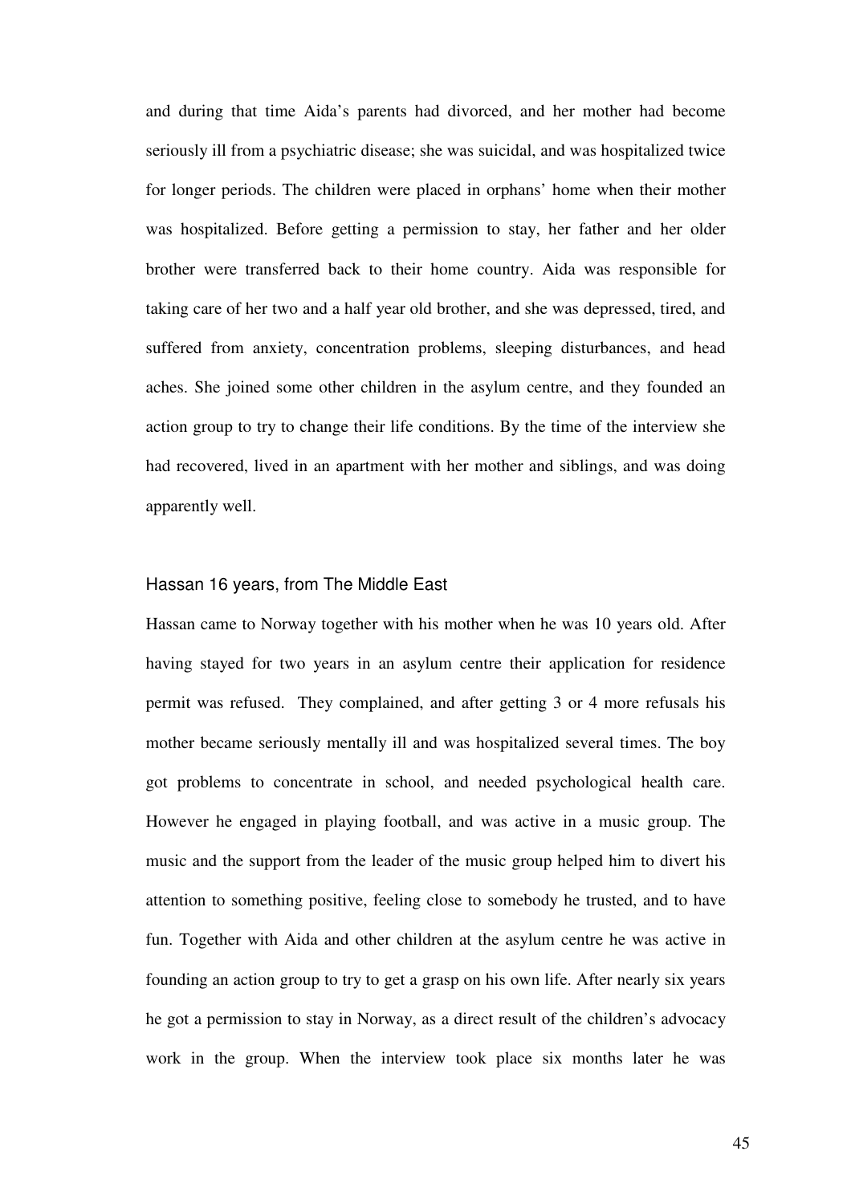and during that time Aida's parents had divorced, and her mother had become seriously ill from a psychiatric disease; she was suicidal, and was hospitalized twice for longer periods. The children were placed in orphans' home when their mother was hospitalized. Before getting a permission to stay, her father and her older brother were transferred back to their home country. Aida was responsible for taking care of her two and a half year old brother, and she was depressed, tired, and suffered from anxiety, concentration problems, sleeping disturbances, and head aches. She joined some other children in the asylum centre, and they founded an action group to try to change their life conditions. By the time of the interview she had recovered, lived in an apartment with her mother and siblings, and was doing apparently well.

### Hassan 16 years, from The Middle East

Hassan came to Norway together with his mother when he was 10 years old. After having stayed for two years in an asylum centre their application for residence permit was refused. They complained, and after getting 3 or 4 more refusals his mother became seriously mentally ill and was hospitalized several times. The boy got problems to concentrate in school, and needed psychological health care. However he engaged in playing football, and was active in a music group. The music and the support from the leader of the music group helped him to divert his attention to something positive, feeling close to somebody he trusted, and to have fun. Together with Aida and other children at the asylum centre he was active in founding an action group to try to get a grasp on his own life. After nearly six years he got a permission to stay in Norway, as a direct result of the children's advocacy work in the group. When the interview took place six months later he was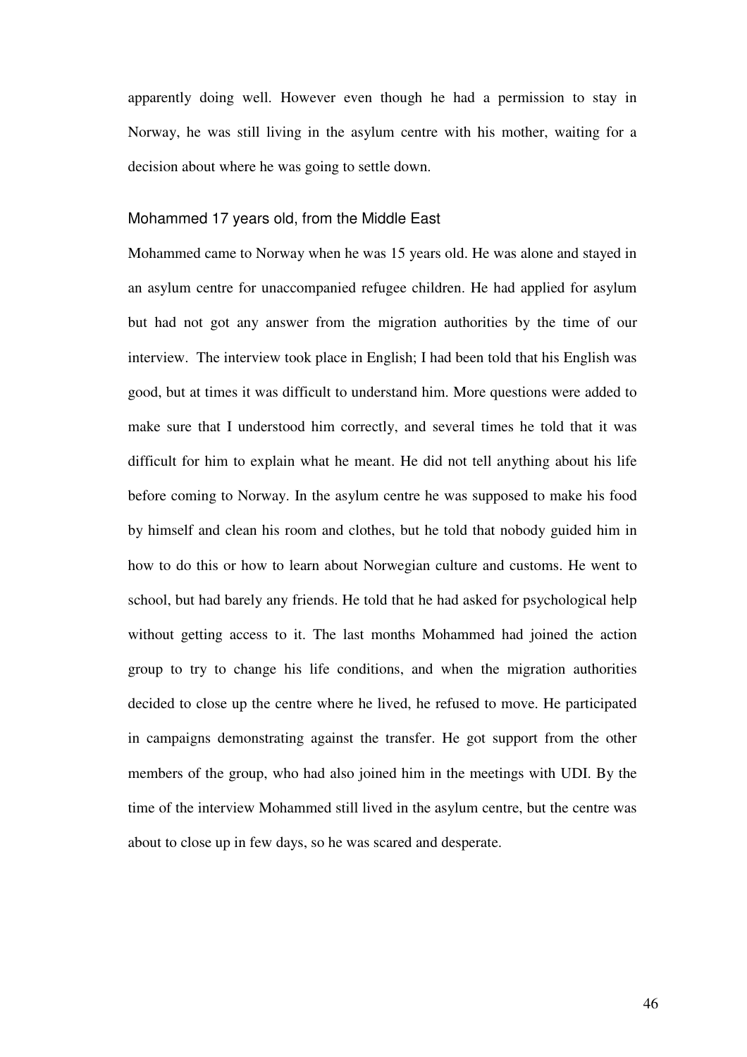apparently doing well. However even though he had a permission to stay in Norway, he was still living in the asylum centre with his mother, waiting for a decision about where he was going to settle down.

### Mohammed 17 years old, from the Middle East

Mohammed came to Norway when he was 15 years old. He was alone and stayed in an asylum centre for unaccompanied refugee children. He had applied for asylum but had not got any answer from the migration authorities by the time of our interview. The interview took place in English; I had been told that his English was good, but at times it was difficult to understand him. More questions were added to make sure that I understood him correctly, and several times he told that it was difficult for him to explain what he meant. He did not tell anything about his life before coming to Norway. In the asylum centre he was supposed to make his food by himself and clean his room and clothes, but he told that nobody guided him in how to do this or how to learn about Norwegian culture and customs. He went to school, but had barely any friends. He told that he had asked for psychological help without getting access to it. The last months Mohammed had joined the action group to try to change his life conditions, and when the migration authorities decided to close up the centre where he lived, he refused to move. He participated in campaigns demonstrating against the transfer. He got support from the other members of the group, who had also joined him in the meetings with UDI. By the time of the interview Mohammed still lived in the asylum centre, but the centre was about to close up in few days, so he was scared and desperate.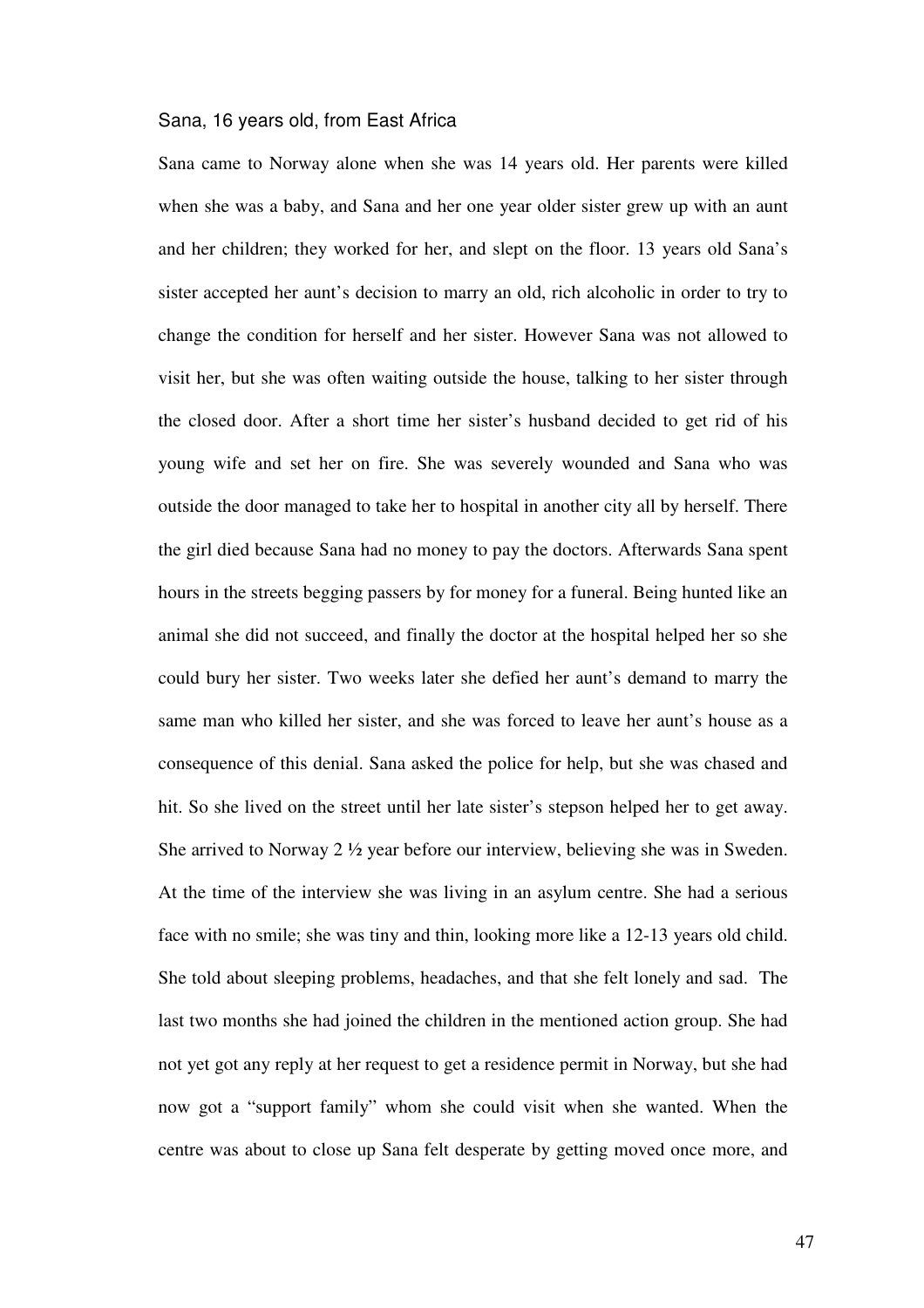Sana, 16 years old, from East Africa

Sana came to Norway alone when she was 14 years old. Her parents were killed when she was a baby, and Sana and her one year older sister grew up with an aunt and her children; they worked for her, and slept on the floor. 13 years old Sana's sister accepted her aunt's decision to marry an old, rich alcoholic in order to try to change the condition for herself and her sister. However Sana was not allowed to visit her, but she was often waiting outside the house, talking to her sister through the closed door. After a short time her sister's husband decided to get rid of his young wife and set her on fire. She was severely wounded and Sana who was outside the door managed to take her to hospital in another city all by herself. There the girl died because Sana had no money to pay the doctors. Afterwards Sana spent hours in the streets begging passers by for money for a funeral. Being hunted like an animal she did not succeed, and finally the doctor at the hospital helped her so she could bury her sister. Two weeks later she defied her aunt's demand to marry the same man who killed her sister, and she was forced to leave her aunt's house as a consequence of this denial. Sana asked the police for help, but she was chased and hit. So she lived on the street until her late sister's stepson helped her to get away. She arrived to Norway 2 ½ year before our interview, believing she was in Sweden. At the time of the interview she was living in an asylum centre. She had a serious face with no smile; she was tiny and thin, looking more like a 12-13 years old child. She told about sleeping problems, headaches, and that she felt lonely and sad. The last two months she had joined the children in the mentioned action group. She had not yet got any reply at her request to get a residence permit in Norway, but she had now got a "support family" whom she could visit when she wanted. When the centre was about to close up Sana felt desperate by getting moved once more, and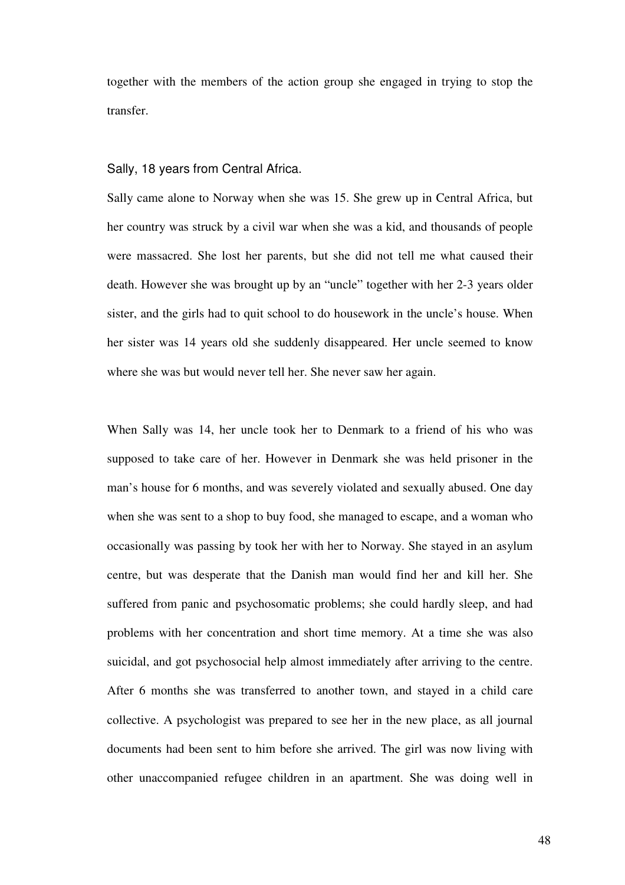together with the members of the action group she engaged in trying to stop the transfer.

### Sally, 18 years from Central Africa.

Sally came alone to Norway when she was 15. She grew up in Central Africa, but her country was struck by a civil war when she was a kid, and thousands of people were massacred. She lost her parents, but she did not tell me what caused their death. However she was brought up by an "uncle" together with her 2-3 years older sister, and the girls had to quit school to do housework in the uncle's house. When her sister was 14 years old she suddenly disappeared. Her uncle seemed to know where she was but would never tell her. She never saw her again.

When Sally was 14, her uncle took her to Denmark to a friend of his who was supposed to take care of her. However in Denmark she was held prisoner in the man's house for 6 months, and was severely violated and sexually abused. One day when she was sent to a shop to buy food, she managed to escape, and a woman who occasionally was passing by took her with her to Norway. She stayed in an asylum centre, but was desperate that the Danish man would find her and kill her. She suffered from panic and psychosomatic problems; she could hardly sleep, and had problems with her concentration and short time memory. At a time she was also suicidal, and got psychosocial help almost immediately after arriving to the centre. After 6 months she was transferred to another town, and stayed in a child care collective. A psychologist was prepared to see her in the new place, as all journal documents had been sent to him before she arrived. The girl was now living with other unaccompanied refugee children in an apartment. She was doing well in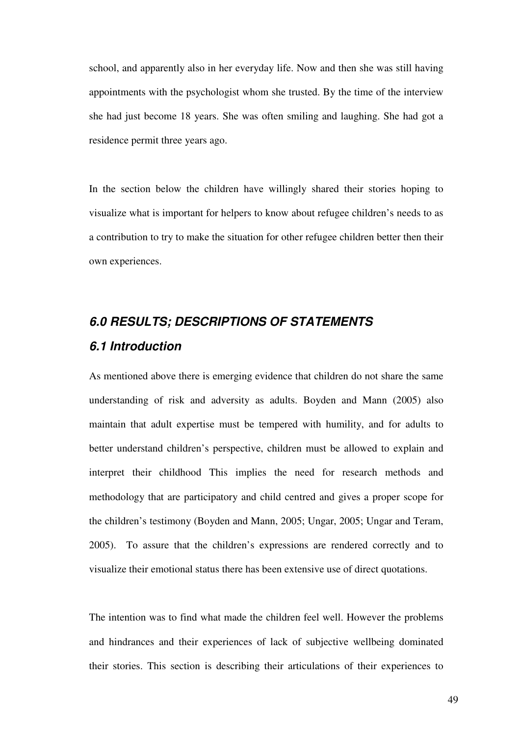school, and apparently also in her everyday life. Now and then she was still having appointments with the psychologist whom she trusted. By the time of the interview she had just become 18 years. She was often smiling and laughing. She had got a residence permit three years ago.

In the section below the children have willingly shared their stories hoping to visualize what is important for helpers to know about refugee children's needs to as a contribution to try to make the situation for other refugee children better then their own experiences.

## ***6.0 RESULTS; DESCRIPTIONS OF STATEMENTS***

### ***6.1 Introduction***

As mentioned above there is emerging evidence that children do not share the same understanding of risk and adversity as adults. Boyden and Mann (2005) also maintain that adult expertise must be tempered with humility, and for adults to better understand children's perspective, children must be allowed to explain and interpret their childhood This implies the need for research methods and methodology that are participatory and child centred and gives a proper scope for the children's testimony (Boyden and Mann, 2005; Ungar, 2005; Ungar and Teram, 2005). To assure that the children's expressions are rendered correctly and to visualize their emotional status there has been extensive use of direct quotations.

The intention was to find what made the children feel well. However the problems and hindrances and their experiences of lack of subjective wellbeing dominated their stories. This section is describing their articulations of their experiences to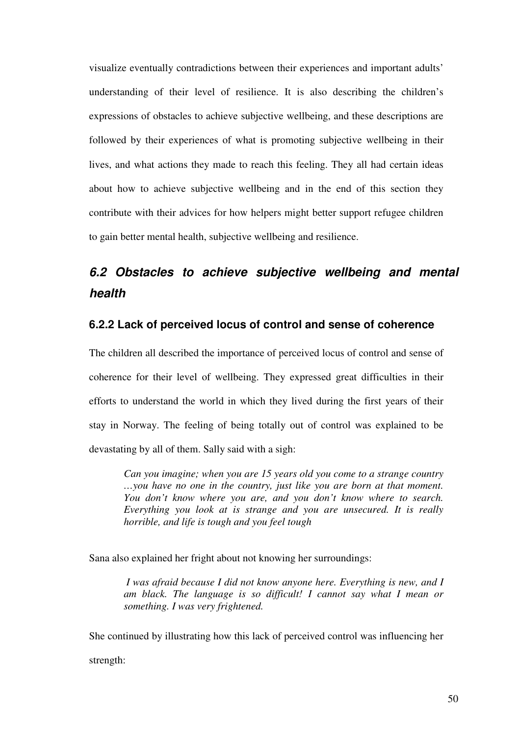visualize eventually contradictions between their experiences and important adults' understanding of their level of resilience. It is also describing the children's expressions of obstacles to achieve subjective wellbeing, and these descriptions are followed by their experiences of what is promoting subjective wellbeing in their lives, and what actions they made to reach this feeling. They all had certain ideas about how to achieve subjective wellbeing and in the end of this section they contribute with their advices for how helpers might better support refugee children to gain better mental health, subjective wellbeing and resilience.

## *6.2 Obstacles to achieve subjective wellbeing and mental health*

### 6.2.2 Lack of perceived locus of control and sense of coherence

The children all described the importance of perceived locus of control and sense of coherence for their level of wellbeing. They expressed great difficulties in their efforts to understand the world in which they lived during the first years of their stay in Norway. The feeling of being totally out of control was explained to be devastating by all of them. Sally said with a sigh:

> *Can you imagine; when you are 15 years old you come to a strange country …you have no one in the country, just like you are born at that moment. You don't know where you are, and you don't know where to search. Everything you look at is strange and you are unsecured. It is really horrible, and life is tough and you feel tough*

Sana also explained her fright about not knowing her surroundings:

> *I was afraid because I did not know anyone here. Everything is new, and I am black. The language is so difficult! I cannot say what I mean or something. I was very frightened.*

She continued by illustrating how this lack of perceived control was influencing her strength: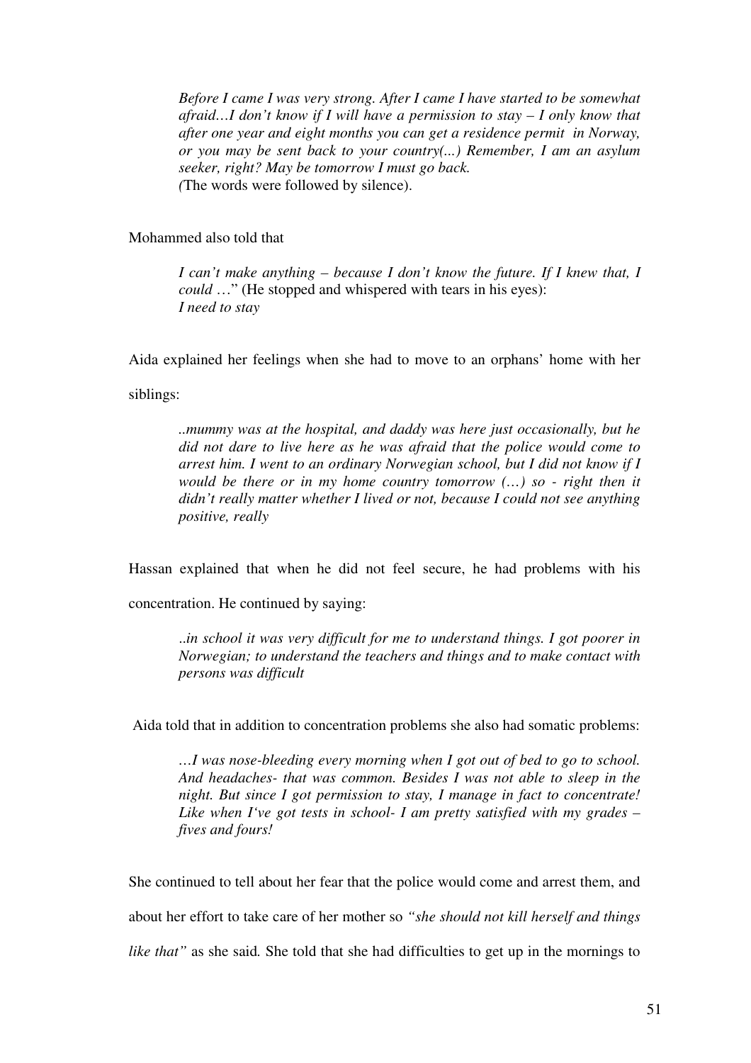> *Before I came I was very strong. After I came I have started to be somewhat afraid…I don't know if I will have a permission to stay – I only know that after one year and eight months you can get a residence permit in Norway, or you may be sent back to your country(...) Remember, I am an asylum seeker, right? May be tomorrow I must go back.*
> (The words were followed by silence).

Mohammed also told that

> *I can't make anything – because I don't know the future. If I knew that, I could* …" (He stopped and whispered with tears in his eyes):
> *I need to stay*

Aida explained her feelings when she had to move to an orphans' home with her siblings:

> *..mummy was at the hospital, and daddy was here just occasionally, but he did not dare to live here as he was afraid that the police would come to arrest him. I went to an ordinary Norwegian school, but I did not know if I would be there or in my home country tomorrow (…) so - right then it didn't really matter whether I lived or not, because I could not see anything positive, really*

Hassan explained that when he did not feel secure, he had problems with his concentration. He continued by saying:

> *..in school it was very difficult for me to understand things. I got poorer in Norwegian; to understand the teachers and things and to make contact with persons was difficult*

Aida told that in addition to concentration problems she also had somatic problems:

> *…I was nose-bleeding every morning when I got out of bed to go to school. And headaches- that was common. Besides I was not able to sleep in the night. But since I got permission to stay, I manage in fact to concentrate! Like when I've got tests in school- I am pretty satisfied with my grades – fives and fours!*

She continued to tell about her fear that the police would come and arrest them, and about her effort to take care of her mother so *"she should not kill herself and things like that"* as she said. She told that she had difficulties to get up in the mornings to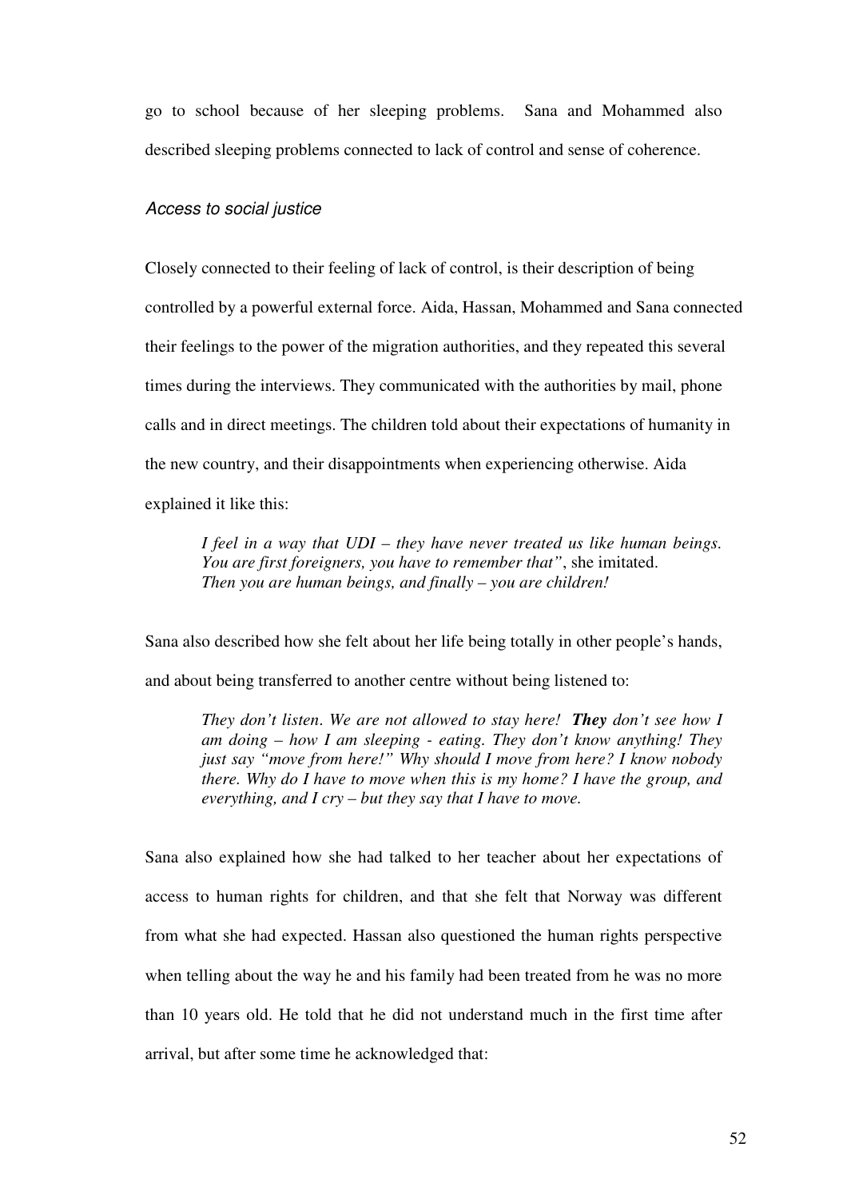go to school because of her sleeping problems. Sana and Mohammed also described sleeping problems connected to lack of control and sense of coherence.

### *Access to social justice*

Closely connected to their feeling of lack of control, is their description of being controlled by a powerful external force. Aida, Hassan, Mohammed and Sana connected their feelings to the power of the migration authorities, and they repeated this several times during the interviews. They communicated with the authorities by mail, phone calls and in direct meetings. The children told about their expectations of humanity in the new country, and their disappointments when experiencing otherwise. Aida explained it like this:

> *I feel in a way that UDI – they have never treated us like human beings. You are first foreigners, you have to remember that"*, she imitated. *Then you are human beings, and finally – you are children!*

Sana also described how she felt about her life being totally in other people's hands, and about being transferred to another centre without being listened to:

> *They don't listen. We are not allowed to stay here!* ***They*** *don't see how I am doing – how I am sleeping - eating. They don't know anything! They just say "move from here!" Why should I move from here? I know nobody there. Why do I have to move when this is my home? I have the group, and everything, and I cry – but they say that I have to move.*

Sana also explained how she had talked to her teacher about her expectations of access to human rights for children, and that she felt that Norway was different from what she had expected. Hassan also questioned the human rights perspective when telling about the way he and his family had been treated from he was no more than 10 years old. He told that he did not understand much in the first time after arrival, but after some time he acknowledged that: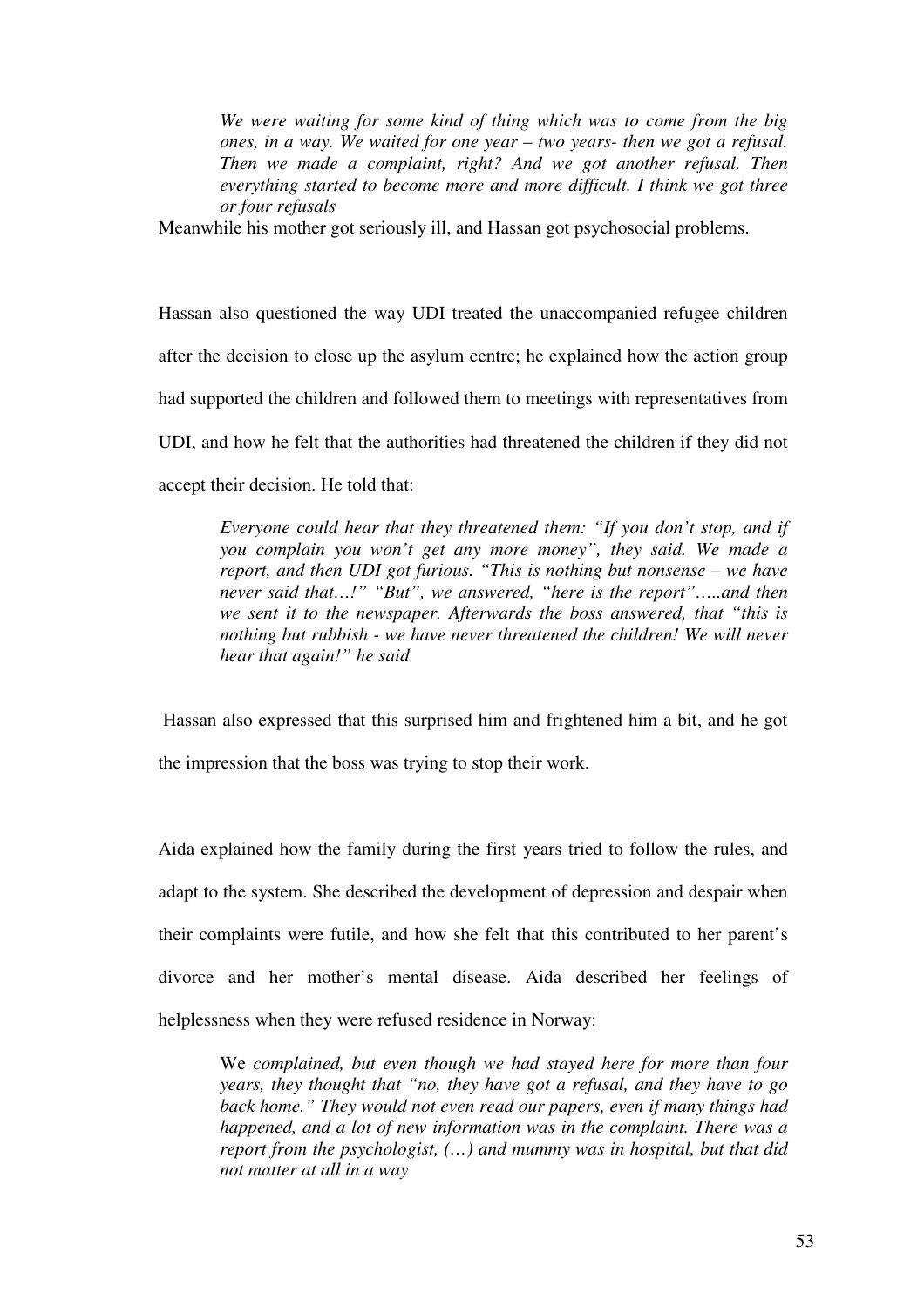> *We were waiting for some kind of thing which was to come from the big ones, in a way. We waited for one year – two years- then we got a refusal. Then we made a complaint, right? And we got another refusal. Then everything started to become more and more difficult. I think we got three or four refusals*

Meanwhile his mother got seriously ill, and Hassan got psychosocial problems.

Hassan also questioned the way UDI treated the unaccompanied refugee children after the decision to close up the asylum centre; he explained how the action group had supported the children and followed them to meetings with representatives from UDI, and how he felt that the authorities had threatened the children if they did not accept their decision. He told that:

> *Everyone could hear that they threatened them: "If you don't stop, and if you complain you won't get any more money", they said. We made a report, and then UDI got furious. "This is nothing but nonsense – we have never said that…!" "But", we answered, "here is the report"…..and then we sent it to the newspaper. Afterwards the boss answered, that "this is nothing but rubbish - we have never threatened the children! We will never hear that again!" he said*

Hassan also expressed that this surprised him and frightened him a bit, and he got the impression that the boss was trying to stop their work.

Aida explained how the family during the first years tried to follow the rules, and adapt to the system. She described the development of depression and despair when their complaints were futile, and how she felt that this contributed to her parent's divorce and her mother's mental disease. Aida described her feelings of helplessness when they were refused residence in Norway:

> We *complained, but even though we had stayed here for more than four years, they thought that "no, they have got a refusal, and they have to go back home." They would not even read our papers, even if many things had happened, and a lot of new information was in the complaint. There was a report from the psychologist, (…) and mummy was in hospital, but that did not matter at all in a way*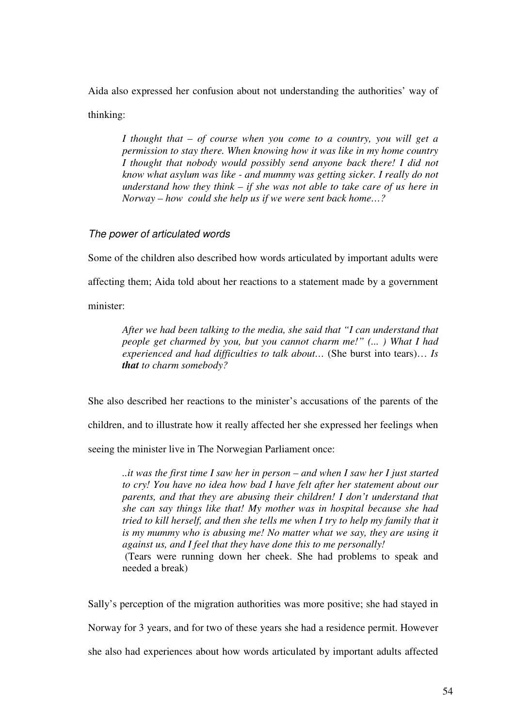Aida also expressed her confusion about not understanding the authorities' way of thinking:

> *I thought that – of course when you come to a country, you will get a permission to stay there. When knowing how it was like in my home country I thought that nobody would possibly send anyone back there! I did not know what asylum was like - and mummy was getting sicker. I really do not understand how they think – if she was not able to take care of us here in Norway – how could she help us if we were sent back home…?*

### *The power of articulated words*

Some of the children also described how words articulated by important adults were affecting them; Aida told about her reactions to a statement made by a government minister:

> *After we had been talking to the media, she said that "I can understand that people get charmed by you, but you cannot charm me!" (... ) What I had experienced and had difficulties to talk about…* (She burst into tears)… *Is* ***that*** *to charm somebody?*

She also described her reactions to the minister's accusations of the parents of the children, and to illustrate how it really affected her she expressed her feelings when seeing the minister live in The Norwegian Parliament once:

> *..it was the first time I saw her in person – and when I saw her I just started to cry! You have no idea how bad I have felt after her statement about our parents, and that they are abusing their children! I don't understand that she can say things like that! My mother was in hospital because she had tried to kill herself, and then she tells me when I try to help my family that it is my mummy who is abusing me! No matter what we say, they are using it against us, and I feel that they have done this to me personally!*
> (Tears were running down her cheek. She had problems to speak and needed a break)

Sally's perception of the migration authorities was more positive; she had stayed in Norway for 3 years, and for two of these years she had a residence permit. However she also had experiences about how words articulated by important adults affected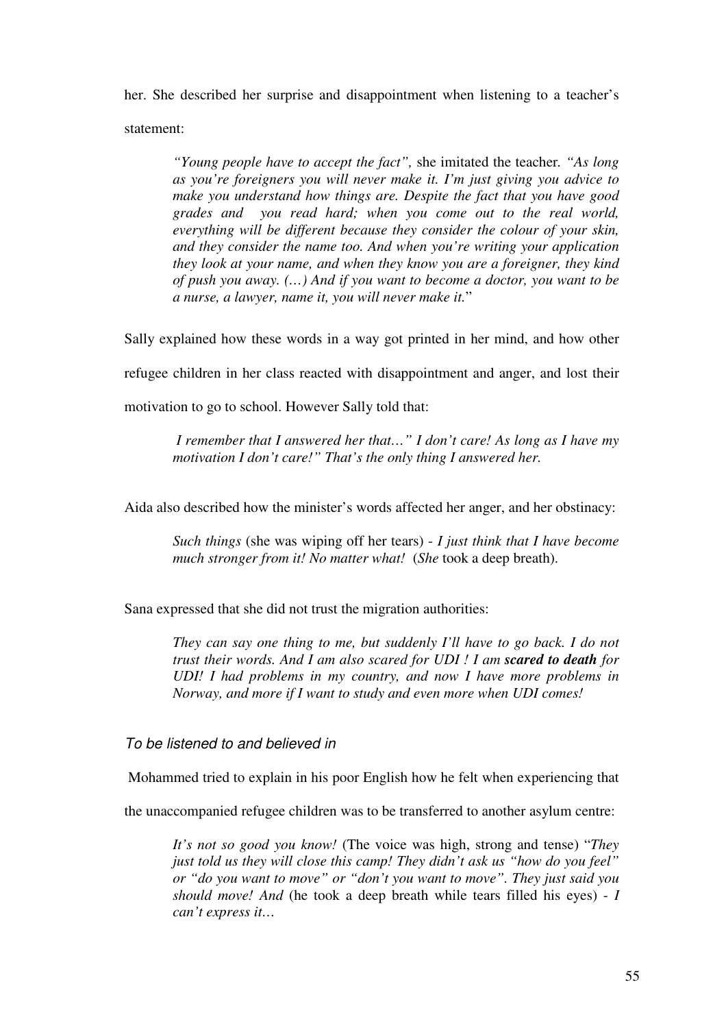her. She described her surprise and disappointment when listening to a teacher's statement:

> *"Young people have to accept the fact",* she imitated the teacher. *"As long as you're foreigners you will never make it. I'm just giving you advice to make you understand how things are. Despite the fact that you have good grades and you read hard; when you come out to the real world, everything will be different because they consider the colour of your skin, and they consider the name too. And when you're writing your application they look at your name, and when they know you are a foreigner, they kind of push you away. (…) And if you want to become a doctor, you want to be a nurse, a lawyer, name it, you will never make it.*"

Sally explained how these words in a way got printed in her mind, and how other refugee children in her class reacted with disappointment and anger, and lost their motivation to go to school. However Sally told that:

> *I remember that I answered her that…" I don't care! As long as I have my motivation I don't care!" That's the only thing I answered her.*

Aida also described how the minister's words affected her anger, and her obstinacy:

> *Such things* (she was wiping off her tears) - *I just think that I have become much stronger from it! No matter what!* (*She* took a deep breath).

Sana expressed that she did not trust the migration authorities:

> *They can say one thing to me, but suddenly I'll have to go back. I do not trust their words. And I am also scared for UDI ! I am* ***scared to death*** *for UDI! I had problems in my country, and now I have more problems in Norway, and more if I want to study and even more when UDI comes!*

### *To be listened to and believed in*

Mohammed tried to explain in his poor English how he felt when experiencing that the unaccompanied refugee children was to be transferred to another asylum centre:

> *It's not so good you know!* (The voice was high, strong and tense) "*They just told us they will close this camp! They didn't ask us "how do you feel" or "do you want to move" or "don't you want to move". They just said you should move! And* (he took a deep breath while tears filled his eyes) - *I can't express it…*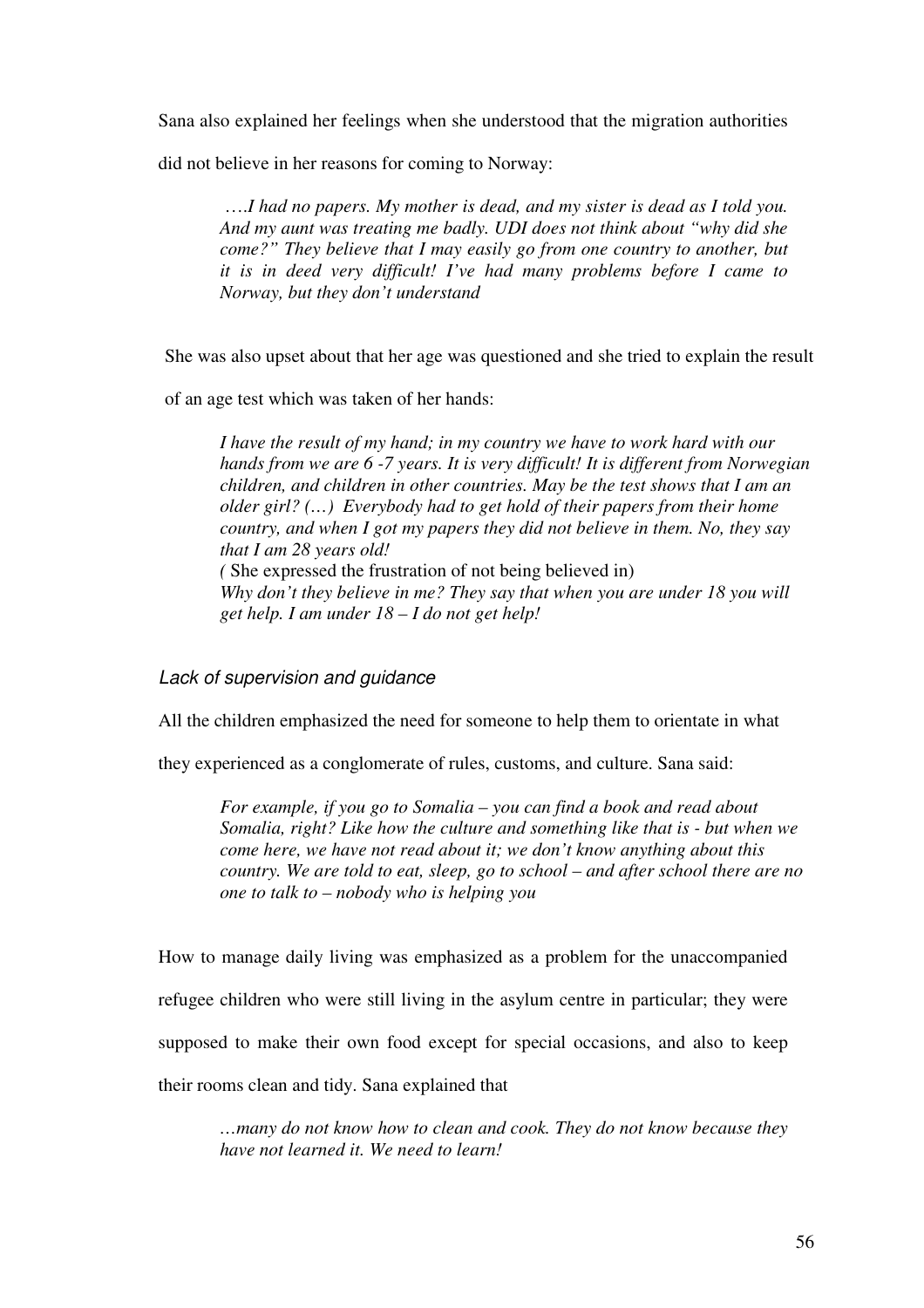Sana also explained her feelings when she understood that the migration authorities did not believe in her reasons for coming to Norway:

> *….I had no papers. My mother is dead, and my sister is dead as I told you. And my aunt was treating me badly. UDI does not think about "why did she come?" They believe that I may easily go from one country to another, but it is in deed very difficult! I've had many problems before I came to Norway, but they don't understand*

She was also upset about that her age was questioned and she tried to explain the result of an age test which was taken of her hands:

> *I have the result of my hand; in my country we have to work hard with our hands from we are 6 -7 years. It is very difficult! It is different from Norwegian children, and children in other countries. May be the test shows that I am an older girl? (…) Everybody had to get hold of their papers from their home country, and when I got my papers they did not believe in them. No, they say that I am 28 years old!*
> *(* She expressed the frustration of not being believed in)
> *Why don't they believe in me? They say that when you are under 18 you will get help. I am under 18 – I do not get help!*

### *Lack of supervision and guidance*

All the children emphasized the need for someone to help them to orientate in what they experienced as a conglomerate of rules, customs, and culture. Sana said:

> *For example, if you go to Somalia – you can find a book and read about Somalia, right? Like how the culture and something like that is - but when we come here, we have not read about it; we don't know anything about this country. We are told to eat, sleep, go to school – and after school there are no one to talk to – nobody who is helping you*

How to manage daily living was emphasized as a problem for the unaccompanied refugee children who were still living in the asylum centre in particular; they were supposed to make their own food except for special occasions, and also to keep their rooms clean and tidy. Sana explained that

> *…many do not know how to clean and cook. They do not know because they have not learned it. We need to learn!*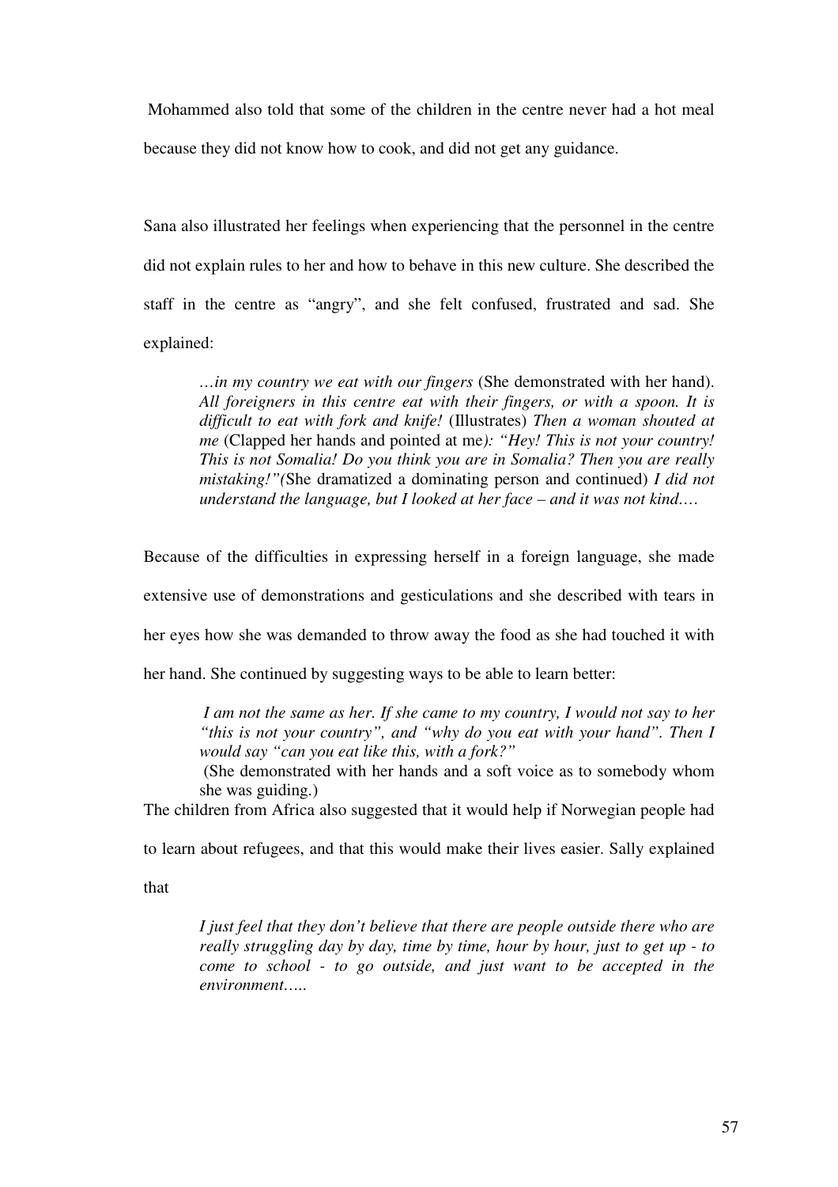Mohammed also told that some of the children in the centre never had a hot meal because they did not know how to cook, and did not get any guidance.

Sana also illustrated her feelings when experiencing that the personnel in the centre did not explain rules to her and how to behave in this new culture. She described the staff in the centre as "angry", and she felt confused, frustrated and sad. She explained:

> *…in my country we eat with our fingers* (She demonstrated with her hand). *All foreigners in this centre eat with their fingers, or with a spoon. It is difficult to eat with fork and knife!* (Illustrates) *Then a woman shouted at me* (Clapped her hands and pointed at me*): "Hey! This is not your country! This is not Somalia! Do you think you are in Somalia? Then you are really mistaking!"(*She dramatized a dominating person and continued) *I did not understand the language, but I looked at her face – and it was not kind….*

Because of the difficulties in expressing herself in a foreign language, she made extensive use of demonstrations and gesticulations and she described with tears in her eyes how she was demanded to throw away the food as she had touched it with her hand. She continued by suggesting ways to be able to learn better:

> *I am not the same as her. If she came to my country, I would not say to her "this is not your country", and "why do you eat with your hand". Then I would say "can you eat like this, with a fork?"*
>
> (She demonstrated with her hands and a soft voice as to somebody whom she was guiding.)

The children from Africa also suggested that it would help if Norwegian people had to learn about refugees, and that this would make their lives easier. Sally explained that

> *I just feel that they don't believe that there are people outside there who are really struggling day by day, time by time, hour by hour, just to get up - to come to school - to go outside, and just want to be accepted in the environment…..*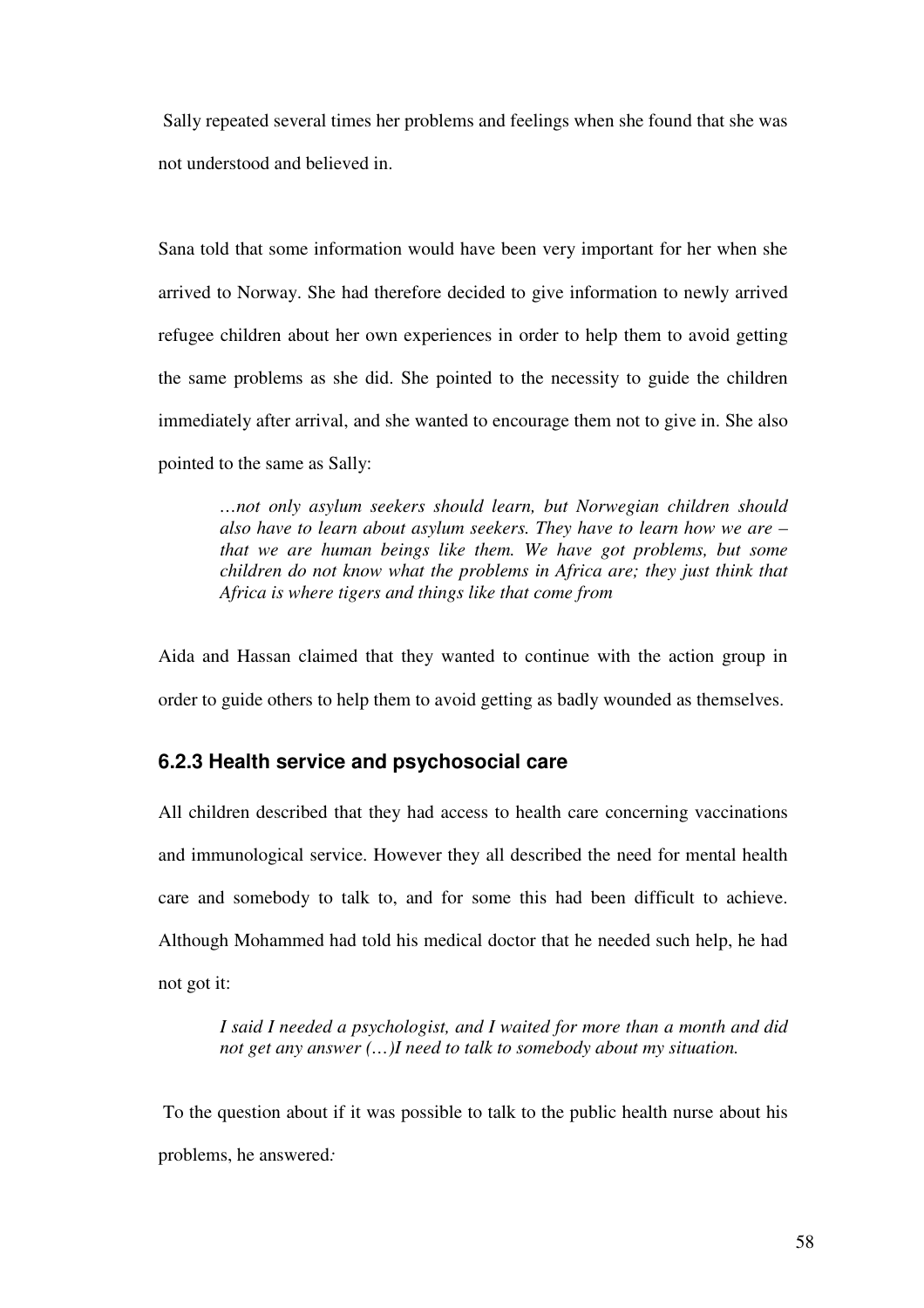Sally repeated several times her problems and feelings when she found that she was not understood and believed in.

Sana told that some information would have been very important for her when she arrived to Norway. She had therefore decided to give information to newly arrived refugee children about her own experiences in order to help them to avoid getting the same problems as she did. She pointed to the necessity to guide the children immediately after arrival, and she wanted to encourage them not to give in. She also pointed to the same as Sally:

> *…not only asylum seekers should learn, but Norwegian children should also have to learn about asylum seekers. They have to learn how we are – that we are human beings like them. We have got problems, but some children do not know what the problems in Africa are; they just think that Africa is where tigers and things like that come from*

Aida and Hassan claimed that they wanted to continue with the action group in order to guide others to help them to avoid getting as badly wounded as themselves.

### 6.2.3 Health service and psychosocial care

All children described that they had access to health care concerning vaccinations and immunological service. However they all described the need for mental health care and somebody to talk to, and for some this had been difficult to achieve. Although Mohammed had told his medical doctor that he needed such help, he had not got it:

> *I said I needed a psychologist, and I waited for more than a month and did not get any answer (…)I need to talk to somebody about my situation.*

To the question about if it was possible to talk to the public health nurse about his problems, he answered*:*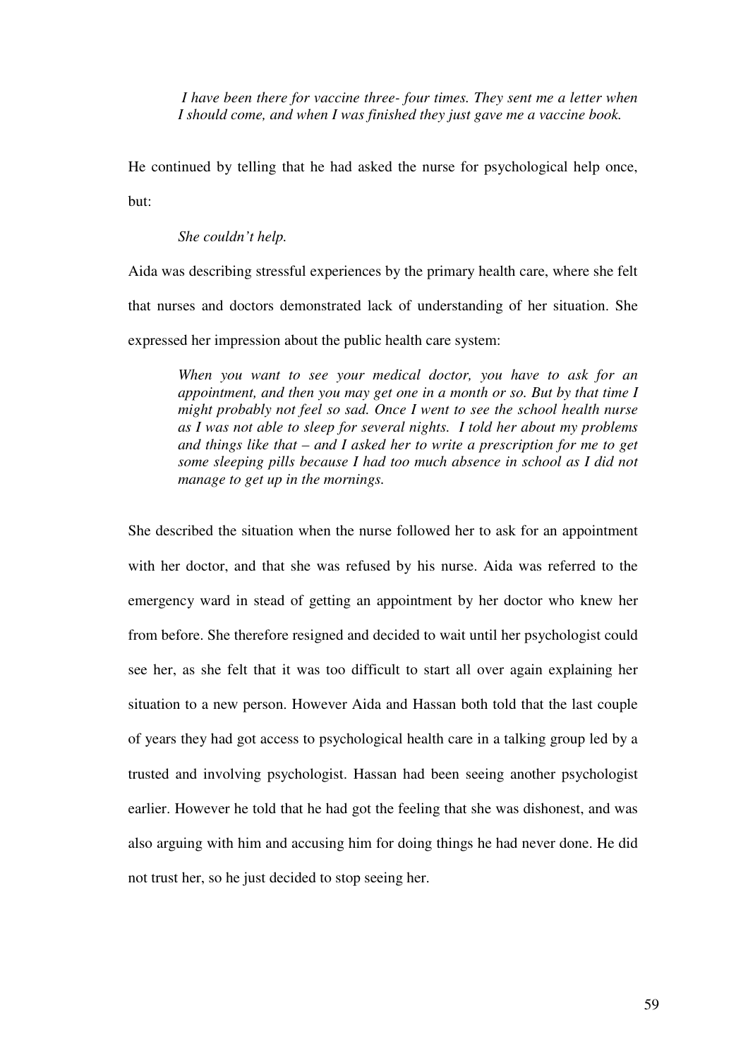> *I have been there for vaccine three- four times. They sent me a letter when I should come, and when I was finished they just gave me a vaccine book.*

He continued by telling that he had asked the nurse for psychological help once, but:

> *She couldn't help.*

Aida was describing stressful experiences by the primary health care, where she felt that nurses and doctors demonstrated lack of understanding of her situation. She expressed her impression about the public health care system:

> *When you want to see your medical doctor, you have to ask for an appointment, and then you may get one in a month or so. But by that time I might probably not feel so sad. Once I went to see the school health nurse as I was not able to sleep for several nights. I told her about my problems and things like that – and I asked her to write a prescription for me to get some sleeping pills because I had too much absence in school as I did not manage to get up in the mornings.*

She described the situation when the nurse followed her to ask for an appointment with her doctor, and that she was refused by his nurse. Aida was referred to the emergency ward in stead of getting an appointment by her doctor who knew her from before. She therefore resigned and decided to wait until her psychologist could see her, as she felt that it was too difficult to start all over again explaining her situation to a new person. However Aida and Hassan both told that the last couple of years they had got access to psychological health care in a talking group led by a trusted and involving psychologist. Hassan had been seeing another psychologist earlier. However he told that he had got the feeling that she was dishonest, and was also arguing with him and accusing him for doing things he had never done. He did not trust her, so he just decided to stop seeing her.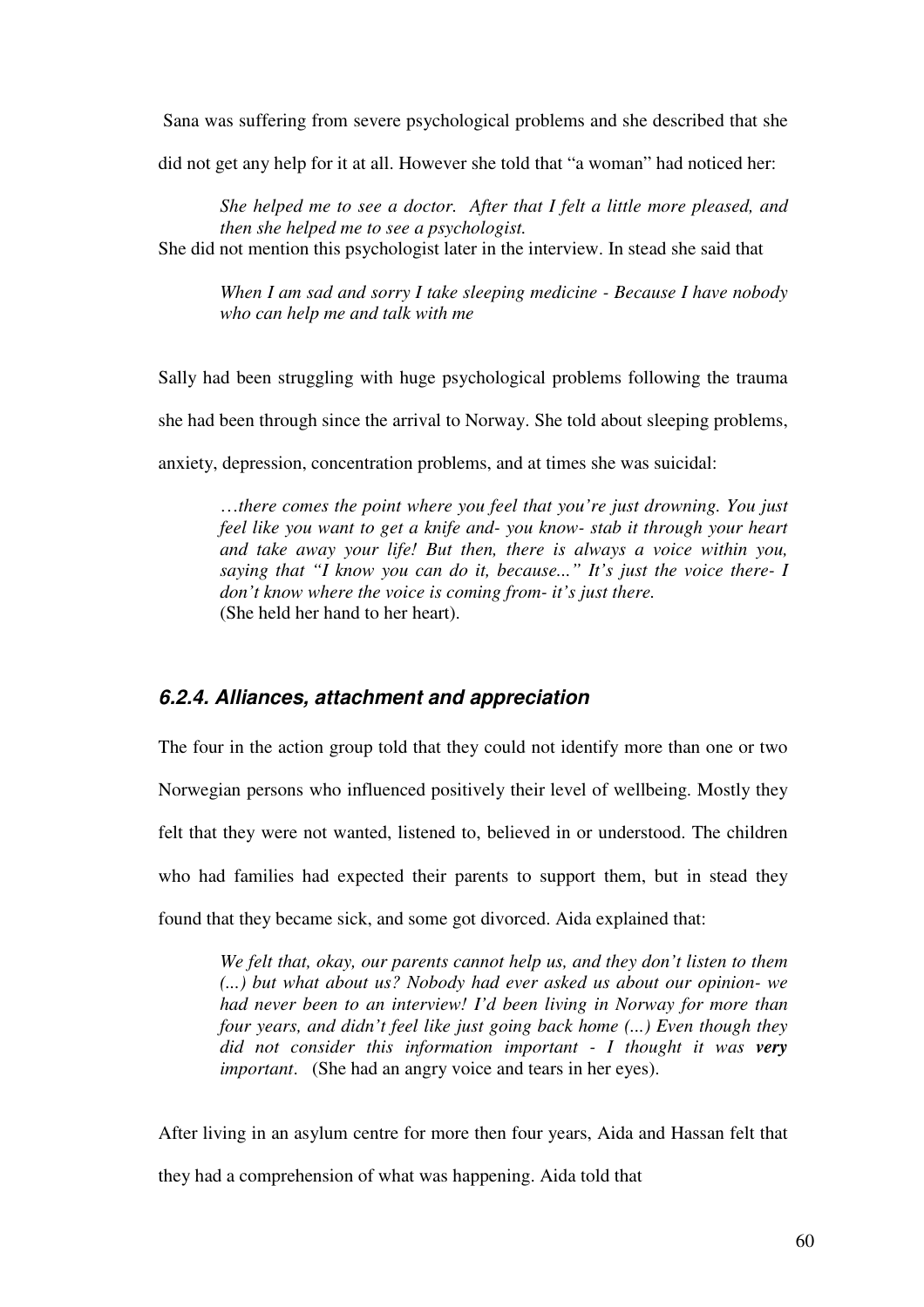Sana was suffering from severe psychological problems and she described that she did not get any help for it at all. However she told that "a woman" had noticed her:

> *She helped me to see a doctor. After that I felt a little more pleased, and then she helped me to see a psychologist.*

She did not mention this psychologist later in the interview. In stead she said that

> *When I am sad and sorry I take sleeping medicine - Because I have nobody who can help me and talk with me*

Sally had been struggling with huge psychological problems following the trauma she had been through since the arrival to Norway. She told about sleeping problems, anxiety, depression, concentration problems, and at times she was suicidal:

> *…there comes the point where you feel that you're just drowning. You just feel like you want to get a knife and- you know- stab it through your heart and take away your life! But then, there is always a voice within you, saying that "I know you can do it, because..." It's just the voice there- I don't know where the voice is coming from- it's just there.*
> (She held her hand to her heart).

### *6.2.4. Alliances, attachment and appreciation*

The four in the action group told that they could not identify more than one or two Norwegian persons who influenced positively their level of wellbeing. Mostly they felt that they were not wanted, listened to, believed in or understood. The children who had families had expected their parents to support them, but in stead they found that they became sick, and some got divorced. Aida explained that:

> *We felt that, okay, our parents cannot help us, and they don't listen to them (...) but what about us? Nobody had ever asked us about our opinion- we had never been to an interview! I'd been living in Norway for more than four years, and didn't feel like just going back home (...) Even though they did not consider this information important - I thought it was **very** important*. (She had an angry voice and tears in her eyes).

After living in an asylum centre for more then four years, Aida and Hassan felt that they had a comprehension of what was happening. Aida told that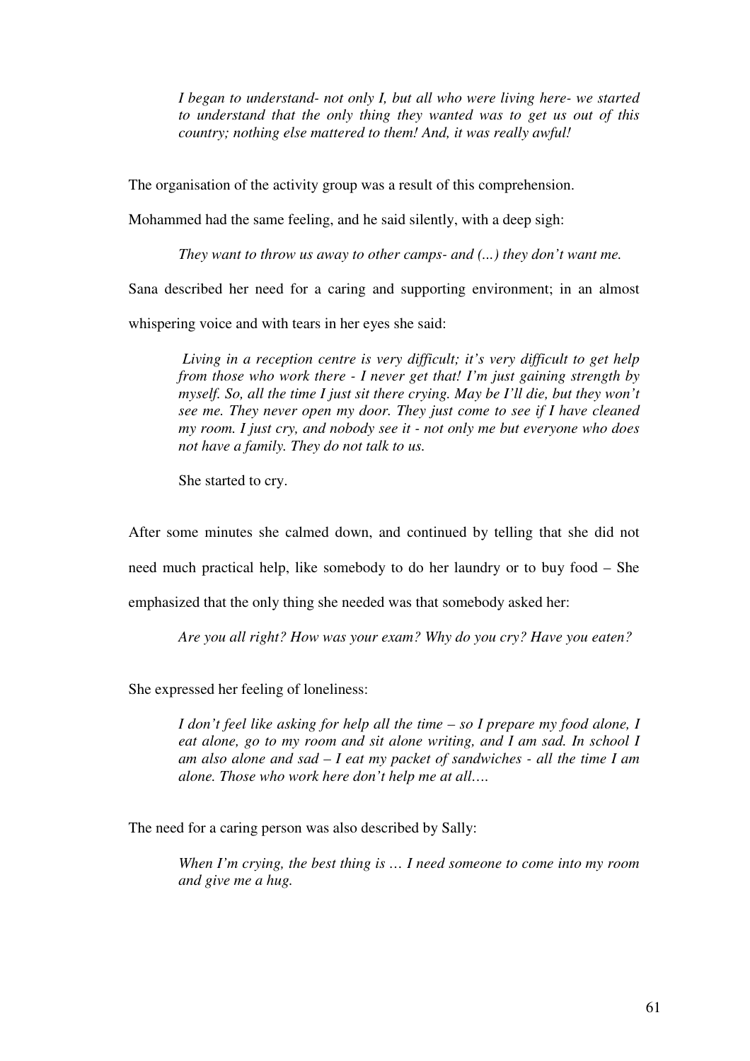> *I began to understand- not only I, but all who were living here- we started to understand that the only thing they wanted was to get us out of this country; nothing else mattered to them! And, it was really awful!*

The organisation of the activity group was a result of this comprehension.

Mohammed had the same feeling, and he said silently, with a deep sigh:

> *They want to throw us away to other camps- and (...) they don't want me.*

Sana described her need for a caring and supporting environment; in an almost whispering voice and with tears in her eyes she said:

> *Living in a reception centre is very difficult; it's very difficult to get help from those who work there - I never get that! I'm just gaining strength by myself. So, all the time I just sit there crying. May be I'll die, but they won't see me. They never open my door. They just come to see if I have cleaned my room. I just cry, and nobody see it - not only me but everyone who does not have a family. They do not talk to us.*
>
> She started to cry.

After some minutes she calmed down, and continued by telling that she did not need much practical help, like somebody to do her laundry or to buy food – She emphasized that the only thing she needed was that somebody asked her:

> *Are you all right? How was your exam? Why do you cry? Have you eaten?*

She expressed her feeling of loneliness:

> *I don't feel like asking for help all the time – so I prepare my food alone, I eat alone, go to my room and sit alone writing, and I am sad. In school I am also alone and sad – I eat my packet of sandwiches - all the time I am alone. Those who work here don't help me at all….*

The need for a caring person was also described by Sally:

> *When I'm crying, the best thing is … I need someone to come into my room and give me a hug.*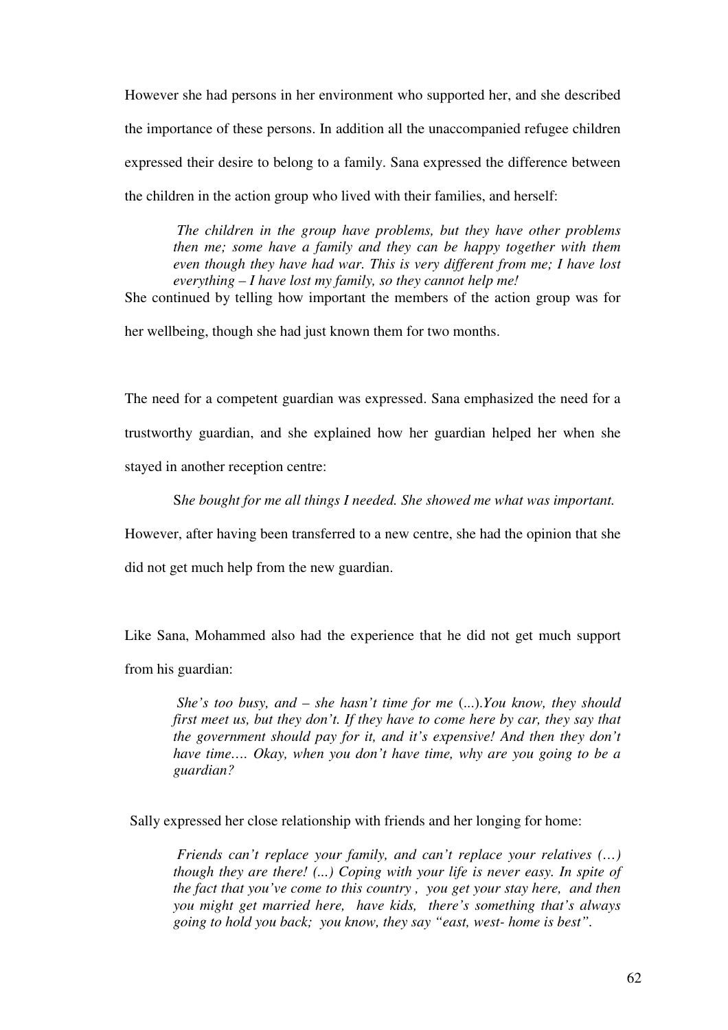However she had persons in her environment who supported her, and she described the importance of these persons. In addition all the unaccompanied refugee children expressed their desire to belong to a family. Sana expressed the difference between the children in the action group who lived with their families, and herself:

> *The children in the group have problems, but they have other problems then me; some have a family and they can be happy together with them even though they have had war. This is very different from me; I have lost everything – I have lost my family, so they cannot help me!*

She continued by telling how important the members of the action group was for her wellbeing, though she had just known them for two months.

The need for a competent guardian was expressed. Sana emphasized the need for a trustworthy guardian, and she explained how her guardian helped her when she stayed in another reception centre:

> S*he bought for me all things I needed. She showed me what was important.*

However, after having been transferred to a new centre, she had the opinion that she did not get much help from the new guardian.

Like Sana, Mohammed also had the experience that he did not get much support from his guardian:

> *She's too busy, and – she hasn't time for me* (...).*You know, they should first meet us, but they don't. If they have to come here by car, they say that the government should pay for it, and it's expensive! And then they don't have time…. Okay, when you don't have time, why are you going to be a guardian?*

Sally expressed her close relationship with friends and her longing for home:

> *Friends can't replace your family, and can't replace your relatives (…) though they are there! (...) Coping with your life is never easy. In spite of the fact that you've come to this country , you get your stay here, and then you might get married here, have kids, there's something that's always going to hold you back; you know, they say "east, west- home is best".*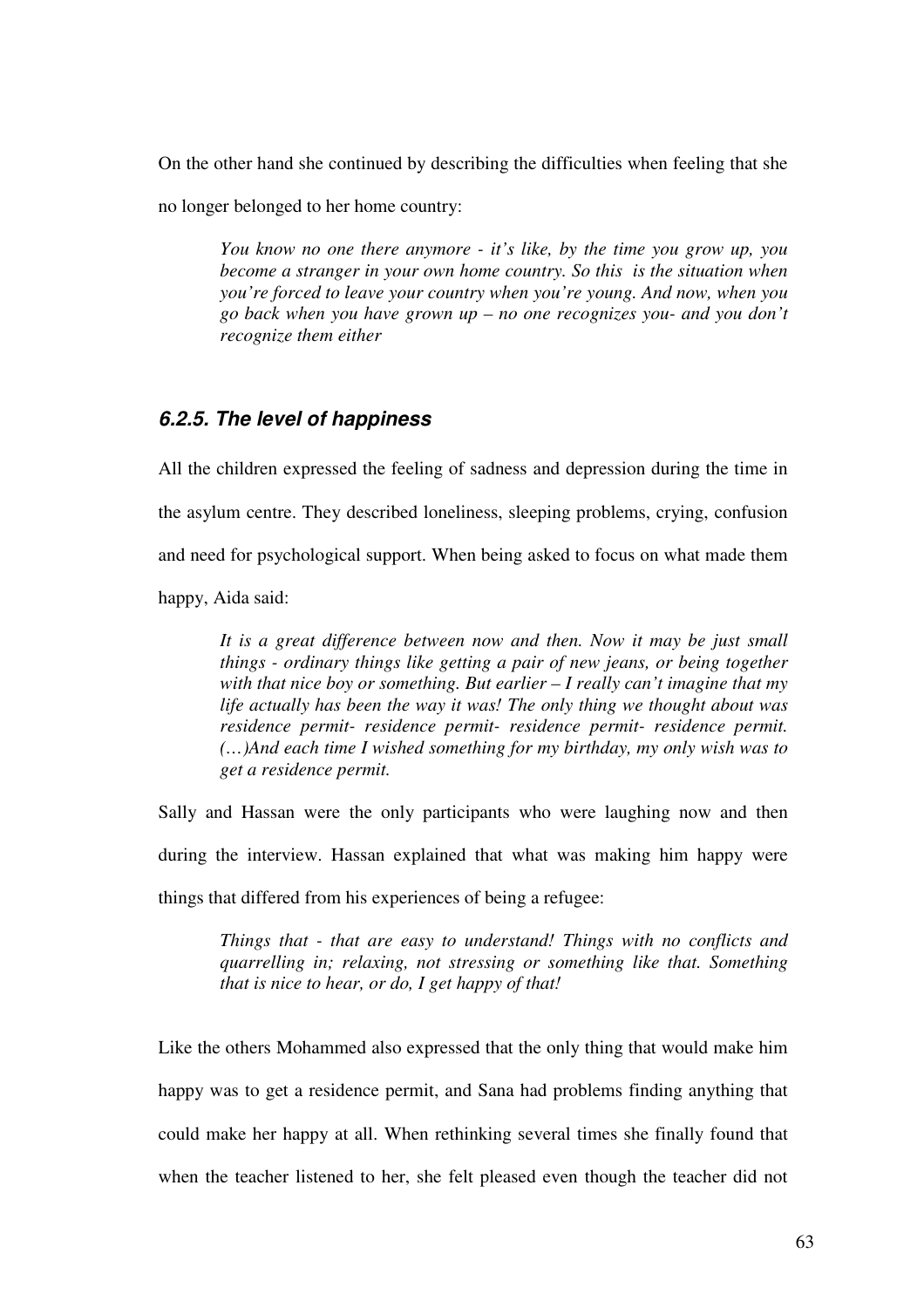On the other hand she continued by describing the difficulties when feeling that she no longer belonged to her home country:

> *You know no one there anymore - it's like, by the time you grow up, you become a stranger in your own home country. So this is the situation when you're forced to leave your country when you're young. And now, when you go back when you have grown up – no one recognizes you- and you don't recognize them either*

### *6.2.5. The level of happiness*

All the children expressed the feeling of sadness and depression during the time in the asylum centre. They described loneliness, sleeping problems, crying, confusion and need for psychological support. When being asked to focus on what made them happy, Aida said:

> *It is a great difference between now and then. Now it may be just small things - ordinary things like getting a pair of new jeans, or being together with that nice boy or something. But earlier – I really can't imagine that my life actually has been the way it was! The only thing we thought about was residence permit- residence permit- residence permit- residence permit. (…)And each time I wished something for my birthday, my only wish was to get a residence permit.*

Sally and Hassan were the only participants who were laughing now and then during the interview. Hassan explained that what was making him happy were things that differed from his experiences of being a refugee:

> *Things that - that are easy to understand! Things with no conflicts and quarrelling in; relaxing, not stressing or something like that. Something that is nice to hear, or do, I get happy of that!*

Like the others Mohammed also expressed that the only thing that would make him happy was to get a residence permit, and Sana had problems finding anything that could make her happy at all. When rethinking several times she finally found that when the teacher listened to her, she felt pleased even though the teacher did not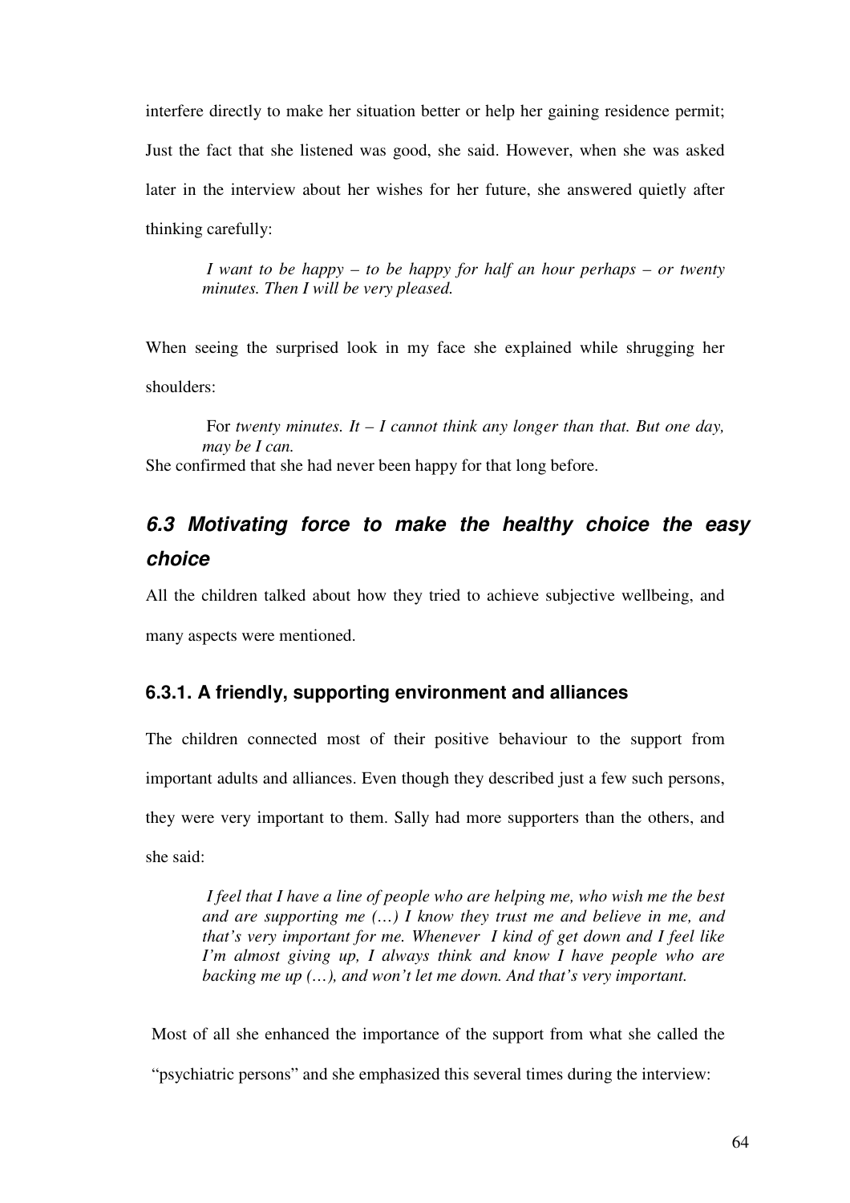interfere directly to make her situation better or help her gaining residence permit; Just the fact that she listened was good, she said. However, when she was asked later in the interview about her wishes for her future, she answered quietly after thinking carefully:

> *I want to be happy – to be happy for half an hour perhaps – or twenty minutes. Then I will be very pleased.*

When seeing the surprised look in my face she explained while shrugging her shoulders:

> For *twenty minutes. It – I cannot think any longer than that. But one day, may be I can.*

She confirmed that she had never been happy for that long before.

## ***6.3 Motivating force to make the healthy choice the easy choice***

All the children talked about how they tried to achieve subjective wellbeing, and many aspects were mentioned.

### **6.3.1. A friendly, supporting environment and alliances**

The children connected most of their positive behaviour to the support from important adults and alliances. Even though they described just a few such persons, they were very important to them. Sally had more supporters than the others, and she said:

> *I feel that I have a line of people who are helping me, who wish me the best and are supporting me (…) I know they trust me and believe in me, and that's very important for me. Whenever I kind of get down and I feel like I'm almost giving up, I always think and know I have people who are backing me up (…), and won't let me down. And that's very important.*

Most of all she enhanced the importance of the support from what she called the "psychiatric persons" and she emphasized this several times during the interview: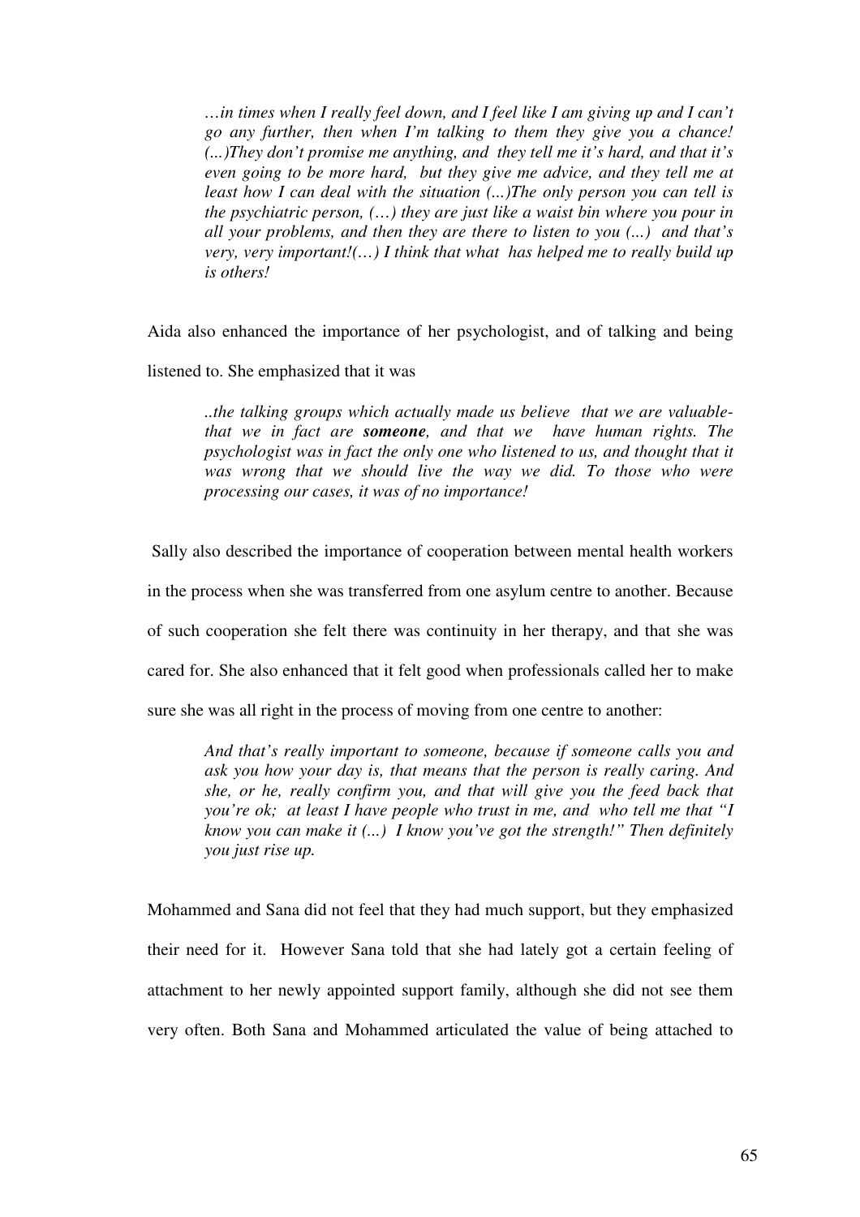> *…in times when I really feel down, and I feel like I am giving up and I can't go any further, then when I'm talking to them they give you a chance! (...)They don't promise me anything, and they tell me it's hard, and that it's even going to be more hard, but they give me advice, and they tell me at least how I can deal with the situation (...)The only person you can tell is the psychiatric person, (…) they are just like a waist bin where you pour in all your problems, and then they are there to listen to you (...) and that's very, very important!(…) I think that what has helped me to really build up is others!*

Aida also enhanced the importance of her psychologist, and of talking and being listened to. She emphasized that it was

> *..the talking groups which actually made us believe that we are valuable- that we in fact are **someone**, and that we have human rights. The psychologist was in fact the only one who listened to us, and thought that it was wrong that we should live the way we did. To those who were processing our cases, it was of no importance!*

Sally also described the importance of cooperation between mental health workers in the process when she was transferred from one asylum centre to another. Because of such cooperation she felt there was continuity in her therapy, and that she was cared for. She also enhanced that it felt good when professionals called her to make sure she was all right in the process of moving from one centre to another:

> *And that's really important to someone, because if someone calls you and ask you how your day is, that means that the person is really caring. And she, or he, really confirm you, and that will give you the feed back that you're ok; at least I have people who trust in me, and who tell me that "I know you can make it (...) I know you've got the strength!" Then definitely you just rise up.*

Mohammed and Sana did not feel that they had much support, but they emphasized their need for it. However Sana told that she had lately got a certain feeling of attachment to her newly appointed support family, although she did not see them very often. Both Sana and Mohammed articulated the value of being attached to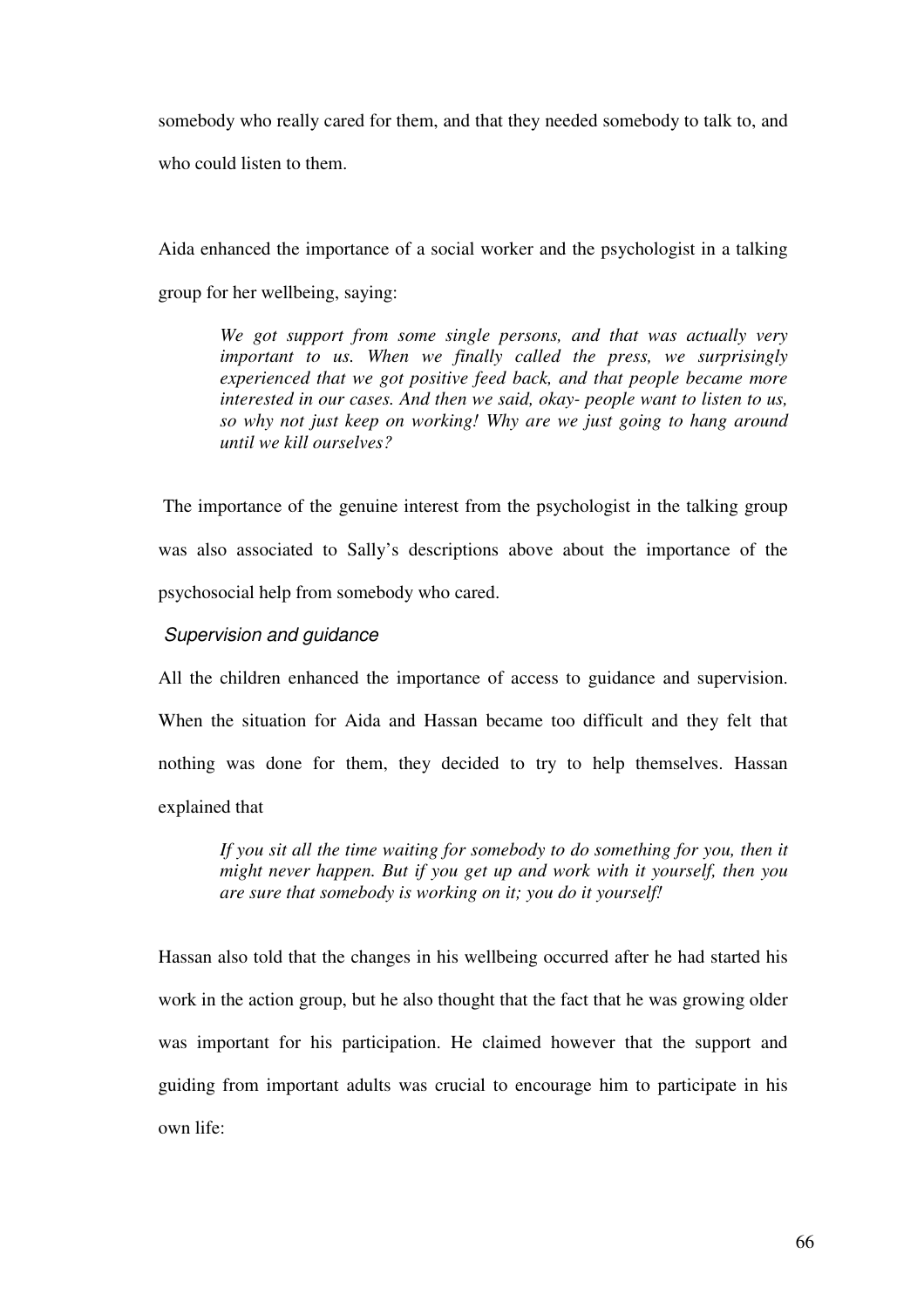somebody who really cared for them, and that they needed somebody to talk to, and who could listen to them.

Aida enhanced the importance of a social worker and the psychologist in a talking group for her wellbeing, saying:

> *We got support from some single persons, and that was actually very important to us. When we finally called the press, we surprisingly experienced that we got positive feed back, and that people became more interested in our cases. And then we said, okay- people want to listen to us, so why not just keep on working! Why are we just going to hang around until we kill ourselves?*

The importance of the genuine interest from the psychologist in the talking group was also associated to Sally's descriptions above about the importance of the psychosocial help from somebody who cared.

#### *Supervision and guidance*

All the children enhanced the importance of access to guidance and supervision. When the situation for Aida and Hassan became too difficult and they felt that nothing was done for them, they decided to try to help themselves. Hassan explained that

> *If you sit all the time waiting for somebody to do something for you, then it might never happen. But if you get up and work with it yourself, then you are sure that somebody is working on it; you do it yourself!*

Hassan also told that the changes in his wellbeing occurred after he had started his work in the action group, but he also thought that the fact that he was growing older was important for his participation. He claimed however that the support and guiding from important adults was crucial to encourage him to participate in his own life: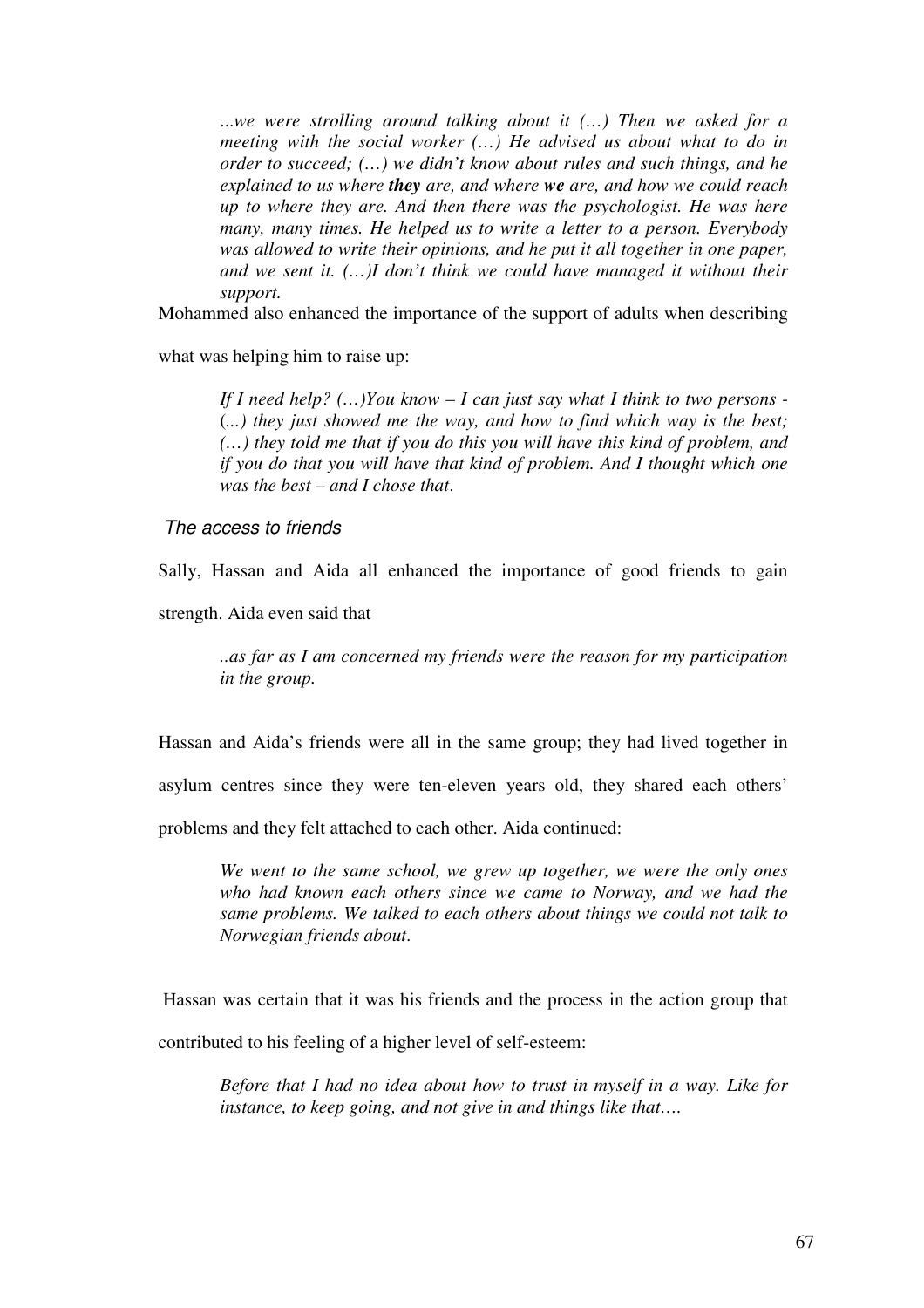> *...we were strolling around talking about it (…) Then we asked for a meeting with the social worker (…) He advised us about what to do in order to succeed; (…) we didn't know about rules and such things, and he explained to us where **they** are, and where **we** are, and how we could reach up to where they are. And then there was the psychologist. He was here many, many times. He helped us to write a letter to a person. Everybody was allowed to write their opinions, and he put it all together in one paper, and we sent it. (…)I don't think we could have managed it without their support.*

Mohammed also enhanced the importance of the support of adults when describing what was helping him to raise up:

> *If I need help? (…)You know – I can just say what I think to two persons - (...) they just showed me the way, and how to find which way is the best; (…) they told me that if you do this you will have this kind of problem, and if you do that you will have that kind of problem. And I thought which one was the best – and I chose that*.

### *The access to friends*

Sally, Hassan and Aida all enhanced the importance of good friends to gain strength. Aida even said that

> *..as far as I am concerned my friends were the reason for my participation in the group.*

Hassan and Aida's friends were all in the same group; they had lived together in asylum centres since they were ten-eleven years old, they shared each others' problems and they felt attached to each other. Aida continued:

> *We went to the same school, we grew up together, we were the only ones who had known each others since we came to Norway, and we had the same problems. We talked to each others about things we could not talk to Norwegian friends about*.

Hassan was certain that it was his friends and the process in the action group that contributed to his feeling of a higher level of self-esteem:

> *Before that I had no idea about how to trust in myself in a way. Like for instance, to keep going, and not give in and things like that….*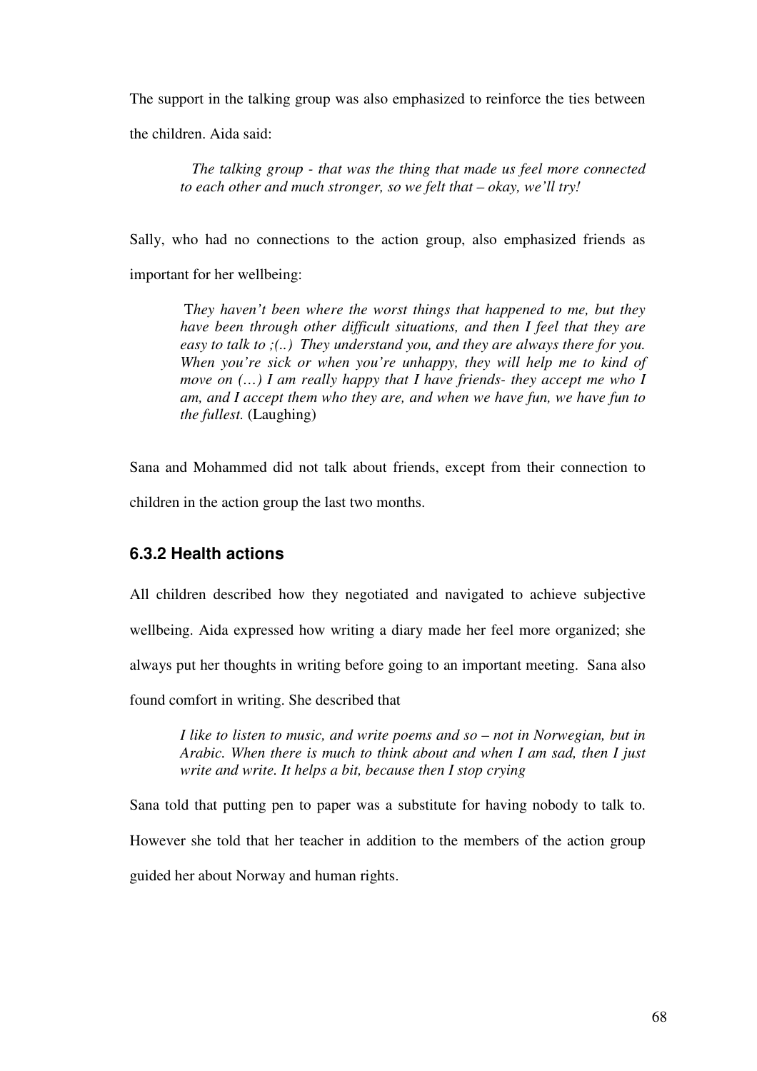The support in the talking group was also emphasized to reinforce the ties between the children. Aida said:

> *The talking group - that was the thing that made us feel more connected to each other and much stronger, so we felt that – okay, we'll try!*

Sally, who had no connections to the action group, also emphasized friends as important for her wellbeing:

> *They haven't been where the worst things that happened to me, but they have been through other difficult situations, and then I feel that they are easy to talk to ;(..) They understand you, and they are always there for you. When you're sick or when you're unhappy, they will help me to kind of move on (…) I am really happy that I have friends- they accept me who I am, and I accept them who they are, and when we have fun, we have fun to the fullest.* (Laughing)

Sana and Mohammed did not talk about friends, except from their connection to children in the action group the last two months.

### 6.3.2 Health actions

All children described how they negotiated and navigated to achieve subjective wellbeing. Aida expressed how writing a diary made her feel more organized; she always put her thoughts in writing before going to an important meeting. Sana also found comfort in writing. She described that

> *I like to listen to music, and write poems and so – not in Norwegian, but in Arabic. When there is much to think about and when I am sad, then I just write and write. It helps a bit, because then I stop crying*

Sana told that putting pen to paper was a substitute for having nobody to talk to. However she told that her teacher in addition to the members of the action group guided her about Norway and human rights.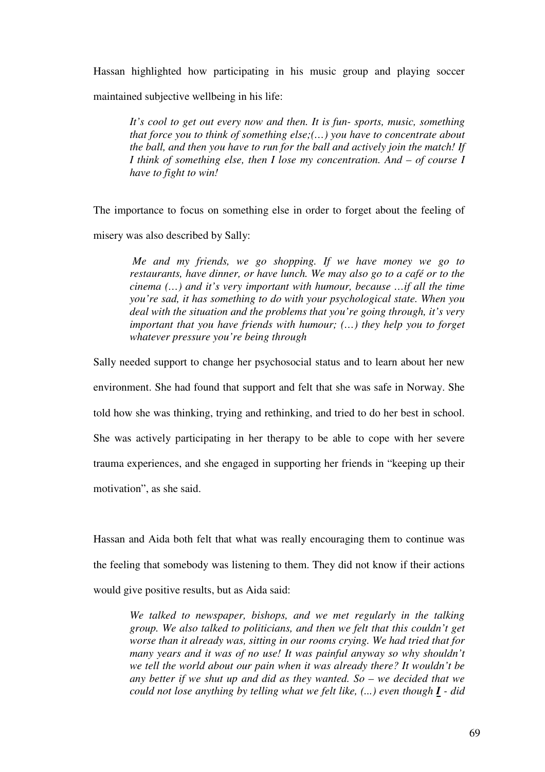Hassan highlighted how participating in his music group and playing soccer maintained subjective wellbeing in his life:

> *It's cool to get out every now and then. It is fun- sports, music, something that force you to think of something else;(…) you have to concentrate about the ball, and then you have to run for the ball and actively join the match! If I think of something else, then I lose my concentration. And – of course I have to fight to win!*

The importance to focus on something else in order to forget about the feeling of misery was also described by Sally:

> *Me and my friends, we go shopping. If we have money we go to restaurants, have dinner, or have lunch. We may also go to a café or to the cinema (…) and it's very important with humour, because …if all the time you're sad, it has something to do with your psychological state. When you deal with the situation and the problems that you're going through, it's very important that you have friends with humour; (…) they help you to forget whatever pressure you're being through*

Sally needed support to change her psychosocial status and to learn about her new environment. She had found that support and felt that she was safe in Norway. She told how she was thinking, trying and rethinking, and tried to do her best in school. She was actively participating in her therapy to be able to cope with her severe trauma experiences, and she engaged in supporting her friends in "keeping up their motivation", as she said.

Hassan and Aida both felt that what was really encouraging them to continue was the feeling that somebody was listening to them. They did not know if their actions would give positive results, but as Aida said:

> *We talked to newspaper, bishops, and we met regularly in the talking group. We also talked to politicians, and then we felt that this couldn't get worse than it already was, sitting in our rooms crying. We had tried that for many years and it was of no use! It was painful anyway so why shouldn't we tell the world about our pain when it was already there? It wouldn't be any better if we shut up and did as they wanted. So – we decided that we could not lose anything by telling what we felt like, (...) even though **I** - did*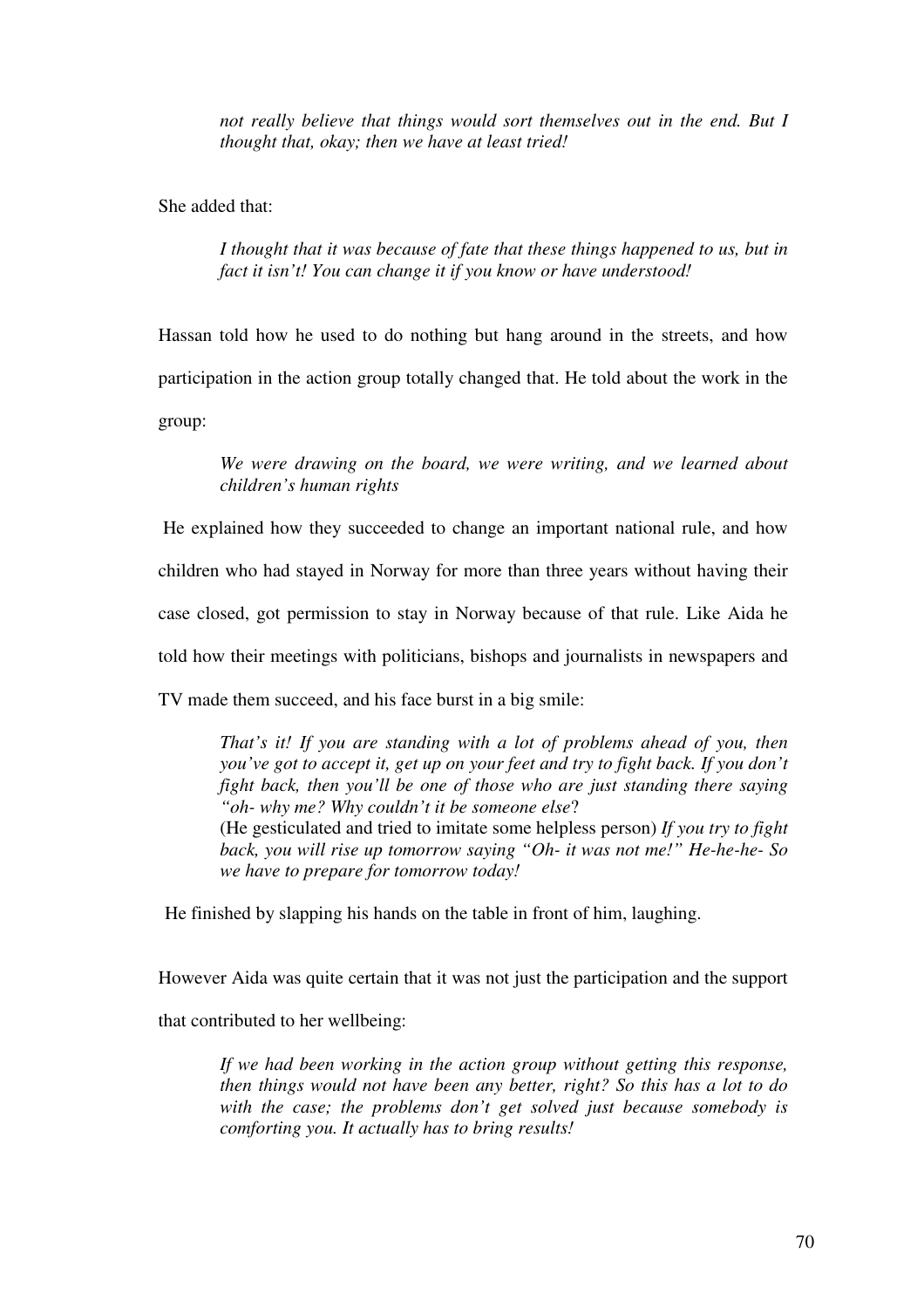> *not really believe that things would sort themselves out in the end. But I thought that, okay; then we have at least tried!*

She added that:

> *I thought that it was because of fate that these things happened to us, but in fact it isn't! You can change it if you know or have understood!*

Hassan told how he used to do nothing but hang around in the streets, and how participation in the action group totally changed that. He told about the work in the group:

> *We were drawing on the board, we were writing, and we learned about children's human rights*

He explained how they succeeded to change an important national rule, and how children who had stayed in Norway for more than three years without having their case closed, got permission to stay in Norway because of that rule. Like Aida he told how their meetings with politicians, bishops and journalists in newspapers and TV made them succeed, and his face burst in a big smile:

> *That's it! If you are standing with a lot of problems ahead of you, then you've got to accept it, get up on your feet and try to fight back. If you don't fight back, then you'll be one of those who are just standing there saying "oh- why me? Why couldn't it be someone else*?
> (He gesticulated and tried to imitate some helpless person) *If you try to fight back, you will rise up tomorrow saying "Oh- it was not me!" He-he-he- So we have to prepare for tomorrow today!*

He finished by slapping his hands on the table in front of him, laughing.

However Aida was quite certain that it was not just the participation and the support that contributed to her wellbeing:

> *If we had been working in the action group without getting this response, then things would not have been any better, right? So this has a lot to do with the case; the problems don't get solved just because somebody is comforting you. It actually has to bring results!*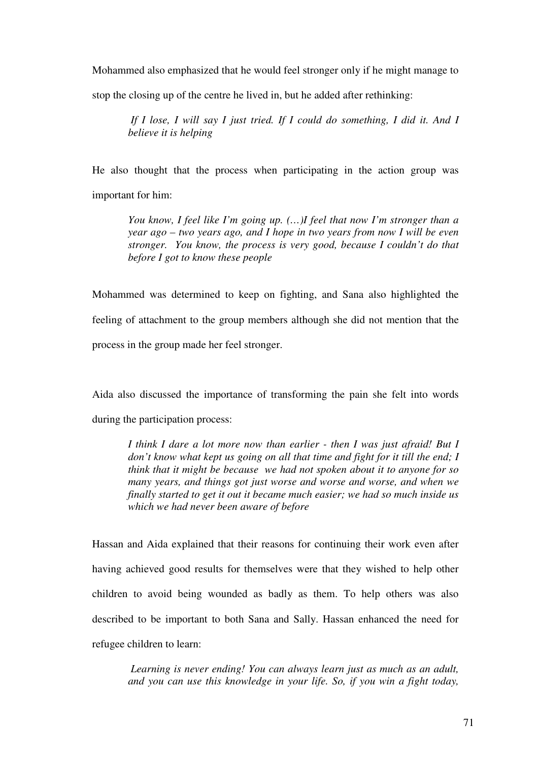Mohammed also emphasized that he would feel stronger only if he might manage to stop the closing up of the centre he lived in, but he added after rethinking:

> *If I lose, I will say I just tried. If I could do something, I did it. And I believe it is helping*

He also thought that the process when participating in the action group was important for him:

> *You know, I feel like I'm going up. (…)I feel that now I'm stronger than a year ago – two years ago, and I hope in two years from now I will be even stronger. You know, the process is very good, because I couldn't do that before I got to know these people*

Mohammed was determined to keep on fighting, and Sana also highlighted the feeling of attachment to the group members although she did not mention that the process in the group made her feel stronger.

Aida also discussed the importance of transforming the pain she felt into words during the participation process:

> *I think I dare a lot more now than earlier - then I was just afraid! But I don't know what kept us going on all that time and fight for it till the end; I think that it might be because we had not spoken about it to anyone for so many years, and things got just worse and worse and worse, and when we finally started to get it out it became much easier; we had so much inside us which we had never been aware of before*

Hassan and Aida explained that their reasons for continuing their work even after having achieved good results for themselves were that they wished to help other children to avoid being wounded as badly as them. To help others was also described to be important to both Sana and Sally. Hassan enhanced the need for refugee children to learn:

> *Learning is never ending! You can always learn just as much as an adult, and you can use this knowledge in your life. So, if you win a fight today,*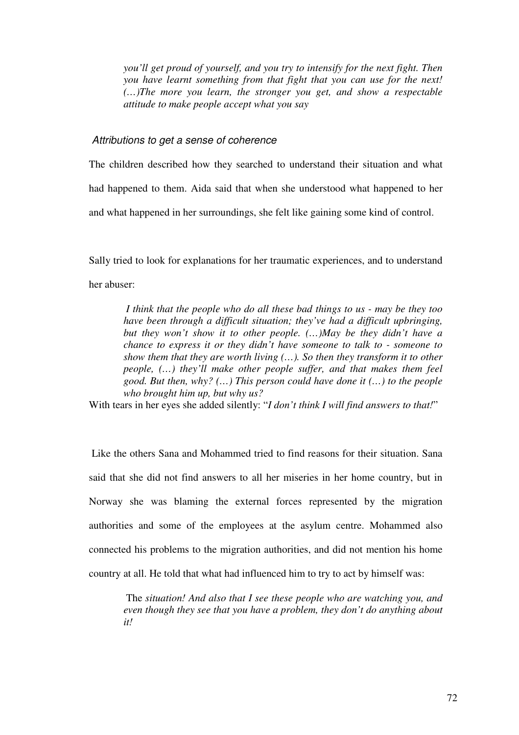> *you'll get proud of yourself, and you try to intensify for the next fight. Then you have learnt something from that fight that you can use for the next! (…)The more you learn, the stronger you get, and show a respectable attitude to make people accept what you say*

### *Attributions to get a sense of coherence*

The children described how they searched to understand their situation and what had happened to them. Aida said that when she understood what happened to her and what happened in her surroundings, she felt like gaining some kind of control.

Sally tried to look for explanations for her traumatic experiences, and to understand her abuser:

> *I think that the people who do all these bad things to us - may be they too have been through a difficult situation; they've had a difficult upbringing, but they won't show it to other people. (…)May be they didn't have a chance to express it or they didn't have someone to talk to - someone to show them that they are worth living (…). So then they transform it to other people, (…) they'll make other people suffer, and that makes them feel good. But then, why? (…) This person could have done it (…) to the people who brought him up, but why us?*

With tears in her eyes she added silently: "*I don't think I will find answers to that!*"

Like the others Sana and Mohammed tried to find reasons for their situation. Sana said that she did not find answers to all her miseries in her home country, but in Norway she was blaming the external forces represented by the migration authorities and some of the employees at the asylum centre. Mohammed also connected his problems to the migration authorities, and did not mention his home country at all. He told that what had influenced him to try to act by himself was:

> The *situation! And also that I see these people who are watching you, and even though they see that you have a problem, they don't do anything about it!*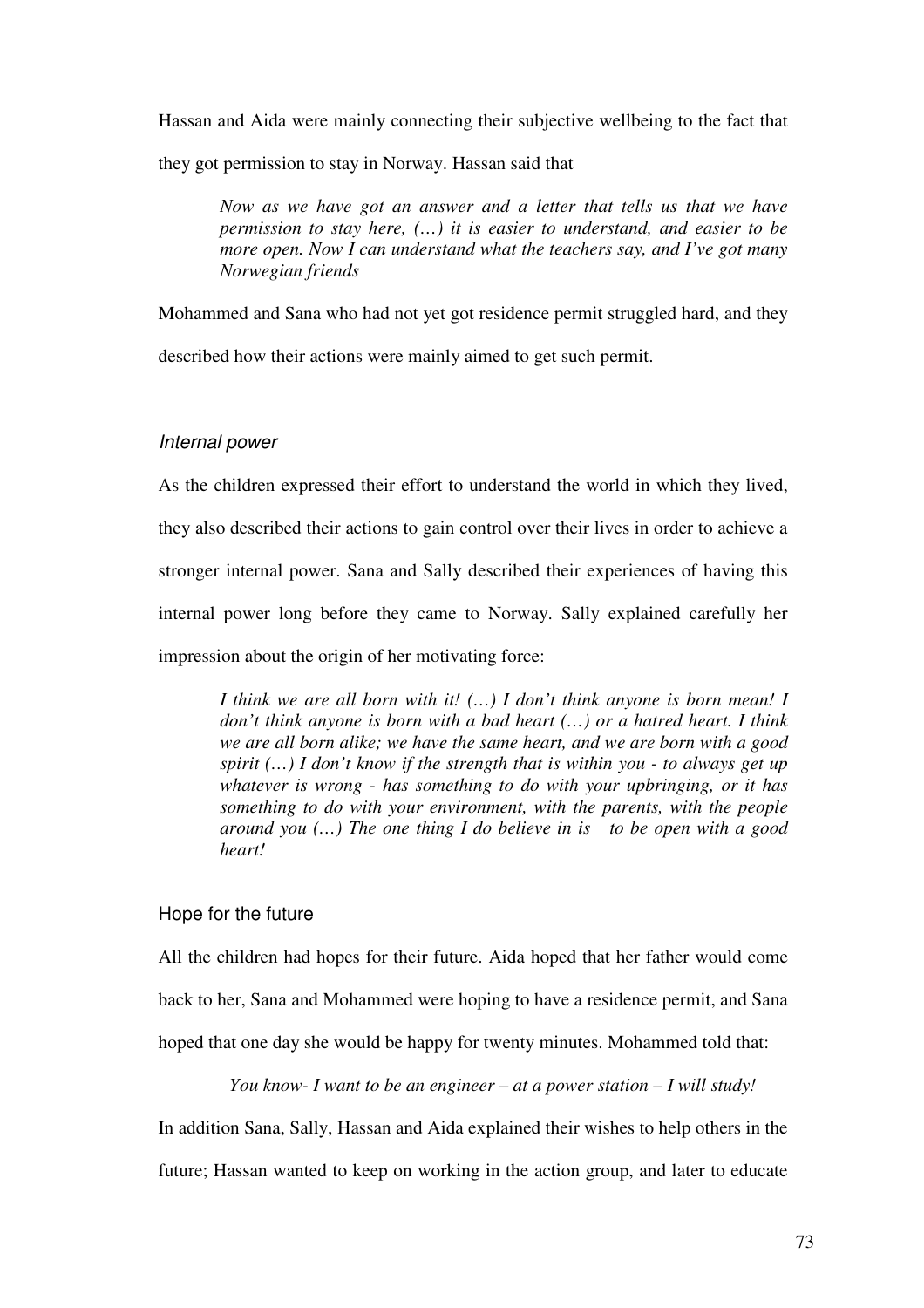Hassan and Aida were mainly connecting their subjective wellbeing to the fact that they got permission to stay in Norway. Hassan said that

> *Now as we have got an answer and a letter that tells us that we have permission to stay here, (…) it is easier to understand, and easier to be more open. Now I can understand what the teachers say, and I've got many Norwegian friends*

Mohammed and Sana who had not yet got residence permit struggled hard, and they described how their actions were mainly aimed to get such permit.

### *Internal power*

As the children expressed their effort to understand the world in which they lived, they also described their actions to gain control over their lives in order to achieve a stronger internal power. Sana and Sally described their experiences of having this internal power long before they came to Norway. Sally explained carefully her impression about the origin of her motivating force:

> *I think we are all born with it! (…) I don't think anyone is born mean! I don't think anyone is born with a bad heart (…) or a hatred heart. I think we are all born alike; we have the same heart, and we are born with a good spirit (…) I don't know if the strength that is within you - to always get up whatever is wrong - has something to do with your upbringing, or it has something to do with your environment, with the parents, with the people around you (…) The one thing I do believe in is to be open with a good heart!*

### Hope for the future

All the children had hopes for their future. Aida hoped that her father would come back to her, Sana and Mohammed were hoping to have a residence permit, and Sana hoped that one day she would be happy for twenty minutes. Mohammed told that:

> *You know- I want to be an engineer – at a power station – I will study!*

In addition Sana, Sally, Hassan and Aida explained their wishes to help others in the future; Hassan wanted to keep on working in the action group, and later to educate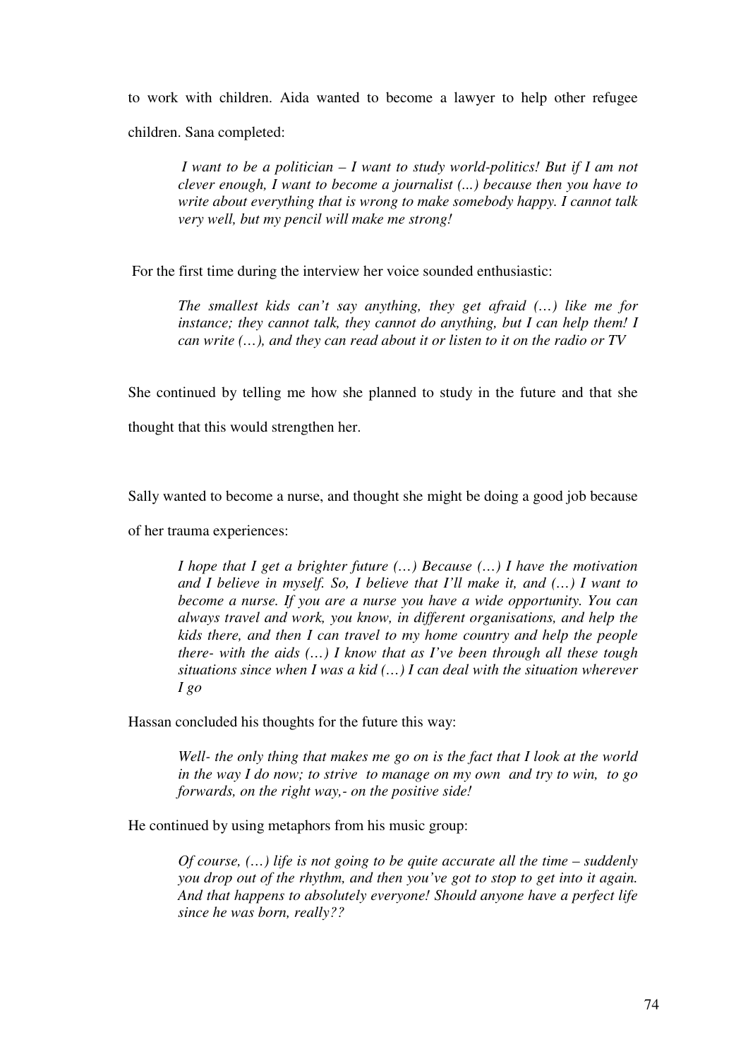to work with children. Aida wanted to become a lawyer to help other refugee children. Sana completed:

> *I want to be a politician – I want to study world-politics! But if I am not clever enough, I want to become a journalist (...) because then you have to write about everything that is wrong to make somebody happy. I cannot talk very well, but my pencil will make me strong!*

For the first time during the interview her voice sounded enthusiastic:

> *The smallest kids can't say anything, they get afraid (…) like me for instance; they cannot talk, they cannot do anything, but I can help them! I can write (…), and they can read about it or listen to it on the radio or TV*

She continued by telling me how she planned to study in the future and that she thought that this would strengthen her.

Sally wanted to become a nurse, and thought she might be doing a good job because of her trauma experiences:

> *I hope that I get a brighter future (…) Because (…) I have the motivation and I believe in myself. So, I believe that I'll make it, and (…) I want to become a nurse. If you are a nurse you have a wide opportunity. You can always travel and work, you know, in different organisations, and help the kids there, and then I can travel to my home country and help the people there- with the aids (…) I know that as I've been through all these tough situations since when I was a kid (…) I can deal with the situation wherever I go*

Hassan concluded his thoughts for the future this way:

> *Well- the only thing that makes me go on is the fact that I look at the world in the way I do now; to strive to manage on my own and try to win, to go forwards, on the right way,- on the positive side!*

He continued by using metaphors from his music group:

> *Of course, (…) life is not going to be quite accurate all the time – suddenly you drop out of the rhythm, and then you've got to stop to get into it again. And that happens to absolutely everyone! Should anyone have a perfect life since he was born, really??*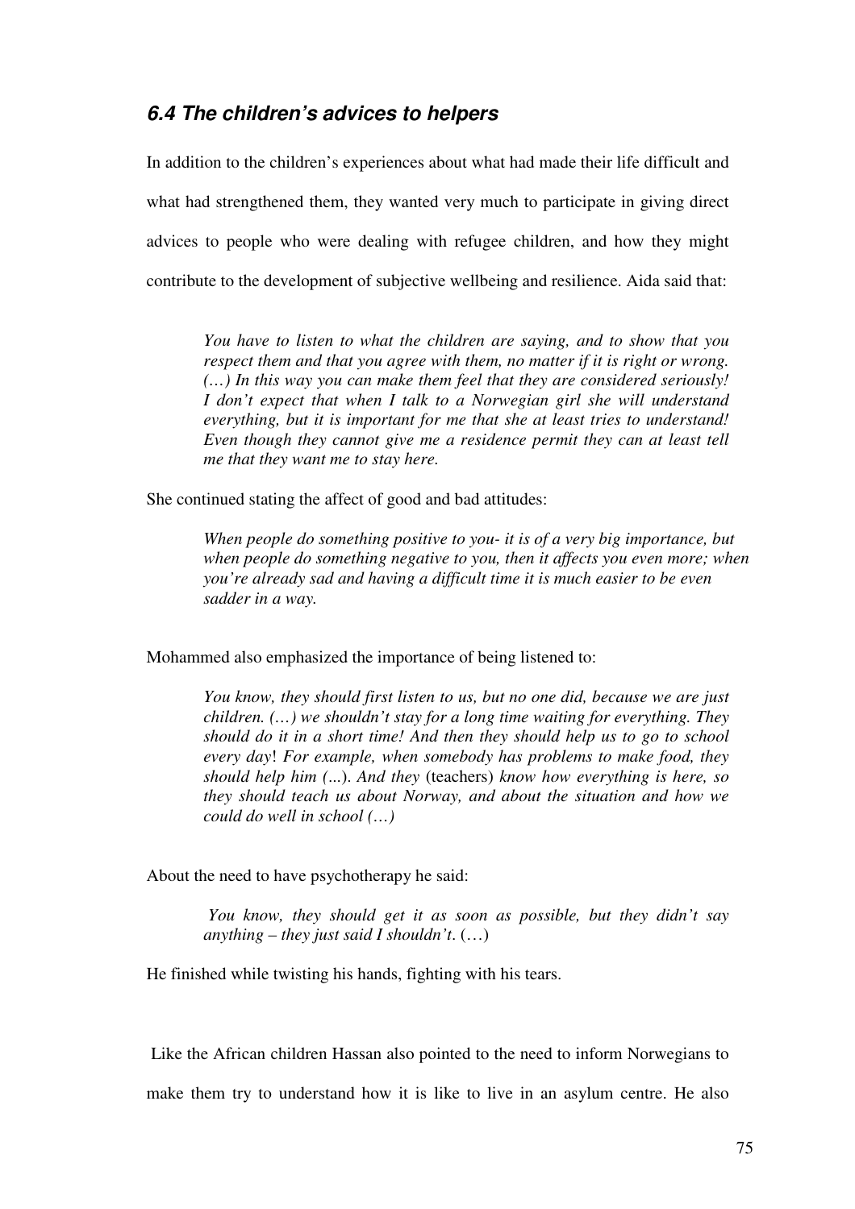### *6.4 The children's advices to helpers*

In addition to the children's experiences about what had made their life difficult and what had strengthened them, they wanted very much to participate in giving direct advices to people who were dealing with refugee children, and how they might contribute to the development of subjective wellbeing and resilience. Aida said that:

> *You have to listen to what the children are saying, and to show that you respect them and that you agree with them, no matter if it is right or wrong. (…) In this way you can make them feel that they are considered seriously! I don't expect that when I talk to a Norwegian girl she will understand everything, but it is important for me that she at least tries to understand! Even though they cannot give me a residence permit they can at least tell me that they want me to stay here.*

She continued stating the affect of good and bad attitudes:

> *When people do something positive to you- it is of a very big importance, but when people do something negative to you, then it affects you even more; when you're already sad and having a difficult time it is much easier to be even sadder in a way.*

Mohammed also emphasized the importance of being listened to:

> *You know, they should first listen to us, but no one did, because we are just children. (…) we shouldn't stay for a long time waiting for everything. They should do it in a short time! And then they should help us to go to school every day! For example, when somebody has problems to make food, they should help him (...). And they* (teachers) *know how everything is here, so they should teach us about Norway, and about the situation and how we could do well in school (…)*

About the need to have psychotherapy he said:

> *You know, they should get it as soon as possible, but they didn't say anything – they just said I shouldn't*. (…)

He finished while twisting his hands, fighting with his tears.

Like the African children Hassan also pointed to the need to inform Norwegians to make them try to understand how it is like to live in an asylum centre. He also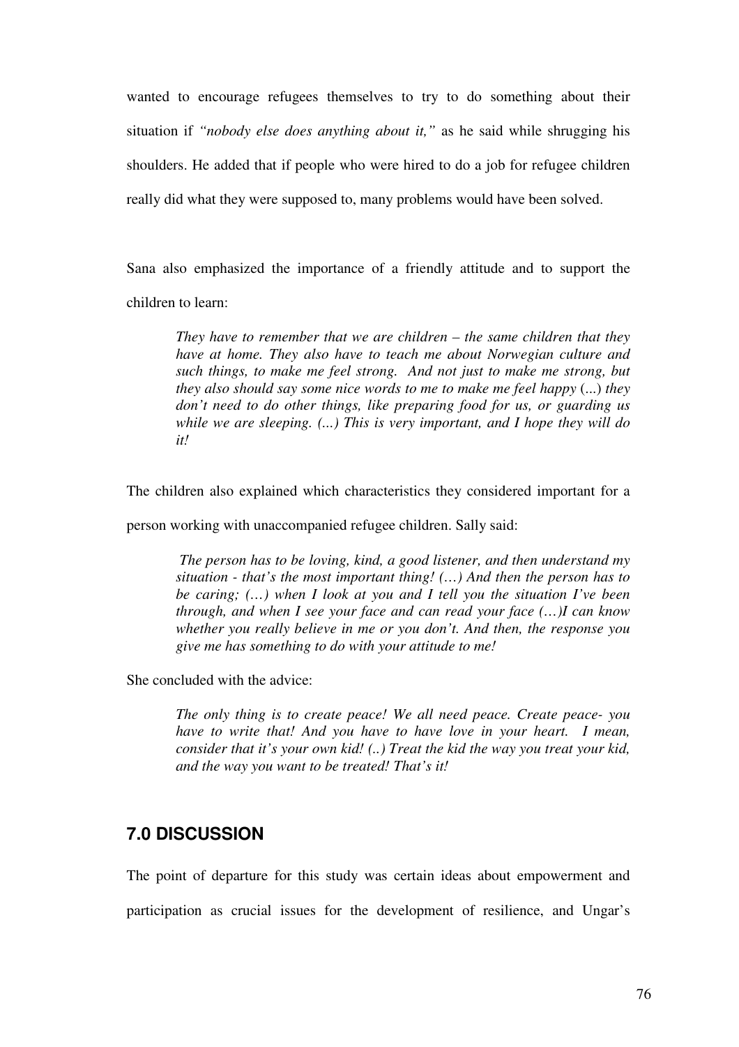wanted to encourage refugees themselves to try to do something about their situation if *"nobody else does anything about it,"* as he said while shrugging his shoulders. He added that if people who were hired to do a job for refugee children really did what they were supposed to, many problems would have been solved.

Sana also emphasized the importance of a friendly attitude and to support the children to learn:

> *They have to remember that we are children – the same children that they have at home. They also have to teach me about Norwegian culture and such things, to make me feel strong. And not just to make me strong, but they also should say some nice words to me to make me feel happy* (...) *they don't need to do other things, like preparing food for us, or guarding us while we are sleeping. (...) This is very important, and I hope they will do it!*

The children also explained which characteristics they considered important for a person working with unaccompanied refugee children. Sally said:

> *The person has to be loving, kind, a good listener, and then understand my situation - that's the most important thing! (…) And then the person has to be caring; (…) when I look at you and I tell you the situation I've been through, and when I see your face and can read your face (…)I can know whether you really believe in me or you don't. And then, the response you give me has something to do with your attitude to me!*

She concluded with the advice:

> *The only thing is to create peace! We all need peace. Create peace- you have to write that! And you have to have love in your heart. I mean, consider that it's your own kid! (..) Treat the kid the way you treat your kid, and the way you want to be treated! That's it!*

## 7.0 DISCUSSION

The point of departure for this study was certain ideas about empowerment and participation as crucial issues for the development of resilience, and Ungar's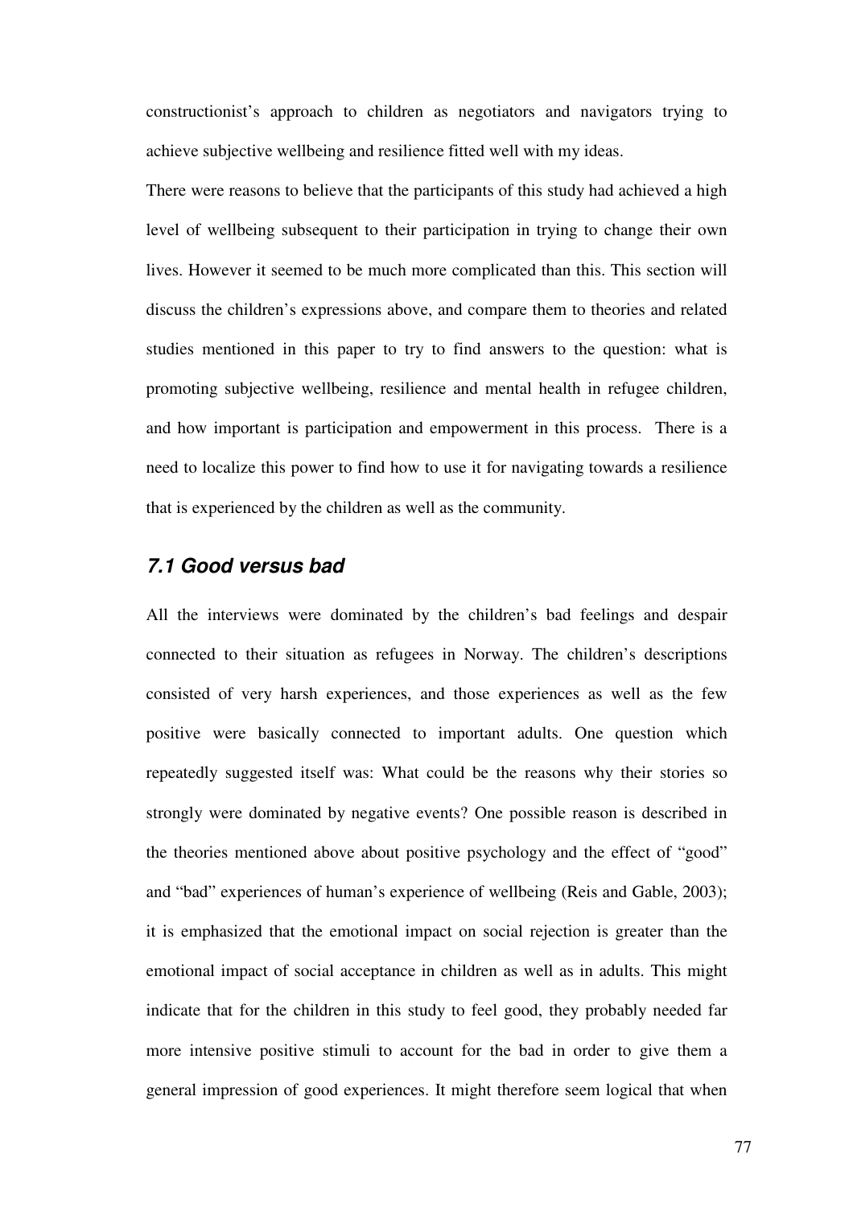constructionist's approach to children as negotiators and navigators trying to achieve subjective wellbeing and resilience fitted well with my ideas.

There were reasons to believe that the participants of this study had achieved a high level of wellbeing subsequent to their participation in trying to change their own lives. However it seemed to be much more complicated than this. This section will discuss the children's expressions above, and compare them to theories and related studies mentioned in this paper to try to find answers to the question: what is promoting subjective wellbeing, resilience and mental health in refugee children, and how important is participation and empowerment in this process. There is a need to localize this power to find how to use it for navigating towards a resilience that is experienced by the children as well as the community.

## *7.1 Good versus bad*

All the interviews were dominated by the children's bad feelings and despair connected to their situation as refugees in Norway. The children's descriptions consisted of very harsh experiences, and those experiences as well as the few positive were basically connected to important adults. One question which repeatedly suggested itself was: What could be the reasons why their stories so strongly were dominated by negative events? One possible reason is described in the theories mentioned above about positive psychology and the effect of "good" and "bad" experiences of human's experience of wellbeing (Reis and Gable, 2003); it is emphasized that the emotional impact on social rejection is greater than the emotional impact of social acceptance in children as well as in adults. This might indicate that for the children in this study to feel good, they probably needed far more intensive positive stimuli to account for the bad in order to give them a general impression of good experiences. It might therefore seem logical that when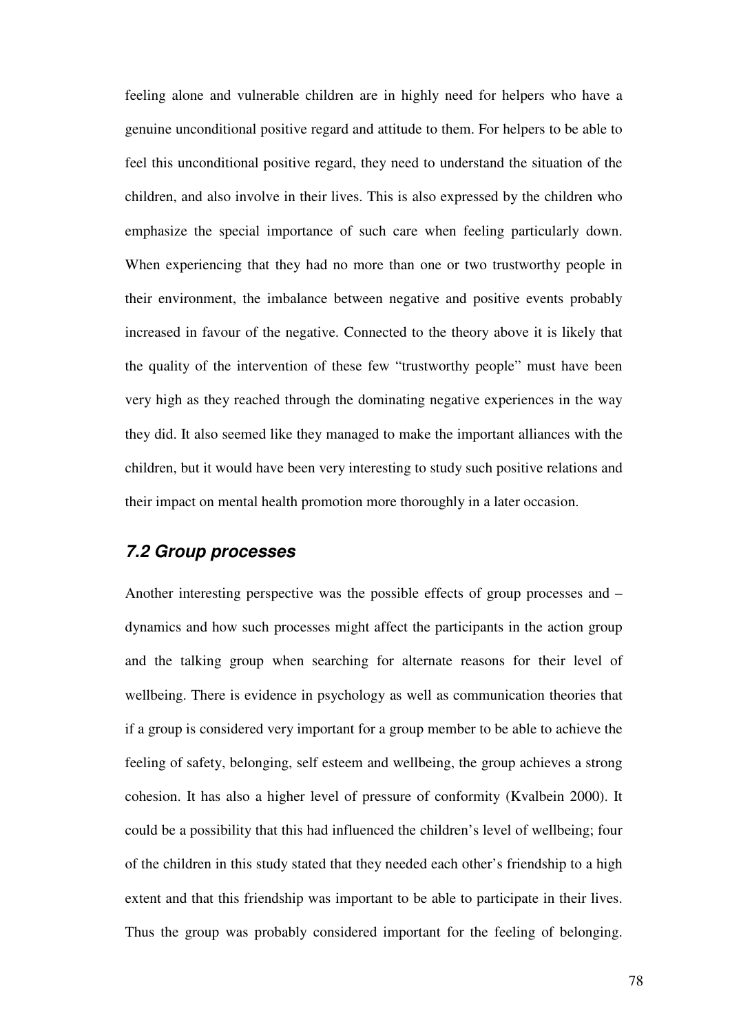feeling alone and vulnerable children are in highly need for helpers who have a genuine unconditional positive regard and attitude to them. For helpers to be able to feel this unconditional positive regard, they need to understand the situation of the children, and also involve in their lives. This is also expressed by the children who emphasize the special importance of such care when feeling particularly down. When experiencing that they had no more than one or two trustworthy people in their environment, the imbalance between negative and positive events probably increased in favour of the negative. Connected to the theory above it is likely that the quality of the intervention of these few "trustworthy people" must have been very high as they reached through the dominating negative experiences in the way they did. It also seemed like they managed to make the important alliances with the children, but it would have been very interesting to study such positive relations and their impact on mental health promotion more thoroughly in a later occasion.

## *7.2 Group processes*

Another interesting perspective was the possible effects of group processes and – dynamics and how such processes might affect the participants in the action group and the talking group when searching for alternate reasons for their level of wellbeing. There is evidence in psychology as well as communication theories that if a group is considered very important for a group member to be able to achieve the feeling of safety, belonging, self esteem and wellbeing, the group achieves a strong cohesion. It has also a higher level of pressure of conformity (Kvalbein 2000). It could be a possibility that this had influenced the children's level of wellbeing; four of the children in this study stated that they needed each other's friendship to a high extent and that this friendship was important to be able to participate in their lives. Thus the group was probably considered important for the feeling of belonging.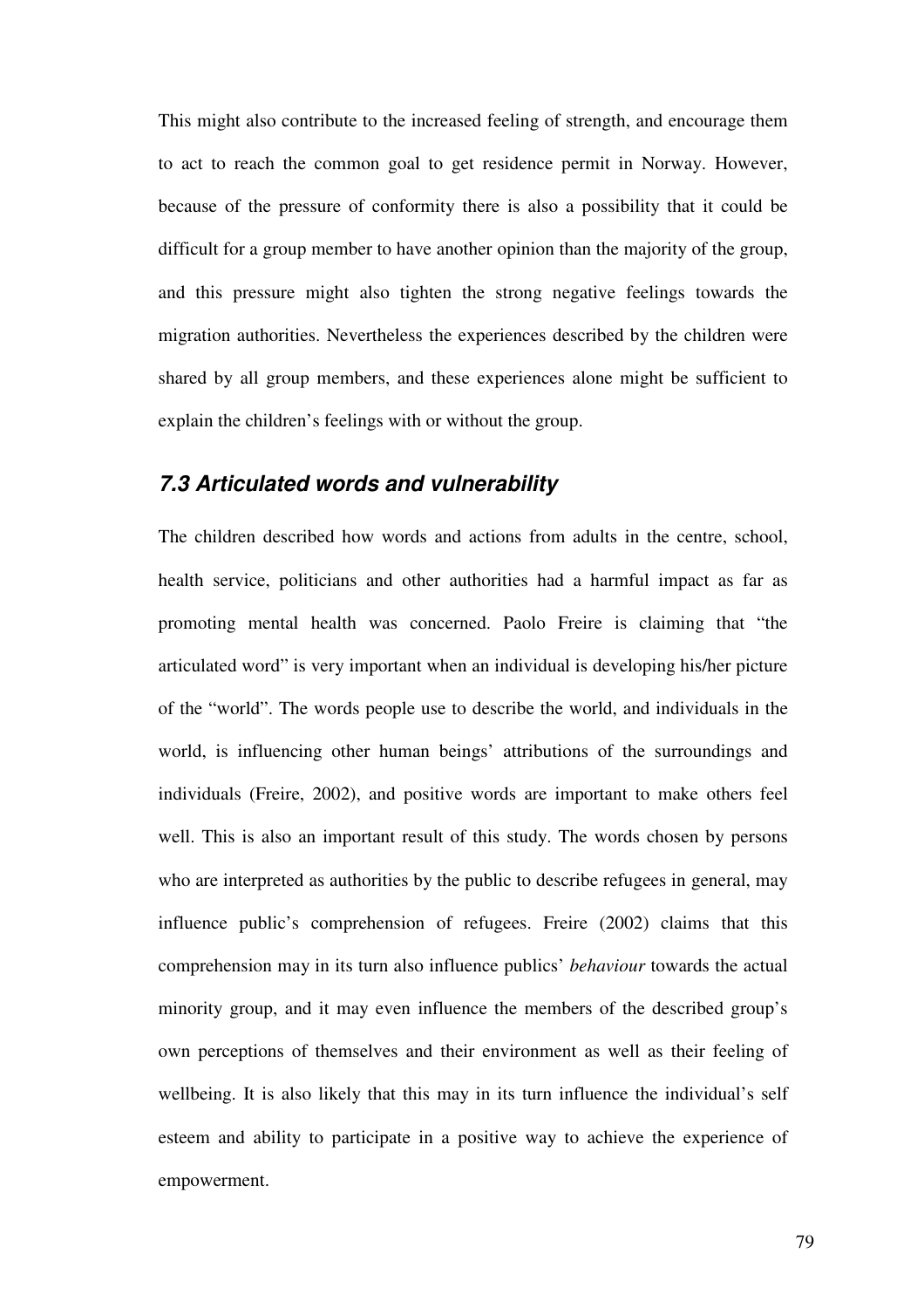This might also contribute to the increased feeling of strength, and encourage them to act to reach the common goal to get residence permit in Norway. However, because of the pressure of conformity there is also a possibility that it could be difficult for a group member to have another opinion than the majority of the group, and this pressure might also tighten the strong negative feelings towards the migration authorities. Nevertheless the experiences described by the children were shared by all group members, and these experiences alone might be sufficient to explain the children's feelings with or without the group.

## 7.3 Articulated words and vulnerability

The children described how words and actions from adults in the centre, school, health service, politicians and other authorities had a harmful impact as far as promoting mental health was concerned. Paolo Freire is claiming that "the articulated word" is very important when an individual is developing his/her picture of the "world". The words people use to describe the world, and individuals in the world, is influencing other human beings' attributions of the surroundings and individuals (Freire, 2002), and positive words are important to make others feel well. This is also an important result of this study. The words chosen by persons who are interpreted as authorities by the public to describe refugees in general, may influence public's comprehension of refugees. Freire (2002) claims that this comprehension may in its turn also influence publics' *behaviour* towards the actual minority group, and it may even influence the members of the described group's own perceptions of themselves and their environment as well as their feeling of wellbeing. It is also likely that this may in its turn influence the individual's self esteem and ability to participate in a positive way to achieve the experience of empowerment.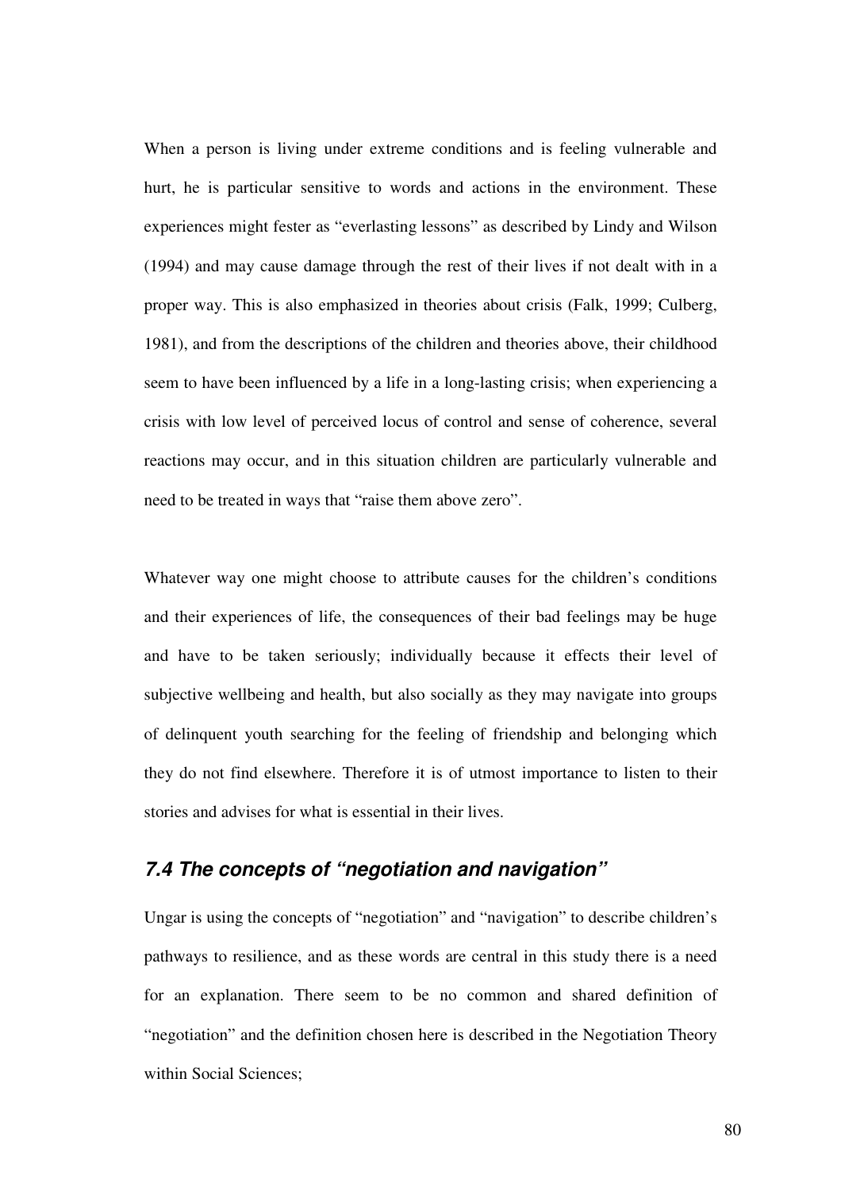When a person is living under extreme conditions and is feeling vulnerable and hurt, he is particular sensitive to words and actions in the environment. These experiences might fester as "everlasting lessons" as described by Lindy and Wilson (1994) and may cause damage through the rest of their lives if not dealt with in a proper way. This is also emphasized in theories about crisis (Falk, 1999; Culberg, 1981), and from the descriptions of the children and theories above, their childhood seem to have been influenced by a life in a long-lasting crisis; when experiencing a crisis with low level of perceived locus of control and sense of coherence, several reactions may occur, and in this situation children are particularly vulnerable and need to be treated in ways that "raise them above zero".

Whatever way one might choose to attribute causes for the children's conditions and their experiences of life, the consequences of their bad feelings may be huge and have to be taken seriously; individually because it effects their level of subjective wellbeing and health, but also socially as they may navigate into groups of delinquent youth searching for the feeling of friendship and belonging which they do not find elsewhere. Therefore it is of utmost importance to listen to their stories and advises for what is essential in their lives.

## *7.4 The concepts of "negotiation and navigation"*

Ungar is using the concepts of "negotiation" and "navigation" to describe children's pathways to resilience, and as these words are central in this study there is a need for an explanation. There seem to be no common and shared definition of "negotiation" and the definition chosen here is described in the Negotiation Theory within Social Sciences;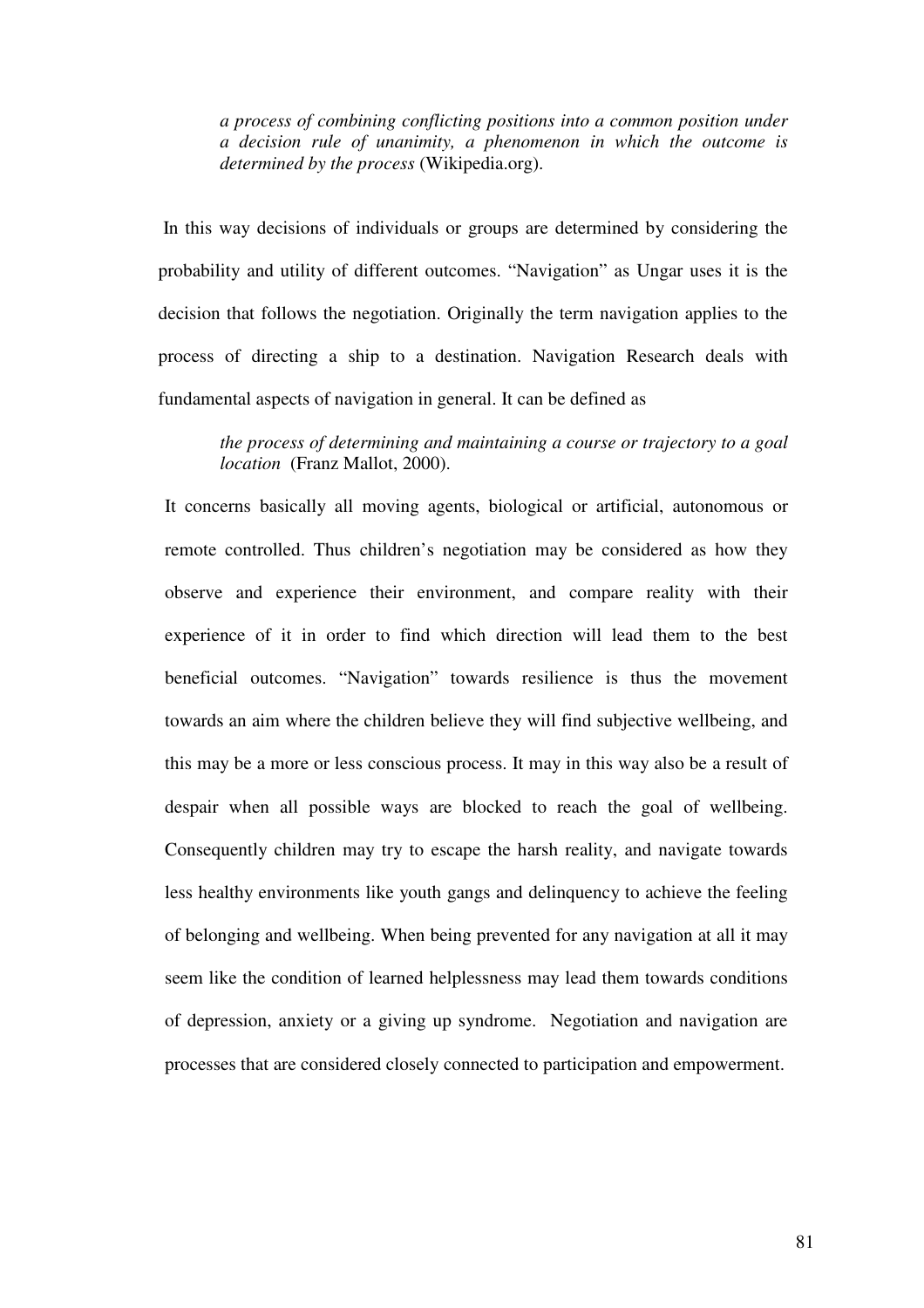> *a process of combining conflicting positions into a common position under a decision rule of unanimity, a phenomenon in which the outcome is determined by the process* (Wikipedia.org).

In this way decisions of individuals or groups are determined by considering the probability and utility of different outcomes. "Navigation" as Ungar uses it is the decision that follows the negotiation. Originally the term navigation applies to the process of directing a ship to a destination. Navigation Research deals with fundamental aspects of navigation in general. It can be defined as

> *the process of determining and maintaining a course or trajectory to a goal location* (Franz Mallot, 2000).

It concerns basically all moving agents, biological or artificial, autonomous or remote controlled. Thus children's negotiation may be considered as how they observe and experience their environment, and compare reality with their experience of it in order to find which direction will lead them to the best beneficial outcomes. "Navigation" towards resilience is thus the movement towards an aim where the children believe they will find subjective wellbeing, and this may be a more or less conscious process. It may in this way also be a result of despair when all possible ways are blocked to reach the goal of wellbeing. Consequently children may try to escape the harsh reality, and navigate towards less healthy environments like youth gangs and delinquency to achieve the feeling of belonging and wellbeing. When being prevented for any navigation at all it may seem like the condition of learned helplessness may lead them towards conditions of depression, anxiety or a giving up syndrome. Negotiation and navigation are processes that are considered closely connected to participation and empowerment.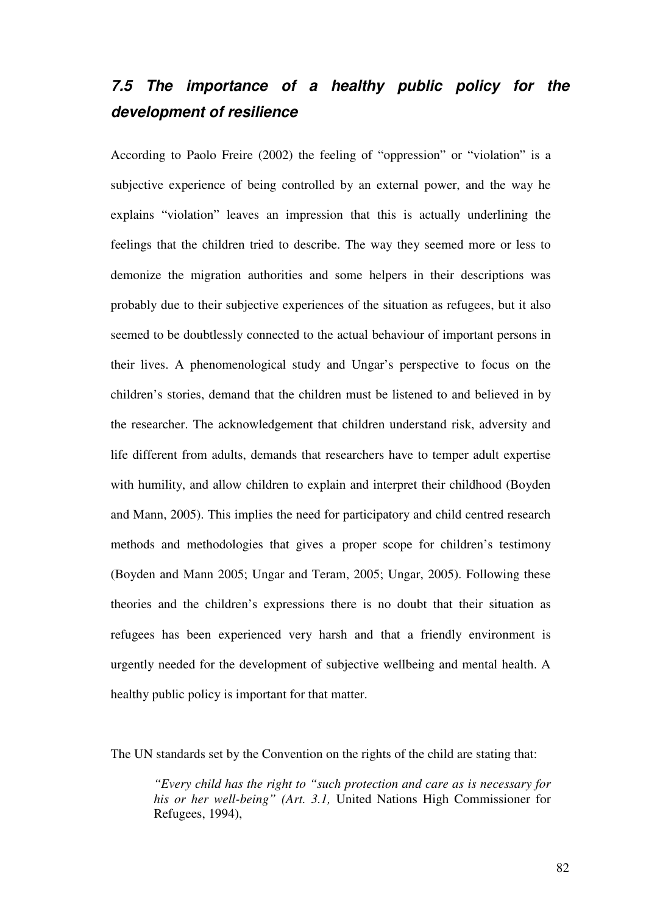## *7.5 The importance of a healthy public policy for the development of resilience*

According to Paolo Freire (2002) the feeling of "oppression" or "violation" is a subjective experience of being controlled by an external power, and the way he explains "violation" leaves an impression that this is actually underlining the feelings that the children tried to describe. The way they seemed more or less to demonize the migration authorities and some helpers in their descriptions was probably due to their subjective experiences of the situation as refugees, but it also seemed to be doubtlessly connected to the actual behaviour of important persons in their lives. A phenomenological study and Ungar's perspective to focus on the children's stories, demand that the children must be listened to and believed in by the researcher. The acknowledgement that children understand risk, adversity and life different from adults, demands that researchers have to temper adult expertise with humility, and allow children to explain and interpret their childhood (Boyden and Mann, 2005). This implies the need for participatory and child centred research methods and methodologies that gives a proper scope for children's testimony (Boyden and Mann 2005; Ungar and Teram, 2005; Ungar, 2005). Following these theories and the children's expressions there is no doubt that their situation as refugees has been experienced very harsh and that a friendly environment is urgently needed for the development of subjective wellbeing and mental health. A healthy public policy is important for that matter.

The UN standards set by the Convention on the rights of the child are stating that:

> *"Every child has the right to "such protection and care as is necessary for his or her well-being" (Art. 3.1,* United Nations High Commissioner for Refugees, 1994),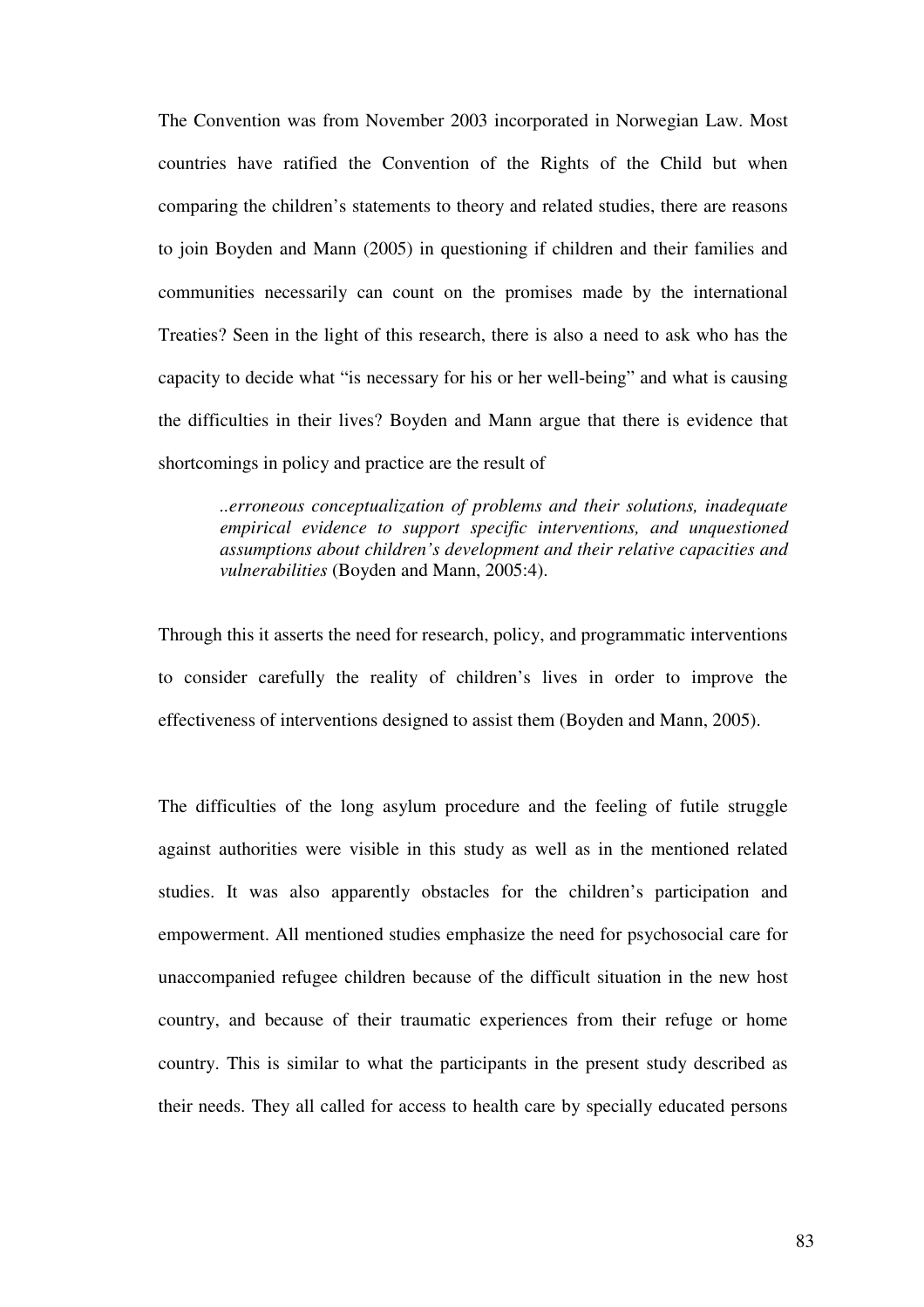The Convention was from November 2003 incorporated in Norwegian Law. Most countries have ratified the Convention of the Rights of the Child but when comparing the children's statements to theory and related studies, there are reasons to join Boyden and Mann (2005) in questioning if children and their families and communities necessarily can count on the promises made by the international Treaties? Seen in the light of this research, there is also a need to ask who has the capacity to decide what "is necessary for his or her well-being" and what is causing the difficulties in their lives? Boyden and Mann argue that there is evidence that shortcomings in policy and practice are the result of

> *..erroneous conceptualization of problems and their solutions, inadequate empirical evidence to support specific interventions, and unquestioned assumptions about children's development and their relative capacities and vulnerabilities* (Boyden and Mann, 2005:4).

Through this it asserts the need for research, policy, and programmatic interventions to consider carefully the reality of children's lives in order to improve the effectiveness of interventions designed to assist them (Boyden and Mann, 2005).

The difficulties of the long asylum procedure and the feeling of futile struggle against authorities were visible in this study as well as in the mentioned related studies. It was also apparently obstacles for the children's participation and empowerment. All mentioned studies emphasize the need for psychosocial care for unaccompanied refugee children because of the difficult situation in the new host country, and because of their traumatic experiences from their refuge or home country. This is similar to what the participants in the present study described as their needs. They all called for access to health care by specially educated persons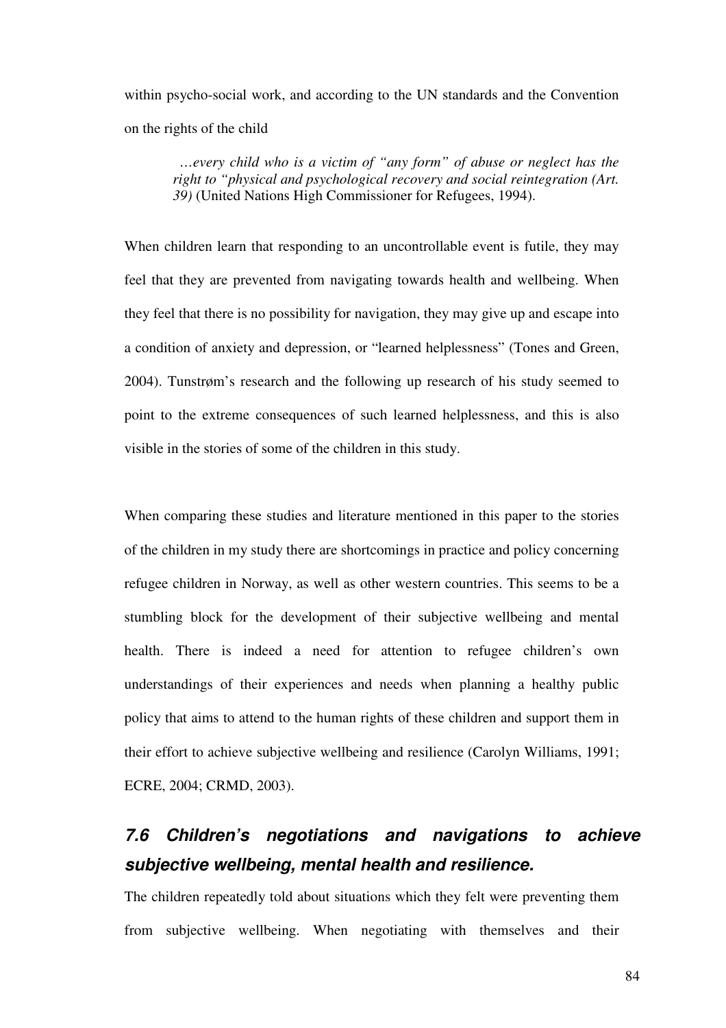within psycho-social work, and according to the UN standards and the Convention on the rights of the child

> *…every child who is a victim of "any form" of abuse or neglect has the right to "physical and psychological recovery and social reintegration (Art. 39)* (United Nations High Commissioner for Refugees, 1994).

When children learn that responding to an uncontrollable event is futile, they may feel that they are prevented from navigating towards health and wellbeing. When they feel that there is no possibility for navigation, they may give up and escape into a condition of anxiety and depression, or "learned helplessness" (Tones and Green, 2004). Tunstrøm's research and the following up research of his study seemed to point to the extreme consequences of such learned helplessness, and this is also visible in the stories of some of the children in this study.

When comparing these studies and literature mentioned in this paper to the stories of the children in my study there are shortcomings in practice and policy concerning refugee children in Norway, as well as other western countries. This seems to be a stumbling block for the development of their subjective wellbeing and mental health. There is indeed a need for attention to refugee children's own understandings of their experiences and needs when planning a healthy public policy that aims to attend to the human rights of these children and support them in their effort to achieve subjective wellbeing and resilience (Carolyn Williams, 1991; ECRE, 2004; CRMD, 2003).

## 7.6 Children's negotiations and navigations to achieve subjective wellbeing, mental health and resilience.

The children repeatedly told about situations which they felt were preventing them from subjective wellbeing. When negotiating with themselves and their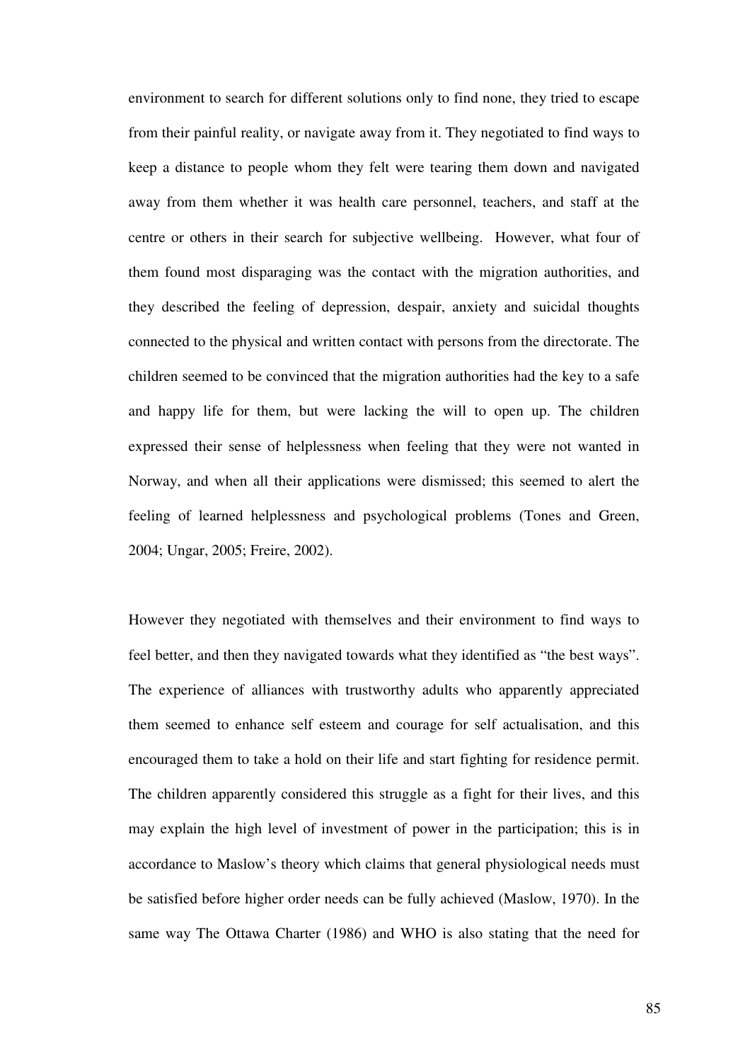environment to search for different solutions only to find none, they tried to escape from their painful reality, or navigate away from it. They negotiated to find ways to keep a distance to people whom they felt were tearing them down and navigated away from them whether it was health care personnel, teachers, and staff at the centre or others in their search for subjective wellbeing. However, what four of them found most disparaging was the contact with the migration authorities, and they described the feeling of depression, despair, anxiety and suicidal thoughts connected to the physical and written contact with persons from the directorate. The children seemed to be convinced that the migration authorities had the key to a safe and happy life for them, but were lacking the will to open up. The children expressed their sense of helplessness when feeling that they were not wanted in Norway, and when all their applications were dismissed; this seemed to alert the feeling of learned helplessness and psychological problems (Tones and Green, 2004; Ungar, 2005; Freire, 2002).

However they negotiated with themselves and their environment to find ways to feel better, and then they navigated towards what they identified as "the best ways". The experience of alliances with trustworthy adults who apparently appreciated them seemed to enhance self esteem and courage for self actualisation, and this encouraged them to take a hold on their life and start fighting for residence permit. The children apparently considered this struggle as a fight for their lives, and this may explain the high level of investment of power in the participation; this is in accordance to Maslow's theory which claims that general physiological needs must be satisfied before higher order needs can be fully achieved (Maslow, 1970). In the same way The Ottawa Charter (1986) and WHO is also stating that the need for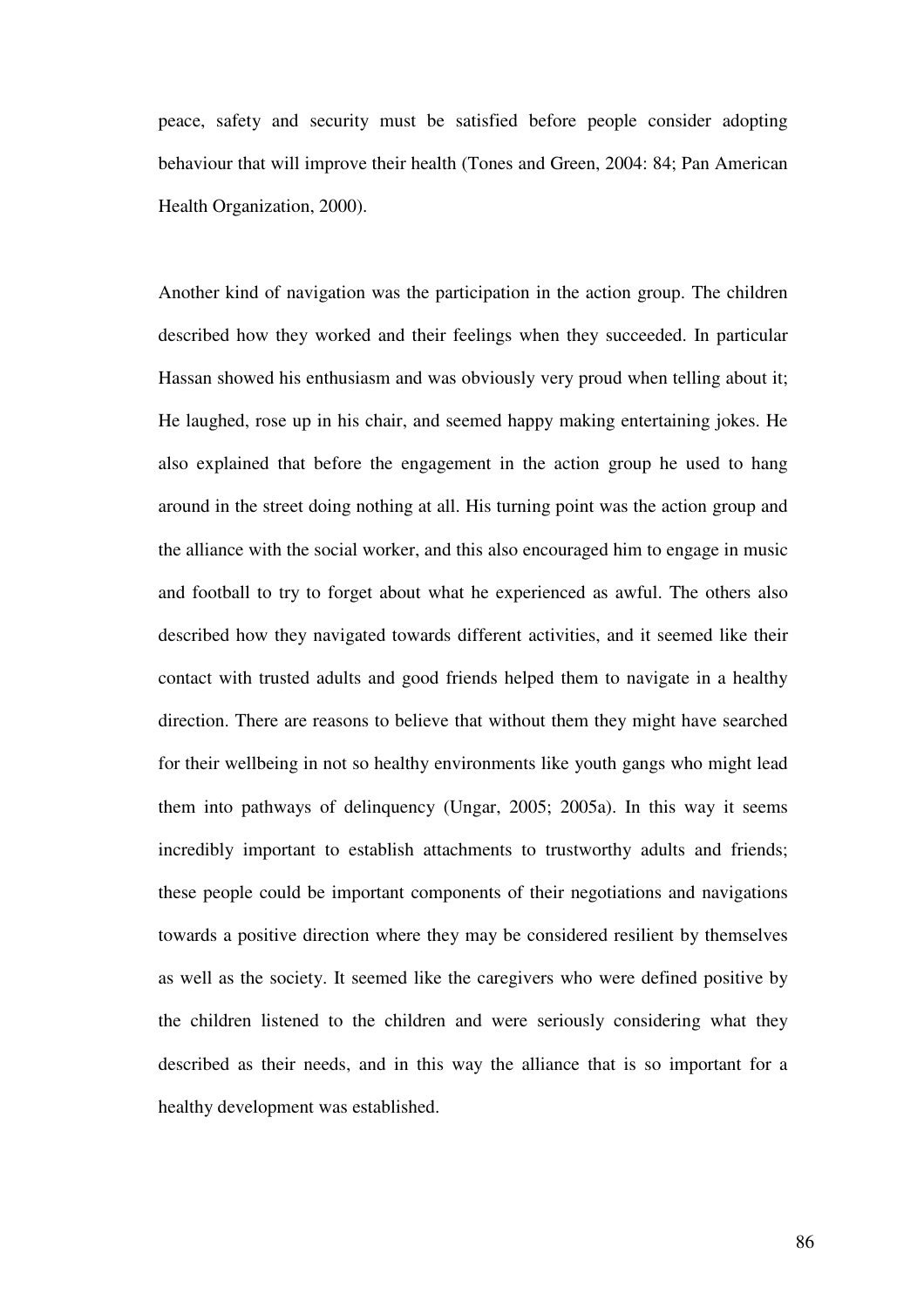peace, safety and security must be satisfied before people consider adopting behaviour that will improve their health (Tones and Green, 2004: 84; Pan American Health Organization, 2000).

Another kind of navigation was the participation in the action group. The children described how they worked and their feelings when they succeeded. In particular Hassan showed his enthusiasm and was obviously very proud when telling about it; He laughed, rose up in his chair, and seemed happy making entertaining jokes. He also explained that before the engagement in the action group he used to hang around in the street doing nothing at all. His turning point was the action group and the alliance with the social worker, and this also encouraged him to engage in music and football to try to forget about what he experienced as awful. The others also described how they navigated towards different activities, and it seemed like their contact with trusted adults and good friends helped them to navigate in a healthy direction. There are reasons to believe that without them they might have searched for their wellbeing in not so healthy environments like youth gangs who might lead them into pathways of delinquency (Ungar, 2005; 2005a). In this way it seems incredibly important to establish attachments to trustworthy adults and friends; these people could be important components of their negotiations and navigations towards a positive direction where they may be considered resilient by themselves as well as the society. It seemed like the caregivers who were defined positive by the children listened to the children and were seriously considering what they described as their needs, and in this way the alliance that is so important for a healthy development was established.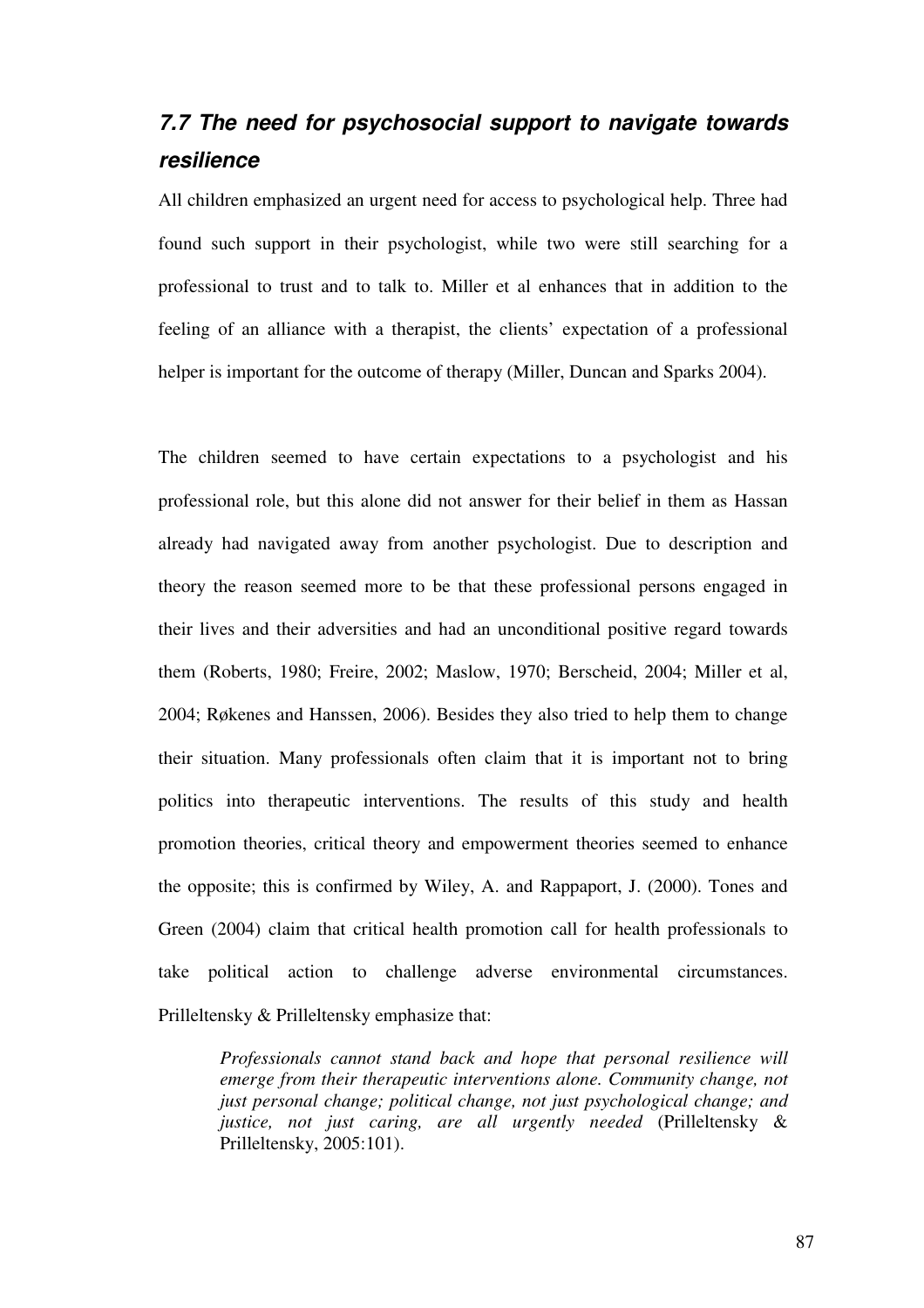## *7.7 The need for psychosocial support to navigate towards resilience*

All children emphasized an urgent need for access to psychological help. Three had found such support in their psychologist, while two were still searching for a professional to trust and to talk to. Miller et al enhances that in addition to the feeling of an alliance with a therapist, the clients' expectation of a professional helper is important for the outcome of therapy (Miller, Duncan and Sparks 2004).

The children seemed to have certain expectations to a psychologist and his professional role, but this alone did not answer for their belief in them as Hassan already had navigated away from another psychologist. Due to description and theory the reason seemed more to be that these professional persons engaged in their lives and their adversities and had an unconditional positive regard towards them (Roberts, 1980; Freire, 2002; Maslow, 1970; Berscheid, 2004; Miller et al, 2004; Røkenes and Hanssen, 2006). Besides they also tried to help them to change their situation. Many professionals often claim that it is important not to bring politics into therapeutic interventions. The results of this study and health promotion theories, critical theory and empowerment theories seemed to enhance the opposite; this is confirmed by Wiley, A. and Rappaport, J. (2000). Tones and Green (2004) claim that critical health promotion call for health professionals to take political action to challenge adverse environmental circumstances. Prilleltensky & Prilleltensky emphasize that:

> *Professionals cannot stand back and hope that personal resilience will emerge from their therapeutic interventions alone. Community change, not just personal change; political change, not just psychological change; and justice, not just caring, are all urgently needed* (Prilleltensky & Prilleltensky, 2005:101).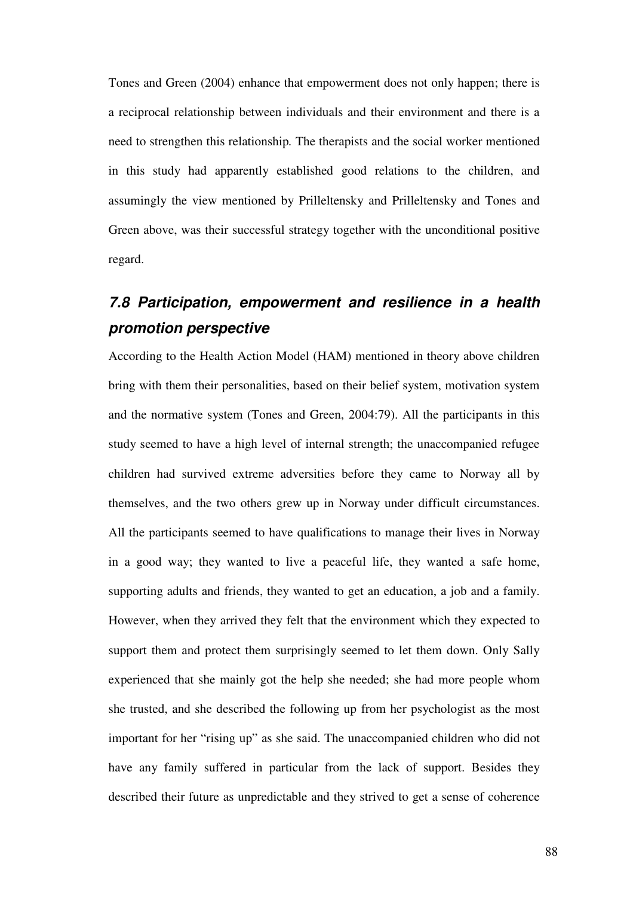Tones and Green (2004) enhance that empowerment does not only happen; there is a reciprocal relationship between individuals and their environment and there is a need to strengthen this relationship. The therapists and the social worker mentioned in this study had apparently established good relations to the children, and assumingly the view mentioned by Prilleltensky and Prilleltensky and Tones and Green above, was their successful strategy together with the unconditional positive regard.

## *7.8 Participation, empowerment and resilience in a health promotion perspective*

According to the Health Action Model (HAM) mentioned in theory above children bring with them their personalities, based on their belief system, motivation system and the normative system (Tones and Green, 2004:79). All the participants in this study seemed to have a high level of internal strength; the unaccompanied refugee children had survived extreme adversities before they came to Norway all by themselves, and the two others grew up in Norway under difficult circumstances. All the participants seemed to have qualifications to manage their lives in Norway in a good way; they wanted to live a peaceful life, they wanted a safe home, supporting adults and friends, they wanted to get an education, a job and a family. However, when they arrived they felt that the environment which they expected to support them and protect them surprisingly seemed to let them down. Only Sally experienced that she mainly got the help she needed; she had more people whom she trusted, and she described the following up from her psychologist as the most important for her "rising up" as she said. The unaccompanied children who did not have any family suffered in particular from the lack of support. Besides they described their future as unpredictable and they strived to get a sense of coherence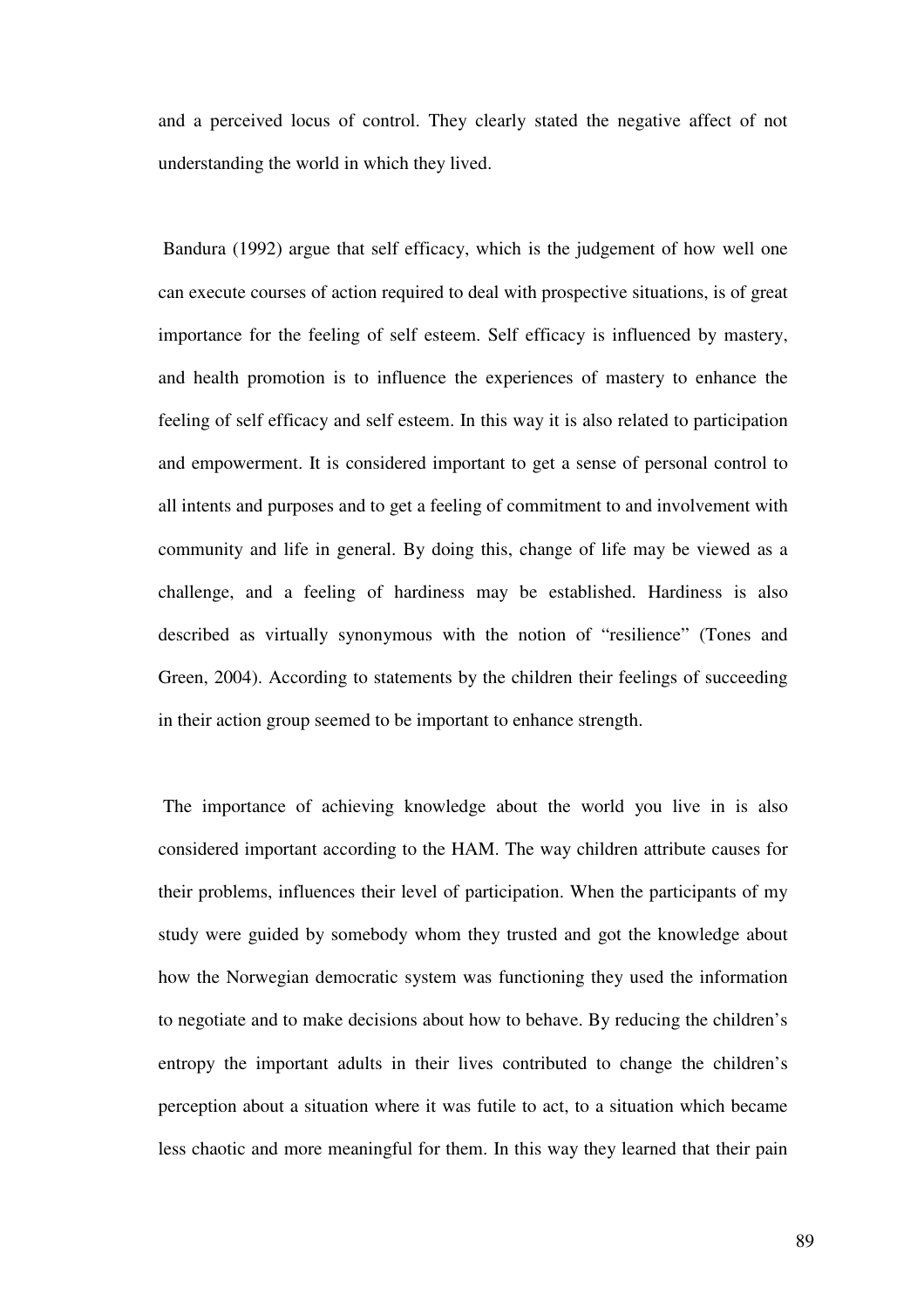and a perceived locus of control. They clearly stated the negative affect of not understanding the world in which they lived.

Bandura (1992) argue that self efficacy, which is the judgement of how well one can execute courses of action required to deal with prospective situations, is of great importance for the feeling of self esteem. Self efficacy is influenced by mastery, and health promotion is to influence the experiences of mastery to enhance the feeling of self efficacy and self esteem. In this way it is also related to participation and empowerment. It is considered important to get a sense of personal control to all intents and purposes and to get a feeling of commitment to and involvement with community and life in general. By doing this, change of life may be viewed as a challenge, and a feeling of hardiness may be established. Hardiness is also described as virtually synonymous with the notion of "resilience" (Tones and Green, 2004). According to statements by the children their feelings of succeeding in their action group seemed to be important to enhance strength.

The importance of achieving knowledge about the world you live in is also considered important according to the HAM. The way children attribute causes for their problems, influences their level of participation. When the participants of my study were guided by somebody whom they trusted and got the knowledge about how the Norwegian democratic system was functioning they used the information to negotiate and to make decisions about how to behave. By reducing the children's entropy the important adults in their lives contributed to change the children's perception about a situation where it was futile to act, to a situation which became less chaotic and more meaningful for them. In this way they learned that their pain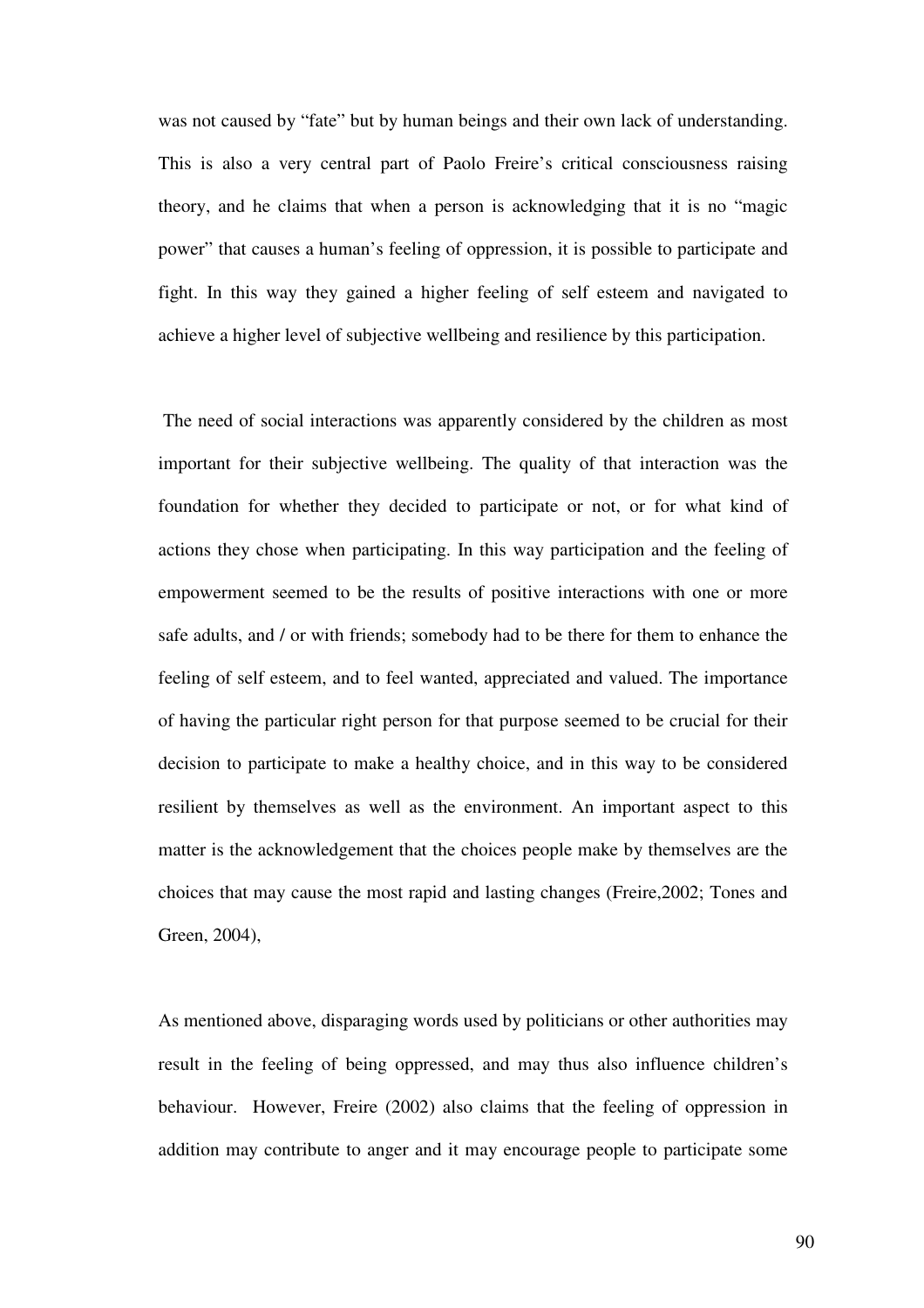was not caused by "fate" but by human beings and their own lack of understanding. This is also a very central part of Paolo Freire's critical consciousness raising theory, and he claims that when a person is acknowledging that it is no "magic power" that causes a human's feeling of oppression, it is possible to participate and fight. In this way they gained a higher feeling of self esteem and navigated to achieve a higher level of subjective wellbeing and resilience by this participation.

The need of social interactions was apparently considered by the children as most important for their subjective wellbeing. The quality of that interaction was the foundation for whether they decided to participate or not, or for what kind of actions they chose when participating. In this way participation and the feeling of empowerment seemed to be the results of positive interactions with one or more safe adults, and / or with friends; somebody had to be there for them to enhance the feeling of self esteem, and to feel wanted, appreciated and valued. The importance of having the particular right person for that purpose seemed to be crucial for their decision to participate to make a healthy choice, and in this way to be considered resilient by themselves as well as the environment. An important aspect to this matter is the acknowledgement that the choices people make by themselves are the choices that may cause the most rapid and lasting changes (Freire,2002; Tones and Green, 2004),

As mentioned above, disparaging words used by politicians or other authorities may result in the feeling of being oppressed, and may thus also influence children's behaviour. However, Freire (2002) also claims that the feeling of oppression in addition may contribute to anger and it may encourage people to participate some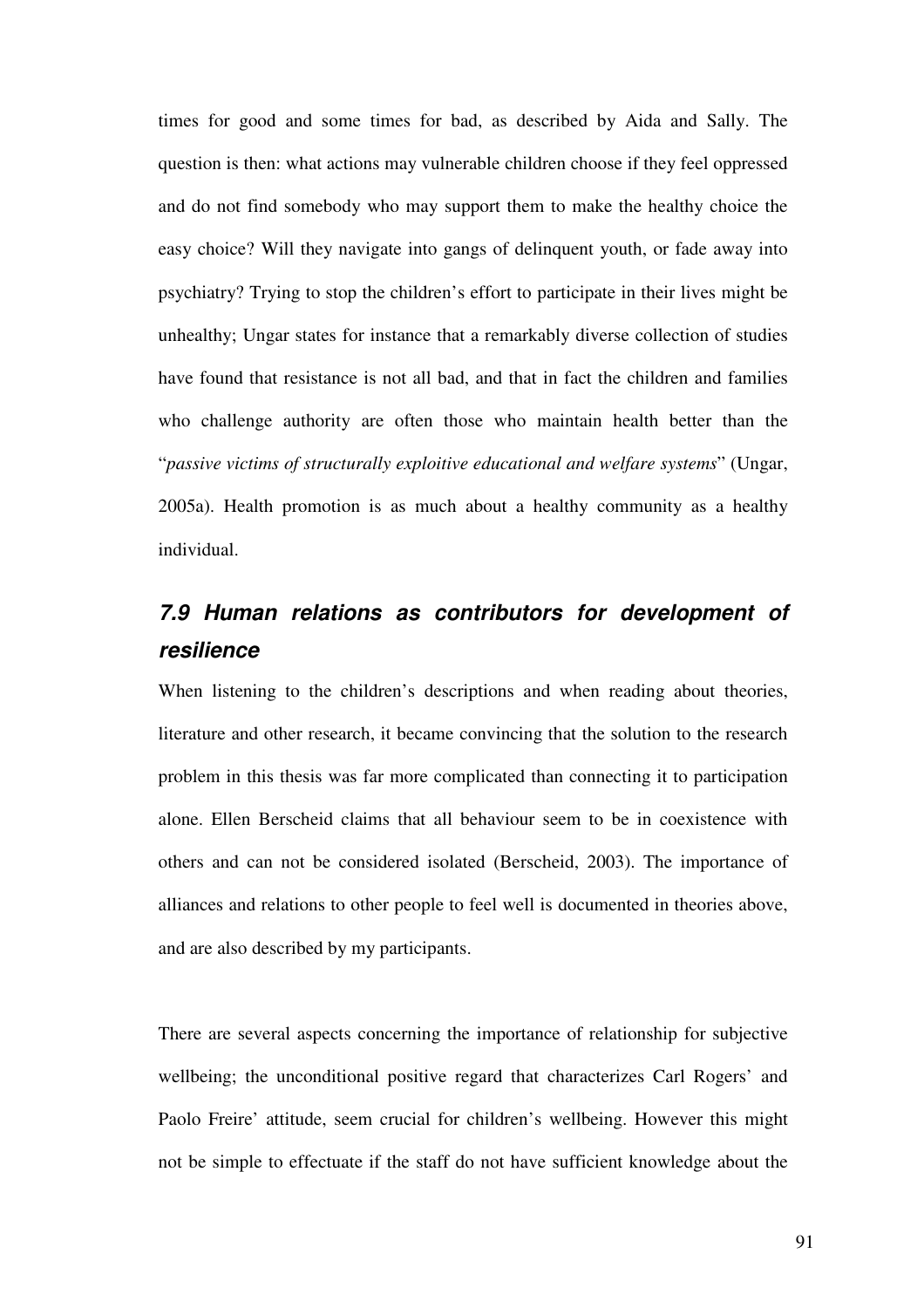times for good and some times for bad, as described by Aida and Sally. The question is then: what actions may vulnerable children choose if they feel oppressed and do not find somebody who may support them to make the healthy choice the easy choice? Will they navigate into gangs of delinquent youth, or fade away into psychiatry? Trying to stop the children's effort to participate in their lives might be unhealthy; Ungar states for instance that a remarkably diverse collection of studies have found that resistance is not all bad, and that in fact the children and families who challenge authority are often those who maintain health better than the "*passive victims of structurally exploitive educational and welfare systems*" (Ungar, 2005a). Health promotion is as much about a healthy community as a healthy individual.

## *7.9 Human relations as contributors for development of resilience*

When listening to the children's descriptions and when reading about theories, literature and other research, it became convincing that the solution to the research problem in this thesis was far more complicated than connecting it to participation alone. Ellen Berscheid claims that all behaviour seem to be in coexistence with others and can not be considered isolated (Berscheid, 2003). The importance of alliances and relations to other people to feel well is documented in theories above, and are also described by my participants.

There are several aspects concerning the importance of relationship for subjective wellbeing; the unconditional positive regard that characterizes Carl Rogers' and Paolo Freire' attitude, seem crucial for children's wellbeing. However this might not be simple to effectuate if the staff do not have sufficient knowledge about the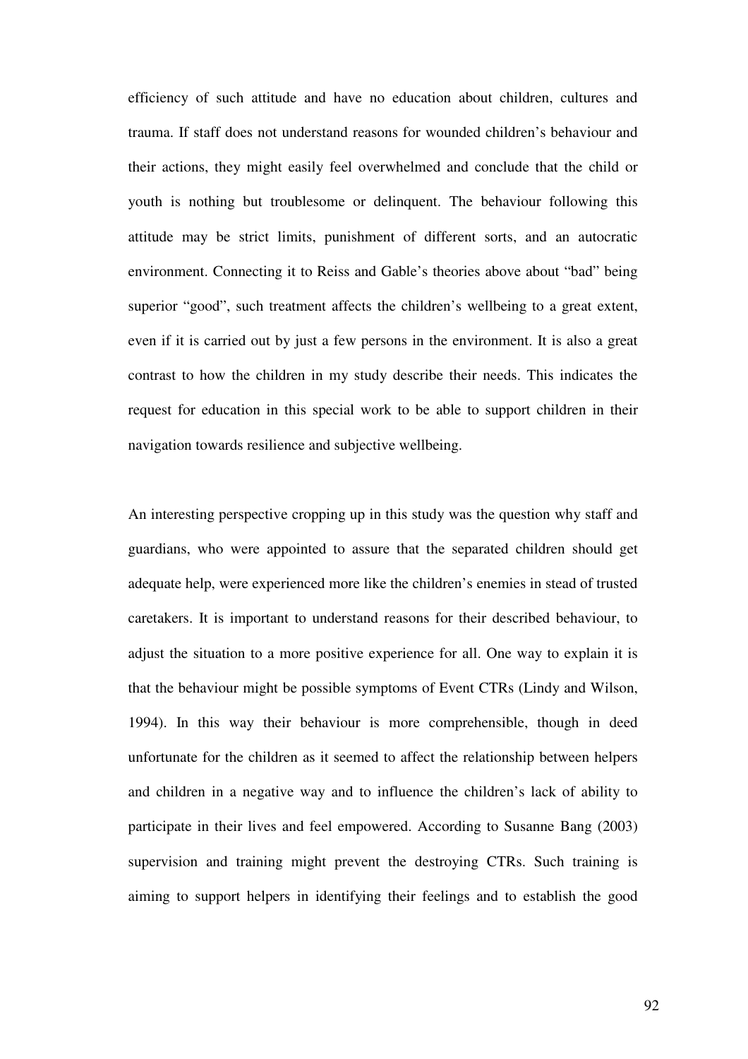efficiency of such attitude and have no education about children, cultures and trauma. If staff does not understand reasons for wounded children's behaviour and their actions, they might easily feel overwhelmed and conclude that the child or youth is nothing but troublesome or delinquent. The behaviour following this attitude may be strict limits, punishment of different sorts, and an autocratic environment. Connecting it to Reiss and Gable's theories above about "bad" being superior "good", such treatment affects the children's wellbeing to a great extent, even if it is carried out by just a few persons in the environment. It is also a great contrast to how the children in my study describe their needs. This indicates the request for education in this special work to be able to support children in their navigation towards resilience and subjective wellbeing.

An interesting perspective cropping up in this study was the question why staff and guardians, who were appointed to assure that the separated children should get adequate help, were experienced more like the children's enemies in stead of trusted caretakers. It is important to understand reasons for their described behaviour, to adjust the situation to a more positive experience for all. One way to explain it is that the behaviour might be possible symptoms of Event CTRs (Lindy and Wilson, 1994). In this way their behaviour is more comprehensible, though in deed unfortunate for the children as it seemed to affect the relationship between helpers and children in a negative way and to influence the children's lack of ability to participate in their lives and feel empowered. According to Susanne Bang (2003) supervision and training might prevent the destroying CTRs. Such training is aiming to support helpers in identifying their feelings and to establish the good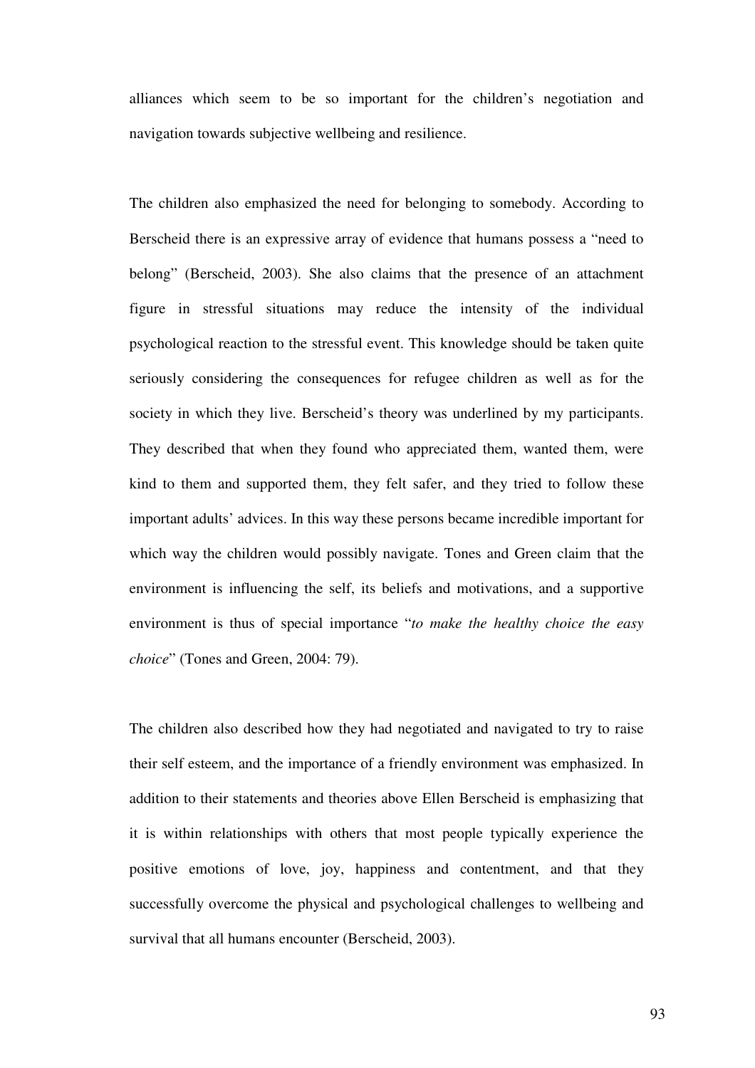alliances which seem to be so important for the children's negotiation and navigation towards subjective wellbeing and resilience.

The children also emphasized the need for belonging to somebody. According to Berscheid there is an expressive array of evidence that humans possess a "need to belong" (Berscheid, 2003). She also claims that the presence of an attachment figure in stressful situations may reduce the intensity of the individual psychological reaction to the stressful event. This knowledge should be taken quite seriously considering the consequences for refugee children as well as for the society in which they live. Berscheid's theory was underlined by my participants. They described that when they found who appreciated them, wanted them, were kind to them and supported them, they felt safer, and they tried to follow these important adults' advices. In this way these persons became incredible important for which way the children would possibly navigate. Tones and Green claim that the environment is influencing the self, its beliefs and motivations, and a supportive environment is thus of special importance "*to make the healthy choice the easy choice*" (Tones and Green, 2004: 79).

The children also described how they had negotiated and navigated to try to raise their self esteem, and the importance of a friendly environment was emphasized. In addition to their statements and theories above Ellen Berscheid is emphasizing that it is within relationships with others that most people typically experience the positive emotions of love, joy, happiness and contentment, and that they successfully overcome the physical and psychological challenges to wellbeing and survival that all humans encounter (Berscheid, 2003).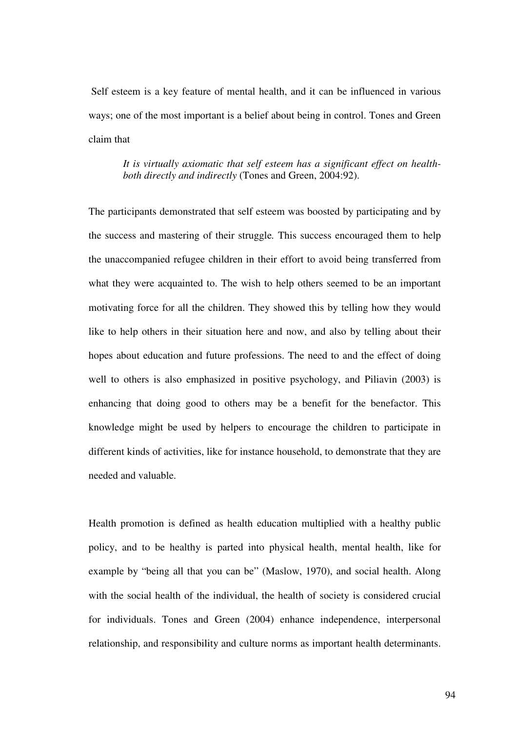Self esteem is a key feature of mental health, and it can be influenced in various ways; one of the most important is a belief about being in control. Tones and Green claim that

> *It is virtually axiomatic that self esteem has a significant effect on health-both directly and indirectly* (Tones and Green, 2004:92).

The participants demonstrated that self esteem was boosted by participating and by the success and mastering of their struggle. This success encouraged them to help the unaccompanied refugee children in their effort to avoid being transferred from what they were acquainted to. The wish to help others seemed to be an important motivating force for all the children. They showed this by telling how they would like to help others in their situation here and now, and also by telling about their hopes about education and future professions. The need to and the effect of doing well to others is also emphasized in positive psychology, and Piliavin (2003) is enhancing that doing good to others may be a benefit for the benefactor. This knowledge might be used by helpers to encourage the children to participate in different kinds of activities, like for instance household, to demonstrate that they are needed and valuable.

Health promotion is defined as health education multiplied with a healthy public policy, and to be healthy is parted into physical health, mental health, like for example by "being all that you can be" (Maslow, 1970), and social health. Along with the social health of the individual, the health of society is considered crucial for individuals. Tones and Green (2004) enhance independence, interpersonal relationship, and responsibility and culture norms as important health determinants.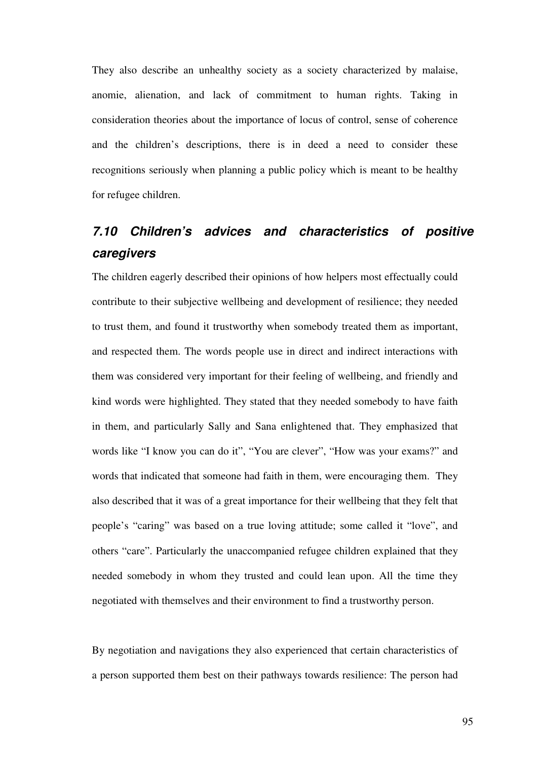They also describe an unhealthy society as a society characterized by malaise, anomie, alienation, and lack of commitment to human rights. Taking in consideration theories about the importance of locus of control, sense of coherence and the children's descriptions, there is in deed a need to consider these recognitions seriously when planning a public policy which is meant to be healthy for refugee children.

## *7.10 Children's advices and characteristics of positive caregivers*

The children eagerly described their opinions of how helpers most effectually could contribute to their subjective wellbeing and development of resilience; they needed to trust them, and found it trustworthy when somebody treated them as important, and respected them. The words people use in direct and indirect interactions with them was considered very important for their feeling of wellbeing, and friendly and kind words were highlighted. They stated that they needed somebody to have faith in them, and particularly Sally and Sana enlightened that. They emphasized that words like "I know you can do it", "You are clever", "How was your exams?" and words that indicated that someone had faith in them, were encouraging them. They also described that it was of a great importance for their wellbeing that they felt that people's "caring" was based on a true loving attitude; some called it "love", and others "care". Particularly the unaccompanied refugee children explained that they needed somebody in whom they trusted and could lean upon. All the time they negotiated with themselves and their environment to find a trustworthy person.

By negotiation and navigations they also experienced that certain characteristics of a person supported them best on their pathways towards resilience: The person had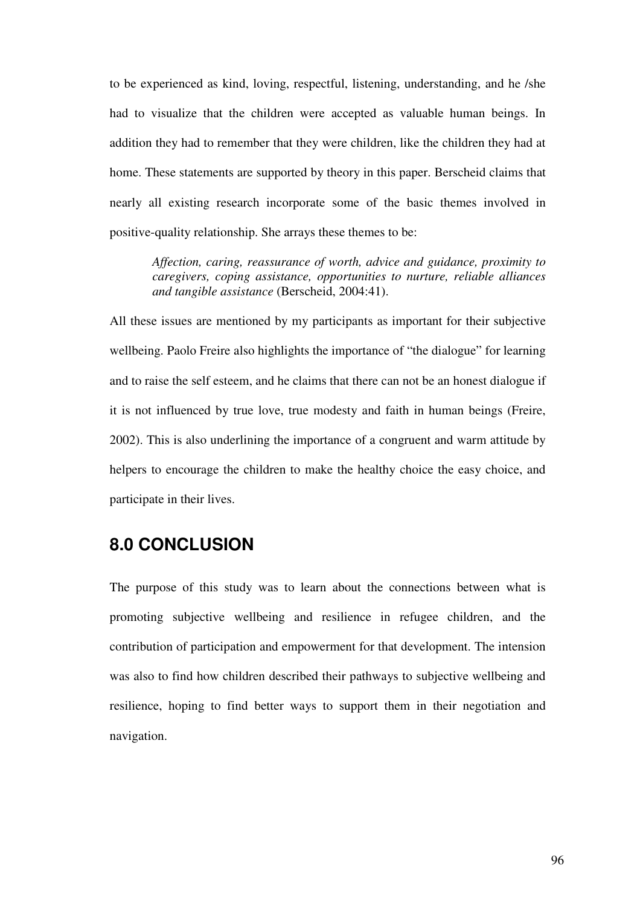to be experienced as kind, loving, respectful, listening, understanding, and he /she had to visualize that the children were accepted as valuable human beings. In addition they had to remember that they were children, like the children they had at home. These statements are supported by theory in this paper. Berscheid claims that nearly all existing research incorporate some of the basic themes involved in positive-quality relationship. She arrays these themes to be:

> *Affection, caring, reassurance of worth, advice and guidance, proximity to caregivers, coping assistance, opportunities to nurture, reliable alliances and tangible assistance* (Berscheid, 2004:41).

All these issues are mentioned by my participants as important for their subjective wellbeing. Paolo Freire also highlights the importance of "the dialogue" for learning and to raise the self esteem, and he claims that there can not be an honest dialogue if it is not influenced by true love, true modesty and faith in human beings (Freire, 2002). This is also underlining the importance of a congruent and warm attitude by helpers to encourage the children to make the healthy choice the easy choice, and participate in their lives.

## 8.0 CONCLUSION

The purpose of this study was to learn about the connections between what is promoting subjective wellbeing and resilience in refugee children, and the contribution of participation and empowerment for that development. The intension was also to find how children described their pathways to subjective wellbeing and resilience, hoping to find better ways to support them in their negotiation and navigation.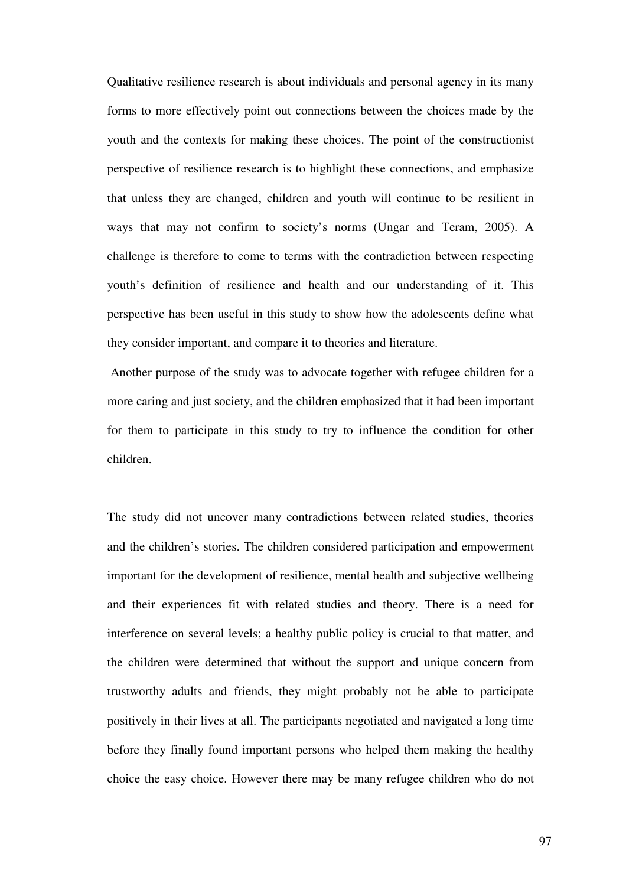Qualitative resilience research is about individuals and personal agency in its many forms to more effectively point out connections between the choices made by the youth and the contexts for making these choices. The point of the constructionist perspective of resilience research is to highlight these connections, and emphasize that unless they are changed, children and youth will continue to be resilient in ways that may not confirm to society's norms (Ungar and Teram, 2005). A challenge is therefore to come to terms with the contradiction between respecting youth's definition of resilience and health and our understanding of it. This perspective has been useful in this study to show how the adolescents define what they consider important, and compare it to theories and literature.

Another purpose of the study was to advocate together with refugee children for a more caring and just society, and the children emphasized that it had been important for them to participate in this study to try to influence the condition for other children.

The study did not uncover many contradictions between related studies, theories and the children's stories. The children considered participation and empowerment important for the development of resilience, mental health and subjective wellbeing and their experiences fit with related studies and theory. There is a need for interference on several levels; a healthy public policy is crucial to that matter, and the children were determined that without the support and unique concern from trustworthy adults and friends, they might probably not be able to participate positively in their lives at all. The participants negotiated and navigated a long time before they finally found important persons who helped them making the healthy choice the easy choice. However there may be many refugee children who do not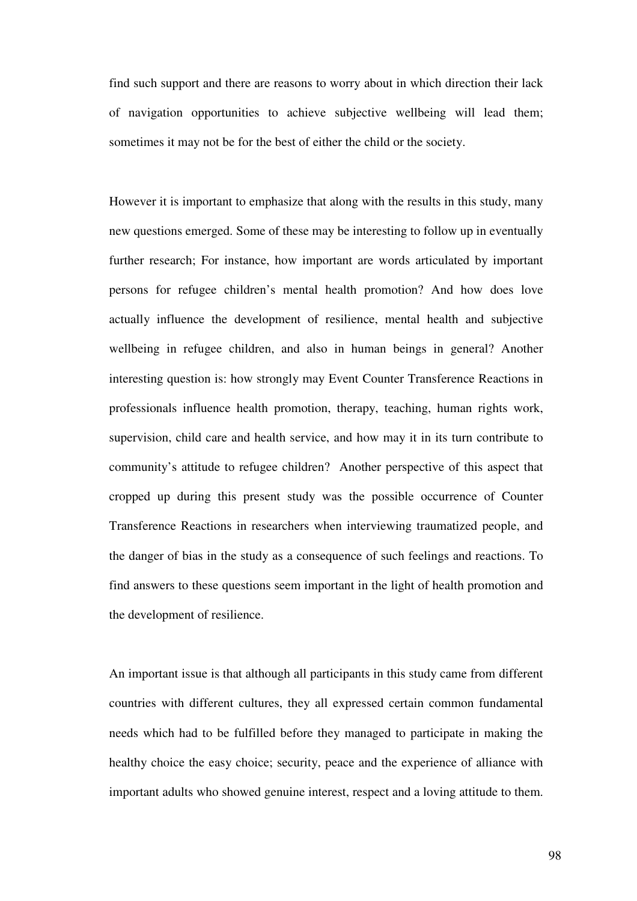find such support and there are reasons to worry about in which direction their lack of navigation opportunities to achieve subjective wellbeing will lead them; sometimes it may not be for the best of either the child or the society.

However it is important to emphasize that along with the results in this study, many new questions emerged. Some of these may be interesting to follow up in eventually further research; For instance, how important are words articulated by important persons for refugee children's mental health promotion? And how does love actually influence the development of resilience, mental health and subjective wellbeing in refugee children, and also in human beings in general? Another interesting question is: how strongly may Event Counter Transference Reactions in professionals influence health promotion, therapy, teaching, human rights work, supervision, child care and health service, and how may it in its turn contribute to community's attitude to refugee children? Another perspective of this aspect that cropped up during this present study was the possible occurrence of Counter Transference Reactions in researchers when interviewing traumatized people, and the danger of bias in the study as a consequence of such feelings and reactions. To find answers to these questions seem important in the light of health promotion and the development of resilience.

An important issue is that although all participants in this study came from different countries with different cultures, they all expressed certain common fundamental needs which had to be fulfilled before they managed to participate in making the healthy choice the easy choice; security, peace and the experience of alliance with important adults who showed genuine interest, respect and a loving attitude to them.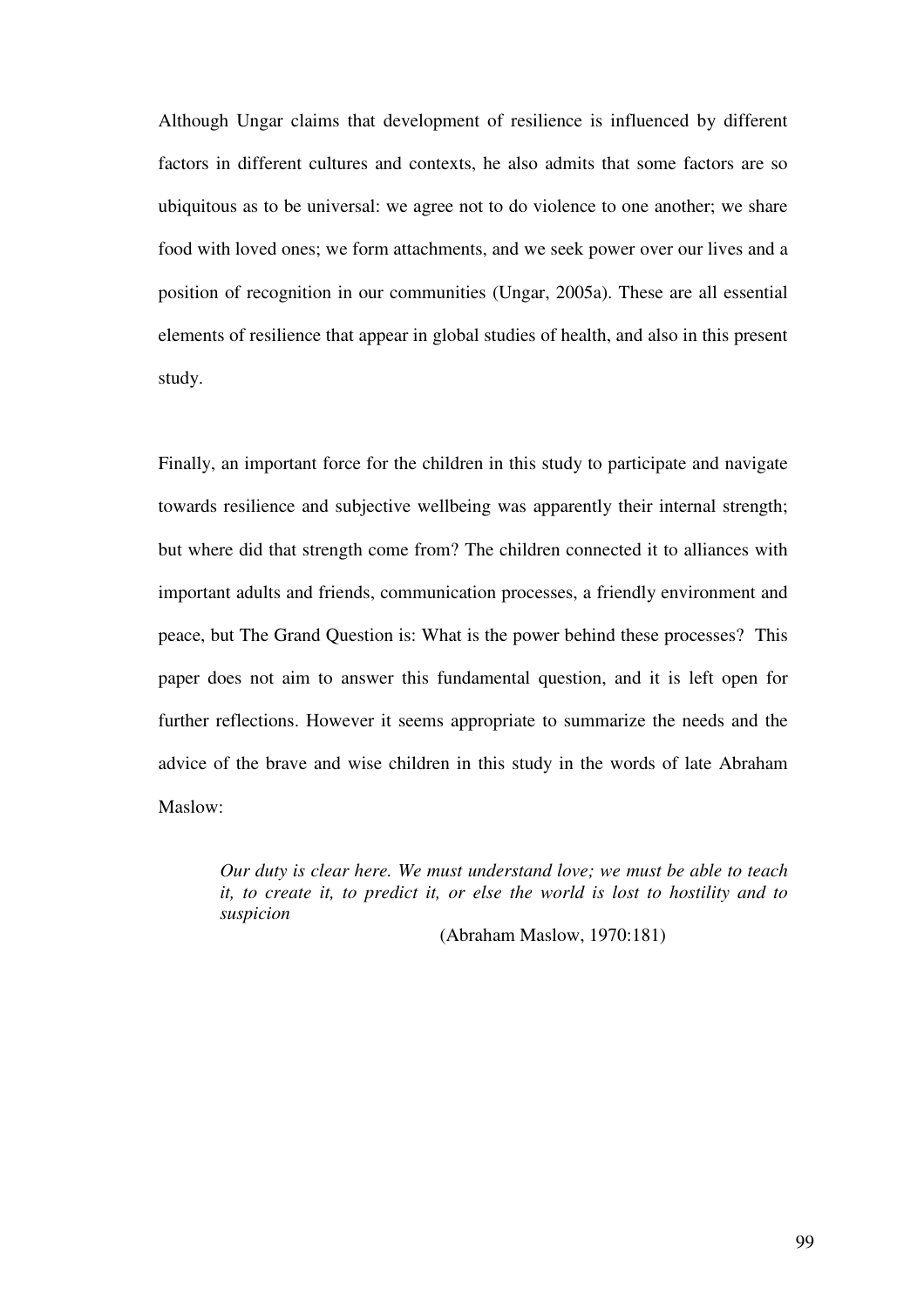Although Ungar claims that development of resilience is influenced by different factors in different cultures and contexts, he also admits that some factors are so ubiquitous as to be universal: we agree not to do violence to one another; we share food with loved ones; we form attachments, and we seek power over our lives and a position of recognition in our communities (Ungar, 2005a). These are all essential elements of resilience that appear in global studies of health, and also in this present study.

Finally, an important force for the children in this study to participate and navigate towards resilience and subjective wellbeing was apparently their internal strength; but where did that strength come from? The children connected it to alliances with important adults and friends, communication processes, a friendly environment and peace, but The Grand Question is: What is the power behind these processes? This paper does not aim to answer this fundamental question, and it is left open for further reflections. However it seems appropriate to summarize the needs and the advice of the brave and wise children in this study in the words of late Abraham Maslow:

> *Our duty is clear here. We must understand love; we must be able to teach it, to create it, to predict it, or else the world is lost to hostility and to suspicion*
>
> (Abraham Maslow, 1970:181)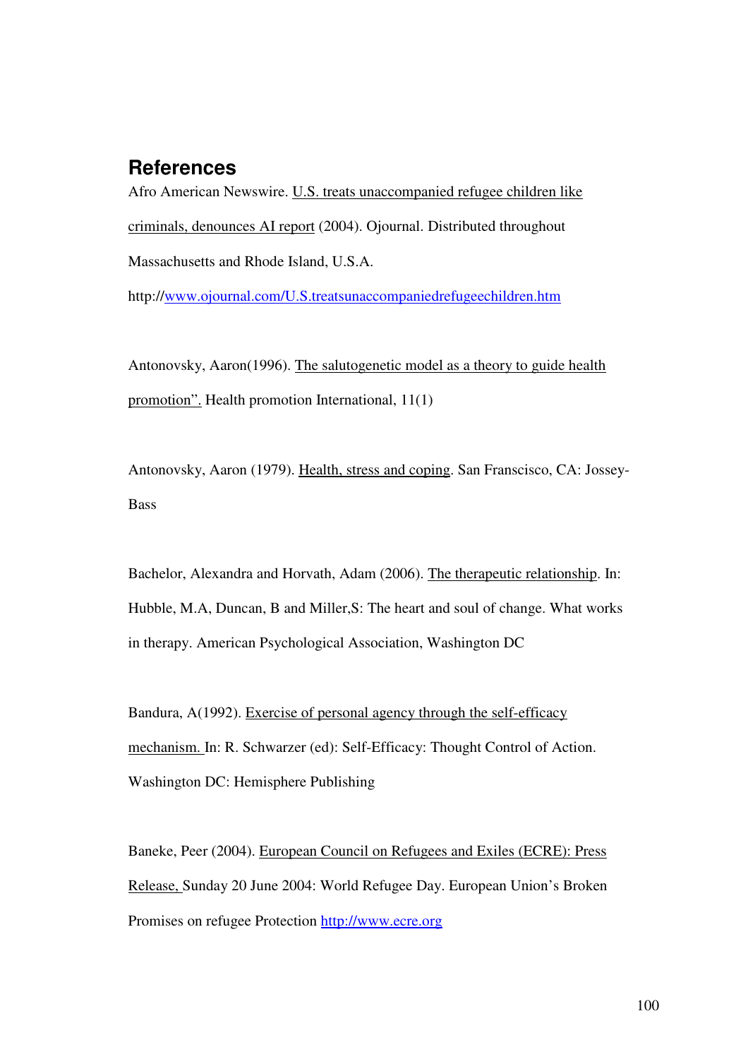## References

Afro American Newswire. U.S. treats unaccompanied refugee children like criminals, denounces AI report (2004). Ojournal. Distributed throughout Massachusetts and Rhode Island, U.S.A. http://www.ojournal.com/U.S.treatsunaccompaniedrefugeechildren.htm

Antonovsky, Aaron(1996). The salutogenetic model as a theory to guide health promotion". Health promotion International, 11(1)

Antonovsky, Aaron (1979). Health, stress and coping. San Franscisco, CA: Jossey-Bass

Bachelor, Alexandra and Horvath, Adam (2006). The therapeutic relationship. In: Hubble, M.A, Duncan, B and Miller,S: The heart and soul of change. What works in therapy. American Psychological Association, Washington DC

Bandura, A(1992). Exercise of personal agency through the self-efficacy mechanism. In: R. Schwarzer (ed): Self-Efficacy: Thought Control of Action. Washington DC: Hemisphere Publishing

Baneke, Peer (2004). European Council on Refugees and Exiles (ECRE): Press Release, Sunday 20 June 2004: World Refugee Day. European Union's Broken Promises on refugee Protection http://www.ecre.org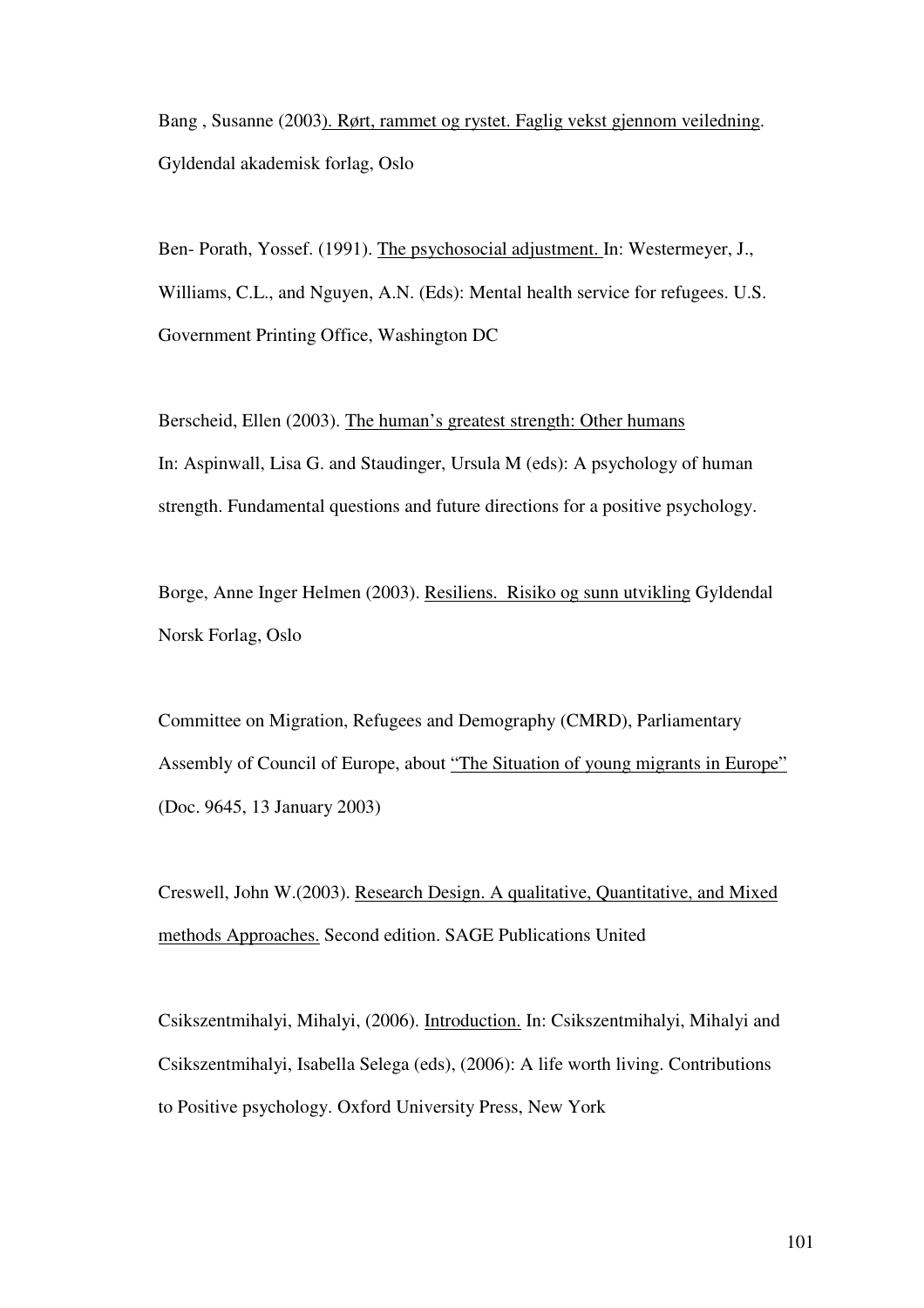Bang , Susanne (2003). Rørt, rammet og rystet. Faglig vekst gjennom veiledning. Gyldendal akademisk forlag, Oslo

Ben- Porath, Yossef. (1991). The psychosocial adjustment. In: Westermeyer, J., Williams, C.L., and Nguyen, A.N. (Eds): Mental health service for refugees. U.S. Government Printing Office, Washington DC

Berscheid, Ellen (2003). The human's greatest strength: Other humans In: Aspinwall, Lisa G. and Staudinger, Ursula M (eds): A psychology of human strength. Fundamental questions and future directions for a positive psychology.

Borge, Anne Inger Helmen (2003). Resiliens. Risiko og sunn utvikling Gyldendal Norsk Forlag, Oslo

Committee on Migration, Refugees and Demography (CMRD), Parliamentary Assembly of Council of Europe, about "The Situation of young migrants in Europe" (Doc. 9645, 13 January 2003)

Creswell, John W.(2003). Research Design. A qualitative, Quantitative, and Mixed methods Approaches. Second edition. SAGE Publications United

Csikszentmihalyi, Mihalyi, (2006). Introduction. In: Csikszentmihalyi, Mihalyi and Csikszentmihalyi, Isabella Selega (eds), (2006): A life worth living. Contributions to Positive psychology. Oxford University Press, New York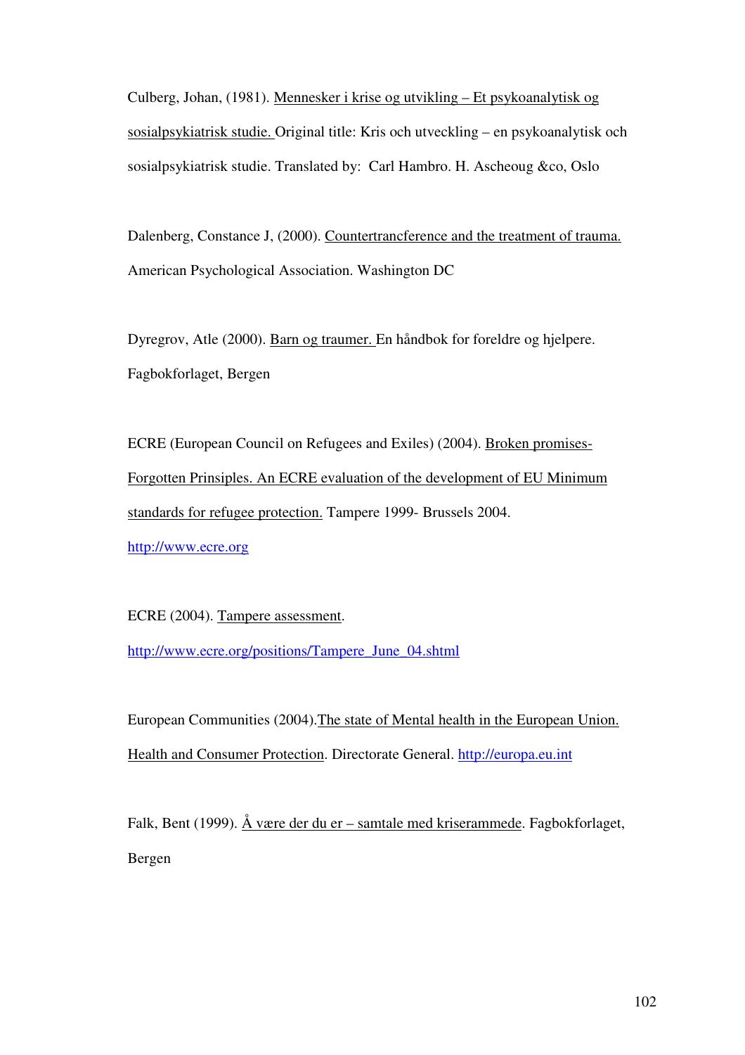Culberg, Johan, (1981). Mennesker i krise og utvikling – Et psykoanalytisk og sosialpsykiatrisk studie. Original title: Kris och utveckling – en psykoanalytisk och sosialpsykiatrisk studie. Translated by: Carl Hambro. H. Ascheoug &co, Oslo

Dalenberg, Constance J, (2000). Countertrancference and the treatment of trauma. American Psychological Association. Washington DC

Dyregrov, Atle (2000). Barn og traumer. En håndbok for foreldre og hjelpere. Fagbokforlaget, Bergen

ECRE (European Council on Refugees and Exiles) (2004). Broken promises- Forgotten Prinsiples. An ECRE evaluation of the development of EU Minimum standards for refugee protection. Tampere 1999- Brussels 2004. http://www.ecre.org

ECRE (2004). Tampere assessment. http://www.ecre.org/positions/Tampere_June_04.shtml

European Communities (2004).The state of Mental health in the European Union. Health and Consumer Protection. Directorate General. http://europa.eu.int

Falk, Bent (1999). Å være der du er – samtale med kriserammede. Fagbokforlaget, Bergen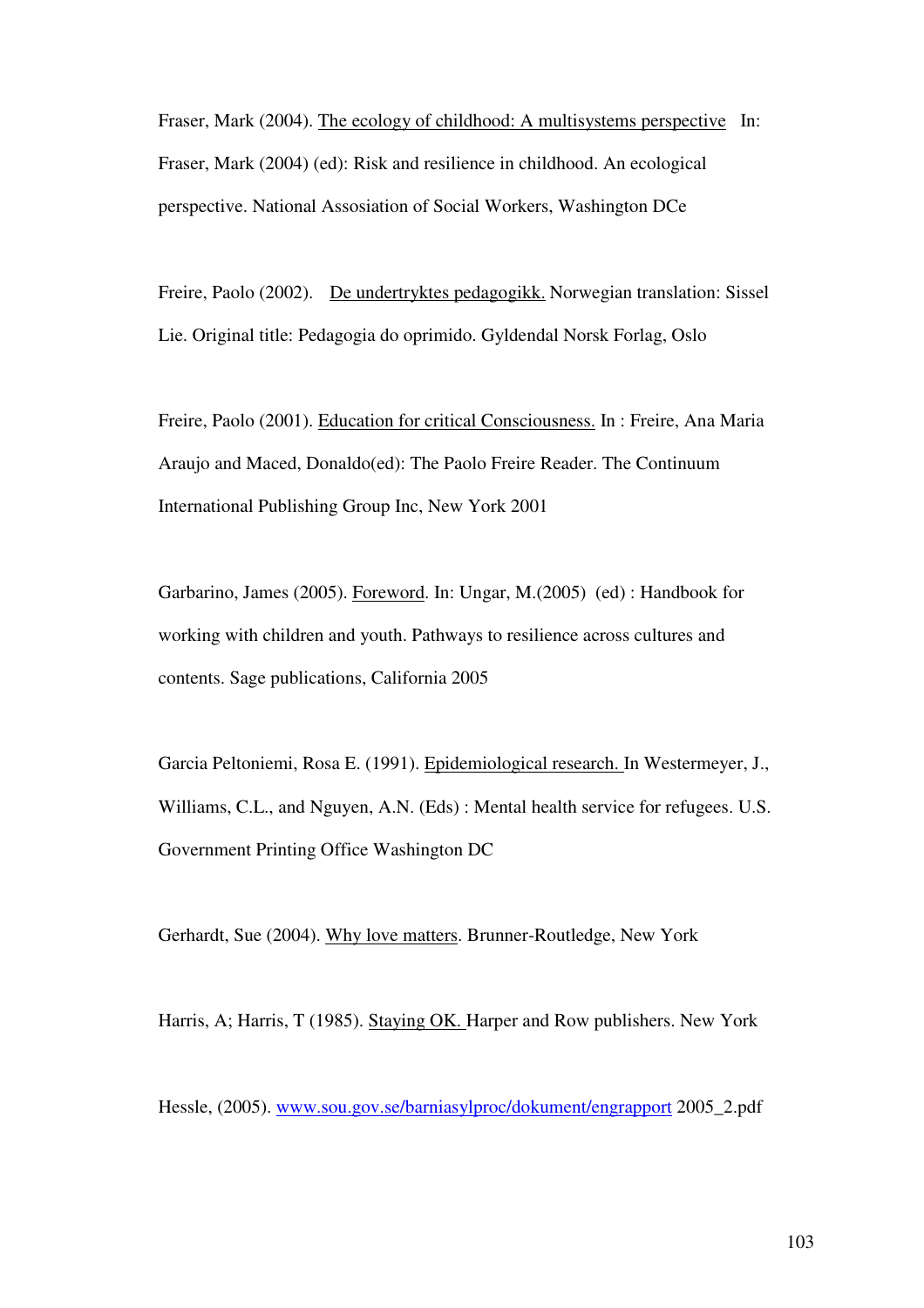Fraser, Mark (2004). The ecology of childhood: A multisystems perspective In: Fraser, Mark (2004) (ed): Risk and resilience in childhood. An ecological perspective. National Assosiation of Social Workers, Washington DCe

Freire, Paolo (2002). De undertryktes pedagogikk. Norwegian translation: Sissel Lie. Original title: Pedagogia do oprimido. Gyldendal Norsk Forlag, Oslo

Freire, Paolo (2001). Education for critical Consciousness. In : Freire, Ana Maria Araujo and Maced, Donaldo(ed): The Paolo Freire Reader. The Continuum International Publishing Group Inc, New York 2001

Garbarino, James (2005). Foreword. In: Ungar, M.(2005) (ed) : Handbook for working with children and youth. Pathways to resilience across cultures and contents. Sage publications, California 2005

Garcia Peltoniemi, Rosa E. (1991). Epidemiological research. In Westermeyer, J., Williams, C.L., and Nguyen, A.N. (Eds) : Mental health service for refugees. U.S. Government Printing Office Washington DC

Gerhardt, Sue (2004). Why love matters. Brunner-Routledge, New York

Harris, A; Harris, T (1985). Staying OK. Harper and Row publishers. New York

Hessle, (2005). www.sou.gov.se/barniasylproc/dokument/engrapport 2005_2.pdf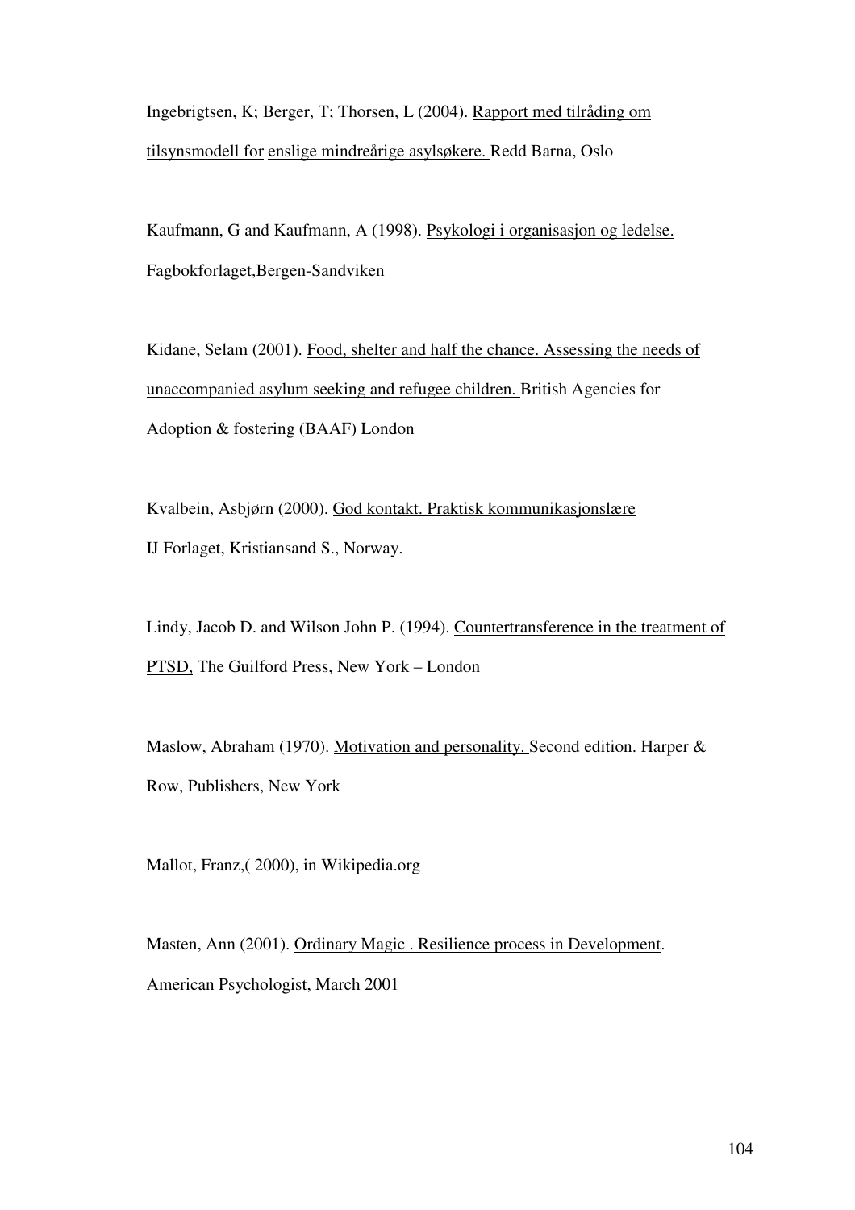Ingebrigtsen, K; Berger, T; Thorsen, L (2004). <u>Rapport med tilråding om tilsynsmodell for</u> <u>enslige mindreårige asylsøkere.</u> Redd Barna, Oslo

Kaufmann, G and Kaufmann, A (1998). <u>Psykologi i organisasjon og ledelse.</u> Fagbokforlaget,Bergen-Sandviken

Kidane, Selam (2001). <u>Food, shelter and half the chance. Assessing the needs of unaccompanied asylum seeking and refugee children.</u> British Agencies for Adoption & fostering (BAAF) London

Kvalbein, Asbjørn (2000). <u>God kontakt. Praktisk kommunikasjonslære</u> IJ Forlaget, Kristiansand S., Norway.

Lindy, Jacob D. and Wilson John P. (1994). <u>Countertransference in the treatment of PTSD,</u> The Guilford Press, New York – London

Maslow, Abraham (1970). <u>Motivation and personality.</u> Second edition. Harper & Row, Publishers, New York

Mallot, Franz,( 2000), in Wikipedia.org

Masten, Ann (2001). <u>Ordinary Magic . Resilience process in Development</u>. American Psychologist, March 2001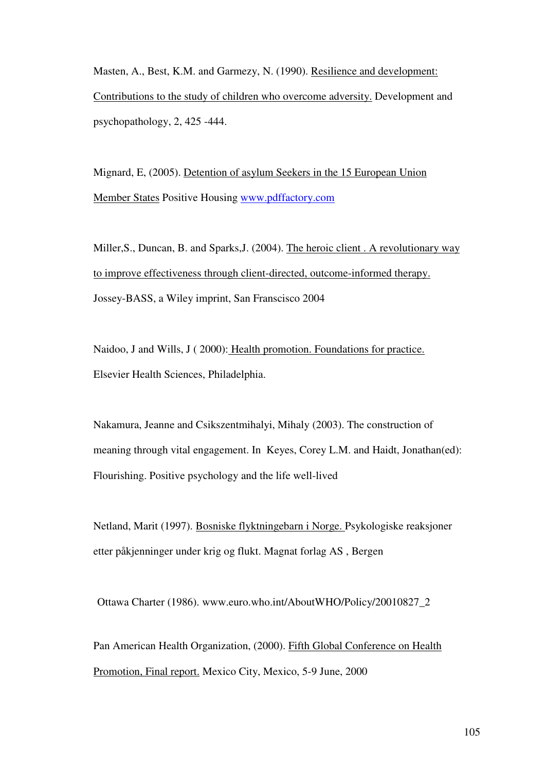Masten, A., Best, K.M. and Garmezy, N. (1990). Resilience and development: Contributions to the study of children who overcome adversity. Development and psychopathology, 2, 425 -444.

Mignard, E, (2005). Detention of asylum Seekers in the 15 European Union Member States Positive Housing www.pdffactory.com

Miller,S., Duncan, B. and Sparks,J. (2004). The heroic client . A revolutionary way to improve effectiveness through client-directed, outcome-informed therapy. Jossey-BASS, a Wiley imprint, San Franscisco 2004

Naidoo, J and Wills, J ( 2000): Health promotion. Foundations for practice. Elsevier Health Sciences, Philadelphia.

Nakamura, Jeanne and Csikszentmihalyi, Mihaly (2003). The construction of meaning through vital engagement. In Keyes, Corey L.M. and Haidt, Jonathan(ed): Flourishing. Positive psychology and the life well-lived

Netland, Marit (1997). Bosniske flyktningebarn i Norge. Psykologiske reaksjoner etter påkjenninger under krig og flukt. Magnat forlag AS , Bergen

Ottawa Charter (1986). www.euro.who.int/AboutWHO/Policy/20010827_2

Pan American Health Organization, (2000). Fifth Global Conference on Health Promotion, Final report. Mexico City, Mexico, 5-9 June, 2000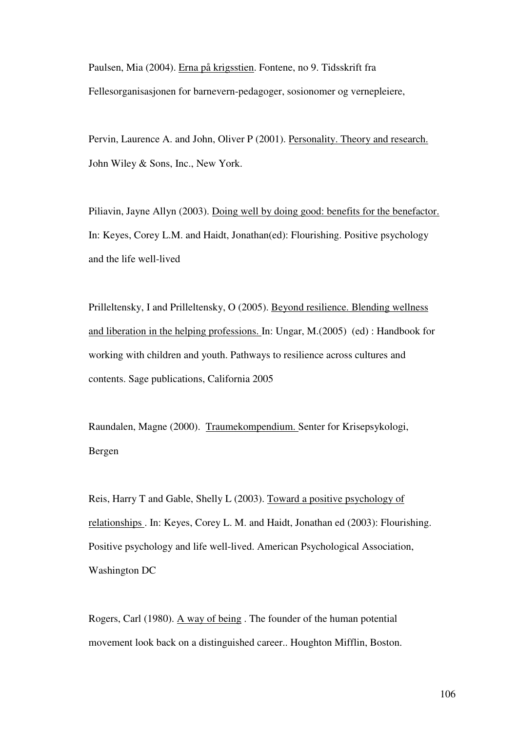Paulsen, Mia (2004). <u>Erna på krigsstien</u>. Fontene, no 9. Tidsskrift fra Fellesorganisasjonen for barnevern-pedagoger, sosionomer og vernepleiere,

Pervin, Laurence A. and John, Oliver P (2001). <u>Personality. Theory and research.</u> John Wiley & Sons, Inc., New York.

Piliavin, Jayne Allyn (2003). <u>Doing well by doing good: benefits for the benefactor.</u> In: Keyes, Corey L.M. and Haidt, Jonathan(ed): Flourishing. Positive psychology and the life well-lived

Prilleltensky, I and Prilleltensky, O (2005). <u>Beyond resilience. Blending wellness and liberation in the helping professions.</u> In: Ungar, M.(2005) (ed) : Handbook for working with children and youth. Pathways to resilience across cultures and contents. Sage publications, California 2005

Raundalen, Magne (2000). <u>Traumekompendium.</u> Senter for Krisepsykologi, Bergen

Reis, Harry T and Gable, Shelly L (2003). <u>Toward a positive psychology of relationships</u> . In: Keyes, Corey L. M. and Haidt, Jonathan ed (2003): Flourishing. Positive psychology and life well-lived. American Psychological Association, Washington DC

Rogers, Carl (1980). <u>A way of being</u> . The founder of the human potential movement look back on a distinguished career.. Houghton Mifflin, Boston.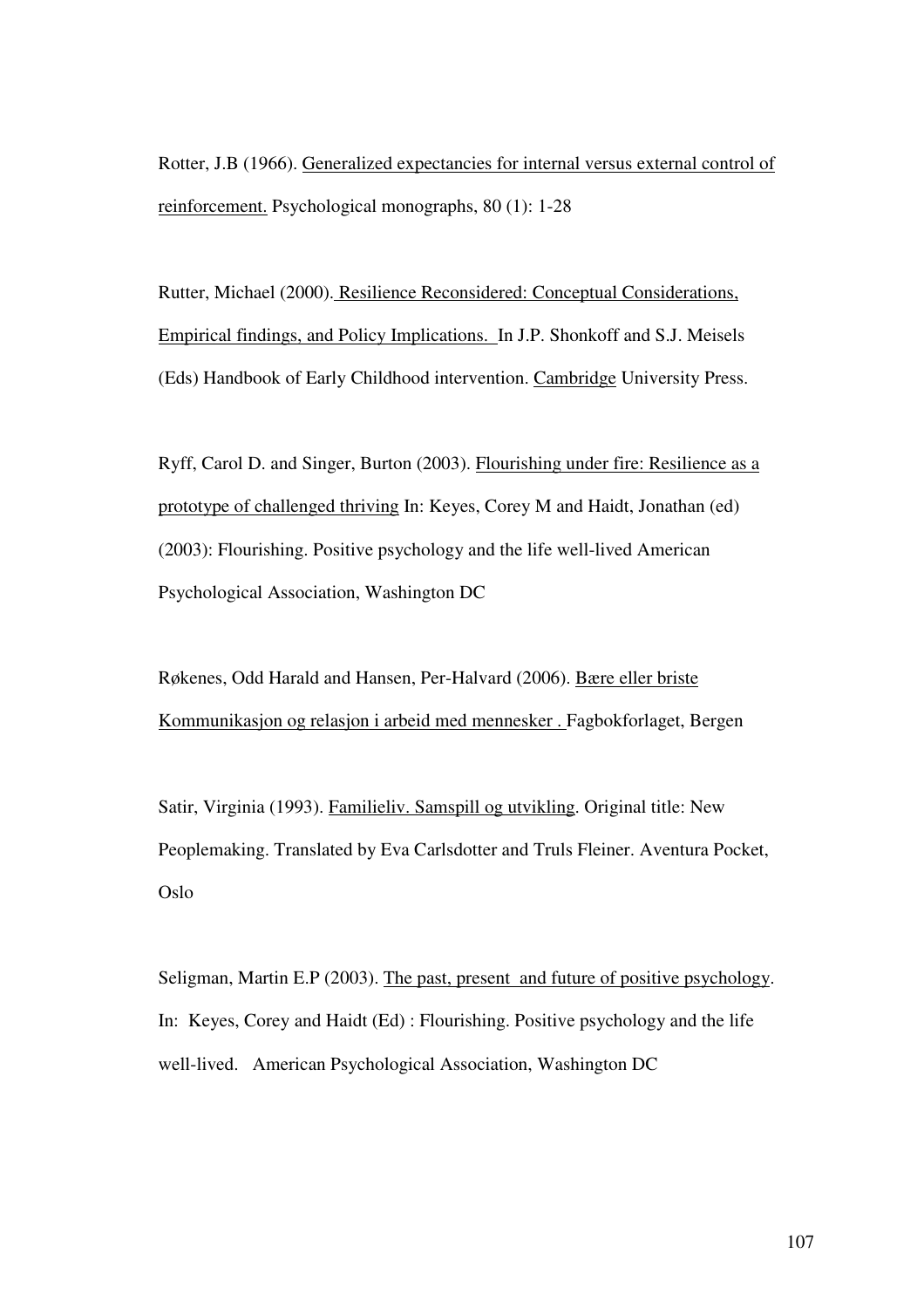Rotter, J.B (1966). Generalized expectancies for internal versus external control of reinforcement. Psychological monographs, 80 (1): 1-28

Rutter, Michael (2000). Resilience Reconsidered: Conceptual Considerations, Empirical findings, and Policy Implications. In J.P. Shonkoff and S.J. Meisels (Eds) Handbook of Early Childhood intervention. Cambridge University Press.

Ryff, Carol D. and Singer, Burton (2003). Flourishing under fire: Resilience as a prototype of challenged thriving In: Keyes, Corey M and Haidt, Jonathan (ed) (2003): Flourishing. Positive psychology and the life well-lived American Psychological Association, Washington DC

Røkenes, Odd Harald and Hansen, Per-Halvard (2006). Bære eller briste Kommunikasjon og relasjon i arbeid med mennesker . Fagbokforlaget, Bergen

Satir, Virginia (1993). Familieliv. Samspill og utvikling. Original title: New Peoplemaking. Translated by Eva Carlsdotter and Truls Fleiner. Aventura Pocket, Oslo

Seligman, Martin E.P (2003). The past, present and future of positive psychology. In: Keyes, Corey and Haidt (Ed) : Flourishing. Positive psychology and the life well-lived. American Psychological Association, Washington DC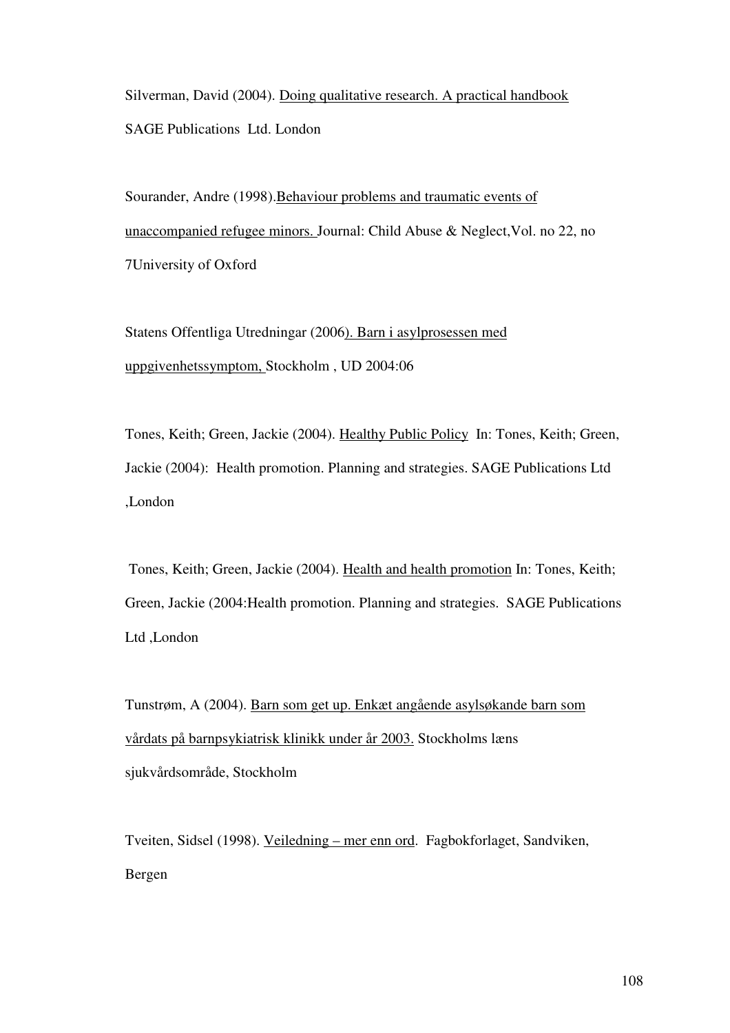Silverman, David (2004). Doing qualitative research. A practical handbook SAGE Publications Ltd. London

Sourander, Andre (1998).Behaviour problems and traumatic events of unaccompanied refugee minors. Journal: Child Abuse & Neglect,Vol. no 22, no 7University of Oxford

Statens Offentliga Utredningar (2006). Barn i asylprosessen med uppgivenhetssymptom, Stockholm , UD 2004:06

Tones, Keith; Green, Jackie (2004). Healthy Public Policy In: Tones, Keith; Green, Jackie (2004): Health promotion. Planning and strategies. SAGE Publications Ltd ,London

Tones, Keith; Green, Jackie (2004). Health and health promotion In: Tones, Keith; Green, Jackie (2004:Health promotion. Planning and strategies. SAGE Publications Ltd ,London

Tunstrøm, A (2004). Barn som get up. Enkæt angående asylsøkande barn som vårdats på barnpsykiatrisk klinikk under år 2003. Stockholms læns sjukvårdsområde, Stockholm

Tveiten, Sidsel (1998). Veiledning – mer enn ord. Fagbokforlaget, Sandviken, Bergen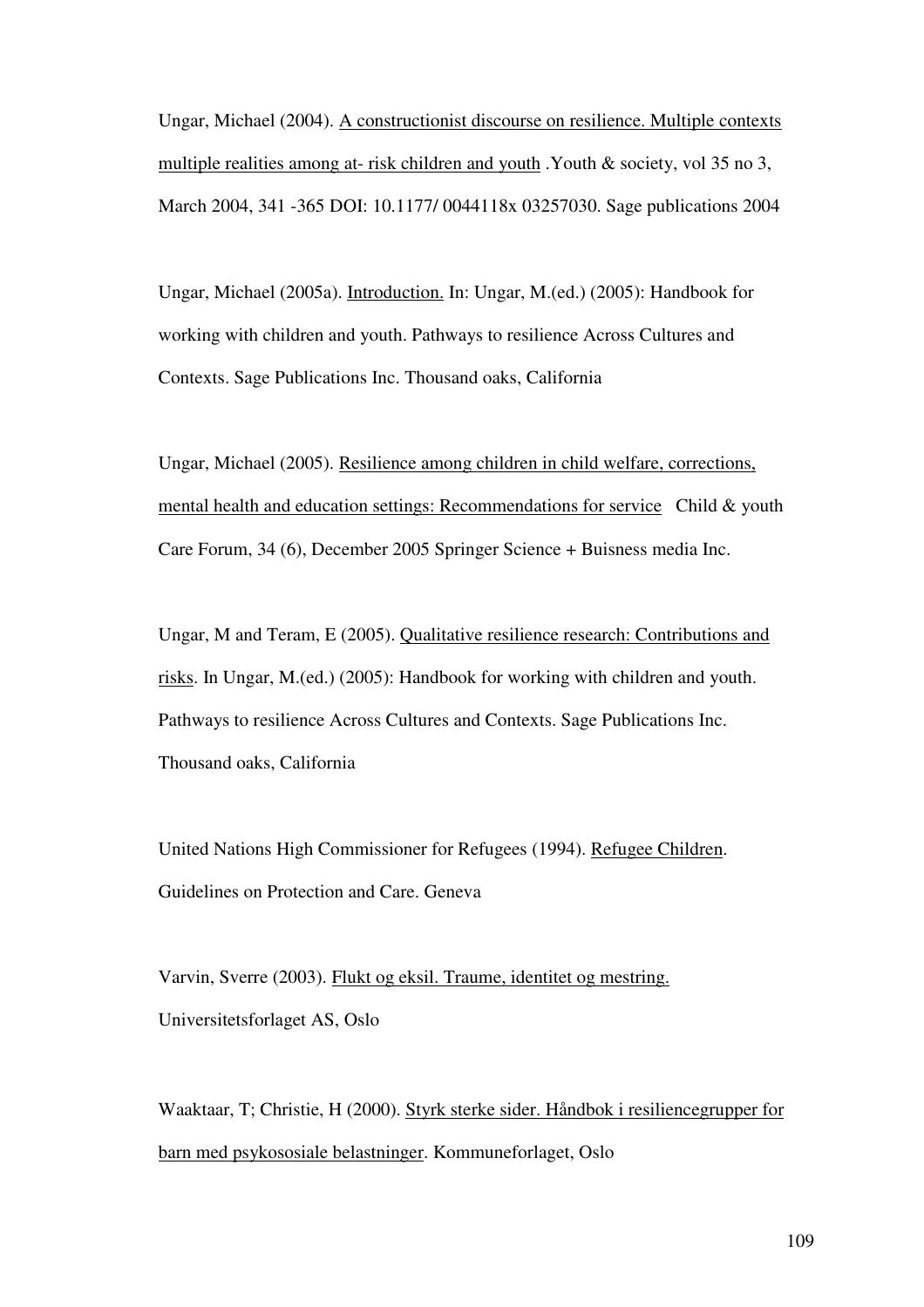Ungar, Michael (2004). <u>A constructionist discourse on resilience. Multiple contexts multiple realities among at- risk children and youth</u> .Youth & society, vol 35 no 3, March 2004, 341 -365 DOI: 10.1177/ 0044118x 03257030. Sage publications 2004

Ungar, Michael (2005a). <u>Introduction.</u> In: Ungar, M.(ed.) (2005): Handbook for working with children and youth. Pathways to resilience Across Cultures and Contexts. Sage Publications Inc. Thousand oaks, California

Ungar, Michael (2005). <u>Resilience among children in child welfare, corrections, mental health and education settings: Recommendations for service</u> Child & youth Care Forum, 34 (6), December 2005 Springer Science + Buisness media Inc.

Ungar, M and Teram, E (2005). <u>Qualitative resilience research: Contributions and risks</u>. In Ungar, M.(ed.) (2005): Handbook for working with children and youth. Pathways to resilience Across Cultures and Contexts. Sage Publications Inc. Thousand oaks, California

United Nations High Commissioner for Refugees (1994). <u>Refugee Children</u>. Guidelines on Protection and Care. Geneva

Varvin, Sverre (2003). <u>Flukt og eksil. Traume, identitet og mestring.</u> Universitetsforlaget AS, Oslo

Waaktaar, T; Christie, H (2000). <u>Styrk sterke sider. Håndbok i resiliencegrupper for barn med psykososiale belastninger</u>. Kommuneforlaget, Oslo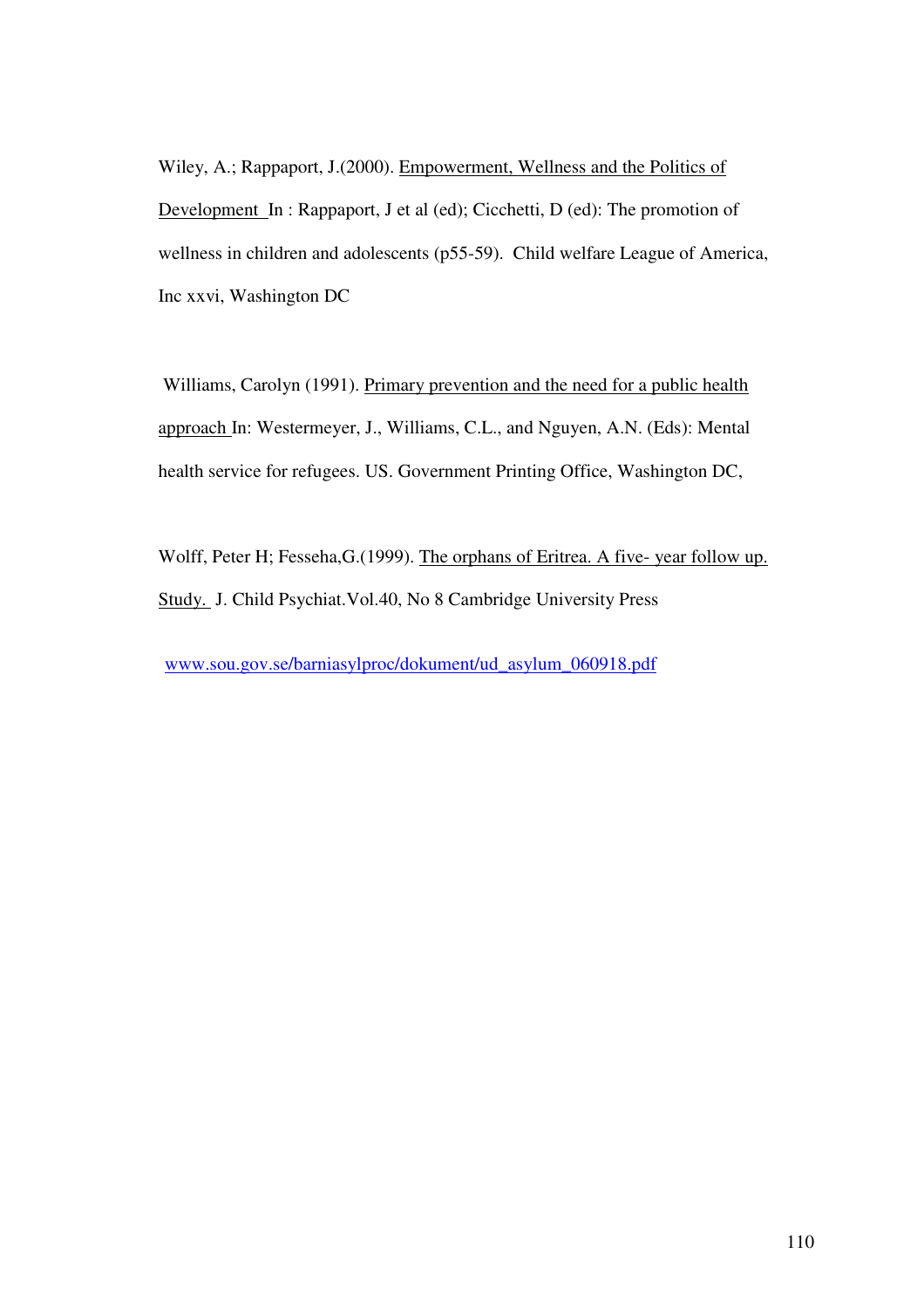Wiley, A.; Rappaport, J.(2000). <u>Empowerment, Wellness and the Politics of Development</u> In : Rappaport, J et al (ed); Cicchetti, D (ed): The promotion of wellness in children and adolescents (p55-59). Child welfare League of America, Inc xxvi, Washington DC

Williams, Carolyn (1991). <u>Primary prevention and the need for a public health approach</u> In: Westermeyer, J., Williams, C.L., and Nguyen, A.N. (Eds): Mental health service for refugees. US. Government Printing Office, Washington DC,

Wolff, Peter H; Fesseha,G.(1999). <u>The orphans of Eritrea. A five- year follow up. Study.</u> J. Child Psychiat.Vol.40, No 8 Cambridge University Press

www.sou.gov.se/barniasylproc/dokument/ud_asylum_060918.pdf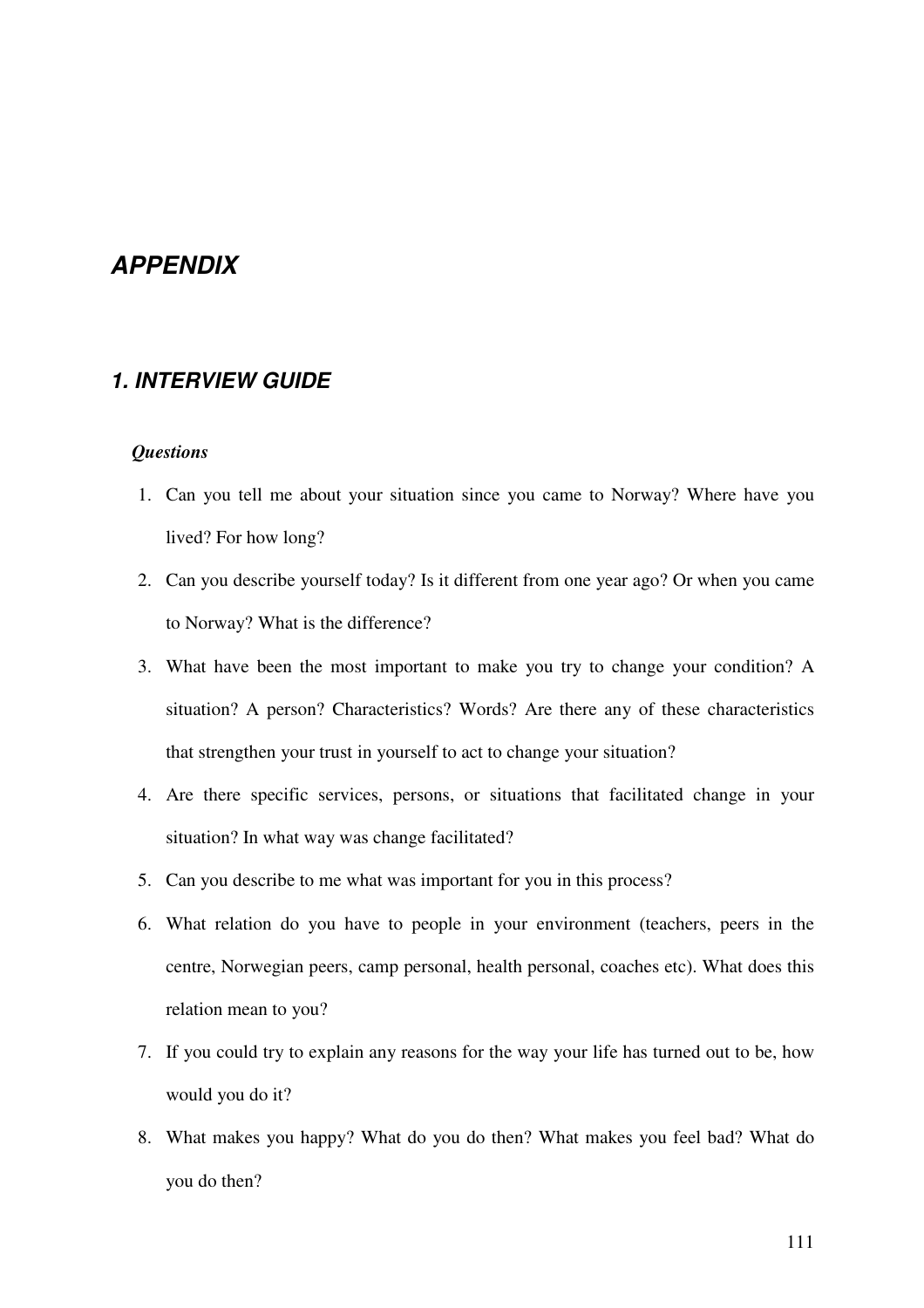# *APPENDIX*

## *1. INTERVIEW GUIDE*

***Questions***

1. Can you tell me about your situation since you came to Norway? Where have you lived? For how long?
2. Can you describe yourself today? Is it different from one year ago? Or when you came to Norway? What is the difference?
3. What have been the most important to make you try to change your condition? A situation? A person? Characteristics? Words? Are there any of these characteristics that strengthen your trust in yourself to act to change your situation?
4. Are there specific services, persons, or situations that facilitated change in your situation? In what way was change facilitated?
5. Can you describe to me what was important for you in this process?
6. What relation do you have to people in your environment (teachers, peers in the centre, Norwegian peers, camp personal, health personal, coaches etc). What does this relation mean to you?
7. If you could try to explain any reasons for the way your life has turned out to be, how would you do it?
8. What makes you happy? What do you do then? What makes you feel bad? What do you do then?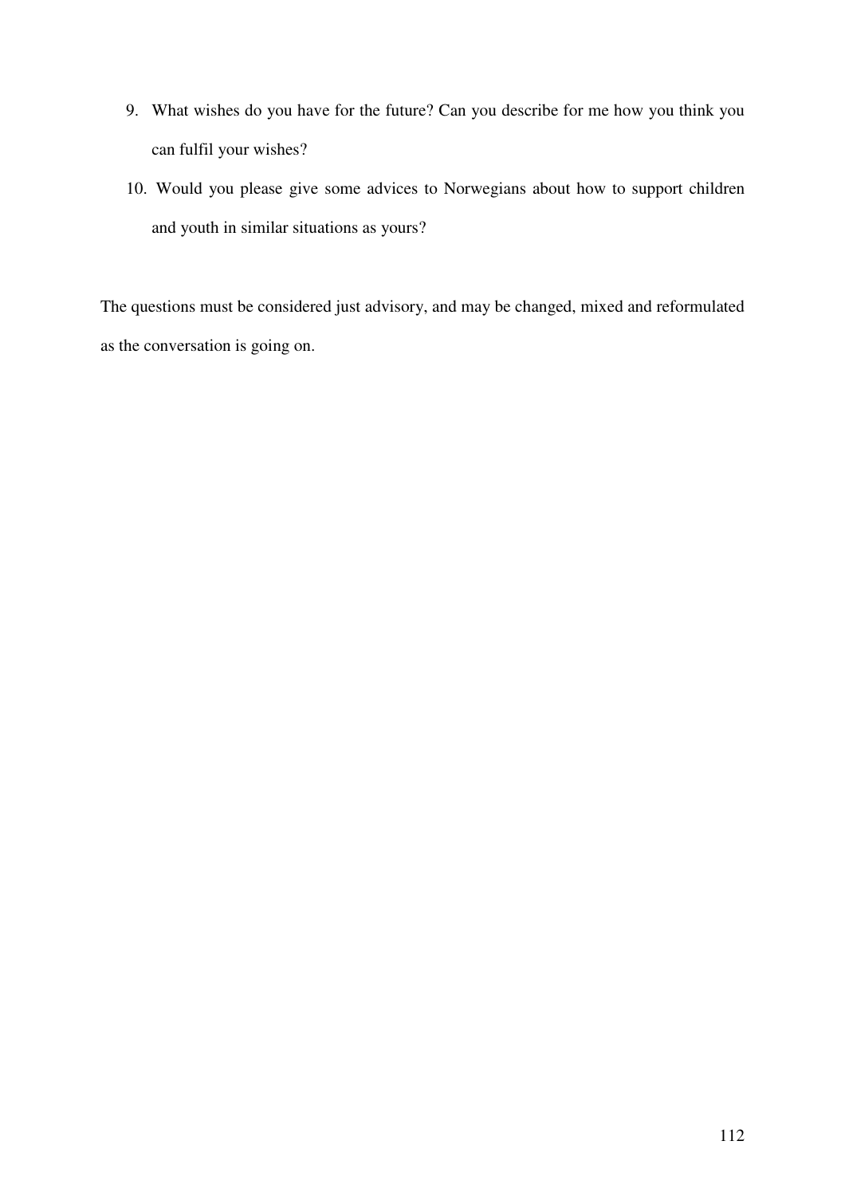9. What wishes do you have for the future? Can you describe for me how you think you can fulfil your wishes?
10. Would you please give some advices to Norwegians about how to support children and youth in similar situations as yours?

The questions must be considered just advisory, and may be changed, mixed and reformulated as the conversation is going on.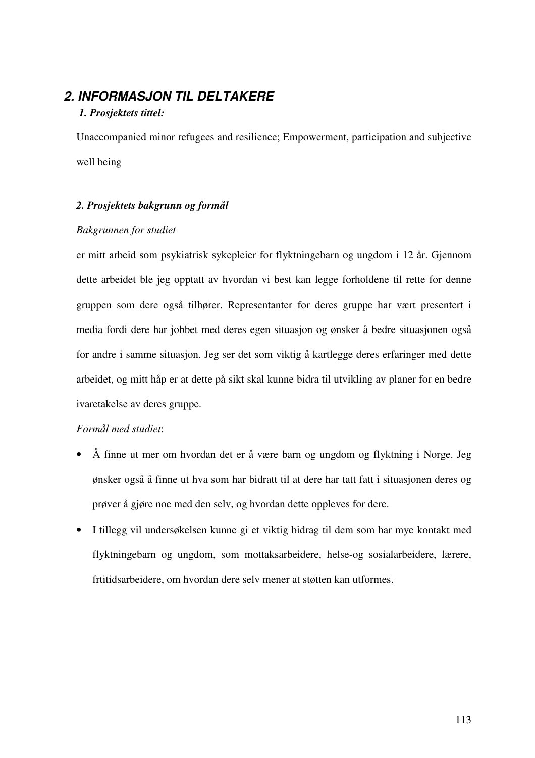## *2. INFORMASJON TIL DELTAKERE*

***1. Prosjektets tittel:***

Unaccompanied minor refugees and resilience; Empowerment, participation and subjective well being

***2. Prosjektets bakgrunn og formål***

*Bakgrunnen for studiet*

er mitt arbeid som psykiatrisk sykepleier for flyktningebarn og ungdom i 12 år. Gjennom dette arbeidet ble jeg opptatt av hvordan vi best kan legge forholdene til rette for denne gruppen som dere også tilhører. Representanter for deres gruppe har vært presentert i media fordi dere har jobbet med deres egen situasjon og ønsker å bedre situasjonen også for andre i samme situasjon. Jeg ser det som viktig å kartlegge deres erfaringer med dette arbeidet, og mitt håp er at dette på sikt skal kunne bidra til utvikling av planer for en bedre ivaretakelse av deres gruppe.

*Formål med studiet*:

- Å finne ut mer om hvordan det er å være barn og ungdom og flyktning i Norge. Jeg ønsker også å finne ut hva som har bidratt til at dere har tatt fatt i situasjonen deres og prøver å gjøre noe med den selv, og hvordan dette oppleves for dere.
- I tillegg vil undersøkelsen kunne gi et viktig bidrag til dem som har mye kontakt med flyktningebarn og ungdom, som mottaksarbeidere, helse-og sosialarbeidere, lærere, frtitidsarbeidere, om hvordan dere selv mener at støtten kan utformes.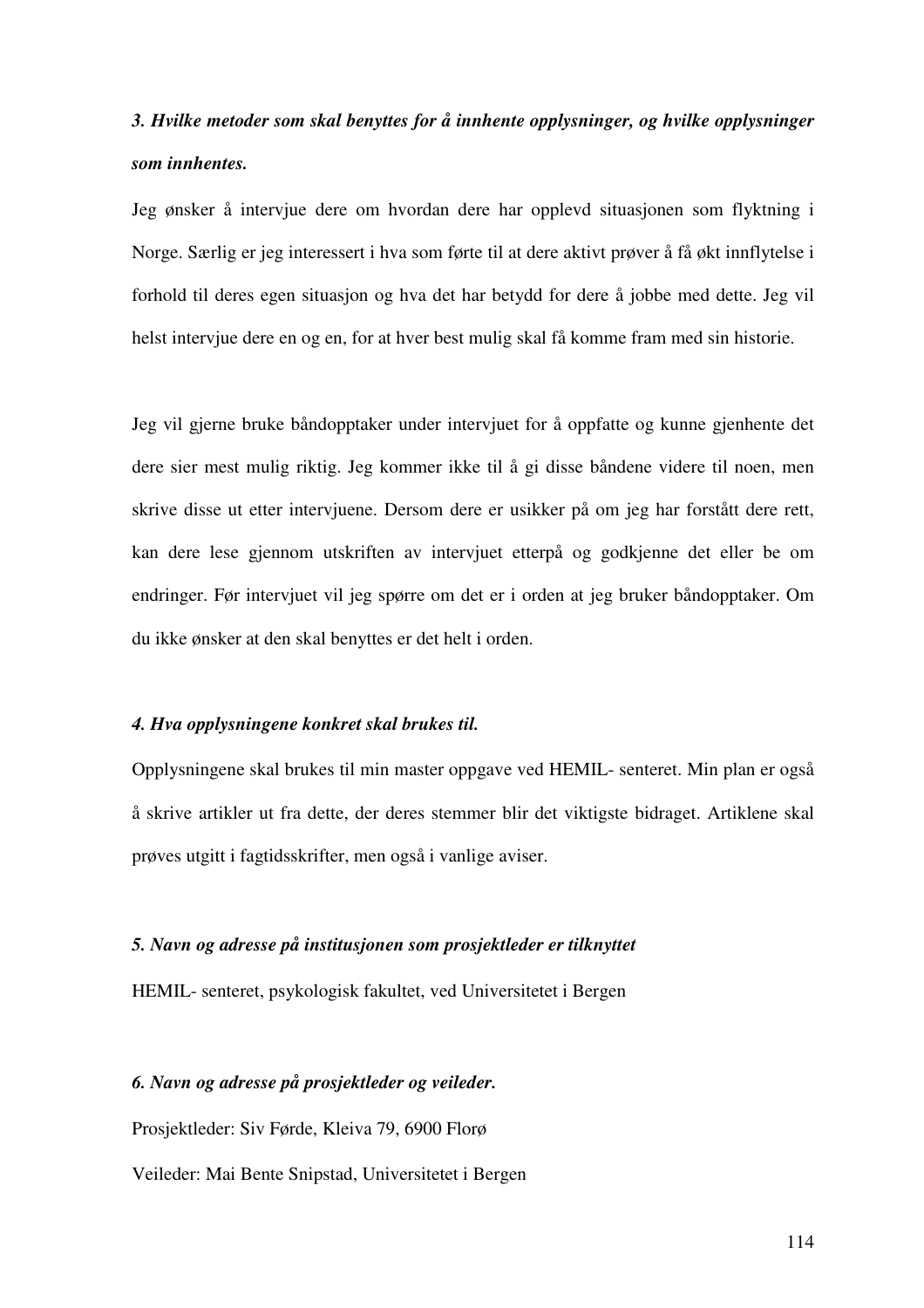***3. Hvilke metoder som skal benyttes for å innhente opplysninger, og hvilke opplysninger som innhentes.***

Jeg ønsker å intervjue dere om hvordan dere har opplevd situasjonen som flyktning i Norge. Særlig er jeg interessert i hva som førte til at dere aktivt prøver å få økt innflytelse i forhold til deres egen situasjon og hva det har betydd for dere å jobbe med dette. Jeg vil helst intervjue dere en og en, for at hver best mulig skal få komme fram med sin historie.

Jeg vil gjerne bruke båndopptaker under intervjuet for å oppfatte og kunne gjenhente det dere sier mest mulig riktig. Jeg kommer ikke til å gi disse båndene videre til noen, men skrive disse ut etter intervjuene. Dersom dere er usikker på om jeg har forstått dere rett, kan dere lese gjennom utskriften av intervjuet etterpå og godkjenne det eller be om endringer. Før intervjuet vil jeg spørre om det er i orden at jeg bruker båndopptaker. Om du ikke ønsker at den skal benyttes er det helt i orden.

***4. Hva opplysningene konkret skal brukes til.***

Opplysningene skal brukes til min master oppgave ved HEMIL- senteret. Min plan er også å skrive artikler ut fra dette, der deres stemmer blir det viktigste bidraget. Artiklene skal prøves utgitt i fagtidsskrifter, men også i vanlige aviser.

***5. Navn og adresse på institusjonen som prosjektleder er tilknyttet***

HEMIL- senteret, psykologisk fakultet, ved Universitetet i Bergen

***6. Navn og adresse på prosjektleder og veileder.***

Prosjektleder: Siv Førde, Kleiva 79, 6900 Florø

Veileder: Mai Bente Snipstad, Universitetet i Bergen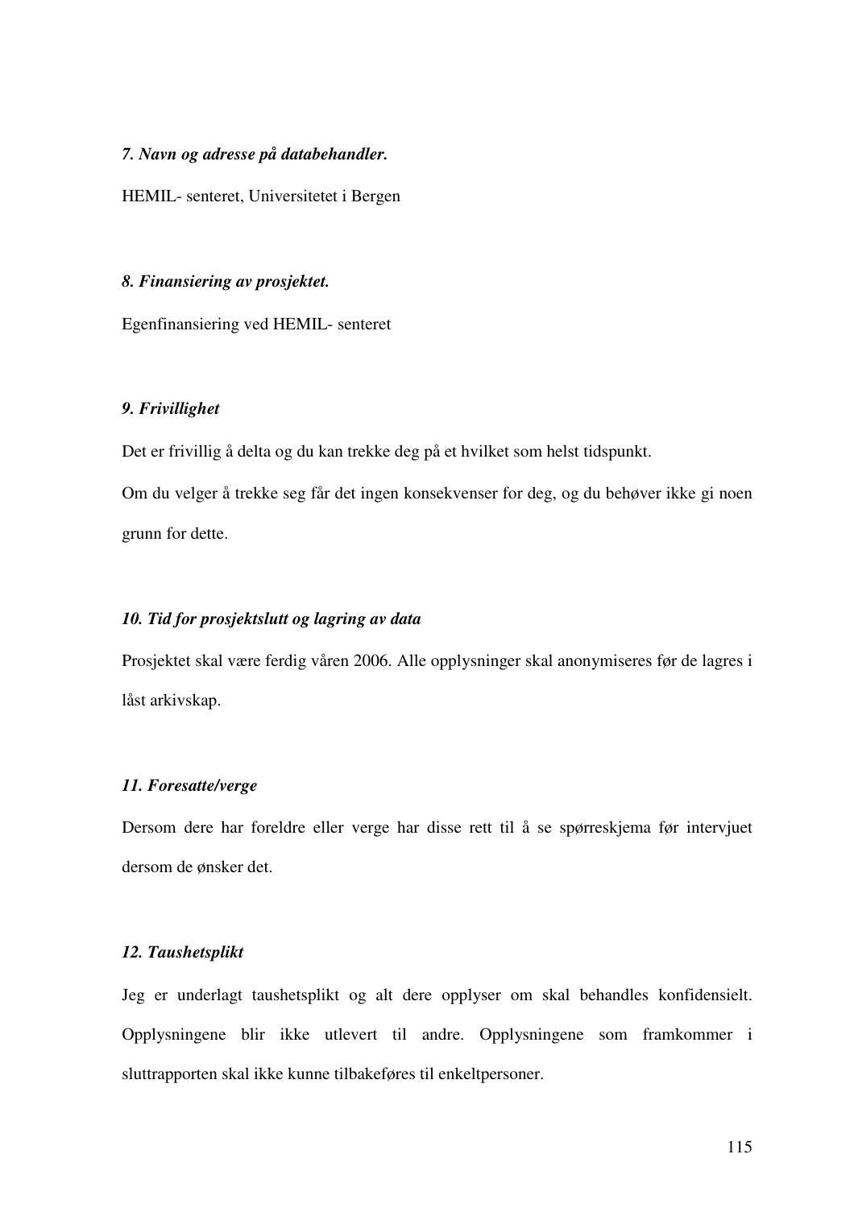*7. Navn og adresse på databehandler.*

HEMIL- senteret, Universitetet i Bergen

*8. Finansiering av prosjektet.*

Egenfinansiering ved HEMIL- senteret

*9. Frivillighet*

Det er frivillig å delta og du kan trekke deg på et hvilket som helst tidspunkt.

Om du velger å trekke seg får det ingen konsekvenser for deg, og du behøver ikke gi noen grunn for dette.

*10. Tid for prosjektslutt og lagring av data*

Prosjektet skal være ferdig våren 2006. Alle opplysninger skal anonymiseres før de lagres i låst arkivskap.

*11. Foresatte/verge*

Dersom dere har foreldre eller verge har disse rett til å se spørreskjema før intervjuet dersom de ønsker det.

*12. Taushetsplikt*

Jeg er underlagt taushetsplikt og alt dere opplyser om skal behandles konfidensielt. Opplysningene blir ikke utlevert til andre. Opplysningene som framkommer i sluttrapporten skal ikke kunne tilbakeføres til enkeltpersoner.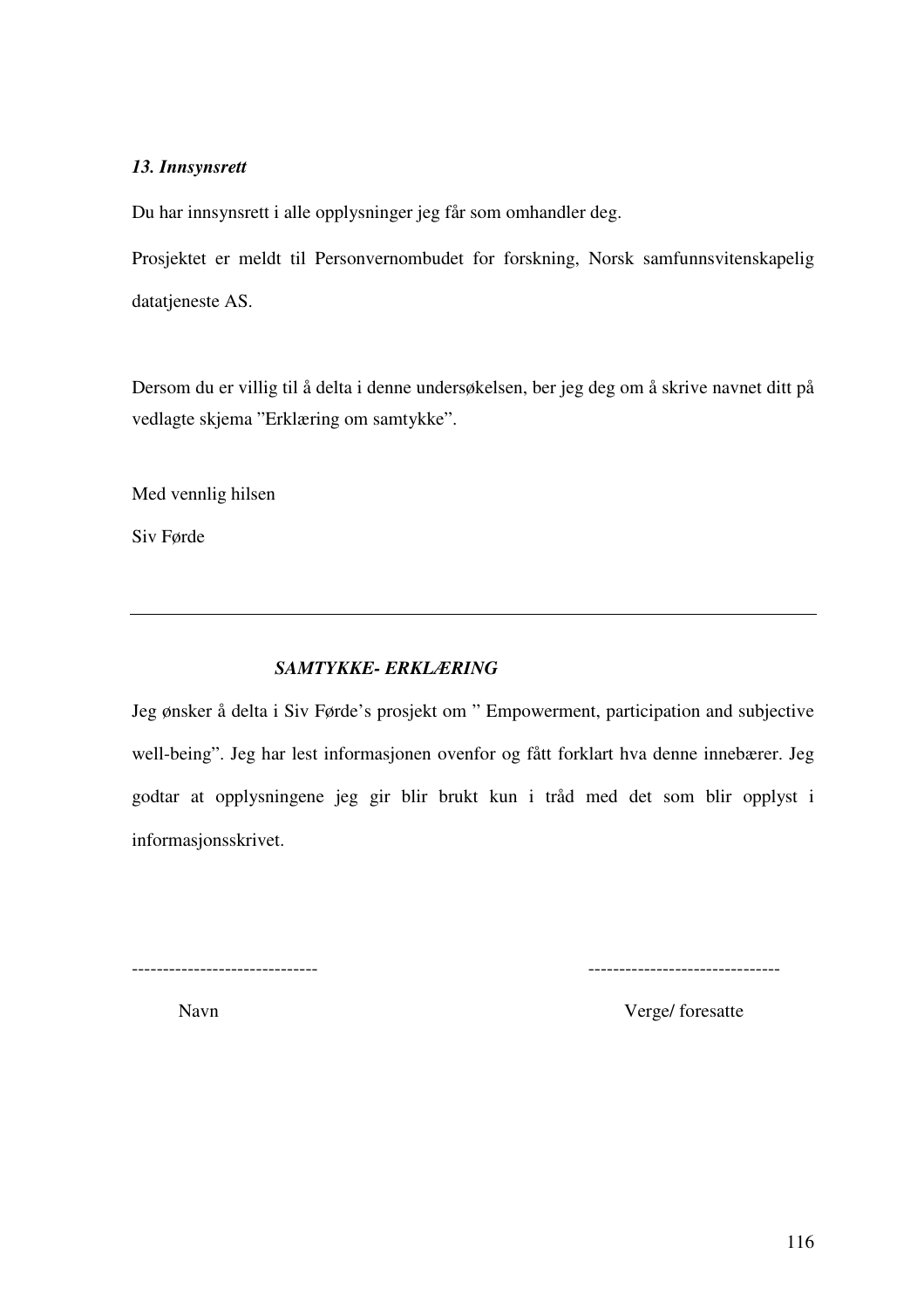*13. Innsynsrett*

Du har innsynsrett i alle opplysninger jeg får som omhandler deg.

Prosjektet er meldt til Personvernombudet for forskning, Norsk samfunnsvitenskapelig datatjeneste AS.

Dersom du er villig til å delta i denne undersøkelsen, ber jeg deg om å skrive navnet ditt på vedlagte skjema "Erklæring om samtykke".

Med vennlig hilsen

Siv Førde

---

***SAMTYKKE- ERKLÆRING***

Jeg ønsker å delta i Siv Førde's prosjekt om " Empowerment, participation and subjective well-being". Jeg har lest informasjonen ovenfor og fått forklart hva denne innebærer. Jeg godtar at opplysningene jeg gir blir brukt kun i tråd med det som blir opplyst i informasjonsskrivet.

------------------------------ -------------------------------

Navn Verge/ foresatte